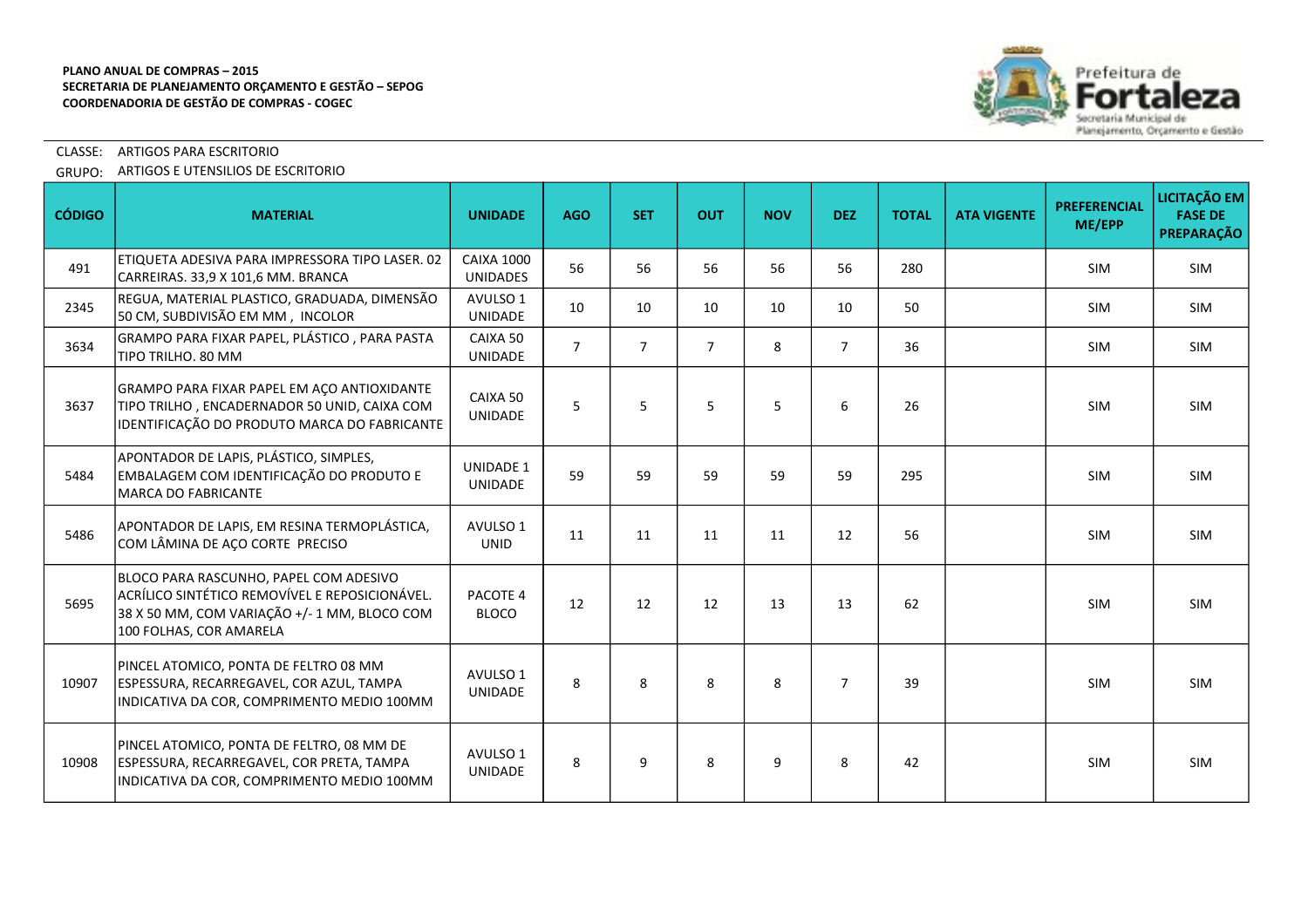**PLANO ANUAL DE COMPRAS – 2015**
**SECRETARIA DE PLANEJAMENTO ORÇAMENTO E GESTÃO – SEPOG**
**COORDENADORIA DE GESTÃO DE COMPRAS - COGEC**

Prefeitura de Fortaleza
Secretaria Municipal de Planejamento, Orçamento e Gestão

CLASSE: ARTIGOS PARA ESCRITORIO

GRUPO: ARTIGOS E UTENSILIOS DE ESCRITORIO

| CÓDIGO | MATERIAL | UNIDADE | AGO | SET | OUT | NOV | DEZ | TOTAL | ATA VIGENTE | PREFERENCIAL ME/EPP | LICITAÇÃO EM FASE DE PREPARAÇÃO |
|---|---|---|---|---|---|---|---|---|---|---|---|
| 491 | ETIQUETA ADESIVA PARA IMPRESSORA TIPO LASER. 02 CARREIRAS. 33,9 X 101,6 MM. BRANCA | CAIXA 1000 UNIDADES | 56 | 56 | 56 | 56 | 56 | 280 | | SIM | SIM |
| 2345 | REGUA, MATERIAL PLASTICO, GRADUADA, DIMENSÃO 50 CM, SUBDIVISÃO EM MM , INCOLOR | AVULSO 1 UNIDADE | 10 | 10 | 10 | 10 | 10 | 50 | | SIM | SIM |
| 3634 | GRAMPO PARA FIXAR PAPEL, PLÁSTICO , PARA PASTA TIPO TRILHO. 80 MM | CAIXA 50 UNIDADE | 7 | 7 | 7 | 8 | 7 | 36 | | SIM | SIM |
| 3637 | GRAMPO PARA FIXAR PAPEL EM AÇO ANTIOXIDANTE TIPO TRILHO , ENCADERNADOR 50 UNID, CAIXA COM IDENTIFICAÇÃO DO PRODUTO MARCA DO FABRICANTE | CAIXA 50 UNIDADE | 5 | 5 | 5 | 5 | 6 | 26 | | SIM | SIM |
| 5484 | APONTADOR DE LAPIS, PLÁSTICO, SIMPLES, EMBALAGEM COM IDENTIFICAÇÃO DO PRODUTO E MARCA DO FABRICANTE | UNIDADE 1 UNIDADE | 59 | 59 | 59 | 59 | 59 | 295 | | SIM | SIM |
| 5486 | APONTADOR DE LAPIS, EM RESINA TERMOPLÁSTICA, COM LÂMINA DE AÇO CORTE PRECISO | AVULSO 1 UNID | 11 | 11 | 11 | 11 | 12 | 56 | | SIM | SIM |
| 5695 | BLOCO PARA RASCUNHO, PAPEL COM ADESIVO ACRÍLICO SINTÉTICO REMOVÍVEL E REPOSICIONÁVEL. 38 X 50 MM, COM VARIAÇÃO +/- 1 MM, BLOCO COM 100 FOLHAS, COR AMARELA | PACOTE 4 BLOCO | 12 | 12 | 12 | 13 | 13 | 62 | | SIM | SIM |
| 10907 | PINCEL ATOMICO, PONTA DE FELTRO 08 MM ESPESSURA, RECARREGAVEL, COR AZUL, TAMPA INDICATIVA DA COR, COMPRIMENTO MEDIO 100MM | AVULSO 1 UNIDADE | 8 | 8 | 8 | 8 | 7 | 39 | | SIM | SIM |
| 10908 | PINCEL ATOMICO, PONTA DE FELTRO, 08 MM DE ESPESSURA, RECARREGAVEL, COR PRETA, TAMPA INDICATIVA DA COR, COMPRIMENTO MEDIO 100MM | AVULSO 1 UNIDADE | 8 | 9 | 8 | 9 | 8 | 42 | | SIM | SIM |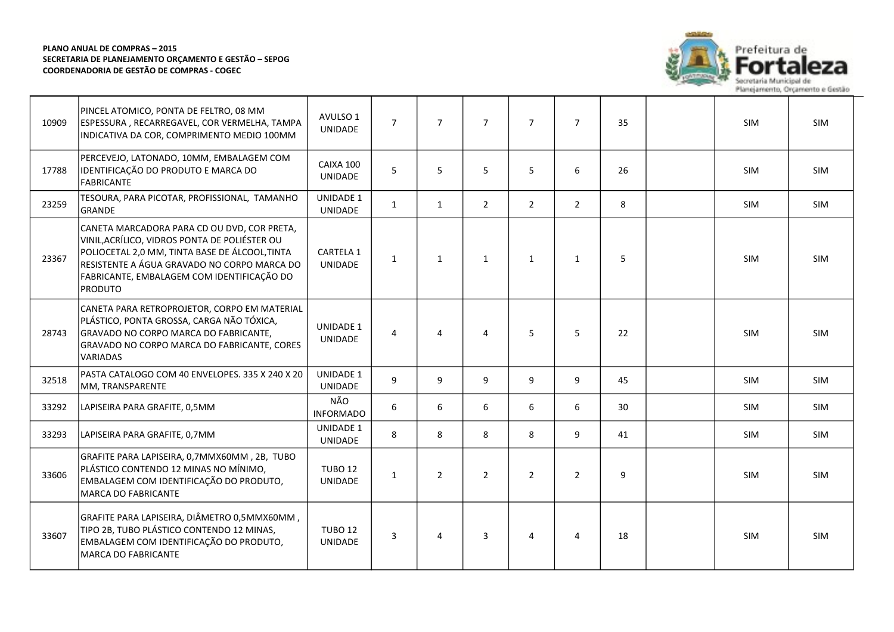**PLANO ANUAL DE COMPRAS – 2015**
**SECRETARIA DE PLANEJAMENTO ORÇAMENTO E GESTÃO – SEPOG**
**COORDENADORIA DE GESTÃO DE COMPRAS - COGEC**

| | | | | | | | | | | | |
|---|---|---|---|---|---|---|---|---|---|---|---|
| 10909 | PINCEL ATOMICO, PONTA DE FELTRO, 08 MM ESPESSURA , RECARREGAVEL, COR VERMELHA, TAMPA INDICATIVA DA COR, COMPRIMENTO MEDIO 100MM | AVULSO 1 UNIDADE | 7 | 7 | 7 | 7 | 7 | 35 | | SIM | SIM |
| 17788 | PERCEVEJO, LATONADO, 10MM, EMBALAGEM COM IDENTIFICAÇÃO DO PRODUTO E MARCA DO FABRICANTE | CAIXA 100 UNIDADE | 5 | 5 | 5 | 5 | 6 | 26 | | SIM | SIM |
| 23259 | TESOURA, PARA PICOTAR, PROFISSIONAL, TAMANHO GRANDE | UNIDADE 1 UNIDADE | 1 | 1 | 2 | 2 | 2 | 8 | | SIM | SIM |
| 23367 | CANETA MARCADORA PARA CD OU DVD, COR PRETA, VINIL,ACRÍLICO, VIDROS PONTA DE POLIÉSTER OU POLIOCETAL 2,0 MM, TINTA BASE DE ÁLCOOL,TINTA RESISTENTE A ÁGUA GRAVADO NO CORPO MARCA DO FABRICANTE, EMBALAGEM COM IDENTIFICAÇÃO DO PRODUTO | CARTELA 1 UNIDADE | 1 | 1 | 1 | 1 | 1 | 5 | | SIM | SIM |
| 28743 | CANETA PARA RETROPROJETOR, CORPO EM MATERIAL PLÁSTICO, PONTA GROSSA, CARGA NÃO TÓXICA, GRAVADO NO CORPO MARCA DO FABRICANTE, GRAVADO NO CORPO MARCA DO FABRICANTE, CORES VARIADAS | UNIDADE 1 UNIDADE | 4 | 4 | 4 | 5 | 5 | 22 | | SIM | SIM |
| 32518 | PASTA CATALOGO COM 40 ENVELOPES. 335 X 240 X 20 MM, TRANSPARENTE | UNIDADE 1 UNIDADE | 9 | 9 | 9 | 9 | 9 | 45 | | SIM | SIM |
| 33292 | LAPISEIRA PARA GRAFITE, 0,5MM | NÃO INFORMADO | 6 | 6 | 6 | 6 | 6 | 30 | | SIM | SIM |
| 33293 | LAPISEIRA PARA GRAFITE, 0,7MM | UNIDADE 1 UNIDADE | 8 | 8 | 8 | 8 | 9 | 41 | | SIM | SIM |
| 33606 | GRAFITE PARA LAPISEIRA, 0,7MMX60MM , 2B, TUBO PLÁSTICO CONTENDO 12 MINAS NO MÍNIMO, EMBALAGEM COM IDENTIFICAÇÃO DO PRODUTO, MARCA DO FABRICANTE | TUBO 12 UNIDADE | 1 | 2 | 2 | 2 | 2 | 9 | | SIM | SIM |
| 33607 | GRAFITE PARA LAPISEIRA, DIÂMETRO 0,5MMX60MM , TIPO 2B, TUBO PLÁSTICO CONTENDO 12 MINAS, EMBALAGEM COM IDENTIFICAÇÃO DO PRODUTO, MARCA DO FABRICANTE | TUBO 12 UNIDADE | 3 | 4 | 3 | 4 | 4 | 18 | | SIM | SIM |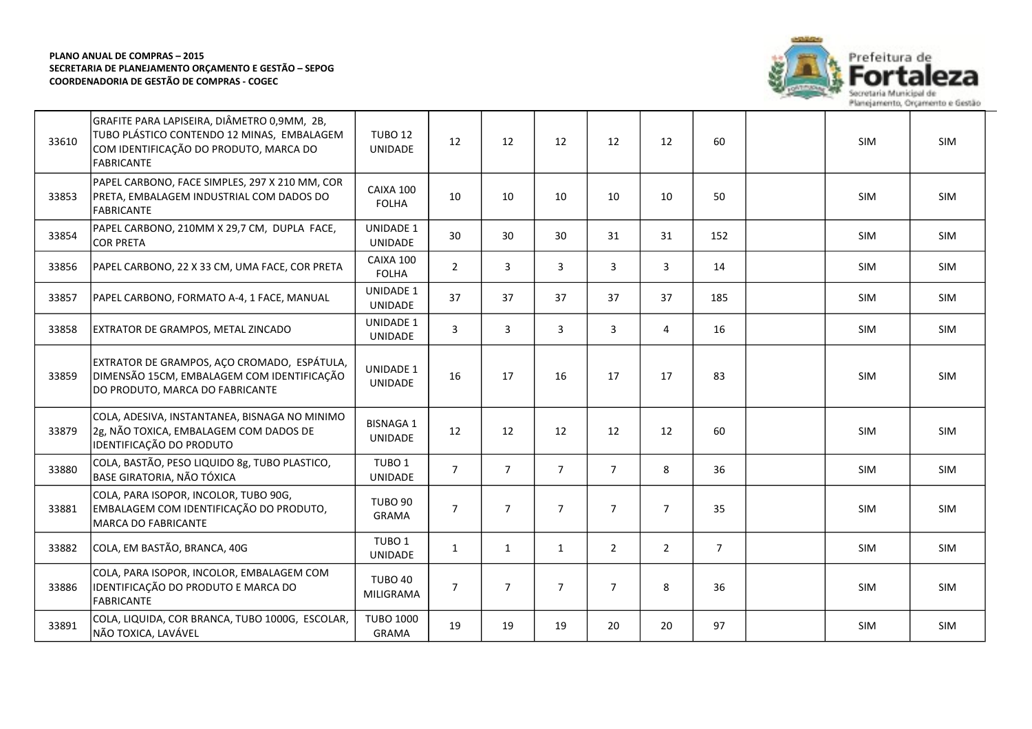**PLANO ANUAL DE COMPRAS – 2015**
**SECRETARIA DE PLANEJAMENTO ORÇAMENTO E GESTÃO – SEPOG**
**COORDENADORIA DE GESTÃO DE COMPRAS - COGEC**

| | | | | | | | | | | | |
|---|---|---|---|---|---|---|---|---|---|---|---|
| 33610 | GRAFITE PARA LAPISEIRA, DIÂMETRO 0,9MM, 2B, TUBO PLÁSTICO CONTENDO 12 MINAS, EMBALAGEM COM IDENTIFICAÇÃO DO PRODUTO, MARCA DO FABRICANTE | TUBO 12 UNIDADE | 12 | 12 | 12 | 12 | 12 | 60 | | SIM | SIM |
| 33853 | PAPEL CARBONO, FACE SIMPLES, 297 X 210 MM, COR PRETA, EMBALAGEM INDUSTRIAL COM DADOS DO FABRICANTE | CAIXA 100 FOLHA | 10 | 10 | 10 | 10 | 10 | 50 | | SIM | SIM |
| 33854 | PAPEL CARBONO, 210MM X 29,7 CM, DUPLA FACE, COR PRETA | UNIDADE 1 UNIDADE | 30 | 30 | 30 | 31 | 31 | 152 | | SIM | SIM |
| 33856 | PAPEL CARBONO, 22 X 33 CM, UMA FACE, COR PRETA | CAIXA 100 FOLHA | 2 | 3 | 3 | 3 | 3 | 14 | | SIM | SIM |
| 33857 | PAPEL CARBONO, FORMATO A-4, 1 FACE, MANUAL | UNIDADE 1 UNIDADE | 37 | 37 | 37 | 37 | 37 | 185 | | SIM | SIM |
| 33858 | EXTRATOR DE GRAMPOS, METAL ZINCADO | UNIDADE 1 UNIDADE | 3 | 3 | 3 | 3 | 4 | 16 | | SIM | SIM |
| 33859 | EXTRATOR DE GRAMPOS, AÇO CROMADO, ESPÁTULA, DIMENSÃO 15CM, EMBALAGEM COM IDENTIFICAÇÃO DO PRODUTO, MARCA DO FABRICANTE | UNIDADE 1 UNIDADE | 16 | 17 | 16 | 17 | 17 | 83 | | SIM | SIM |
| 33879 | COLA, ADESIVA, INSTANTANEA, BISNAGA NO MINIMO 2g, NÃO TOXICA, EMBALAGEM COM DADOS DE IDENTIFICAÇÃO DO PRODUTO | BISNAGA 1 UNIDADE | 12 | 12 | 12 | 12 | 12 | 60 | | SIM | SIM |
| 33880 | COLA, BASTÃO, PESO LIQUIDO 8g, TUBO PLASTICO, BASE GIRATORIA, NÃO TÓXICA | TUBO 1 UNIDADE | 7 | 7 | 7 | 7 | 8 | 36 | | SIM | SIM |
| 33881 | COLA, PARA ISOPOR, INCOLOR, TUBO 90G, EMBALAGEM COM IDENTIFICAÇÃO DO PRODUTO, MARCA DO FABRICANTE | TUBO 90 GRAMA | 7 | 7 | 7 | 7 | 7 | 35 | | SIM | SIM |
| 33882 | COLA, EM BASTÃO, BRANCA, 40G | TUBO 1 UNIDADE | 1 | 1 | 1 | 2 | 2 | 7 | | SIM | SIM |
| 33886 | COLA, PARA ISOPOR, INCOLOR, EMBALAGEM COM IDENTIFICAÇÃO DO PRODUTO E MARCA DO FABRICANTE | TUBO 40 MILIGRAMA | 7 | 7 | 7 | 7 | 8 | 36 | | SIM | SIM |
| 33891 | COLA, LIQUIDA, COR BRANCA, TUBO 1000G, ESCOLAR, NÃO TOXICA, LAVÁVEL | TUBO 1000 GRAMA | 19 | 19 | 19 | 20 | 20 | 97 | | SIM | SIM |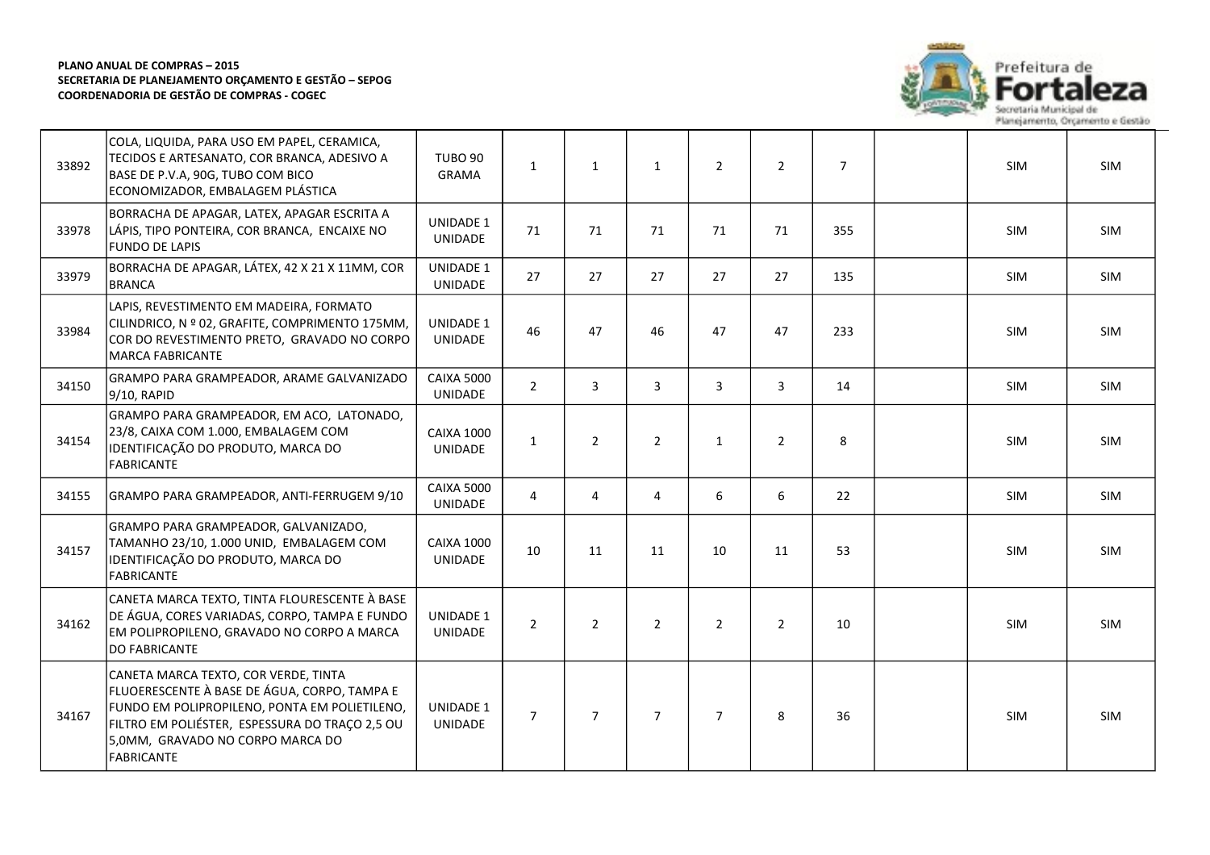**PLANO ANUAL DE COMPRAS – 2015**
**SECRETARIA DE PLANEJAMENTO ORÇAMENTO E GESTÃO – SEPOG**
**COORDENADORIA DE GESTÃO DE COMPRAS - COGEC**

| | | | | | | | | | | | |
|---|---|---|---|---|---|---|---|---|---|---|---|
| 33892 | COLA, LIQUIDA, PARA USO EM PAPEL, CERAMICA, TECIDOS E ARTESANATO, COR BRANCA, ADESIVO A BASE DE P.V.A, 90G, TUBO COM BICO ECONOMIZADOR, EMBALAGEM PLÁSTICA | TUBO 90 GRAMA | 1 | 1 | 1 | 2 | 2 | 7 | | SIM | SIM |
| 33978 | BORRACHA DE APAGAR, LATEX, APAGAR ESCRITA A LÁPIS, TIPO PONTEIRA, COR BRANCA, ENCAIXE NO FUNDO DE LAPIS | UNIDADE 1 UNIDADE | 71 | 71 | 71 | 71 | 71 | 355 | | SIM | SIM |
| 33979 | BORRACHA DE APAGAR, LÁTEX, 42 X 21 X 11MM, COR BRANCA | UNIDADE 1 UNIDADE | 27 | 27 | 27 | 27 | 27 | 135 | | SIM | SIM |
| 33984 | LAPIS, REVESTIMENTO EM MADEIRA, FORMATO CILINDRICO, N º 02, GRAFITE, COMPRIMENTO 175MM, COR DO REVESTIMENTO PRETO, GRAVADO NO CORPO MARCA FABRICANTE | UNIDADE 1 UNIDADE | 46 | 47 | 46 | 47 | 47 | 233 | | SIM | SIM |
| 34150 | GRAMPO PARA GRAMPEADOR, ARAME GALVANIZADO 9/10, RAPID | CAIXA 5000 UNIDADE | 2 | 3 | 3 | 3 | 3 | 14 | | SIM | SIM |
| 34154 | GRAMPO PARA GRAMPEADOR, EM ACO, LATONADO, 23/8, CAIXA COM 1.000, EMBALAGEM COM IDENTIFICAÇÃO DO PRODUTO, MARCA DO FABRICANTE | CAIXA 1000 UNIDADE | 1 | 2 | 2 | 1 | 2 | 8 | | SIM | SIM |
| 34155 | GRAMPO PARA GRAMPEADOR, ANTI-FERRUGEM 9/10 | CAIXA 5000 UNIDADE | 4 | 4 | 4 | 6 | 6 | 22 | | SIM | SIM |
| 34157 | GRAMPO PARA GRAMPEADOR, GALVANIZADO, TAMANHO 23/10, 1.000 UNID, EMBALAGEM COM IDENTIFICAÇÃO DO PRODUTO, MARCA DO FABRICANTE | CAIXA 1000 UNIDADE | 10 | 11 | 11 | 10 | 11 | 53 | | SIM | SIM |
| 34162 | CANETA MARCA TEXTO, TINTA FLOURESCENTE À BASE DE ÁGUA, CORES VARIADAS, CORPO, TAMPA E FUNDO EM POLIPROPILENO, GRAVADO NO CORPO A MARCA DO FABRICANTE | UNIDADE 1 UNIDADE | 2 | 2 | 2 | 2 | 2 | 10 | | SIM | SIM |
| 34167 | CANETA MARCA TEXTO, COR VERDE, TINTA FLUOERESCENTE À BASE DE ÁGUA, CORPO, TAMPA E FUNDO EM POLIPROPILENO, PONTA EM POLIETILENO, FILTRO EM POLIÉSTER, ESPESSURA DO TRAÇO 2,5 OU 5,0MM, GRAVADO NO CORPO MARCA DO FABRICANTE | UNIDADE 1 UNIDADE | 7 | 7 | 7 | 7 | 8 | 36 | | SIM | SIM |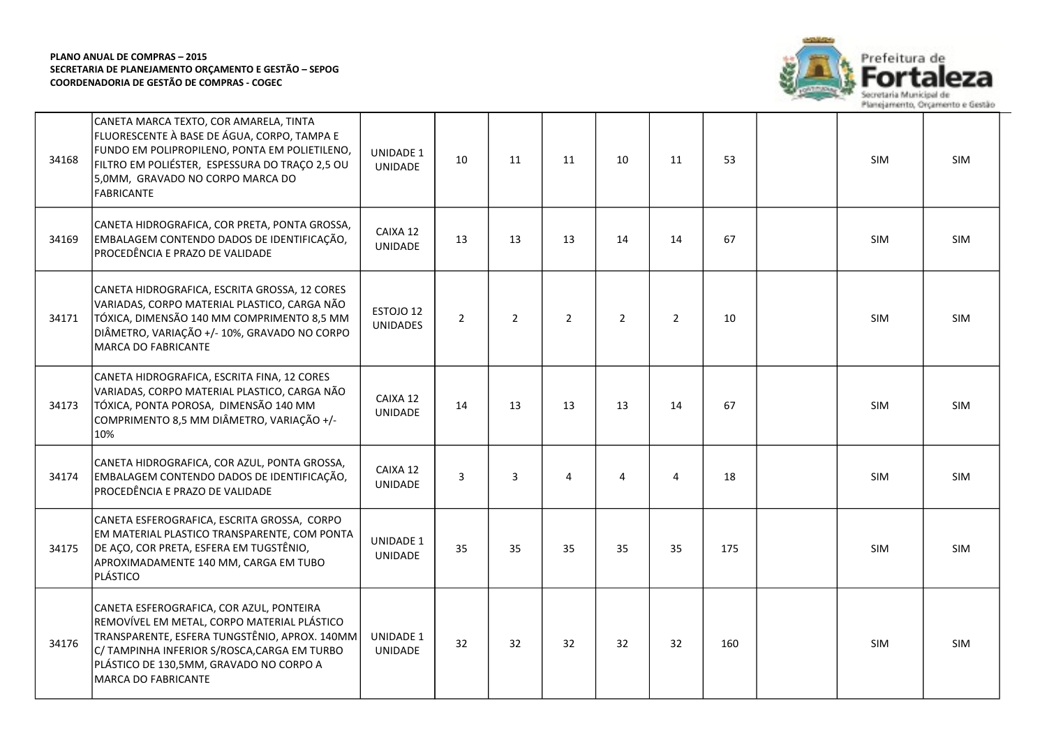| | | | | | | | | | | | |
|---|---|---|---|---|---|---|---|---|---|---|---|
| 34168 | CANETA MARCA TEXTO, COR AMARELA, TINTA FLUORESCENTE À BASE DE ÁGUA, CORPO, TAMPA E FUNDO EM POLIPROPILENO, PONTA EM POLIETILENO, FILTRO EM POLIÉSTER, ESPESSURA DO TRAÇO 2,5 OU 5,0MM, GRAVADO NO CORPO MARCA DO FABRICANTE | UNIDADE 1 UNIDADE | 10 | 11 | 11 | 10 | 11 | 53 | | SIM | SIM |
| 34169 | CANETA HIDROGRAFICA, COR PRETA, PONTA GROSSA, EMBALAGEM CONTENDO DADOS DE IDENTIFICAÇÃO, PROCEDÊNCIA E PRAZO DE VALIDADE | CAIXA 12 UNIDADE | 13 | 13 | 13 | 14 | 14 | 67 | | SIM | SIM |
| 34171 | CANETA HIDROGRAFICA, ESCRITA GROSSA, 12 CORES VARIADAS, CORPO MATERIAL PLASTICO, CARGA NÃO TÓXICA, DIMENSÃO 140 MM COMPRIMENTO 8,5 MM DIÂMETRO, VARIAÇÃO +/- 10%, GRAVADO NO CORPO MARCA DO FABRICANTE | ESTOJO 12 UNIDADES | 2 | 2 | 2 | 2 | 2 | 10 | | SIM | SIM |
| 34173 | CANETA HIDROGRAFICA, ESCRITA FINA, 12 CORES VARIADAS, CORPO MATERIAL PLASTICO, CARGA NÃO TÓXICA, PONTA POROSA, DIMENSÃO 140 MM COMPRIMENTO 8,5 MM DIÂMETRO, VARIAÇÃO +/- 10% | CAIXA 12 UNIDADE | 14 | 13 | 13 | 13 | 14 | 67 | | SIM | SIM |
| 34174 | CANETA HIDROGRAFICA, COR AZUL, PONTA GROSSA, EMBALAGEM CONTENDO DADOS DE IDENTIFICAÇÃO, PROCEDÊNCIA E PRAZO DE VALIDADE | CAIXA 12 UNIDADE | 3 | 3 | 4 | 4 | 4 | 18 | | SIM | SIM |
| 34175 | CANETA ESFEROGRAFICA, ESCRITA GROSSA, CORPO EM MATERIAL PLASTICO TRANSPARENTE, COM PONTA DE AÇO, COR PRETA, ESFERA EM TUGSTÊNIO, APROXIMADAMENTE 140 MM, CARGA EM TUBO PLÁSTICO | UNIDADE 1 UNIDADE | 35 | 35 | 35 | 35 | 35 | 175 | | SIM | SIM |
| 34176 | CANETA ESFEROGRAFICA, COR AZUL, PONTEIRA REMOVÍVEL EM METAL, CORPO MATERIAL PLÁSTICO TRANSPARENTE, ESFERA TUNGSTÊNIO, APROX. 140MM C/ TAMPINHA INFERIOR S/ROSCA,CARGA EM TURBO PLÁSTICO DE 130,5MM, GRAVADO NO CORPO A MARCA DO FABRICANTE | UNIDADE 1 UNIDADE | 32 | 32 | 32 | 32 | 32 | 160 | | SIM | SIM |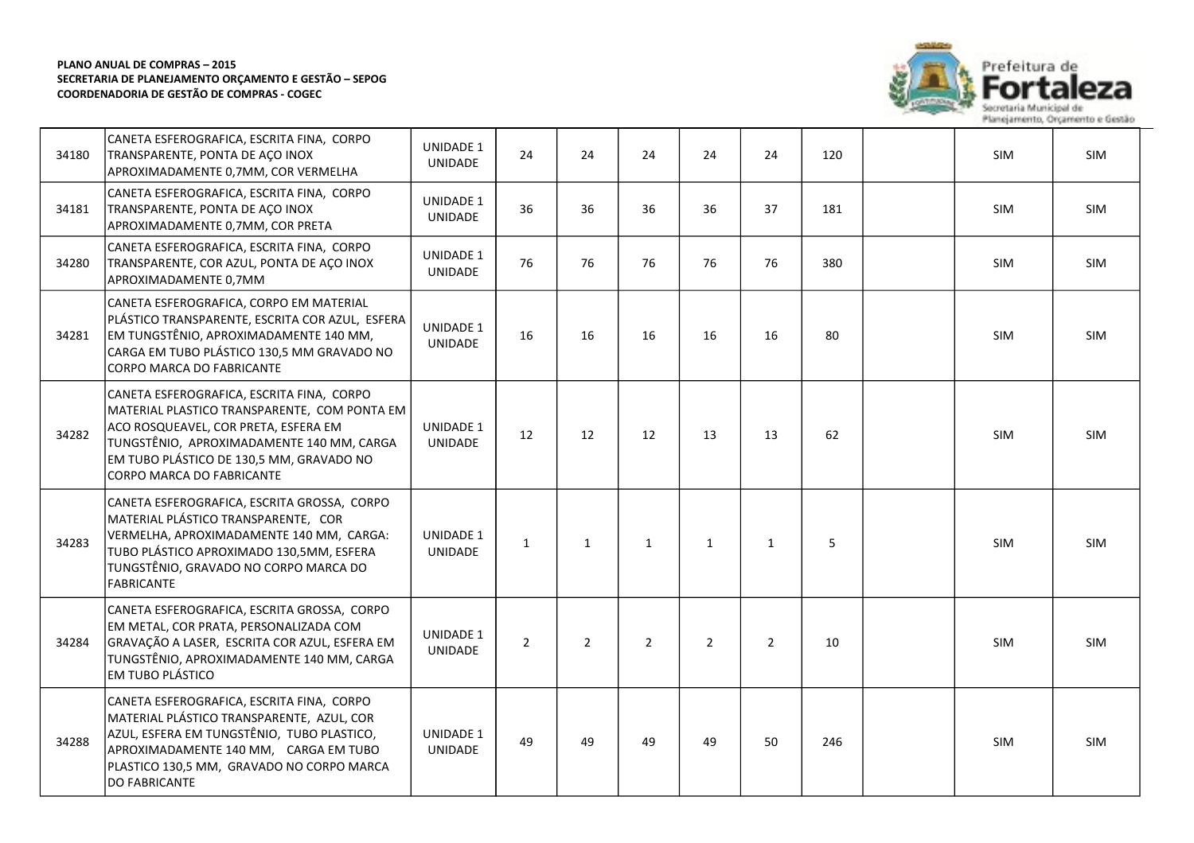**PLANO ANUAL DE COMPRAS – 2015**
**SECRETARIA DE PLANEJAMENTO ORÇAMENTO E GESTÃO – SEPOG**
**COORDENADORIA DE GESTÃO DE COMPRAS - COGEC**

| | | | | | | | | | | | |
|---|---|---|---|---|---|---|---|---|---|---|---|
| 34180 | CANETA ESFEROGRAFICA, ESCRITA FINA, CORPO TRANSPARENTE, PONTA DE AÇO INOX APROXIMADAMENTE 0,7MM, COR VERMELHA | UNIDADE 1 UNIDADE | 24 | 24 | 24 | 24 | 24 | 120 | | SIM | SIM |
| 34181 | CANETA ESFEROGRAFICA, ESCRITA FINA, CORPO TRANSPARENTE, PONTA DE AÇO INOX APROXIMADAMENTE 0,7MM, COR PRETA | UNIDADE 1 UNIDADE | 36 | 36 | 36 | 36 | 37 | 181 | | SIM | SIM |
| 34280 | CANETA ESFEROGRAFICA, ESCRITA FINA, CORPO TRANSPARENTE, COR AZUL, PONTA DE AÇO INOX APROXIMADAMENTE 0,7MM | UNIDADE 1 UNIDADE | 76 | 76 | 76 | 76 | 76 | 380 | | SIM | SIM |
| 34281 | CANETA ESFEROGRAFICA, CORPO EM MATERIAL PLÁSTICO TRANSPARENTE, ESCRITA COR AZUL, ESFERA EM TUNGSTÊNIO, APROXIMADAMENTE 140 MM, CARGA EM TUBO PLÁSTICO 130,5 MM GRAVADO NO CORPO MARCA DO FABRICANTE | UNIDADE 1 UNIDADE | 16 | 16 | 16 | 16 | 16 | 80 | | SIM | SIM |
| 34282 | CANETA ESFEROGRAFICA, ESCRITA FINA, CORPO MATERIAL PLASTICO TRANSPARENTE, COM PONTA EM ACO ROSQUEAVEL, COR PRETA, ESFERA EM TUNGSTÊNIO, APROXIMADAMENTE 140 MM, CARGA EM TUBO PLÁSTICO DE 130,5 MM, GRAVADO NO CORPO MARCA DO FABRICANTE | UNIDADE 1 UNIDADE | 12 | 12 | 12 | 13 | 13 | 62 | | SIM | SIM |
| 34283 | CANETA ESFEROGRAFICA, ESCRITA GROSSA, CORPO MATERIAL PLÁSTICO TRANSPARENTE, COR VERMELHA, APROXIMADAMENTE 140 MM, CARGA: TUBO PLÁSTICO APROXIMADO 130,5MM, ESFERA TUNGSTÊNIO, GRAVADO NO CORPO MARCA DO FABRICANTE | UNIDADE 1 UNIDADE | 1 | 1 | 1 | 1 | 1 | 5 | | SIM | SIM |
| 34284 | CANETA ESFEROGRAFICA, ESCRITA GROSSA, CORPO EM METAL, COR PRATA, PERSONALIZADA COM GRAVAÇÃO A LASER, ESCRITA COR AZUL, ESFERA EM TUNGSTÊNIO, APROXIMADAMENTE 140 MM, CARGA EM TUBO PLÁSTICO | UNIDADE 1 UNIDADE | 2 | 2 | 2 | 2 | 2 | 10 | | SIM | SIM |
| 34288 | CANETA ESFEROGRAFICA, ESCRITA FINA, CORPO MATERIAL PLÁSTICO TRANSPARENTE, AZUL, COR AZUL, ESFERA EM TUNGSTÊNIO, TUBO PLASTICO, APROXIMADAMENTE 140 MM, CARGA EM TUBO PLASTICO 130,5 MM, GRAVADO NO CORPO MARCA DO FABRICANTE | UNIDADE 1 UNIDADE | 49 | 49 | 49 | 49 | 50 | 246 | | SIM | SIM |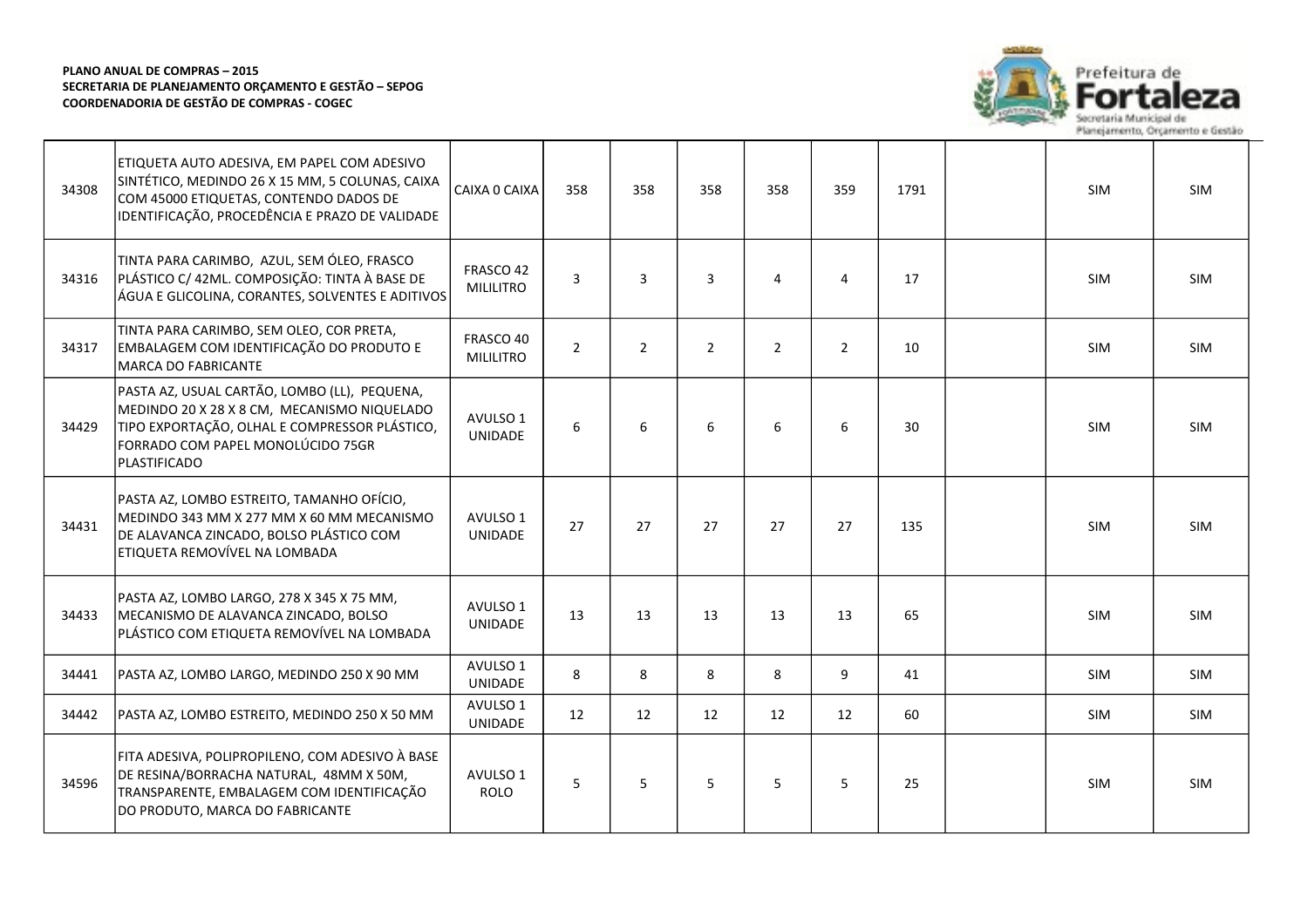**PLANO ANUAL DE COMPRAS – 2015**
**SECRETARIA DE PLANEJAMENTO ORÇAMENTO E GESTÃO – SEPOG**
**COORDENADORIA DE GESTÃO DE COMPRAS - COGEC**

Prefeitura de Fortaleza
Secretaria Municipal de Planejamento, Orçamento e Gestão

| | | | | | | | | | | | |
|---|---|---|---|---|---|---|---|---|---|---|---|
| 34308 | ETIQUETA AUTO ADESIVA, EM PAPEL COM ADESIVO SINTÉTICO, MEDINDO 26 X 15 MM, 5 COLUNAS, CAIXA COM 45000 ETIQUETAS, CONTENDO DADOS DE IDENTIFICAÇÃO, PROCEDÊNCIA E PRAZO DE VALIDADE | CAIXA 0 CAIXA | 358 | 358 | 358 | 358 | 359 | 1791 | | SIM | SIM |
| 34316 | TINTA PARA CARIMBO, AZUL, SEM ÓLEO, FRASCO PLÁSTICO C/ 42ML. COMPOSIÇÃO: TINTA À BASE DE ÁGUA E GLICOLINA, CORANTES, SOLVENTES E ADITIVOS | FRASCO 42 MILILITRO | 3 | 3 | 3 | 4 | 4 | 17 | | SIM | SIM |
| 34317 | TINTA PARA CARIMBO, SEM OLEO, COR PRETA, EMBALAGEM COM IDENTIFICAÇÃO DO PRODUTO E MARCA DO FABRICANTE | FRASCO 40 MILILITRO | 2 | 2 | 2 | 2 | 2 | 10 | | SIM | SIM |
| 34429 | PASTA AZ, USUAL CARTÃO, LOMBO (LL), PEQUENA, MEDINDO 20 X 28 X 8 CM, MECANISMO NIQUELADO TIPO EXPORTAÇÃO, OLHAL E COMPRESSOR PLÁSTICO, FORRADO COM PAPEL MONOLÚCIDO 75GR PLASTIFICADO | AVULSO 1 UNIDADE | 6 | 6 | 6 | 6 | 6 | 30 | | SIM | SIM |
| 34431 | PASTA AZ, LOMBO ESTREITO, TAMANHO OFÍCIO, MEDINDO 343 MM X 277 MM X 60 MM MECANISMO DE ALAVANCA ZINCADO, BOLSO PLÁSTICO COM ETIQUETA REMOVÍVEL NA LOMBADA | AVULSO 1 UNIDADE | 27 | 27 | 27 | 27 | 27 | 135 | | SIM | SIM |
| 34433 | PASTA AZ, LOMBO LARGO, 278 X 345 X 75 MM, MECANISMO DE ALAVANCA ZINCADO, BOLSO PLÁSTICO COM ETIQUETA REMOVÍVEL NA LOMBADA | AVULSO 1 UNIDADE | 13 | 13 | 13 | 13 | 13 | 65 | | SIM | SIM |
| 34441 | PASTA AZ, LOMBO LARGO, MEDINDO 250 X 90 MM | AVULSO 1 UNIDADE | 8 | 8 | 8 | 8 | 9 | 41 | | SIM | SIM |
| 34442 | PASTA AZ, LOMBO ESTREITO, MEDINDO 250 X 50 MM | AVULSO 1 UNIDADE | 12 | 12 | 12 | 12 | 12 | 60 | | SIM | SIM |
| 34596 | FITA ADESIVA, POLIPROPILENO, COM ADESIVO À BASE DE RESINA/BORRACHA NATURAL, 48MM X 50M, TRANSPARENTE, EMBALAGEM COM IDENTIFICAÇÃO DO PRODUTO, MARCA DO FABRICANTE | AVULSO 1 ROLO | 5 | 5 | 5 | 5 | 5 | 25 | | SIM | SIM |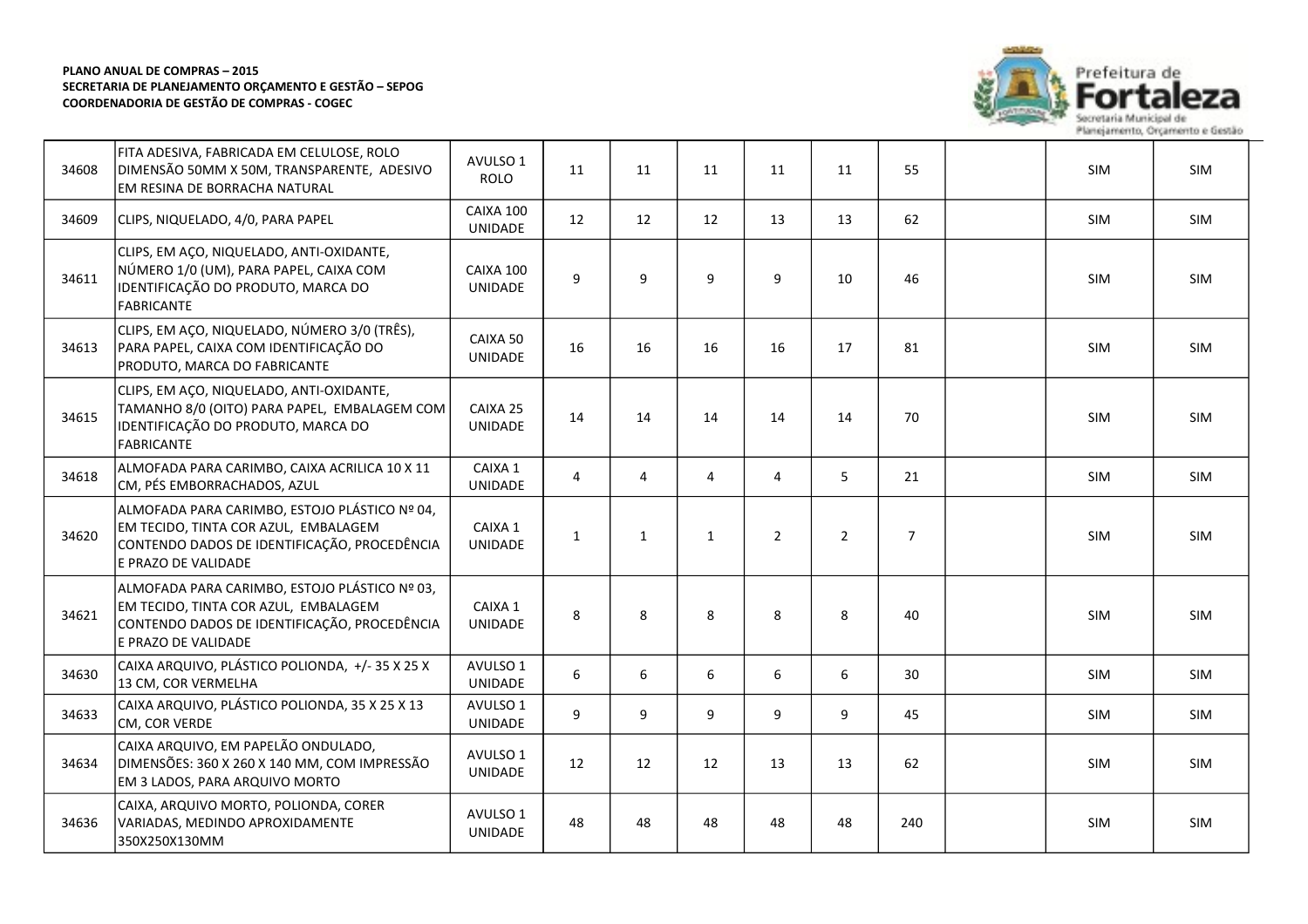**PLANO ANUAL DE COMPRAS – 2015**
**SECRETARIA DE PLANEJAMENTO ORÇAMENTO E GESTÃO – SEPOG**
**COORDENADORIA DE GESTÃO DE COMPRAS - COGEC**

| | | | | | | | | | | | |
|---|---|---|---|---|---|---|---|---|---|---|---|
| 34608 | FITA ADESIVA, FABRICADA EM CELULOSE, ROLO DIMENSÃO 50MM X 50M, TRANSPARENTE, ADESIVO EM RESINA DE BORRACHA NATURAL | AVULSO 1 ROLO | 11 | 11 | 11 | 11 | 11 | 55 | | SIM | SIM |
| 34609 | CLIPS, NIQUELADO, 4/0, PARA PAPEL | CAIXA 100 UNIDADE | 12 | 12 | 12 | 13 | 13 | 62 | | SIM | SIM |
| 34611 | CLIPS, EM AÇO, NIQUELADO, ANTI-OXIDANTE, NÚMERO 1/0 (UM), PARA PAPEL, CAIXA COM IDENTIFICAÇÃO DO PRODUTO, MARCA DO FABRICANTE | CAIXA 100 UNIDADE | 9 | 9 | 9 | 9 | 10 | 46 | | SIM | SIM |
| 34613 | CLIPS, EM AÇO, NIQUELADO, NÚMERO 3/0 (TRÊS), PARA PAPEL, CAIXA COM IDENTIFICAÇÃO DO PRODUTO, MARCA DO FABRICANTE | CAIXA 50 UNIDADE | 16 | 16 | 16 | 16 | 17 | 81 | | SIM | SIM |
| 34615 | CLIPS, EM AÇO, NIQUELADO, ANTI-OXIDANTE, TAMANHO 8/0 (OITO) PARA PAPEL, EMBALAGEM COM IDENTIFICAÇÃO DO PRODUTO, MARCA DO FABRICANTE | CAIXA 25 UNIDADE | 14 | 14 | 14 | 14 | 14 | 70 | | SIM | SIM |
| 34618 | ALMOFADA PARA CARIMBO, CAIXA ACRILICA 10 X 11 CM, PÉS EMBORRACHADOS, AZUL | CAIXA 1 UNIDADE | 4 | 4 | 4 | 4 | 5 | 21 | | SIM | SIM |
| 34620 | ALMOFADA PARA CARIMBO, ESTOJO PLÁSTICO Nº 04, EM TECIDO, TINTA COR AZUL, EMBALAGEM CONTENDO DADOS DE IDENTIFICAÇÃO, PROCEDÊNCIA E PRAZO DE VALIDADE | CAIXA 1 UNIDADE | 1 | 1 | 1 | 2 | 2 | 7 | | SIM | SIM |
| 34621 | ALMOFADA PARA CARIMBO, ESTOJO PLÁSTICO Nº 03, EM TECIDO, TINTA COR AZUL, EMBALAGEM CONTENDO DADOS DE IDENTIFICAÇÃO, PROCEDÊNCIA E PRAZO DE VALIDADE | CAIXA 1 UNIDADE | 8 | 8 | 8 | 8 | 8 | 40 | | SIM | SIM |
| 34630 | CAIXA ARQUIVO, PLÁSTICO POLIONDA, +/- 35 X 25 X 13 CM, COR VERMELHA | AVULSO 1 UNIDADE | 6 | 6 | 6 | 6 | 6 | 30 | | SIM | SIM |
| 34633 | CAIXA ARQUIVO, PLÁSTICO POLIONDA, 35 X 25 X 13 CM, COR VERDE | AVULSO 1 UNIDADE | 9 | 9 | 9 | 9 | 9 | 45 | | SIM | SIM |
| 34634 | CAIXA ARQUIVO, EM PAPELÃO ONDULADO, DIMENSÕES: 360 X 260 X 140 MM, COM IMPRESSÃO EM 3 LADOS, PARA ARQUIVO MORTO | AVULSO 1 UNIDADE | 12 | 12 | 12 | 13 | 13 | 62 | | SIM | SIM |
| 34636 | CAIXA, ARQUIVO MORTO, POLIONDA, CORER VARIADAS, MEDINDO APROXIDAMENTE 350X250X130MM | AVULSO 1 UNIDADE | 48 | 48 | 48 | 48 | 48 | 240 | | SIM | SIM |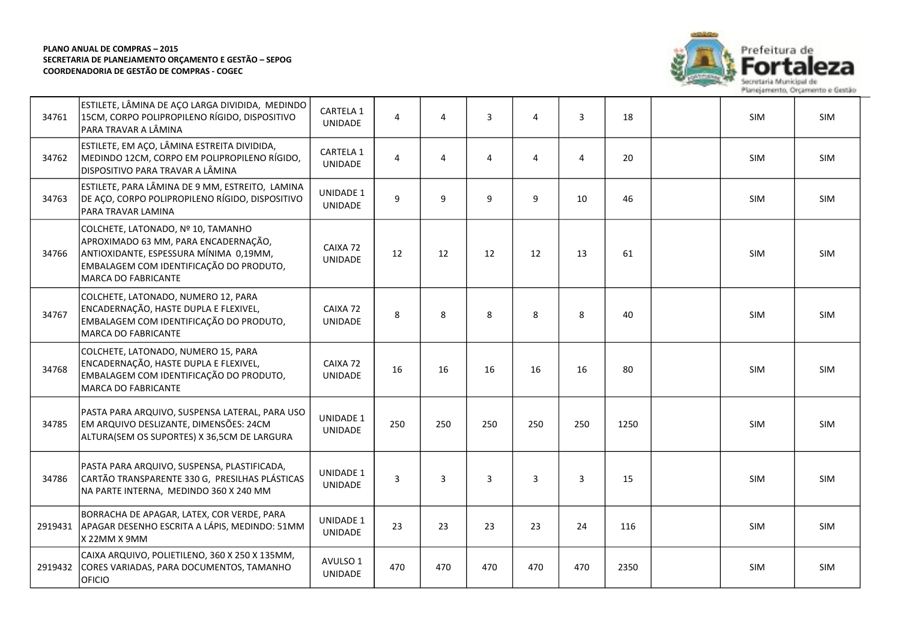**PLANO ANUAL DE COMPRAS – 2015**
**SECRETARIA DE PLANEJAMENTO ORÇAMENTO E GESTÃO – SEPOG**
**COORDENADORIA DE GESTÃO DE COMPRAS - COGEC**

| | | | | | | | | | | | |
|---|---|---|---|---|---|---|---|---|---|---|---|
| 34761 | ESTILETE, LÂMINA DE AÇO LARGA DIVIDIDA, MEDINDO 15CM, CORPO POLIPROPILENO RÍGIDO, DISPOSITIVO PARA TRAVAR A LÂMINA | CARTELA 1 UNIDADE | 4 | 4 | 3 | 4 | 3 | 18 | | SIM | SIM |
| 34762 | ESTILETE, EM AÇO, LÂMINA ESTREITA DIVIDIDA, MEDINDO 12CM, CORPO EM POLIPROPILENO RÍGIDO, DISPOSITIVO PARA TRAVAR A LÂMINA | CARTELA 1 UNIDADE | 4 | 4 | 4 | 4 | 4 | 20 | | SIM | SIM |
| 34763 | ESTILETE, PARA LÂMINA DE 9 MM, ESTREITO, LAMINA DE AÇO, CORPO POLIPROPILENO RÍGIDO, DISPOSITIVO PARA TRAVAR LAMINA | UNIDADE 1 UNIDADE | 9 | 9 | 9 | 9 | 10 | 46 | | SIM | SIM |
| 34766 | COLCHETE, LATONADO, Nº 10, TAMANHO APROXIMADO 63 MM, PARA ENCADERNAÇÃO, ANTIOXIDANTE, ESPESSURA MÍNIMA 0,19MM, EMBALAGEM COM IDENTIFICAÇÃO DO PRODUTO, MARCA DO FABRICANTE | CAIXA 72 UNIDADE | 12 | 12 | 12 | 12 | 13 | 61 | | SIM | SIM |
| 34767 | COLCHETE, LATONADO, NUMERO 12, PARA ENCADERNAÇÃO, HASTE DUPLA E FLEXIVEL, EMBALAGEM COM IDENTIFICAÇÃO DO PRODUTO, MARCA DO FABRICANTE | CAIXA 72 UNIDADE | 8 | 8 | 8 | 8 | 8 | 40 | | SIM | SIM |
| 34768 | COLCHETE, LATONADO, NUMERO 15, PARA ENCADERNAÇÃO, HASTE DUPLA E FLEXIVEL, EMBALAGEM COM IDENTIFICAÇÃO DO PRODUTO, MARCA DO FABRICANTE | CAIXA 72 UNIDADE | 16 | 16 | 16 | 16 | 16 | 80 | | SIM | SIM |
| 34785 | PASTA PARA ARQUIVO, SUSPENSA LATERAL, PARA USO EM ARQUIVO DESLIZANTE, DIMENSÕES: 24CM ALTURA(SEM OS SUPORTES) X 36,5CM DE LARGURA | UNIDADE 1 UNIDADE | 250 | 250 | 250 | 250 | 250 | 1250 | | SIM | SIM |
| 34786 | PASTA PARA ARQUIVO, SUSPENSA, PLASTIFICADA, CARTÃO TRANSPARENTE 330 G, PRESILHAS PLÁSTICAS NA PARTE INTERNA, MEDINDO 360 X 240 MM | UNIDADE 1 UNIDADE | 3 | 3 | 3 | 3 | 3 | 15 | | SIM | SIM |
| 2919431 | BORRACHA DE APAGAR, LATEX, COR VERDE, PARA APAGAR DESENHO ESCRITA A LÁPIS, MEDINDO: 51MM X 22MM X 9MM | UNIDADE 1 UNIDADE | 23 | 23 | 23 | 23 | 24 | 116 | | SIM | SIM |
| 2919432 | CAIXA ARQUIVO, POLIETILENO, 360 X 250 X 135MM, CORES VARIADAS, PARA DOCUMENTOS, TAMANHO OFICIO | AVULSO 1 UNIDADE | 470 | 470 | 470 | 470 | 470 | 2350 | | SIM | SIM |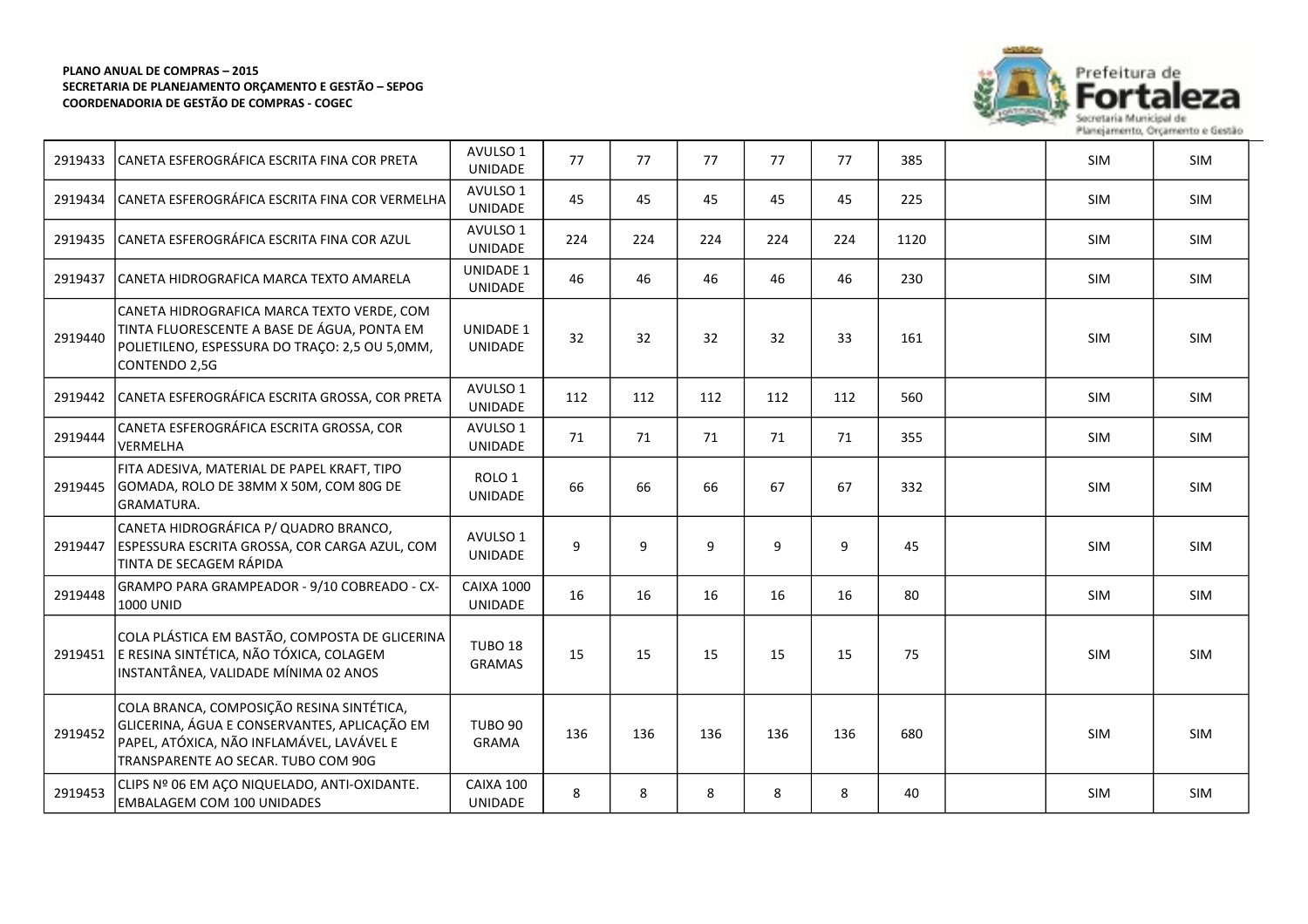**PLANO ANUAL DE COMPRAS – 2015**
**SECRETARIA DE PLANEJAMENTO ORÇAMENTO E GESTÃO – SEPOG**
**COORDENADORIA DE GESTÃO DE COMPRAS - COGEC**

Prefeitura de Fortaleza
Secretaria Municipal de Planejamento, Orçamento e Gestão

| | | | | | | | | | | | |
|---|---|---|---|---|---|---|---|---|---|---|---|
| 2919433 | CANETA ESFEROGRÁFICA ESCRITA FINA COR PRETA | AVULSO 1 UNIDADE | 77 | 77 | 77 | 77 | 77 | 385 | | SIM | SIM |
| 2919434 | CANETA ESFEROGRÁFICA ESCRITA FINA COR VERMELHA | AVULSO 1 UNIDADE | 45 | 45 | 45 | 45 | 45 | 225 | | SIM | SIM |
| 2919435 | CANETA ESFEROGRÁFICA ESCRITA FINA COR AZUL | AVULSO 1 UNIDADE | 224 | 224 | 224 | 224 | 224 | 1120 | | SIM | SIM |
| 2919437 | CANETA HIDROGRAFICA MARCA TEXTO AMARELA | UNIDADE 1 UNIDADE | 46 | 46 | 46 | 46 | 46 | 230 | | SIM | SIM |
| 2919440 | CANETA HIDROGRAFICA MARCA TEXTO VERDE, COM TINTA FLUORESCENTE A BASE DE ÁGUA, PONTA EM POLIETILENO, ESPESSURA DO TRAÇO: 2,5 OU 5,0MM, CONTENDO 2,5G | UNIDADE 1 UNIDADE | 32 | 32 | 32 | 32 | 33 | 161 | | SIM | SIM |
| 2919442 | CANETA ESFEROGRÁFICA ESCRITA GROSSA, COR PRETA | AVULSO 1 UNIDADE | 112 | 112 | 112 | 112 | 112 | 560 | | SIM | SIM |
| 2919444 | CANETA ESFEROGRÁFICA ESCRITA GROSSA, COR VERMELHA | AVULSO 1 UNIDADE | 71 | 71 | 71 | 71 | 71 | 355 | | SIM | SIM |
| 2919445 | FITA ADESIVA, MATERIAL DE PAPEL KRAFT, TIPO GOMADA, ROLO DE 38MM X 50M, COM 80G DE GRAMATURA. | ROLO 1 UNIDADE | 66 | 66 | 66 | 67 | 67 | 332 | | SIM | SIM |
| 2919447 | CANETA HIDROGRÁFICA P/ QUADRO BRANCO, ESPESSURA ESCRITA GROSSA, COR CARGA AZUL, COM TINTA DE SECAGEM RÁPIDA | AVULSO 1 UNIDADE | 9 | 9 | 9 | 9 | 9 | 45 | | SIM | SIM |
| 2919448 | GRAMPO PARA GRAMPEADOR - 9/10 COBREADO - CX-1000 UNID | CAIXA 1000 UNIDADE | 16 | 16 | 16 | 16 | 16 | 80 | | SIM | SIM |
| 2919451 | COLA PLÁSTICA EM BASTÃO, COMPOSTA DE GLICERINA E RESINA SINTÉTICA, NÃO TÓXICA, COLAGEM INSTANTÂNEA, VALIDADE MÍNIMA 02 ANOS | TUBO 18 GRAMAS | 15 | 15 | 15 | 15 | 15 | 75 | | SIM | SIM |
| 2919452 | COLA BRANCA, COMPOSIÇÃO RESINA SINTÉTICA, GLICERINA, ÁGUA E CONSERVANTES, APLICAÇÃO EM PAPEL, ATÓXICA, NÃO INFLAMÁVEL, LAVÁVEL E TRANSPARENTE AO SECAR. TUBO COM 90G | TUBO 90 GRAMA | 136 | 136 | 136 | 136 | 136 | 680 | | SIM | SIM |
| 2919453 | CLIPS Nº 06 EM AÇO NIQUELADO, ANTI-OXIDANTE. EMBALAGEM COM 100 UNIDADES | CAIXA 100 UNIDADE | 8 | 8 | 8 | 8 | 8 | 40 | | SIM | SIM |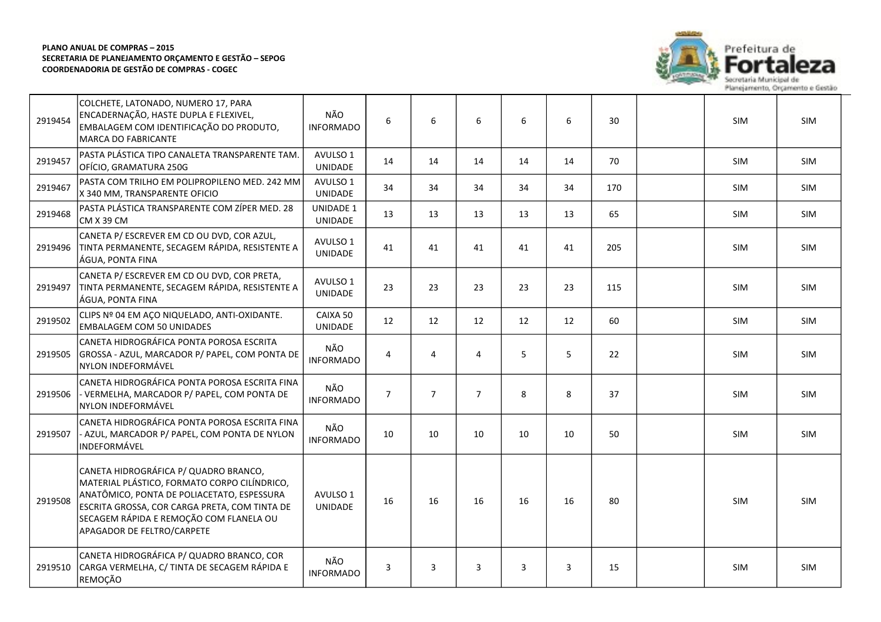**PLANO ANUAL DE COMPRAS – 2015**
**SECRETARIA DE PLANEJAMENTO ORÇAMENTO E GESTÃO – SEPOG**
**COORDENADORIA DE GESTÃO DE COMPRAS - COGEC**

| | | | | | | | | | | | |
|---|---|---|---|---|---|---|---|---|---|---|---|
| 2919454 | COLCHETE, LATONADO, NUMERO 17, PARA ENCADERNAÇÃO, HASTE DUPLA E FLEXIVEL, EMBALAGEM COM IDENTIFICAÇÃO DO PRODUTO, MARCA DO FABRICANTE | NÃO INFORMADO | 6 | 6 | 6 | 6 | 6 | 30 | | SIM | SIM |
| 2919457 | PASTA PLÁSTICA TIPO CANALETA TRANSPARENTE TAM. OFÍCIO, GRAMATURA 250G | AVULSO 1 UNIDADE | 14 | 14 | 14 | 14 | 14 | 70 | | SIM | SIM |
| 2919467 | PASTA COM TRILHO EM POLIPROPILENO MED. 242 MM X 340 MM, TRANSPARENTE OFICIO | AVULSO 1 UNIDADE | 34 | 34 | 34 | 34 | 34 | 170 | | SIM | SIM |
| 2919468 | PASTA PLÁSTICA TRANSPARENTE COM ZÍPER MED. 28 CM X 39 CM | UNIDADE 1 UNIDADE | 13 | 13 | 13 | 13 | 13 | 65 | | SIM | SIM |
| 2919496 | CANETA P/ ESCREVER EM CD OU DVD, COR AZUL, TINTA PERMANENTE, SECAGEM RÁPIDA, RESISTENTE A ÁGUA, PONTA FINA | AVULSO 1 UNIDADE | 41 | 41 | 41 | 41 | 41 | 205 | | SIM | SIM |
| 2919497 | CANETA P/ ESCREVER EM CD OU DVD, COR PRETA, TINTA PERMANENTE, SECAGEM RÁPIDA, RESISTENTE A ÁGUA, PONTA FINA | AVULSO 1 UNIDADE | 23 | 23 | 23 | 23 | 23 | 115 | | SIM | SIM |
| 2919502 | CLIPS Nº 04 EM AÇO NIQUELADO, ANTI-OXIDANTE. EMBALAGEM COM 50 UNIDADES | CAIXA 50 UNIDADE | 12 | 12 | 12 | 12 | 12 | 60 | | SIM | SIM |
| 2919505 | CANETA HIDROGRÁFICA PONTA POROSA ESCRITA GROSSA - AZUL, MARCADOR P/ PAPEL, COM PONTA DE NYLON INDEFORMÁVEL | NÃO INFORMADO | 4 | 4 | 4 | 5 | 5 | 22 | | SIM | SIM |
| 2919506 | CANETA HIDROGRÁFICA PONTA POROSA ESCRITA FINA - VERMELHA, MARCADOR P/ PAPEL, COM PONTA DE NYLON INDEFORMÁVEL | NÃO INFORMADO | 7 | 7 | 7 | 8 | 8 | 37 | | SIM | SIM |
| 2919507 | CANETA HIDROGRÁFICA PONTA POROSA ESCRITA FINA - AZUL, MARCADOR P/ PAPEL, COM PONTA DE NYLON INDEFORMÁVEL | NÃO INFORMADO | 10 | 10 | 10 | 10 | 10 | 50 | | SIM | SIM |
| 2919508 | CANETA HIDROGRÁFICA P/ QUADRO BRANCO, MATERIAL PLÁSTICO, FORMATO CORPO CILÍNDRICO, ANATÔMICO, PONTA DE POLIACETATO, ESPESSURA ESCRITA GROSSA, COR CARGA PRETA, COM TINTA DE SECAGEM RÁPIDA E REMOÇÃO COM FLANELA OU APAGADOR DE FELTRO/CARPETE | AVULSO 1 UNIDADE | 16 | 16 | 16 | 16 | 16 | 80 | | SIM | SIM |
| 2919510 | CANETA HIDROGRÁFICA P/ QUADRO BRANCO, COR CARGA VERMELHA, C/ TINTA DE SECAGEM RÁPIDA E REMOÇÃO | NÃO INFORMADO | 3 | 3 | 3 | 3 | 3 | 15 | | SIM | SIM |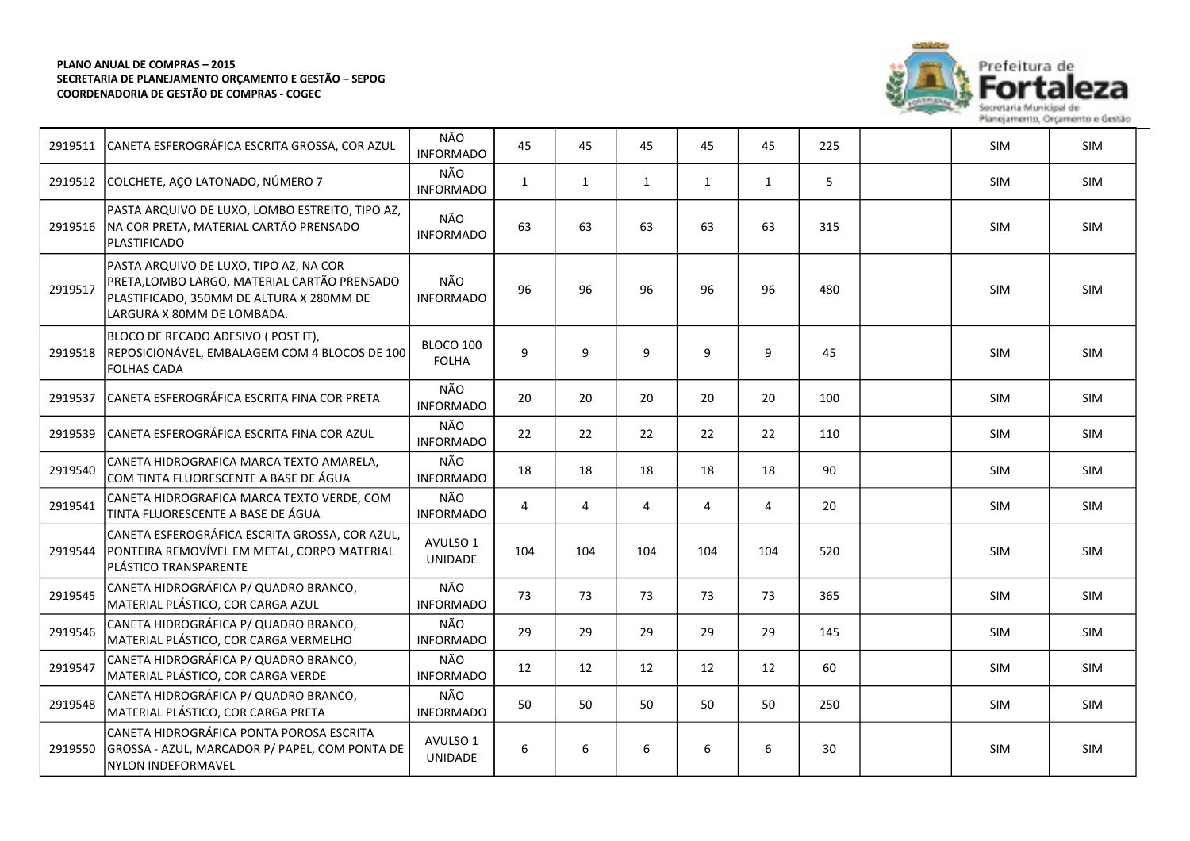**PLANO ANUAL DE COMPRAS – 2015**
**SECRETARIA DE PLANEJAMENTO ORÇAMENTO E GESTÃO – SEPOG**
**COORDENADORIA DE GESTÃO DE COMPRAS - COGEC**

| | | | | | | | | | | | |
|---|---|---|---|---|---|---|---|---|---|---|---|
| 2919511 | CANETA ESFEROGRÁFICA ESCRITA GROSSA, COR AZUL | NÃO INFORMADO | 45 | 45 | 45 | 45 | 45 | 225 | | SIM | SIM |
| 2919512 | COLCHETE, AÇO LATONADO, NÚMERO 7 | NÃO INFORMADO | 1 | 1 | 1 | 1 | 1 | 5 | | SIM | SIM |
| 2919516 | PASTA ARQUIVO DE LUXO, LOMBO ESTREITO, TIPO AZ, NA COR PRETA, MATERIAL CARTÃO PRENSADO PLASTIFICADO | NÃO INFORMADO | 63 | 63 | 63 | 63 | 63 | 315 | | SIM | SIM |
| 2919517 | PASTA ARQUIVO DE LUXO, TIPO AZ, NA COR PRETA,LOMBO LARGO, MATERIAL CARTÃO PRENSADO PLASTIFICADO, 350MM DE ALTURA X 280MM DE LARGURA X 80MM DE LOMBADA. | NÃO INFORMADO | 96 | 96 | 96 | 96 | 96 | 480 | | SIM | SIM |
| 2919518 | BLOCO DE RECADO ADESIVO ( POST IT), REPOSICIONÁVEL, EMBALAGEM COM 4 BLOCOS DE 100 FOLHAS CADA | BLOCO 100 FOLHA | 9 | 9 | 9 | 9 | 9 | 45 | | SIM | SIM |
| 2919537 | CANETA ESFEROGRÁFICA ESCRITA FINA COR PRETA | NÃO INFORMADO | 20 | 20 | 20 | 20 | 20 | 100 | | SIM | SIM |
| 2919539 | CANETA ESFEROGRÁFICA ESCRITA FINA COR AZUL | NÃO INFORMADO | 22 | 22 | 22 | 22 | 22 | 110 | | SIM | SIM |
| 2919540 | CANETA HIDROGRAFICA MARCA TEXTO AMARELA, COM TINTA FLUORESCENTE A BASE DE ÁGUA | NÃO INFORMADO | 18 | 18 | 18 | 18 | 18 | 90 | | SIM | SIM |
| 2919541 | CANETA HIDROGRAFICA MARCA TEXTO VERDE, COM TINTA FLUORESCENTE A BASE DE ÁGUA | NÃO INFORMADO | 4 | 4 | 4 | 4 | 4 | 20 | | SIM | SIM |
| 2919544 | CANETA ESFEROGRÁFICA ESCRITA GROSSA, COR AZUL, PONTEIRA REMOVÍVEL EM METAL, CORPO MATERIAL PLÁSTICO TRANSPARENTE | AVULSO 1 UNIDADE | 104 | 104 | 104 | 104 | 104 | 520 | | SIM | SIM |
| 2919545 | CANETA HIDROGRÁFICA P/ QUADRO BRANCO, MATERIAL PLÁSTICO, COR CARGA AZUL | NÃO INFORMADO | 73 | 73 | 73 | 73 | 73 | 365 | | SIM | SIM |
| 2919546 | CANETA HIDROGRÁFICA P/ QUADRO BRANCO, MATERIAL PLÁSTICO, COR CARGA VERMELHO | NÃO INFORMADO | 29 | 29 | 29 | 29 | 29 | 145 | | SIM | SIM |
| 2919547 | CANETA HIDROGRÁFICA P/ QUADRO BRANCO, MATERIAL PLÁSTICO, COR CARGA VERDE | NÃO INFORMADO | 12 | 12 | 12 | 12 | 12 | 60 | | SIM | SIM |
| 2919548 | CANETA HIDROGRÁFICA P/ QUADRO BRANCO, MATERIAL PLÁSTICO, COR CARGA PRETA | NÃO INFORMADO | 50 | 50 | 50 | 50 | 50 | 250 | | SIM | SIM |
| 2919550 | CANETA HIDROGRÁFICA PONTA POROSA ESCRITA GROSSA - AZUL, MARCADOR P/ PAPEL, COM PONTA DE NYLON INDEFORMAVEL | AVULSO 1 UNIDADE | 6 | 6 | 6 | 6 | 6 | 30 | | SIM | SIM |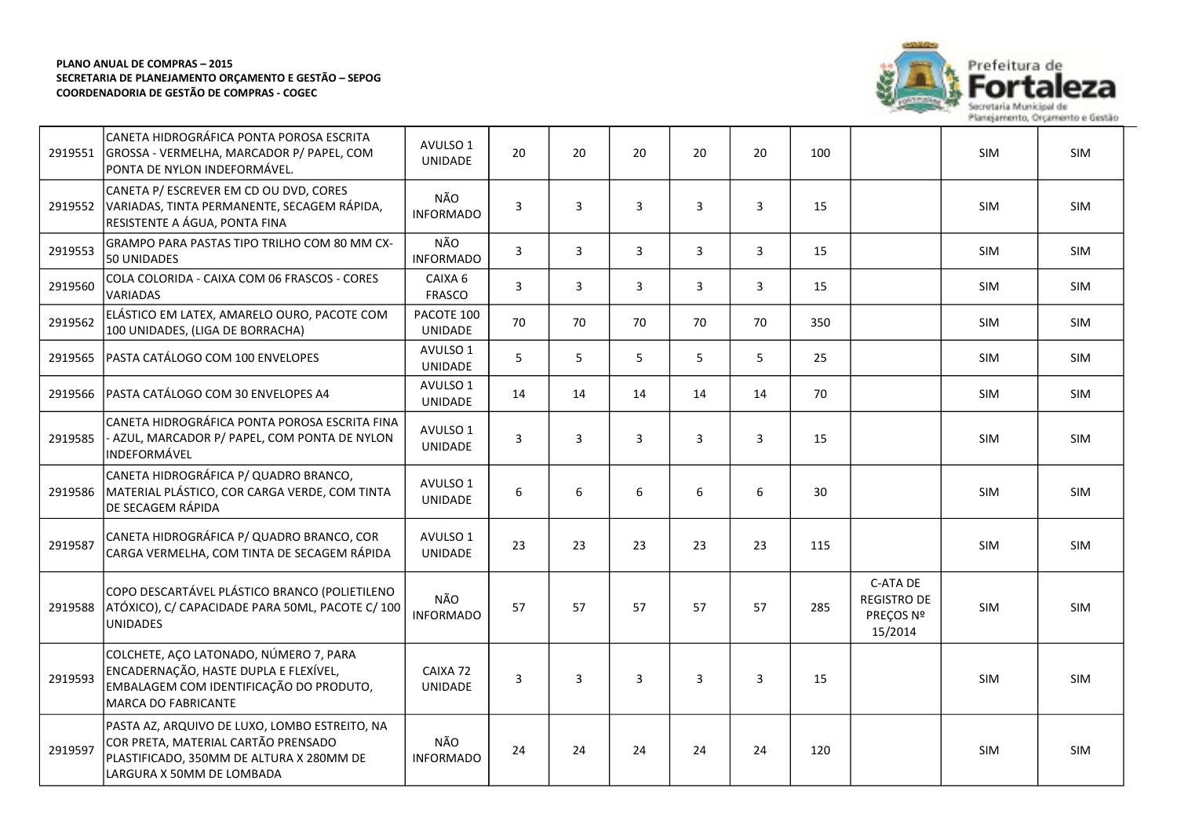**PLANO ANUAL DE COMPRAS – 2015**
**SECRETARIA DE PLANEJAMENTO ORÇAMENTO E GESTÃO – SEPOG**
**COORDENADORIA DE GESTÃO DE COMPRAS - COGEC**

| | | | | | | | | | | | |
|---|---|---|---|---|---|---|---|---|---|---|---|
| 2919551 | CANETA HIDROGRÁFICA PONTA POROSA ESCRITA GROSSA - VERMELHA, MARCADOR P/ PAPEL, COM PONTA DE NYLON INDEFORMÁVEL. | AVULSO 1 UNIDADE | 20 | 20 | 20 | 20 | 20 | 100 | | SIM | SIM |
| 2919552 | CANETA P/ ESCREVER EM CD OU DVD, CORES VARIADAS, TINTA PERMANENTE, SECAGEM RÁPIDA, RESISTENTE A ÁGUA, PONTA FINA | NÃO INFORMADO | 3 | 3 | 3 | 3 | 3 | 15 | | SIM | SIM |
| 2919553 | GRAMPO PARA PASTAS TIPO TRILHO COM 80 MM CX-50 UNIDADES | NÃO INFORMADO | 3 | 3 | 3 | 3 | 3 | 15 | | SIM | SIM |
| 2919560 | COLA COLORIDA - CAIXA COM 06 FRASCOS - CORES VARIADAS | CAIXA 6 FRASCO | 3 | 3 | 3 | 3 | 3 | 15 | | SIM | SIM |
| 2919562 | ELÁSTICO EM LATEX, AMARELO OURO, PACOTE COM 100 UNIDADES, (LIGA DE BORRACHA) | PACOTE 100 UNIDADE | 70 | 70 | 70 | 70 | 70 | 350 | | SIM | SIM |
| 2919565 | PASTA CATÁLOGO COM 100 ENVELOPES | AVULSO 1 UNIDADE | 5 | 5 | 5 | 5 | 5 | 25 | | SIM | SIM |
| 2919566 | PASTA CATÁLOGO COM 30 ENVELOPES A4 | AVULSO 1 UNIDADE | 14 | 14 | 14 | 14 | 14 | 70 | | SIM | SIM |
| 2919585 | CANETA HIDROGRÁFICA PONTA POROSA ESCRITA FINA - AZUL, MARCADOR P/ PAPEL, COM PONTA DE NYLON INDEFORMÁVEL | AVULSO 1 UNIDADE | 3 | 3 | 3 | 3 | 3 | 15 | | SIM | SIM |
| 2919586 | CANETA HIDROGRÁFICA P/ QUADRO BRANCO, MATERIAL PLÁSTICO, COR CARGA VERDE, COM TINTA DE SECAGEM RÁPIDA | AVULSO 1 UNIDADE | 6 | 6 | 6 | 6 | 6 | 30 | | SIM | SIM |
| 2919587 | CANETA HIDROGRÁFICA P/ QUADRO BRANCO, COR CARGA VERMELHA, COM TINTA DE SECAGEM RÁPIDA | AVULSO 1 UNIDADE | 23 | 23 | 23 | 23 | 23 | 115 | | SIM | SIM |
| 2919588 | COPO DESCARTÁVEL PLÁSTICO BRANCO (POLIETILENO ATÓXICO), C/ CAPACIDADE PARA 50ML, PACOTE C/ 100 UNIDADES | NÃO INFORMADO | 57 | 57 | 57 | 57 | 57 | 285 | C-ATA DE REGISTRO DE PREÇOS Nº 15/2014 | SIM | SIM |
| 2919593 | COLCHETE, AÇO LATONADO, NÚMERO 7, PARA ENCADERNAÇÃO, HASTE DUPLA E FLEXÍVEL, EMBALAGEM COM IDENTIFICAÇÃO DO PRODUTO, MARCA DO FABRICANTE | CAIXA 72 UNIDADE | 3 | 3 | 3 | 3 | 3 | 15 | | SIM | SIM |
| 2919597 | PASTA AZ, ARQUIVO DE LUXO, LOMBO ESTREITO, NA COR PRETA, MATERIAL CARTÃO PRENSADO PLASTIFICADO, 350MM DE ALTURA X 280MM DE LARGURA X 50MM DE LOMBADA | NÃO INFORMADO | 24 | 24 | 24 | 24 | 24 | 120 | | SIM | SIM |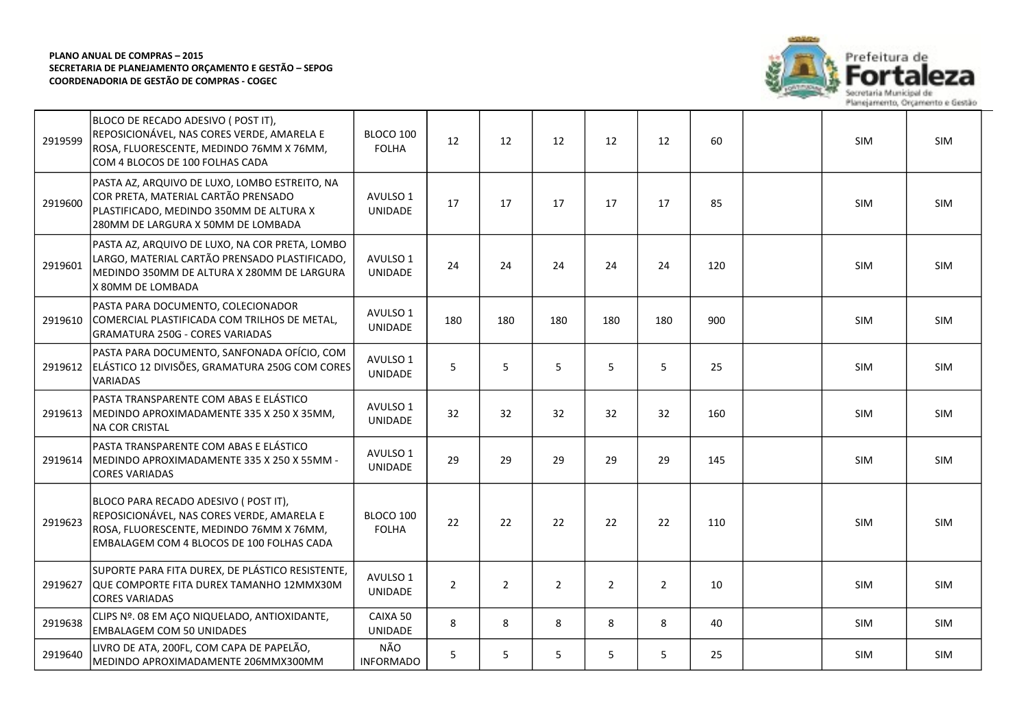**PLANO ANUAL DE COMPRAS – 2015**
**SECRETARIA DE PLANEJAMENTO ORÇAMENTO E GESTÃO – SEPOG**
**COORDENADORIA DE GESTÃO DE COMPRAS - COGEC**

| | | | | | | | | | | | |
|---|---|---|---|---|---|---|---|---|---|---|---|
| 2919599 | BLOCO DE RECADO ADESIVO ( POST IT), REPOSICIONÁVEL, NAS CORES VERDE, AMARELA E ROSA, FLUORESCENTE, MEDINDO 76MM X 76MM, COM 4 BLOCOS DE 100 FOLHAS CADA | BLOCO 100 FOLHA | 12 | 12 | 12 | 12 | 12 | 60 | | SIM | SIM |
| 2919600 | PASTA AZ, ARQUIVO DE LUXO, LOMBO ESTREITO, NA COR PRETA, MATERIAL CARTÃO PRENSADO PLASTIFICADO, MEDINDO 350MM DE ALTURA X 280MM DE LARGURA X 50MM DE LOMBADA | AVULSO 1 UNIDADE | 17 | 17 | 17 | 17 | 17 | 85 | | SIM | SIM |
| 2919601 | PASTA AZ, ARQUIVO DE LUXO, NA COR PRETA, LOMBO LARGO, MATERIAL CARTÃO PRENSADO PLASTIFICADO, MEDINDO 350MM DE ALTURA X 280MM DE LARGURA X 80MM DE LOMBADA | AVULSO 1 UNIDADE | 24 | 24 | 24 | 24 | 24 | 120 | | SIM | SIM |
| 2919610 | PASTA PARA DOCUMENTO, COLECIONADOR COMERCIAL PLASTIFICADA COM TRILHOS DE METAL, GRAMATURA 250G - CORES VARIADAS | AVULSO 1 UNIDADE | 180 | 180 | 180 | 180 | 180 | 900 | | SIM | SIM |
| 2919612 | PASTA PARA DOCUMENTO, SANFONADA OFÍCIO, COM ELÁSTICO 12 DIVISÕES, GRAMATURA 250G COM CORES VARIADAS | AVULSO 1 UNIDADE | 5 | 5 | 5 | 5 | 5 | 25 | | SIM | SIM |
| 2919613 | PASTA TRANSPARENTE COM ABAS E ELÁSTICO MEDINDO APROXIMADAMENTE 335 X 250 X 35MM, NA COR CRISTAL | AVULSO 1 UNIDADE | 32 | 32 | 32 | 32 | 32 | 160 | | SIM | SIM |
| 2919614 | PASTA TRANSPARENTE COM ABAS E ELÁSTICO MEDINDO APROXIMADAMENTE 335 X 250 X 55MM - CORES VARIADAS | AVULSO 1 UNIDADE | 29 | 29 | 29 | 29 | 29 | 145 | | SIM | SIM |
| 2919623 | BLOCO PARA RECADO ADESIVO ( POST IT), REPOSICIONÁVEL, NAS CORES VERDE, AMARELA E ROSA, FLUORESCENTE, MEDINDO 76MM X 76MM, EMBALAGEM COM 4 BLOCOS DE 100 FOLHAS CADA | BLOCO 100 FOLHA | 22 | 22 | 22 | 22 | 22 | 110 | | SIM | SIM |
| 2919627 | SUPORTE PARA FITA DUREX, DE PLÁSTICO RESISTENTE, QUE COMPORTE FITA DUREX TAMANHO 12MMX30M CORES VARIADAS | AVULSO 1 UNIDADE | 2 | 2 | 2 | 2 | 2 | 10 | | SIM | SIM |
| 2919638 | CLIPS Nº. 08 EM AÇO NIQUELADO, ANTIOXIDANTE, EMBALAGEM COM 50 UNIDADES | CAIXA 50 UNIDADE | 8 | 8 | 8 | 8 | 8 | 40 | | SIM | SIM |
| 2919640 | LIVRO DE ATA, 200FL, COM CAPA DE PAPELÃO, MEDINDO APROXIMADAMENTE 206MMX300MM | NÃO INFORMADO | 5 | 5 | 5 | 5 | 5 | 25 | | SIM | SIM |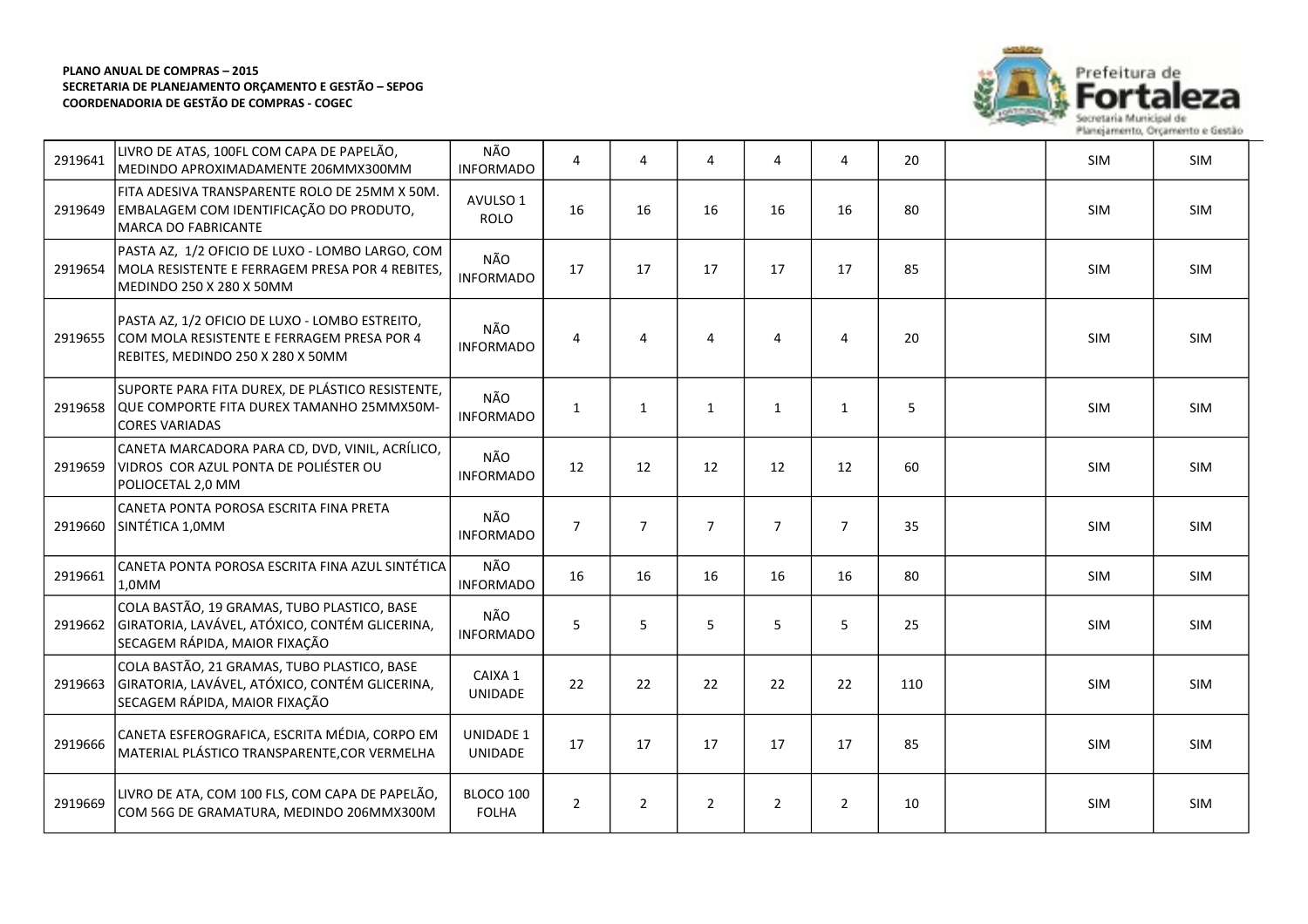**PLANO ANUAL DE COMPRAS – 2015**
**SECRETARIA DE PLANEJAMENTO ORÇAMENTO E GESTÃO – SEPOG**
**COORDENADORIA DE GESTÃO DE COMPRAS - COGEC**

| | | | | | | | | | | | |
|---|---|---|---|---|---|---|---|---|---|---|---|
| 2919641 | LIVRO DE ATAS, 100FL COM CAPA DE PAPELÃO, MEDINDO APROXIMADAMENTE 206MMX300MM | NÃO INFORMADO | 4 | 4 | 4 | 4 | 4 | 20 | | SIM | SIM |
| 2919649 | FITA ADESIVA TRANSPARENTE ROLO DE 25MM X 50M. EMBALAGEM COM IDENTIFICAÇÃO DO PRODUTO, MARCA DO FABRICANTE | AVULSO 1 ROLO | 16 | 16 | 16 | 16 | 16 | 80 | | SIM | SIM |
| 2919654 | PASTA AZ, 1/2 OFICIO DE LUXO - LOMBO LARGO, COM MOLA RESISTENTE E FERRAGEM PRESA POR 4 REBITES, MEDINDO 250 X 280 X 50MM | NÃO INFORMADO | 17 | 17 | 17 | 17 | 17 | 85 | | SIM | SIM |
| 2919655 | PASTA AZ, 1/2 OFICIO DE LUXO - LOMBO ESTREITO, COM MOLA RESISTENTE E FERRAGEM PRESA POR 4 REBITES, MEDINDO 250 X 280 X 50MM | NÃO INFORMADO | 4 | 4 | 4 | 4 | 4 | 20 | | SIM | SIM |
| 2919658 | SUPORTE PARA FITA DUREX, DE PLÁSTICO RESISTENTE, QUE COMPORTE FITA DUREX TAMANHO 25MMX50M-CORES VARIADAS | NÃO INFORMADO | 1 | 1 | 1 | 1 | 1 | 5 | | SIM | SIM |
| 2919659 | CANETA MARCADORA PARA CD, DVD, VINIL, ACRÍLICO, VIDROS COR AZUL PONTA DE POLIÉSTER OU POLIOCETAL 2,0 MM | NÃO INFORMADO | 12 | 12 | 12 | 12 | 12 | 60 | | SIM | SIM |
| 2919660 | CANETA PONTA POROSA ESCRITA FINA PRETA SINTÉTICA 1,0MM | NÃO INFORMADO | 7 | 7 | 7 | 7 | 7 | 35 | | SIM | SIM |
| 2919661 | CANETA PONTA POROSA ESCRITA FINA AZUL SINTÉTICA 1,0MM | NÃO INFORMADO | 16 | 16 | 16 | 16 | 16 | 80 | | SIM | SIM |
| 2919662 | COLA BASTÃO, 19 GRAMAS, TUBO PLASTICO, BASE GIRATORIA, LAVÁVEL, ATÓXICO, CONTÉM GLICERINA, SECAGEM RÁPIDA, MAIOR FIXAÇÃO | NÃO INFORMADO | 5 | 5 | 5 | 5 | 5 | 25 | | SIM | SIM |
| 2919663 | COLA BASTÃO, 21 GRAMAS, TUBO PLASTICO, BASE GIRATORIA, LAVÁVEL, ATÓXICO, CONTÉM GLICERINA, SECAGEM RÁPIDA, MAIOR FIXAÇÃO | CAIXA 1 UNIDADE | 22 | 22 | 22 | 22 | 22 | 110 | | SIM | SIM |
| 2919666 | CANETA ESFEROGRAFICA, ESCRITA MÉDIA, CORPO EM MATERIAL PLÁSTICO TRANSPARENTE,COR VERMELHA | UNIDADE 1 UNIDADE | 17 | 17 | 17 | 17 | 17 | 85 | | SIM | SIM |
| 2919669 | LIVRO DE ATA, COM 100 FLS, COM CAPA DE PAPELÃO, COM 56G DE GRAMATURA, MEDINDO 206MMX300M | BLOCO 100 FOLHA | 2 | 2 | 2 | 2 | 2 | 10 | | SIM | SIM |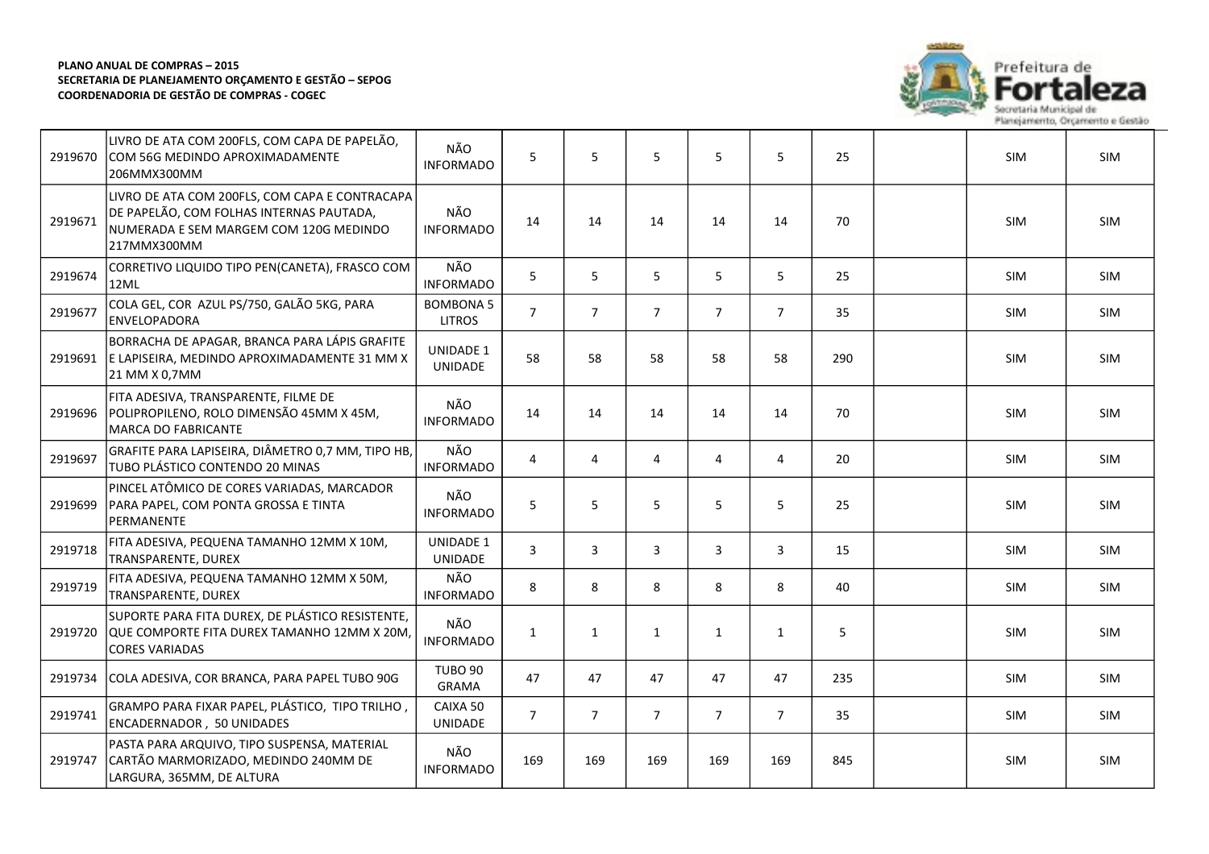**PLANO ANUAL DE COMPRAS – 2015**
**SECRETARIA DE PLANEJAMENTO ORÇAMENTO E GESTÃO – SEPOG**
**COORDENADORIA DE GESTÃO DE COMPRAS - COGEC**

| | | | | | | | | | | | |
|---|---|---|---|---|---|---|---|---|---|---|---|
| 2919670 | LIVRO DE ATA COM 200FLS, COM CAPA DE PAPELÃO, COM 56G MEDINDO APROXIMADAMENTE 206MMX300MM | NÃO INFORMADO | 5 | 5 | 5 | 5 | 5 | 25 | | SIM | SIM |
| 2919671 | LIVRO DE ATA COM 200FLS, COM CAPA E CONTRACAPA DE PAPELÃO, COM FOLHAS INTERNAS PAUTADA, NUMERADA E SEM MARGEM COM 120G MEDINDO 217MMX300MM | NÃO INFORMADO | 14 | 14 | 14 | 14 | 14 | 70 | | SIM | SIM |
| 2919674 | CORRETIVO LIQUIDO TIPO PEN(CANETA), FRASCO COM 12ML | NÃO INFORMADO | 5 | 5 | 5 | 5 | 5 | 25 | | SIM | SIM |
| 2919677 | COLA GEL, COR AZUL PS/750, GALÃO 5KG, PARA ENVELOPADORA | BOMBONA 5 LITROS | 7 | 7 | 7 | 7 | 7 | 35 | | SIM | SIM |
| 2919691 | BORRACHA DE APAGAR, BRANCA PARA LÁPIS GRAFITE E LAPISEIRA, MEDINDO APROXIMADAMENTE 31 MM X 21 MM X 0,7MM | UNIDADE 1 UNIDADE | 58 | 58 | 58 | 58 | 58 | 290 | | SIM | SIM |
| 2919696 | FITA ADESIVA, TRANSPARENTE, FILME DE POLIPROPILENO, ROLO DIMENSÃO 45MM X 45M, MARCA DO FABRICANTE | NÃO INFORMADO | 14 | 14 | 14 | 14 | 14 | 70 | | SIM | SIM |
| 2919697 | GRAFITE PARA LAPISEIRA, DIÂMETRO 0,7 MM, TIPO HB, TUBO PLÁSTICO CONTENDO 20 MINAS | NÃO INFORMADO | 4 | 4 | 4 | 4 | 4 | 20 | | SIM | SIM |
| 2919699 | PINCEL ATÔMICO DE CORES VARIADAS, MARCADOR PARA PAPEL, COM PONTA GROSSA E TINTA PERMANENTE | NÃO INFORMADO | 5 | 5 | 5 | 5 | 5 | 25 | | SIM | SIM |
| 2919718 | FITA ADESIVA, PEQUENA TAMANHO 12MM X 10M, TRANSPARENTE, DUREX | UNIDADE 1 UNIDADE | 3 | 3 | 3 | 3 | 3 | 15 | | SIM | SIM |
| 2919719 | FITA ADESIVA, PEQUENA TAMANHO 12MM X 50M, TRANSPARENTE, DUREX | NÃO INFORMADO | 8 | 8 | 8 | 8 | 8 | 40 | | SIM | SIM |
| 2919720 | SUPORTE PARA FITA DUREX, DE PLÁSTICO RESISTENTE, QUE COMPORTE FITA DUREX TAMANHO 12MM X 20M, CORES VARIADAS | NÃO INFORMADO | 1 | 1 | 1 | 1 | 1 | 5 | | SIM | SIM |
| 2919734 | COLA ADESIVA, COR BRANCA, PARA PAPEL TUBO 90G | TUBO 90 GRAMA | 47 | 47 | 47 | 47 | 47 | 235 | | SIM | SIM |
| 2919741 | GRAMPO PARA FIXAR PAPEL, PLÁSTICO, TIPO TRILHO , ENCADERNADOR , 50 UNIDADES | CAIXA 50 UNIDADE | 7 | 7 | 7 | 7 | 7 | 35 | | SIM | SIM |
| 2919747 | PASTA PARA ARQUIVO, TIPO SUSPENSA, MATERIAL CARTÃO MARMORIZADO, MEDINDO 240MM DE LARGURA, 365MM, DE ALTURA | NÃO INFORMADO | 169 | 169 | 169 | 169 | 169 | 845 | | SIM | SIM |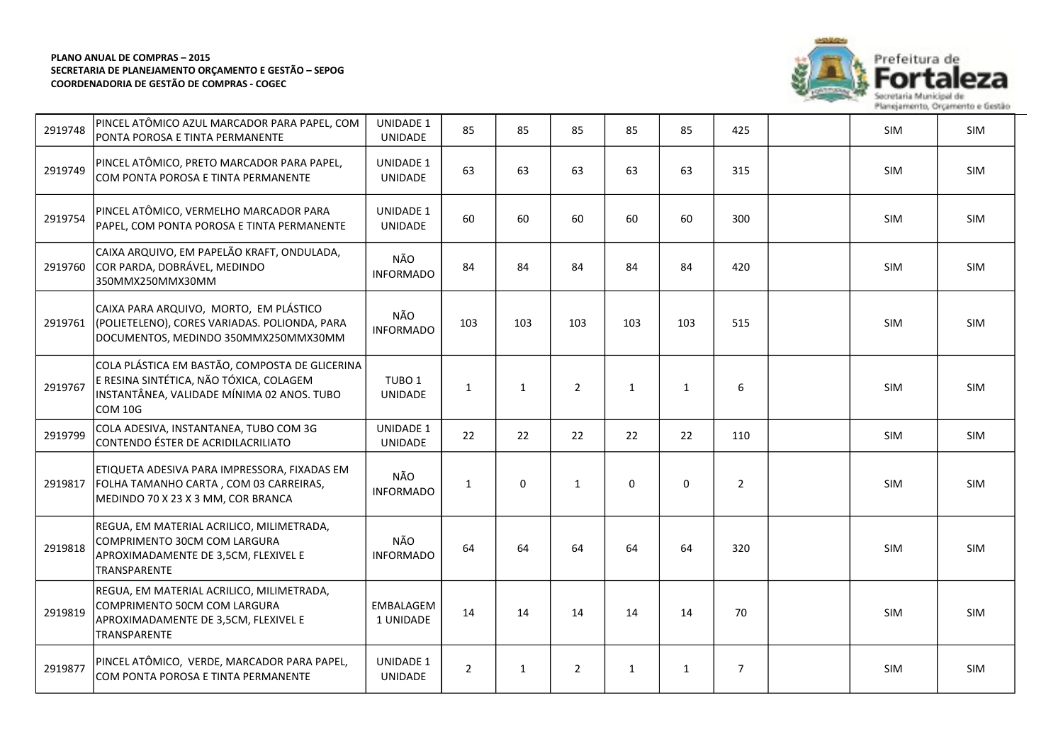| | | | | | | | | | | | |
|---|---|---|---|---|---|---|---|---|---|---|---|
| 2919748 | PINCEL ATÔMICO AZUL MARCADOR PARA PAPEL, COM PONTA POROSA E TINTA PERMANENTE | UNIDADE 1 UNIDADE | 85 | 85 | 85 | 85 | 85 | 425 | | SIM | SIM |
| 2919749 | PINCEL ATÔMICO, PRETO MARCADOR PARA PAPEL, COM PONTA POROSA E TINTA PERMANENTE | UNIDADE 1 UNIDADE | 63 | 63 | 63 | 63 | 63 | 315 | | SIM | SIM |
| 2919754 | PINCEL ATÔMICO, VERMELHO MARCADOR PARA PAPEL, COM PONTA POROSA E TINTA PERMANENTE | UNIDADE 1 UNIDADE | 60 | 60 | 60 | 60 | 60 | 300 | | SIM | SIM |
| 2919760 | CAIXA ARQUIVO, EM PAPELÃO KRAFT, ONDULADA, COR PARDA, DOBRÁVEL, MEDINDO 350MMX250MMX30MM | NÃO INFORMADO | 84 | 84 | 84 | 84 | 84 | 420 | | SIM | SIM |
| 2919761 | CAIXA PARA ARQUIVO, MORTO, EM PLÁSTICO (POLIETELENO), CORES VARIADAS. POLIONDA, PARA DOCUMENTOS, MEDINDO 350MMX250MMX30MM | NÃO INFORMADO | 103 | 103 | 103 | 103 | 103 | 515 | | SIM | SIM |
| 2919767 | COLA PLÁSTICA EM BASTÃO, COMPOSTA DE GLICERINA E RESINA SINTÉTICA, NÃO TÓXICA, COLAGEM INSTANTÂNEA, VALIDADE MÍNIMA 02 ANOS. TUBO COM 10G | TUBO 1 UNIDADE | 1 | 1 | 2 | 1 | 1 | 6 | | SIM | SIM |
| 2919799 | COLA ADESIVA, INSTANTANEA, TUBO COM 3G CONTENDO ÉSTER DE ACRIDILACRILIATO | UNIDADE 1 UNIDADE | 22 | 22 | 22 | 22 | 22 | 110 | | SIM | SIM |
| 2919817 | ETIQUETA ADESIVA PARA IMPRESSORA, FIXADAS EM FOLHA TAMANHO CARTA , COM 03 CARREIRAS, MEDINDO 70 X 23 X 3 MM, COR BRANCA | NÃO INFORMADO | 1 | 0 | 1 | 0 | 0 | 2 | | SIM | SIM |
| 2919818 | REGUA, EM MATERIAL ACRILICO, MILIMETRADA, COMPRIMENTO 30CM COM LARGURA APROXIMADAMENTE DE 3,5CM, FLEXIVEL E TRANSPARENTE | NÃO INFORMADO | 64 | 64 | 64 | 64 | 64 | 320 | | SIM | SIM |
| 2919819 | REGUA, EM MATERIAL ACRILICO, MILIMETRADA, COMPRIMENTO 50CM COM LARGURA APROXIMADAMENTE DE 3,5CM, FLEXIVEL E TRANSPARENTE | EMBALAGEM 1 UNIDADE | 14 | 14 | 14 | 14 | 14 | 70 | | SIM | SIM |
| 2919877 | PINCEL ATÔMICO, VERDE, MARCADOR PARA PAPEL, COM PONTA POROSA E TINTA PERMANENTE | UNIDADE 1 UNIDADE | 2 | 1 | 2 | 1 | 1 | 7 | | SIM | SIM |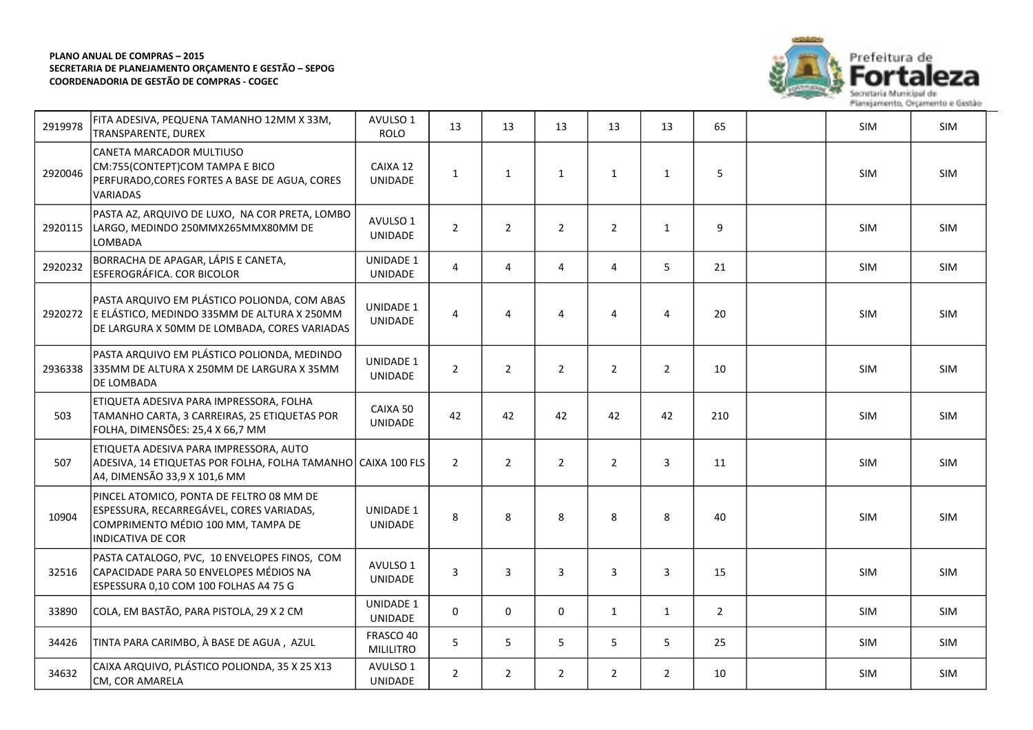**PLANO ANUAL DE COMPRAS – 2015**
**SECRETARIA DE PLANEJAMENTO ORÇAMENTO E GESTÃO – SEPOG**
**COORDENADORIA DE GESTÃO DE COMPRAS - COGEC**

| | | | | | | | | | | | |
|---|---|---|---|---|---|---|---|---|---|---|---|
| 2919978 | FITA ADESIVA, PEQUENA TAMANHO 12MM X 33M, TRANSPARENTE, DUREX | AVULSO 1 ROLO | 13 | 13 | 13 | 13 | 13 | 65 | | SIM | SIM |
| 2920046 | CANETA MARCADOR MULTIUSO CM:755(CONTEPT)COM TAMPA E BICO PERFURADO,CORES FORTES A BASE DE AGUA, CORES VARIADAS | CAIXA 12 UNIDADE | 1 | 1 | 1 | 1 | 1 | 5 | | SIM | SIM |
| 2920115 | PASTA AZ, ARQUIVO DE LUXO, NA COR PRETA, LOMBO LARGO, MEDINDO 250MMX265MMX80MM DE LOMBADA | AVULSO 1 UNIDADE | 2 | 2 | 2 | 2 | 1 | 9 | | SIM | SIM |
| 2920232 | BORRACHA DE APAGAR, LÁPIS E CANETA, ESFEROGRÁFICA. COR BICOLOR | UNIDADE 1 UNIDADE | 4 | 4 | 4 | 4 | 5 | 21 | | SIM | SIM |
| 2920272 | PASTA ARQUIVO EM PLÁSTICO POLIONDA, COM ABAS E ELÁSTICO, MEDINDO 335MM DE ALTURA X 250MM DE LARGURA X 50MM DE LOMBADA, CORES VARIADAS | UNIDADE 1 UNIDADE | 4 | 4 | 4 | 4 | 4 | 20 | | SIM | SIM |
| 2936338 | PASTA ARQUIVO EM PLÁSTICO POLIONDA, MEDINDO 335MM DE ALTURA X 250MM DE LARGURA X 35MM DE LOMBADA | UNIDADE 1 UNIDADE | 2 | 2 | 2 | 2 | 2 | 10 | | SIM | SIM |
| 503 | ETIQUETA ADESIVA PARA IMPRESSORA, FOLHA TAMANHO CARTA, 3 CARREIRAS, 25 ETIQUETAS POR FOLHA, DIMENSÕES: 25,4 X 66,7 MM | CAIXA 50 UNIDADE | 42 | 42 | 42 | 42 | 42 | 210 | | SIM | SIM |
| 507 | ETIQUETA ADESIVA PARA IMPRESSORA, AUTO ADESIVA, 14 ETIQUETAS POR FOLHA, FOLHA TAMANHO A4, DIMENSÃO 33,9 X 101,6 MM | CAIXA 100 FLS | 2 | 2 | 2 | 2 | 3 | 11 | | SIM | SIM |
| 10904 | PINCEL ATOMICO, PONTA DE FELTRO 08 MM DE ESPESSURA, RECARREGÁVEL, CORES VARIADAS, COMPRIMENTO MÉDIO 100 MM, TAMPA DE INDICATIVA DE COR | UNIDADE 1 UNIDADE | 8 | 8 | 8 | 8 | 8 | 40 | | SIM | SIM |
| 32516 | PASTA CATALOGO, PVC, 10 ENVELOPES FINOS, COM CAPACIDADE PARA 50 ENVELOPES MÉDIOS NA ESPESSURA 0,10 COM 100 FOLHAS A4 75 G | AVULSO 1 UNIDADE | 3 | 3 | 3 | 3 | 3 | 15 | | SIM | SIM |
| 33890 | COLA, EM BASTÃO, PARA PISTOLA, 29 X 2 CM | UNIDADE 1 UNIDADE | 0 | 0 | 0 | 1 | 1 | 2 | | SIM | SIM |
| 34426 | TINTA PARA CARIMBO, À BASE DE AGUA , AZUL | FRASCO 40 MILILITRO | 5 | 5 | 5 | 5 | 5 | 25 | | SIM | SIM |
| 34632 | CAIXA ARQUIVO, PLÁSTICO POLIONDA, 35 X 25 X13 CM, COR AMARELA | AVULSO 1 UNIDADE | 2 | 2 | 2 | 2 | 2 | 10 | | SIM | SIM |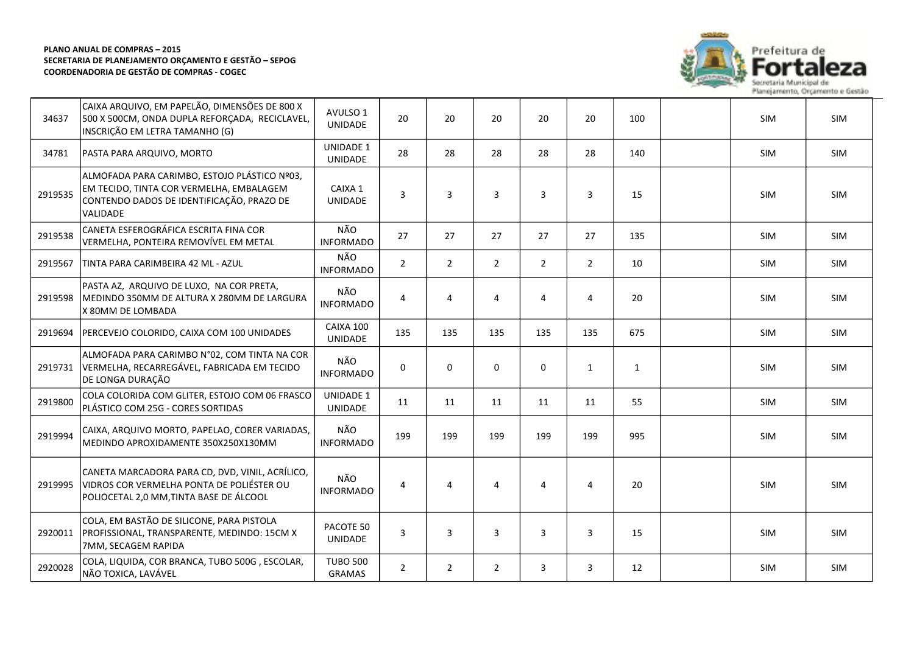**PLANO ANUAL DE COMPRAS – 2015**
**SECRETARIA DE PLANEJAMENTO ORÇAMENTO E GESTÃO – SEPOG**
**COORDENADORIA DE GESTÃO DE COMPRAS - COGEC**

| | | | | | | | | | | | |
|---|---|---|---|---|---|---|---|---|---|---|---|
| 34637 | CAIXA ARQUIVO, EM PAPELÃO, DIMENSÕES DE 800 X 500 X 500CM, ONDA DUPLA REFORÇADA, RECICLAVEL, INSCRIÇÃO EM LETRA TAMANHO (G) | AVULSO 1 UNIDADE | 20 | 20 | 20 | 20 | 20 | 100 | | SIM | SIM |
| 34781 | PASTA PARA ARQUIVO, MORTO | UNIDADE 1 UNIDADE | 28 | 28 | 28 | 28 | 28 | 140 | | SIM | SIM |
| 2919535 | ALMOFADA PARA CARIMBO, ESTOJO PLÁSTICO Nº03, EM TECIDO, TINTA COR VERMELHA, EMBALAGEM CONTENDO DADOS DE IDENTIFICAÇÃO, PRAZO DE VALIDADE | CAIXA 1 UNIDADE | 3 | 3 | 3 | 3 | 3 | 15 | | SIM | SIM |
| 2919538 | CANETA ESFEROGRÁFICA ESCRITA FINA COR VERMELHA, PONTEIRA REMOVÍVEL EM METAL | NÃO INFORMADO | 27 | 27 | 27 | 27 | 27 | 135 | | SIM | SIM |
| 2919567 | TINTA PARA CARIMBEIRA 42 ML - AZUL | NÃO INFORMADO | 2 | 2 | 2 | 2 | 2 | 10 | | SIM | SIM |
| 2919598 | PASTA AZ, ARQUIVO DE LUXO, NA COR PRETA, MEDINDO 350MM DE ALTURA X 280MM DE LARGURA X 80MM DE LOMBADA | NÃO INFORMADO | 4 | 4 | 4 | 4 | 4 | 20 | | SIM | SIM |
| 2919694 | PERCEVEJO COLORIDO, CAIXA COM 100 UNIDADES | CAIXA 100 UNIDADE | 135 | 135 | 135 | 135 | 135 | 675 | | SIM | SIM |
| 2919731 | ALMOFADA PARA CARIMBO N°02, COM TINTA NA COR VERMELHA, RECARREGÁVEL, FABRICADA EM TECIDO DE LONGA DURAÇÃO | NÃO INFORMADO | 0 | 0 | 0 | 0 | 1 | 1 | | SIM | SIM |
| 2919800 | COLA COLORIDA COM GLITER, ESTOJO COM 06 FRASCO PLÁSTICO COM 25G - CORES SORTIDAS | UNIDADE 1 UNIDADE | 11 | 11 | 11 | 11 | 11 | 55 | | SIM | SIM |
| 2919994 | CAIXA, ARQUIVO MORTO, PAPELAO, CORER VARIADAS, MEDINDO APROXIDAMENTE 350X250X130MM | NÃO INFORMADO | 199 | 199 | 199 | 199 | 199 | 995 | | SIM | SIM |
| 2919995 | CANETA MARCADORA PARA CD, DVD, VINIL, ACRÍLICO, VIDROS COR VERMELHA PONTA DE POLIÉSTER OU POLIOCETAL 2,0 MM,TINTA BASE DE ÁLCOOL | NÃO INFORMADO | 4 | 4 | 4 | 4 | 4 | 20 | | SIM | SIM |
| 2920011 | COLA, EM BASTÃO DE SILICONE, PARA PISTOLA PROFISSIONAL, TRANSPARENTE, MEDINDO: 15CM X 7MM, SECAGEM RAPIDA | PACOTE 50 UNIDADE | 3 | 3 | 3 | 3 | 3 | 15 | | SIM | SIM |
| 2920028 | COLA, LIQUIDA, COR BRANCA, TUBO 500G , ESCOLAR, NÃO TOXICA, LAVÁVEL | TUBO 500 GRAMAS | 2 | 2 | 2 | 3 | 3 | 12 | | SIM | SIM |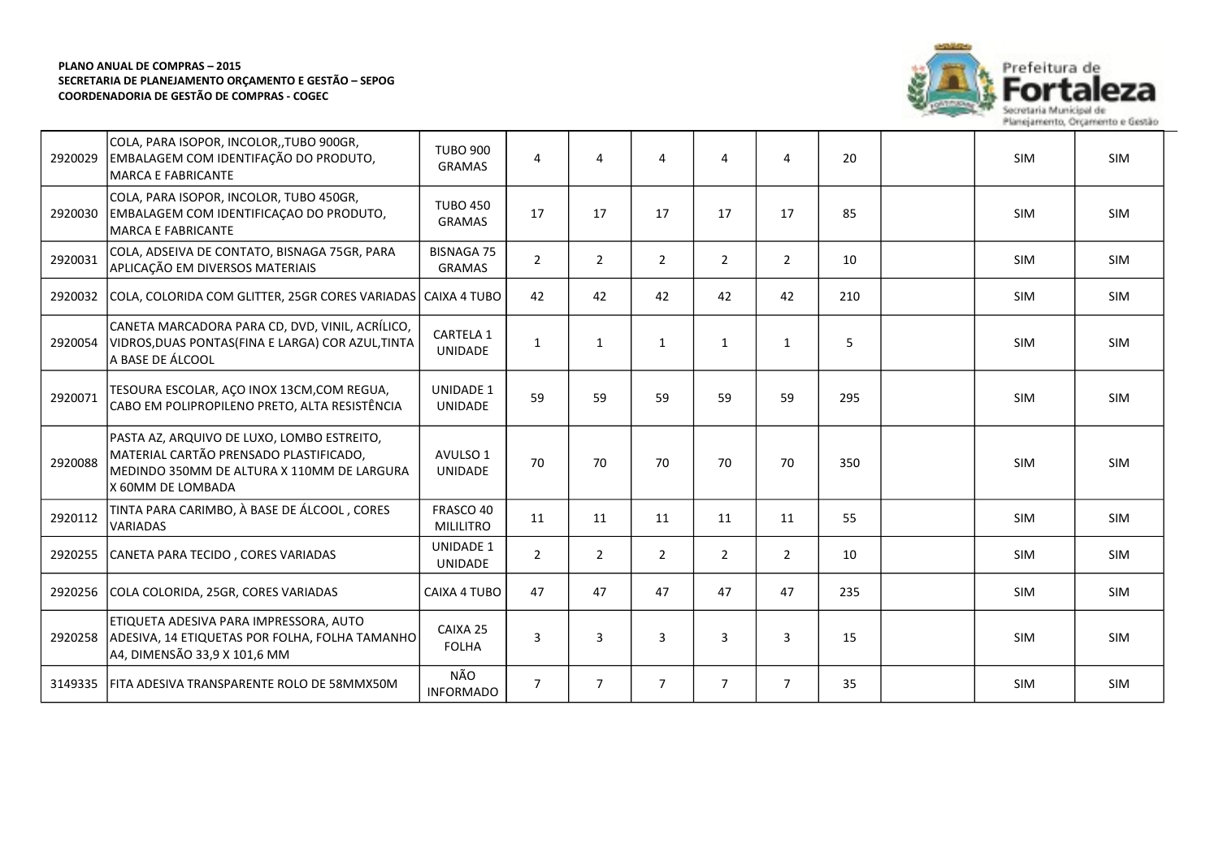**PLANO ANUAL DE COMPRAS – 2015**
**SECRETARIA DE PLANEJAMENTO ORÇAMENTO E GESTÃO – SEPOG**
**COORDENADORIA DE GESTÃO DE COMPRAS - COGEC**

| | | | | | | | | | | | |
|---|---|---|---|---|---|---|---|---|---|---|---|
| 2920029 | COLA, PARA ISOPOR, INCOLOR,,TUBO 900GR, EMBALAGEM COM IDENTIFAÇÃO DO PRODUTO, MARCA E FABRICANTE | TUBO 900 GRAMAS | 4 | 4 | 4 | 4 | 4 | 20 | | SIM | SIM |
| 2920030 | COLA, PARA ISOPOR, INCOLOR, TUBO 450GR, EMBALAGEM COM IDENTIFICAÇAO DO PRODUTO, MARCA E FABRICANTE | TUBO 450 GRAMAS | 17 | 17 | 17 | 17 | 17 | 85 | | SIM | SIM |
| 2920031 | COLA, ADSEIVA DE CONTATO, BISNAGA 75GR, PARA APLICAÇÃO EM DIVERSOS MATERIAIS | BISNAGA 75 GRAMAS | 2 | 2 | 2 | 2 | 2 | 10 | | SIM | SIM |
| 2920032 | COLA, COLORIDA COM GLITTER, 25GR CORES VARIADAS | CAIXA 4 TUBO | 42 | 42 | 42 | 42 | 42 | 210 | | SIM | SIM |
| 2920054 | CANETA MARCADORA PARA CD, DVD, VINIL, ACRÍLICO, VIDROS,DUAS PONTAS(FINA E LARGA) COR AZUL,TINTA A BASE DE ÁLCOOL | CARTELA 1 UNIDADE | 1 | 1 | 1 | 1 | 1 | 5 | | SIM | SIM |
| 2920071 | TESOURA ESCOLAR, AÇO INOX 13CM,COM REGUA, CABO EM POLIPROPILENO PRETO, ALTA RESISTÊNCIA | UNIDADE 1 UNIDADE | 59 | 59 | 59 | 59 | 59 | 295 | | SIM | SIM |
| 2920088 | PASTA AZ, ARQUIVO DE LUXO, LOMBO ESTREITO, MATERIAL CARTÃO PRENSADO PLASTIFICADO, MEDINDO 350MM DE ALTURA X 110MM DE LARGURA X 60MM DE LOMBADA | AVULSO 1 UNIDADE | 70 | 70 | 70 | 70 | 70 | 350 | | SIM | SIM |
| 2920112 | TINTA PARA CARIMBO, À BASE DE ÁLCOOL , CORES VARIADAS | FRASCO 40 MILILITRO | 11 | 11 | 11 | 11 | 11 | 55 | | SIM | SIM |
| 2920255 | CANETA PARA TECIDO , CORES VARIADAS | UNIDADE 1 UNIDADE | 2 | 2 | 2 | 2 | 2 | 10 | | SIM | SIM |
| 2920256 | COLA COLORIDA, 25GR, CORES VARIADAS | CAIXA 4 TUBO | 47 | 47 | 47 | 47 | 47 | 235 | | SIM | SIM |
| 2920258 | ETIQUETA ADESIVA PARA IMPRESSORA, AUTO ADESIVA, 14 ETIQUETAS POR FOLHA, FOLHA TAMANHO A4, DIMENSÃO 33,9 X 101,6 MM | CAIXA 25 FOLHA | 3 | 3 | 3 | 3 | 3 | 15 | | SIM | SIM |
| 3149335 | FITA ADESIVA TRANSPARENTE ROLO DE 58MMX50M | NÃO INFORMADO | 7 | 7 | 7 | 7 | 7 | 35 | | SIM | SIM |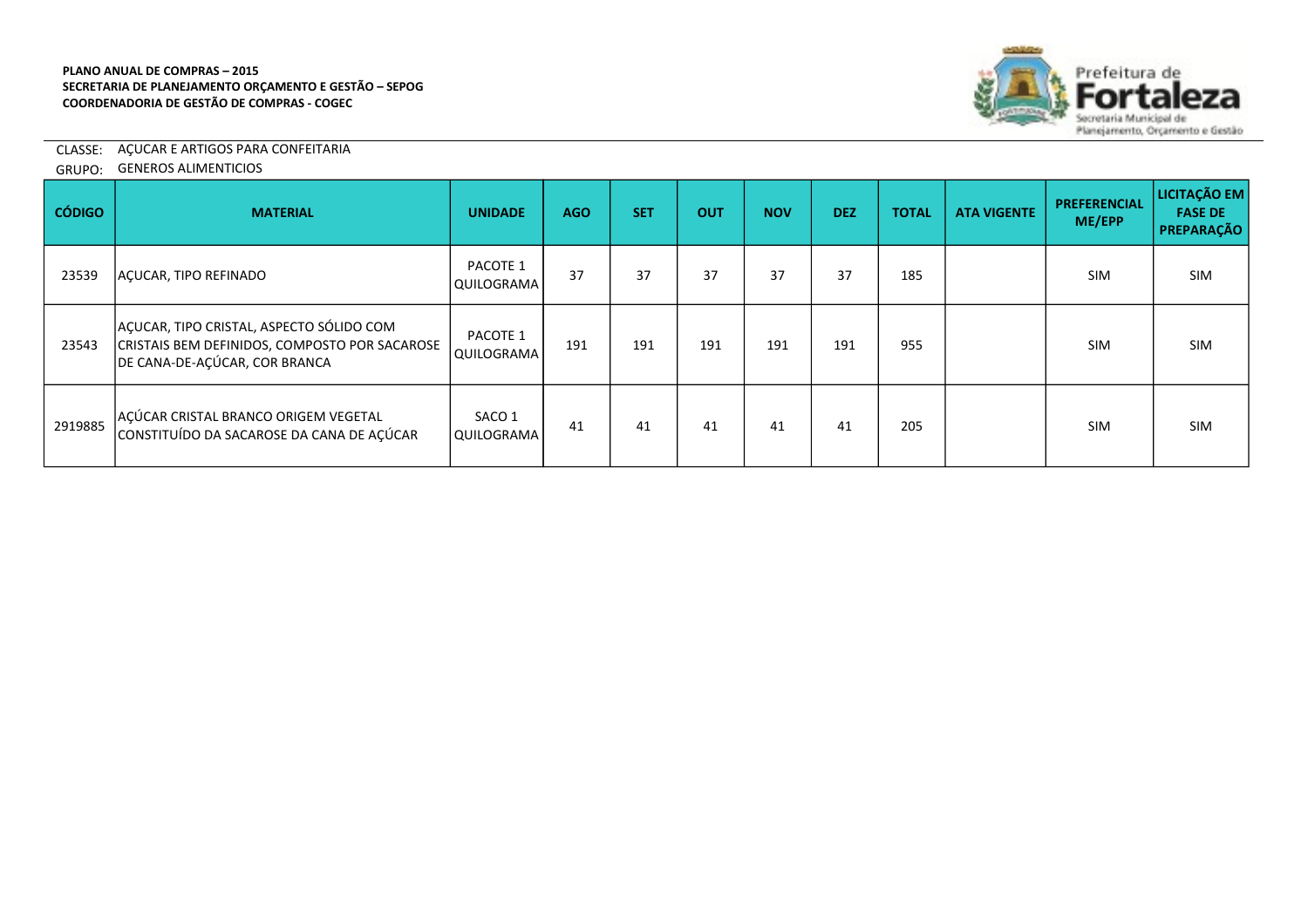**PLANO ANUAL DE COMPRAS – 2015**
**SECRETARIA DE PLANEJAMENTO ORÇAMENTO E GESTÃO – SEPOG**
**COORDENADORIA DE GESTÃO DE COMPRAS - COGEC**

Prefeitura de Fortaleza
Secretaria Municipal de Planejamento, Orçamento e Gestão

CLASSE: AÇUCAR E ARTIGOS PARA CONFEITARIA
GRUPO: GENEROS ALIMENTICIOS

| CÓDIGO | MATERIAL | UNIDADE | AGO | SET | OUT | NOV | DEZ | TOTAL | ATA VIGENTE | PREFERENCIAL ME/EPP | LICITAÇÃO EM FASE DE PREPARAÇÃO |
|---|---|---|---|---|---|---|---|---|---|---|---|
| 23539 | AÇUCAR, TIPO REFINADO | PACOTE 1 QUILOGRAMA | 37 | 37 | 37 | 37 | 37 | 185 | | SIM | SIM |
| 23543 | AÇUCAR, TIPO CRISTAL, ASPECTO SÓLIDO COM CRISTAIS BEM DEFINIDOS, COMPOSTO POR SACAROSE DE CANA-DE-AÇÚCAR, COR BRANCA | PACOTE 1 QUILOGRAMA | 191 | 191 | 191 | 191 | 191 | 955 | | SIM | SIM |
| 2919885 | AÇÚCAR CRISTAL BRANCO ORIGEM VEGETAL CONSTITUÍDO DA SACAROSE DA CANA DE AÇÚCAR | SACO 1 QUILOGRAMA | 41 | 41 | 41 | 41 | 41 | 205 | | SIM | SIM |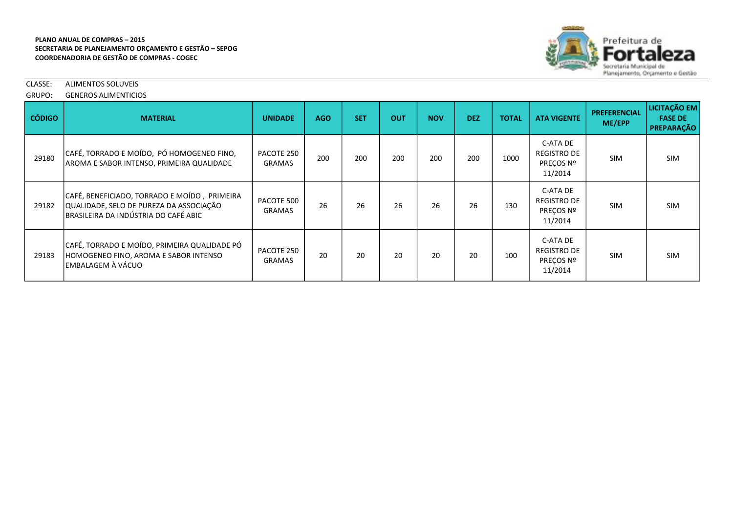**PLANO ANUAL DE COMPRAS – 2015**
**SECRETARIA DE PLANEJAMENTO ORÇAMENTO E GESTÃO – SEPOG**
**COORDENADORIA DE GESTÃO DE COMPRAS - COGEC**

Prefeitura de Fortaleza
Secretaria Municipal de Planejamento, Orçamento e Gestão

CLASSE: ALIMENTOS SOLUVEIS
GRUPO: GENEROS ALIMENTICIOS

| CÓDIGO | MATERIAL | UNIDADE | AGO | SET | OUT | NOV | DEZ | TOTAL | ATA VIGENTE | PREFERENCIAL ME/EPP | LICITAÇÃO EM FASE DE PREPARAÇÃO |
|---|---|---|---|---|---|---|---|---|---|---|---|
| 29180 | CAFÉ, TORRADO E MOÍDO, PÓ HOMOGENEO FINO, AROMA E SABOR INTENSO, PRIMEIRA QUALIDADE | PACOTE 250 GRAMAS | 200 | 200 | 200 | 200 | 200 | 1000 | C-ATA DE REGISTRO DE PREÇOS Nº 11/2014 | SIM | SIM |
| 29182 | CAFÉ, BENEFICIADO, TORRADO E MOÍDO , PRIMEIRA QUALIDADE, SELO DE PUREZA DA ASSOCIAÇÃO BRASILEIRA DA INDÚSTRIA DO CAFÉ ABIC | PACOTE 500 GRAMAS | 26 | 26 | 26 | 26 | 26 | 130 | C-ATA DE REGISTRO DE PREÇOS Nº 11/2014 | SIM | SIM |
| 29183 | CAFÉ, TORRADO E MOÍDO, PRIMEIRA QUALIDADE PÓ HOMOGENEO FINO, AROMA E SABOR INTENSO EMBALAGEM À VÁCUO | PACOTE 250 GRAMAS | 20 | 20 | 20 | 20 | 20 | 100 | C-ATA DE REGISTRO DE PREÇOS Nº 11/2014 | SIM | SIM |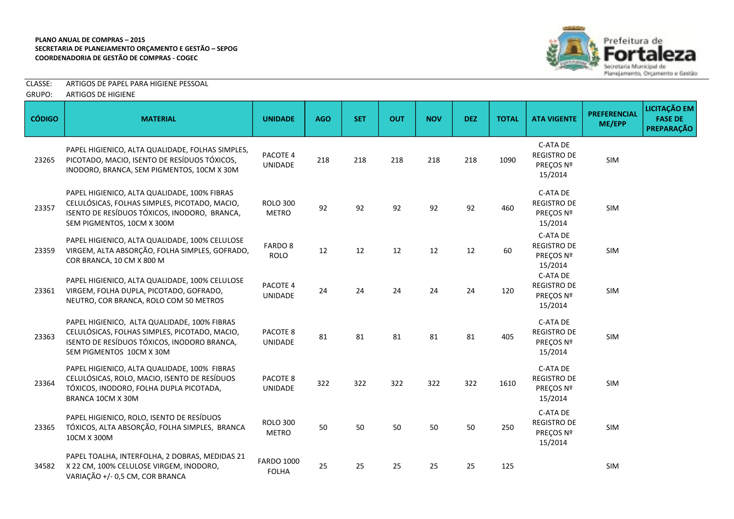**PLANO ANUAL DE COMPRAS – 2015**
**SECRETARIA DE PLANEJAMENTO ORÇAMENTO E GESTÃO – SEPOG**
**COORDENADORIA DE GESTÃO DE COMPRAS - COGEC**

CLASSE: ARTIGOS DE PAPEL PARA HIGIENE PESSOAL
GRUPO: ARTIGOS DE HIGIENE

| CÓDIGO | MATERIAL | UNIDADE | AGO | SET | OUT | NOV | DEZ | TOTAL | ATA VIGENTE | PREFERENCIAL ME/EPP | LICITAÇÃO EM FASE DE PREPARAÇÃO |
|---|---|---|---|---|---|---|---|---|---|---|---|
| 23265 | PAPEL HIGIENICO, ALTA QUALIDADE, FOLHAS SIMPLES, PICOTADO, MACIO, ISENTO DE RESÍDUOS TÓXICOS, INODORO, BRANCA, SEM PIGMENTOS, 10CM X 30M | PACOTE 4 UNIDADE | 218 | 218 | 218 | 218 | 218 | 1090 | C-ATA DE REGISTRO DE PREÇOS Nº 15/2014 | SIM | |
| 23357 | PAPEL HIGIENICO, ALTA QUALIDADE, 100% FIBRAS CELULÓSICAS, FOLHAS SIMPLES, PICOTADO, MACIO, ISENTO DE RESÍDUOS TÓXICOS, INODORO, BRANCA, SEM PIGMENTOS, 10CM X 300M | ROLO 300 METRO | 92 | 92 | 92 | 92 | 92 | 460 | C-ATA DE REGISTRO DE PREÇOS Nº 15/2014 | SIM | |
| 23359 | PAPEL HIGIENICO, ALTA QUALIDADE, 100% CELULOSE VIRGEM, ALTA ABSORÇÃO, FOLHA SIMPLES, GOFRADO, COR BRANCA, 10 CM X 800 M | FARDO 8 ROLO | 12 | 12 | 12 | 12 | 12 | 60 | C-ATA DE REGISTRO DE PREÇOS Nº 15/2014 | SIM | |
| 23361 | PAPEL HIGIENICO, ALTA QUALIDADE, 100% CELULOSE VIRGEM, FOLHA DUPLA, PICOTADO, GOFRADO, NEUTRO, COR BRANCA, ROLO COM 50 METROS | PACOTE 4 UNIDADE | 24 | 24 | 24 | 24 | 24 | 120 | C-ATA DE REGISTRO DE PREÇOS Nº 15/2014 | SIM | |
| 23363 | PAPEL HIGIENICO, ALTA QUALIDADE, 100% FIBRAS CELULÓSICAS, FOLHAS SIMPLES, PICOTADO, MACIO, ISENTO DE RESÍDUOS TÓXICOS, INODORO BRANCA, SEM PIGMENTOS 10CM X 30M | PACOTE 8 UNIDADE | 81 | 81 | 81 | 81 | 81 | 405 | C-ATA DE REGISTRO DE PREÇOS Nº 15/2014 | SIM | |
| 23364 | PAPEL HIGIENICO, ALTA QUALIDADE, 100% FIBRAS CELULÓSICAS, ROLO, MACIO, ISENTO DE RESÍDUOS TÓXICOS, INODORO, FOLHA DUPLA PICOTADA, BRANCA 10CM X 30M | PACOTE 8 UNIDADE | 322 | 322 | 322 | 322 | 322 | 1610 | C-ATA DE REGISTRO DE PREÇOS Nº 15/2014 | SIM | |
| 23365 | PAPEL HIGIENICO, ROLO, ISENTO DE RESÍDUOS TÓXICOS, ALTA ABSORÇÃO, FOLHA SIMPLES, BRANCA 10CM X 300M | ROLO 300 METRO | 50 | 50 | 50 | 50 | 50 | 250 | C-ATA DE REGISTRO DE PREÇOS Nº 15/2014 | SIM | |
| 34582 | PAPEL TOALHA, INTERFOLHA, 2 DOBRAS, MEDIDAS 21 X 22 CM, 100% CELULOSE VIRGEM, INODORO, VARIAÇÃO +/- 0,5 CM, COR BRANCA | FARDO 1000 FOLHA | 25 | 25 | 25 | 25 | 25 | 125 | | SIM | |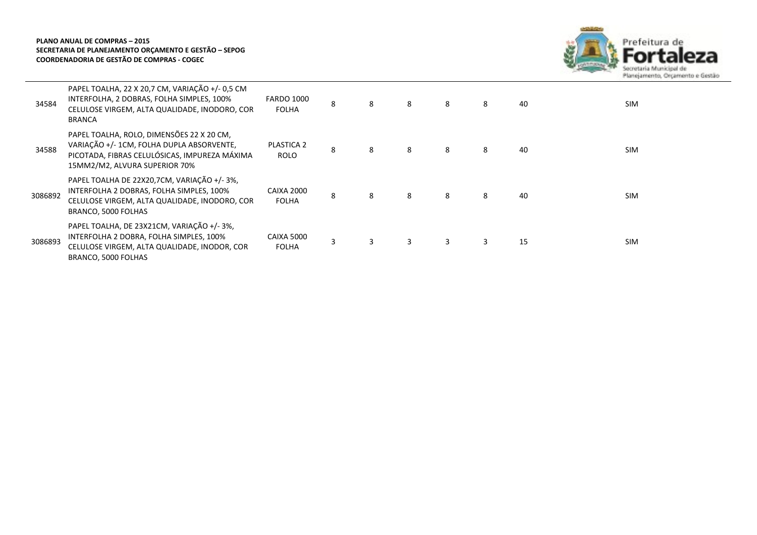**PLANO ANUAL DE COMPRAS – 2015**
**SECRETARIA DE PLANEJAMENTO ORÇAMENTO E GESTÃO – SEPOG**
**COORDENADORIA DE GESTÃO DE COMPRAS - COGEC**

| | | | | | | | | | | |
|---|---|---|---|---|---|---|---|---|---|---|
| 34584 | PAPEL TOALHA, 22 X 20,7 CM, VARIAÇÃO +/- 0,5 CM INTERFOLHA, 2 DOBRAS, FOLHA SIMPLES, 100% CELULOSE VIRGEM, ALTA QUALIDADE, INODORO, COR BRANCA | FARDO 1000 FOLHA | 8 | 8 | 8 | 8 | 8 | 40 | | SIM |
| 34588 | PAPEL TOALHA, ROLO, DIMENSÕES 22 X 20 CM, VARIAÇÃO +/- 1CM, FOLHA DUPLA ABSORVENTE, PICOTADA, FIBRAS CELULÓSICAS, IMPUREZA MÁXIMA 15MM2/M2, ALVURA SUPERIOR 70% | PLASTICA 2 ROLO | 8 | 8 | 8 | 8 | 8 | 40 | | SIM |
| 3086892 | PAPEL TOALHA DE 22X20,7CM, VARIAÇÃO +/- 3%, INTERFOLHA 2 DOBRAS, FOLHA SIMPLES, 100% CELULOSE VIRGEM, ALTA QUALIDADE, INODORO, COR BRANCO, 5000 FOLHAS | CAIXA 2000 FOLHA | 8 | 8 | 8 | 8 | 8 | 40 | | SIM |
| 3086893 | PAPEL TOALHA, DE 23X21CM, VARIAÇÃO +/- 3%, INTERFOLHA 2 DOBRA, FOLHA SIMPLES, 100% CELULOSE VIRGEM, ALTA QUALIDADE, INODOR, COR BRANCO, 5000 FOLHAS | CAIXA 5000 FOLHA | 3 | 3 | 3 | 3 | 3 | 15 | | SIM |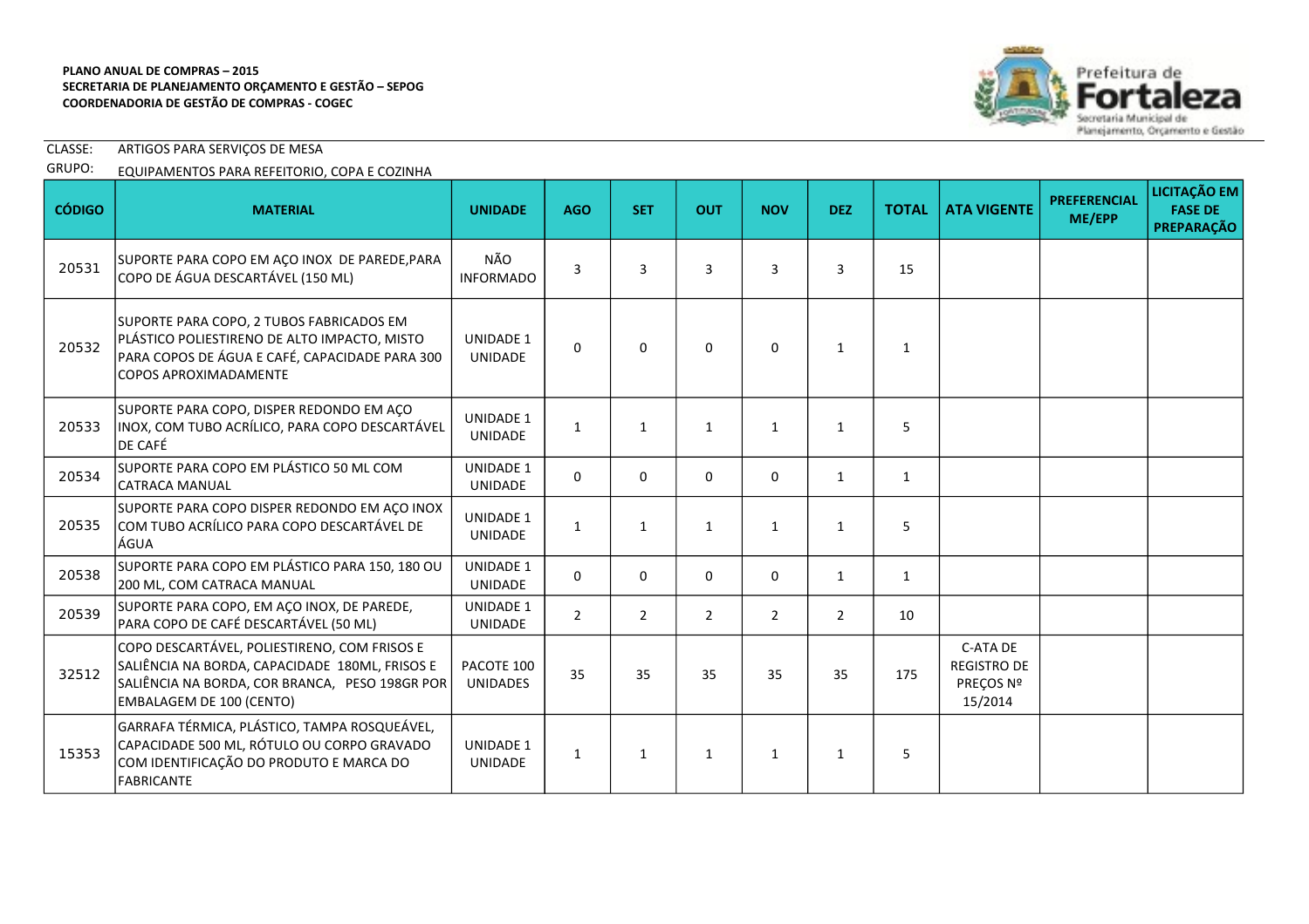**PLANO ANUAL DE COMPRAS – 2015**
**SECRETARIA DE PLANEJAMENTO ORÇAMENTO E GESTÃO – SEPOG**
**COORDENADORIA DE GESTÃO DE COMPRAS - COGEC**

CLASSE: ARTIGOS PARA SERVIÇOS DE MESA

GRUPO: EQUIPAMENTOS PARA REFEITORIO, COPA E COZINHA

| CÓDIGO | MATERIAL | UNIDADE | AGO | SET | OUT | NOV | DEZ | TOTAL | ATA VIGENTE | PREFERENCIAL ME/EPP | LICITAÇÃO EM FASE DE PREPARAÇÃO |
|---|---|---|---|---|---|---|---|---|---|---|---|
| 20531 | SUPORTE PARA COPO EM AÇO INOX DE PAREDE,PARA COPO DE ÁGUA DESCARTÁVEL (150 ML) | NÃO INFORMADO | 3 | 3 | 3 | 3 | 3 | 15 | | | |
| 20532 | SUPORTE PARA COPO, 2 TUBOS FABRICADOS EM PLÁSTICO POLIESTIRENO DE ALTO IMPACTO, MISTO PARA COPOS DE ÁGUA E CAFÉ, CAPACIDADE PARA 300 COPOS APROXIMADAMENTE | UNIDADE 1 UNIDADE | 0 | 0 | 0 | 0 | 1 | 1 | | | |
| 20533 | SUPORTE PARA COPO, DISPER REDONDO EM AÇO INOX, COM TUBO ACRÍLICO, PARA COPO DESCARTÁVEL DE CAFÉ | UNIDADE 1 UNIDADE | 1 | 1 | 1 | 1 | 1 | 5 | | | |
| 20534 | SUPORTE PARA COPO EM PLÁSTICO 50 ML COM CATRACA MANUAL | UNIDADE 1 UNIDADE | 0 | 0 | 0 | 0 | 1 | 1 | | | |
| 20535 | SUPORTE PARA COPO DISPER REDONDO EM AÇO INOX COM TUBO ACRÍLICO PARA COPO DESCARTÁVEL DE ÁGUA | UNIDADE 1 UNIDADE | 1 | 1 | 1 | 1 | 1 | 5 | | | |
| 20538 | SUPORTE PARA COPO EM PLÁSTICO PARA 150, 180 OU 200 ML, COM CATRACA MANUAL | UNIDADE 1 UNIDADE | 0 | 0 | 0 | 0 | 1 | 1 | | | |
| 20539 | SUPORTE PARA COPO, EM AÇO INOX, DE PAREDE, PARA COPO DE CAFÉ DESCARTÁVEL (50 ML) | UNIDADE 1 UNIDADE | 2 | 2 | 2 | 2 | 2 | 10 | | | |
| 32512 | COPO DESCARTÁVEL, POLIESTIRENO, COM FRISOS E SALIÊNCIA NA BORDA, CAPACIDADE 180ML, FRISOS E SALIÊNCIA NA BORDA, COR BRANCA, PESO 198GR POR EMBALAGEM DE 100 (CENTO) | PACOTE 100 UNIDADES | 35 | 35 | 35 | 35 | 35 | 175 | C-ATA DE REGISTRO DE PREÇOS Nº 15/2014 | | |
| 15353 | GARRAFA TÉRMICA, PLÁSTICO, TAMPA ROSQUEÁVEL, CAPACIDADE 500 ML, RÓTULO OU CORPO GRAVADO COM IDENTIFICAÇÃO DO PRODUTO E MARCA DO FABRICANTE | UNIDADE 1 UNIDADE | 1 | 1 | 1 | 1 | 1 | 5 | | | |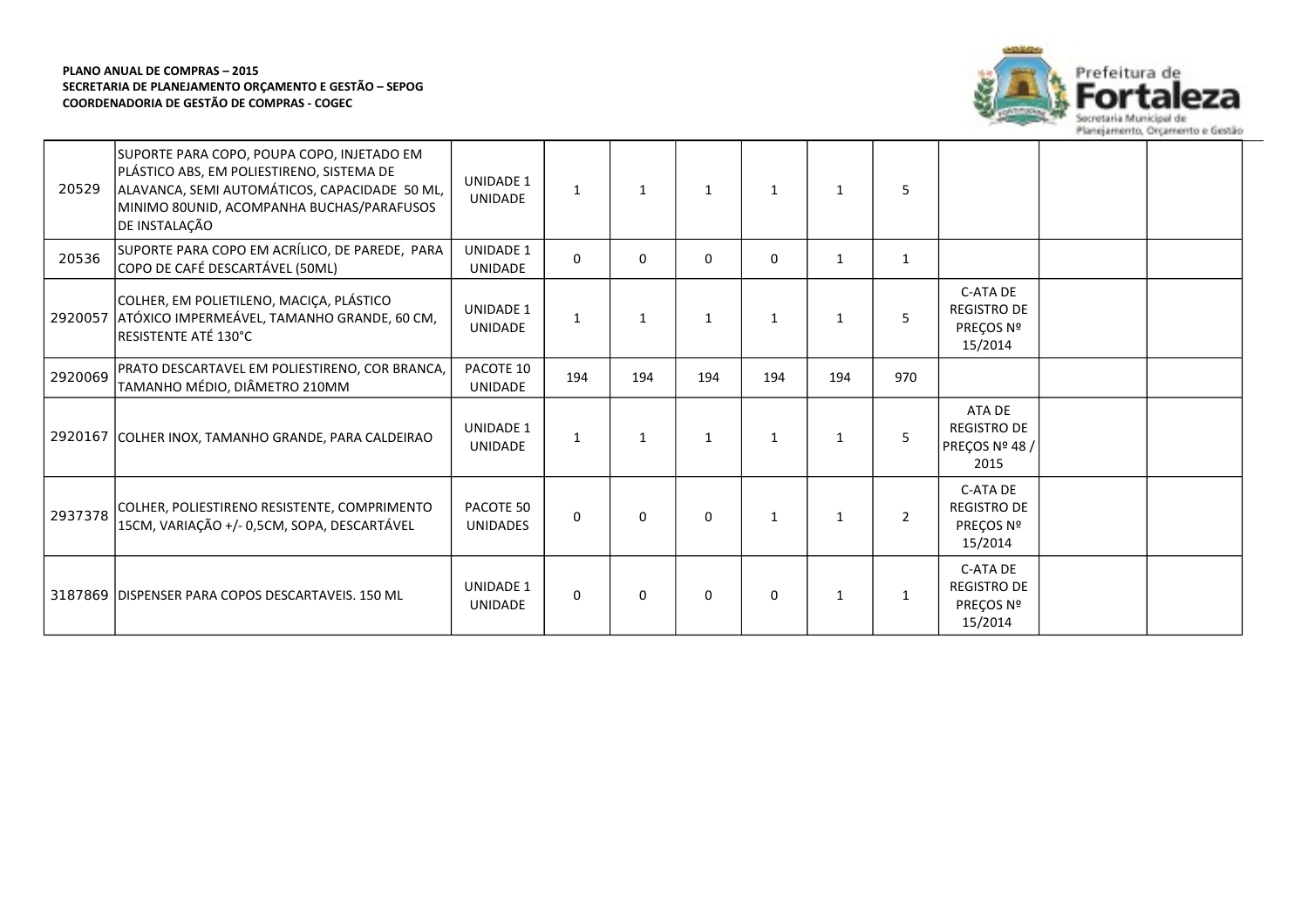**PLANO ANUAL DE COMPRAS – 2015**
**SECRETARIA DE PLANEJAMENTO ORÇAMENTO E GESTÃO – SEPOG**
**COORDENADORIA DE GESTÃO DE COMPRAS - COGEC**

| | | | | | | | | | | | |
|---|---|---|---|---|---|---|---|---|---|---|---|
| 20529 | SUPORTE PARA COPO, POUPA COPO, INJETADO EM PLÁSTICO ABS, EM POLIESTIRENO, SISTEMA DE ALAVANCA, SEMI AUTOMÁTICOS, CAPACIDADE 50 ML, MINIMO 80UNID, ACOMPANHA BUCHAS/PARAFUSOS DE INSTALAÇÃO | UNIDADE 1 UNIDADE | 1 | 1 | 1 | 1 | 1 | 5 | | | |
| 20536 | SUPORTE PARA COPO EM ACRÍLICO, DE PAREDE, PARA COPO DE CAFÉ DESCARTÁVEL (50ML) | UNIDADE 1 UNIDADE | 0 | 0 | 0 | 0 | 1 | 1 | | | |
| 2920057 | COLHER, EM POLIETILENO, MACIÇA, PLÁSTICO ATÓXICO IMPERMEÁVEL, TAMANHO GRANDE, 60 CM, RESISTENTE ATÉ 130°C | UNIDADE 1 UNIDADE | 1 | 1 | 1 | 1 | 1 | 5 | C-ATA DE REGISTRO DE PREÇOS Nº 15/2014 | | |
| 2920069 | PRATO DESCARTAVEL EM POLIESTIRENO, COR BRANCA, TAMANHO MÉDIO, DIÂMETRO 210MM | PACOTE 10 UNIDADE | 194 | 194 | 194 | 194 | 194 | 970 | | | |
| 2920167 | COLHER INOX, TAMANHO GRANDE, PARA CALDEIRAO | UNIDADE 1 UNIDADE | 1 | 1 | 1 | 1 | 1 | 5 | ATA DE REGISTRO DE PREÇOS Nº 48 / 2015 | | |
| 2937378 | COLHER, POLIESTIRENO RESISTENTE, COMPRIMENTO 15CM, VARIAÇÃO +/- 0,5CM, SOPA, DESCARTÁVEL | PACOTE 50 UNIDADES | 0 | 0 | 0 | 1 | 1 | 2 | C-ATA DE REGISTRO DE PREÇOS Nº 15/2014 | | |
| 3187869 | DISPENSER PARA COPOS DESCARTAVEIS. 150 ML | UNIDADE 1 UNIDADE | 0 | 0 | 0 | 0 | 1 | 1 | C-ATA DE REGISTRO DE PREÇOS Nº 15/2014 | | |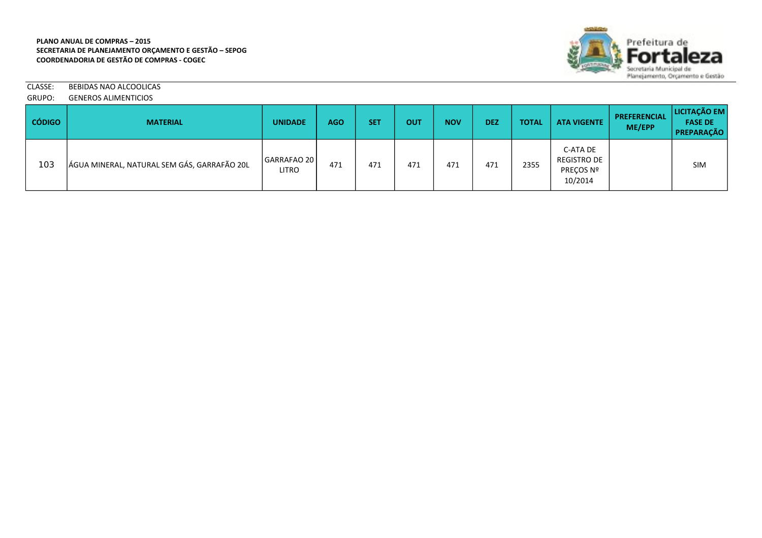**PLANO ANUAL DE COMPRAS – 2015**
**SECRETARIA DE PLANEJAMENTO ORÇAMENTO E GESTÃO – SEPOG**
**COORDENADORIA DE GESTÃO DE COMPRAS - COGEC**

Prefeitura de Fortaleza
Secretaria Municipal de Planejamento, Orçamento e Gestão

CLASSE: BEBIDAS NAO ALCOOLICAS
GRUPO: GENEROS ALIMENTICIOS

| CÓDIGO | MATERIAL | UNIDADE | AGO | SET | OUT | NOV | DEZ | TOTAL | ATA VIGENTE | PREFERENCIAL ME/EPP | LICITAÇÃO EM FASE DE PREPARAÇÃO |
|---|---|---|---|---|---|---|---|---|---|---|---|
| 103 | ÁGUA MINERAL, NATURAL SEM GÁS, GARRAFÃO 20L | GARRAFAO 20 LITRO | 471 | 471 | 471 | 471 | 471 | 2355 | C-ATA DE REGISTRO DE PREÇOS Nº 10/2014 | | SIM |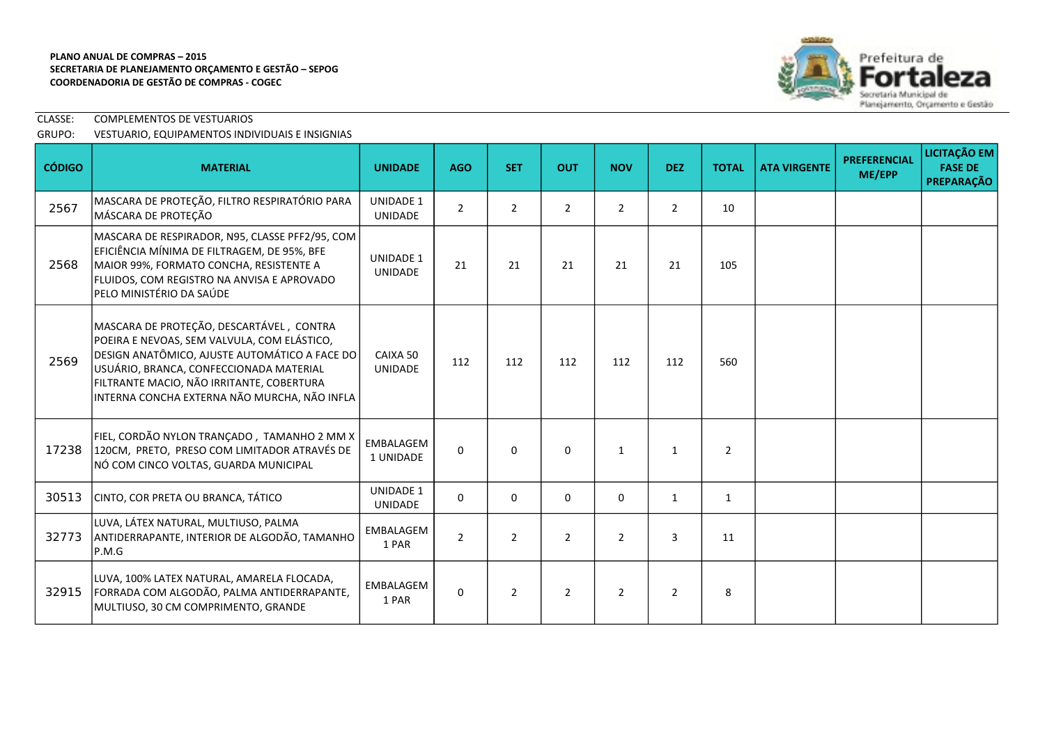**PLANO ANUAL DE COMPRAS – 2015**
**SECRETARIA DE PLANEJAMENTO ORÇAMENTO E GESTÃO – SEPOG**
**COORDENADORIA DE GESTÃO DE COMPRAS - COGEC**

CLASSE: COMPLEMENTOS DE VESTUARIOS

GRUPO: VESTUARIO, EQUIPAMENTOS INDIVIDUAIS E INSIGNIAS

| CÓDIGO | MATERIAL | UNIDADE | AGO | SET | OUT | NOV | DEZ | TOTAL | ATA VIRGENTE | PREFERENCIAL ME/EPP | LICITAÇÃO EM FASE DE PREPARAÇÃO |
|---|---|---|---|---|---|---|---|---|---|---|---|
| 2567 | MASCARA DE PROTEÇÃO, FILTRO RESPIRATÓRIO PARA MÁSCARA DE PROTEÇÃO | UNIDADE 1 UNIDADE | 2 | 2 | 2 | 2 | 2 | 10 | | | |
| 2568 | MASCARA DE RESPIRADOR, N95, CLASSE PFF2/95, COM EFICIÊNCIA MÍNIMA DE FILTRAGEM, DE 95%, BFE MAIOR 99%, FORMATO CONCHA, RESISTENTE A FLUIDOS, COM REGISTRO NA ANVISA E APROVADO PELO MINISTÉRIO DA SAÚDE | UNIDADE 1 UNIDADE | 21 | 21 | 21 | 21 | 21 | 105 | | | |
| 2569 | MASCARA DE PROTEÇÃO, DESCARTÁVEL , CONTRA POEIRA E NEVOAS, SEM VALVULA, COM ELÁSTICO, DESIGN ANATÔMICO, AJUSTE AUTOMÁTICO A FACE DO USUÁRIO, BRANCA, CONFECCIONADA MATERIAL FILTRANTE MACIO, NÃO IRRITANTE, COBERTURA INTERNA CONCHA EXTERNA NÃO MURCHA, NÃO INFLA | CAIXA 50 UNIDADE | 112 | 112 | 112 | 112 | 112 | 560 | | | |
| 17238 | FIEL, CORDÃO NYLON TRANÇADO , TAMANHO 2 MM X 120CM, PRETO, PRESO COM LIMITADOR ATRAVÉS DE NÓ COM CINCO VOLTAS, GUARDA MUNICIPAL | EMBALAGEM 1 UNIDADE | 0 | 0 | 0 | 1 | 1 | 2 | | | |
| 30513 | CINTO, COR PRETA OU BRANCA, TÁTICO | UNIDADE 1 UNIDADE | 0 | 0 | 0 | 0 | 1 | 1 | | | |
| 32773 | LUVA, LÁTEX NATURAL, MULTIUSO, PALMA ANTIDERRAPANTE, INTERIOR DE ALGODÃO, TAMANHO P.M.G | EMBALAGEM 1 PAR | 2 | 2 | 2 | 2 | 3 | 11 | | | |
| 32915 | LUVA, 100% LATEX NATURAL, AMARELA FLOCADA, FORRADA COM ALGODÃO, PALMA ANTIDERRAPANTE, MULTIUSO, 30 CM COMPRIMENTO, GRANDE | EMBALAGEM 1 PAR | 0 | 2 | 2 | 2 | 2 | 8 | | | |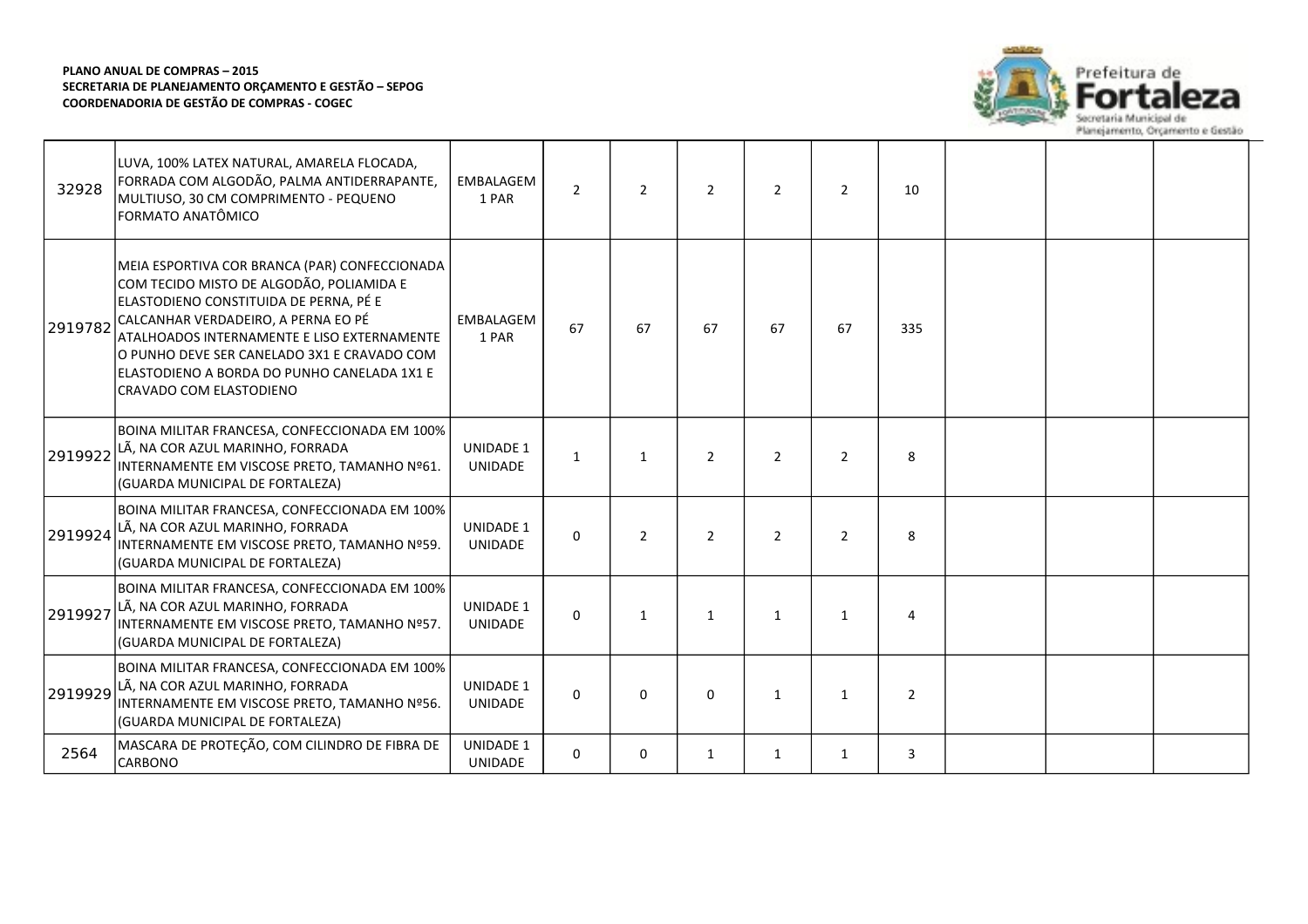**PLANO ANUAL DE COMPRAS – 2015**
**SECRETARIA DE PLANEJAMENTO ORÇAMENTO E GESTÃO – SEPOG**
**COORDENADORIA DE GESTÃO DE COMPRAS - COGEC**

| | | | | | | | | | | | |
|---|---|---|---|---|---|---|---|---|---|---|---|
| 32928 | LUVA, 100% LATEX NATURAL, AMARELA FLOCADA, FORRADA COM ALGODÃO, PALMA ANTIDERRAPANTE, MULTIUSO, 30 CM COMPRIMENTO - PEQUENO FORMATO ANATÔMICO | EMBALAGEM 1 PAR | 2 | 2 | 2 | 2 | 2 | 10 | | | |
| 2919782 | MEIA ESPORTIVA COR BRANCA (PAR) CONFECCIONADA COM TECIDO MISTO DE ALGODÃO, POLIAMIDA E ELASTODIENO CONSTITUIDA DE PERNA, PÉ E CALCANHAR VERDADEIRO, A PERNA EO PÉ ATALHOADOS INTERNAMENTE E LISO EXTERNAMENTE O PUNHO DEVE SER CANELADO 3X1 E CRAVADO COM ELASTODIENO A BORDA DO PUNHO CANELADA 1X1 E CRAVADO COM ELASTODIENO | EMBALAGEM 1 PAR | 67 | 67 | 67 | 67 | 67 | 335 | | | |
| 2919922 | BOINA MILITAR FRANCESA, CONFECCIONADA EM 100% LÃ, NA COR AZUL MARINHO, FORRADA INTERNAMENTE EM VISCOSE PRETO, TAMANHO Nº61. (GUARDA MUNICIPAL DE FORTALEZA) | UNIDADE 1 UNIDADE | 1 | 1 | 2 | 2 | 2 | 8 | | | |
| 2919924 | BOINA MILITAR FRANCESA, CONFECCIONADA EM 100% LÃ, NA COR AZUL MARINHO, FORRADA INTERNAMENTE EM VISCOSE PRETO, TAMANHO Nº59. (GUARDA MUNICIPAL DE FORTALEZA) | UNIDADE 1 UNIDADE | 0 | 2 | 2 | 2 | 2 | 8 | | | |
| 2919927 | BOINA MILITAR FRANCESA, CONFECCIONADA EM 100% LÃ, NA COR AZUL MARINHO, FORRADA INTERNAMENTE EM VISCOSE PRETO, TAMANHO Nº57. (GUARDA MUNICIPAL DE FORTALEZA) | UNIDADE 1 UNIDADE | 0 | 1 | 1 | 1 | 1 | 4 | | | |
| 2919929 | BOINA MILITAR FRANCESA, CONFECCIONADA EM 100% LÃ, NA COR AZUL MARINHO, FORRADA INTERNAMENTE EM VISCOSE PRETO, TAMANHO Nº56. (GUARDA MUNICIPAL DE FORTALEZA) | UNIDADE 1 UNIDADE | 0 | 0 | 0 | 1 | 1 | 2 | | | |
| 2564 | MASCARA DE PROTEÇÃO, COM CILINDRO DE FIBRA DE CARBONO | UNIDADE 1 UNIDADE | 0 | 0 | 1 | 1 | 1 | 3 | | | |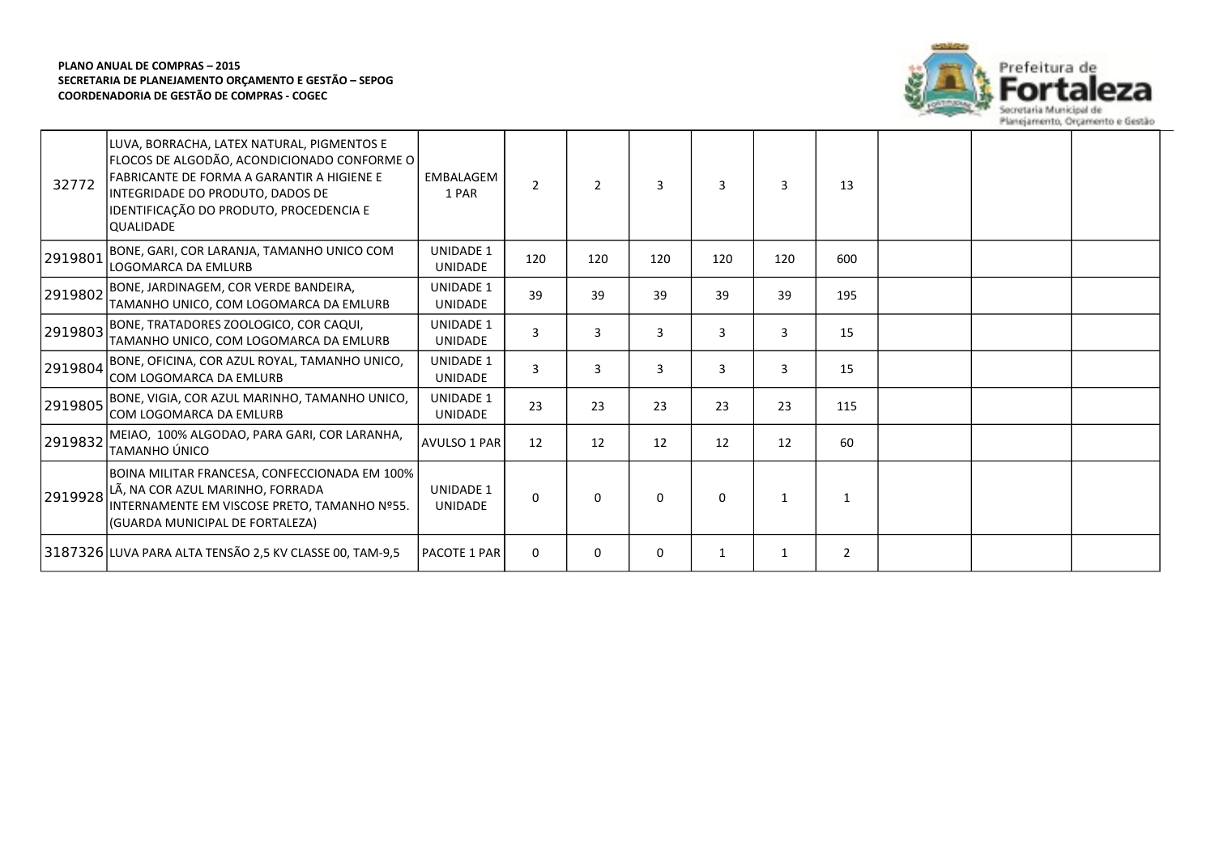**PLANO ANUAL DE COMPRAS – 2015**
**SECRETARIA DE PLANEJAMENTO ORÇAMENTO E GESTÃO – SEPOG**
**COORDENADORIA DE GESTÃO DE COMPRAS - COGEC**

| | | | | | | | | | | | |
|---|---|---|---|---|---|---|---|---|---|---|---|
| 32772 | LUVA, BORRACHA, LATEX NATURAL, PIGMENTOS E FLOCOS DE ALGODÃO, ACONDICIONADO CONFORME O FABRICANTE DE FORMA A GARANTIR A HIGIENE E INTEGRIDADE DO PRODUTO, DADOS DE IDENTIFICAÇÃO DO PRODUTO, PROCEDENCIA E QUALIDADE | EMBALAGEM 1 PAR | 2 | 2 | 3 | 3 | 3 | 13 | | | |
| 2919801 | BONE, GARI, COR LARANJA, TAMANHO UNICO COM LOGOMARCA DA EMLURB | UNIDADE 1 UNIDADE | 120 | 120 | 120 | 120 | 120 | 600 | | | |
| 2919802 | BONE, JARDINAGEM, COR VERDE BANDEIRA, TAMANHO UNICO, COM LOGOMARCA DA EMLURB | UNIDADE 1 UNIDADE | 39 | 39 | 39 | 39 | 39 | 195 | | | |
| 2919803 | BONE, TRATADORES ZOOLOGICO, COR CAQUI, TAMANHO UNICO, COM LOGOMARCA DA EMLURB | UNIDADE 1 UNIDADE | 3 | 3 | 3 | 3 | 3 | 15 | | | |
| 2919804 | BONE, OFICINA, COR AZUL ROYAL, TAMANHO UNICO, COM LOGOMARCA DA EMLURB | UNIDADE 1 UNIDADE | 3 | 3 | 3 | 3 | 3 | 15 | | | |
| 2919805 | BONE, VIGIA, COR AZUL MARINHO, TAMANHO UNICO, COM LOGOMARCA DA EMLURB | UNIDADE 1 UNIDADE | 23 | 23 | 23 | 23 | 23 | 115 | | | |
| 2919832 | MEIAO, 100% ALGODAO, PARA GARI, COR LARANHA, TAMANHO ÚNICO | AVULSO 1 PAR | 12 | 12 | 12 | 12 | 12 | 60 | | | |
| 2919928 | BOINA MILITAR FRANCESA, CONFECCIONADA EM 100% LÃ, NA COR AZUL MARINHO, FORRADA INTERNAMENTE EM VISCOSE PRETO, TAMANHO Nº55. (GUARDA MUNICIPAL DE FORTALEZA) | UNIDADE 1 UNIDADE | 0 | 0 | 0 | 0 | 1 | 1 | | | |
| 3187326 | LUVA PARA ALTA TENSÃO 2,5 KV CLASSE 00, TAM-9,5 | PACOTE 1 PAR | 0 | 0 | 0 | 1 | 1 | 2 | | | |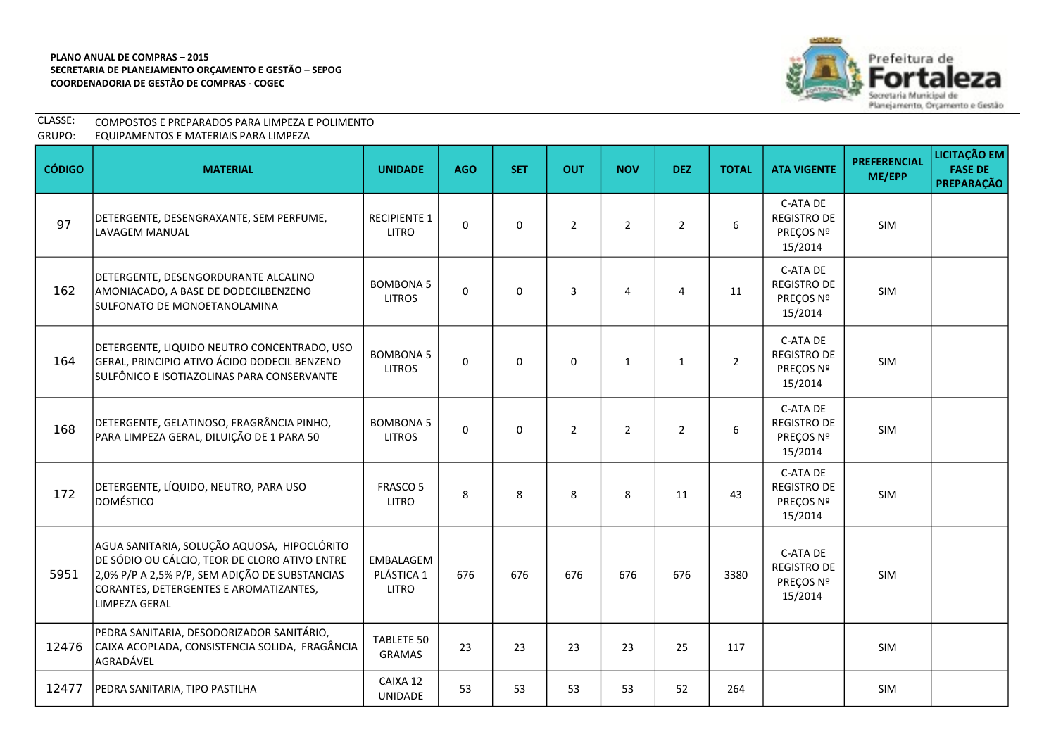**PLANO ANUAL DE COMPRAS – 2015**
**SECRETARIA DE PLANEJAMENTO ORÇAMENTO E GESTÃO – SEPOG**
**COORDENADORIA DE GESTÃO DE COMPRAS - COGEC**

CLASSE: COMPOSTOS E PREPARADOS PARA LIMPEZA E POLIMENTO
GRUPO: EQUIPAMENTOS E MATERIAIS PARA LIMPEZA

| CÓDIGO | MATERIAL | UNIDADE | AGO | SET | OUT | NOV | DEZ | TOTAL | ATA VIGENTE | PREFERENCIAL ME/EPP | LICITAÇÃO EM FASE DE PREPARAÇÃO |
|---|---|---|---|---|---|---|---|---|---|---|---|
| 97 | DETERGENTE, DESENGRAXANTE, SEM PERFUME, LAVAGEM MANUAL | RECIPIENTE 1 LITRO | 0 | 0 | 2 | 2 | 2 | 6 | C-ATA DE REGISTRO DE PREÇOS Nº 15/2014 | SIM | |
| 162 | DETERGENTE, DESENGORDURANTE ALCALINO AMONIACADO, A BASE DE DODECILBENZENO SULFONATO DE MONOETANOLAMINA | BOMBONA 5 LITROS | 0 | 0 | 3 | 4 | 4 | 11 | C-ATA DE REGISTRO DE PREÇOS Nº 15/2014 | SIM | |
| 164 | DETERGENTE, LIQUIDO NEUTRO CONCENTRADO, USO GERAL, PRINCIPIO ATIVO ÁCIDO DODECIL BENZENO SULFÔNICO E ISOTIAZOLINAS PARA CONSERVANTE | BOMBONA 5 LITROS | 0 | 0 | 0 | 1 | 1 | 2 | C-ATA DE REGISTRO DE PREÇOS Nº 15/2014 | SIM | |
| 168 | DETERGENTE, GELATINOSO, FRAGRÂNCIA PINHO, PARA LIMPEZA GERAL, DILUIÇÃO DE 1 PARA 50 | BOMBONA 5 LITROS | 0 | 0 | 2 | 2 | 2 | 6 | C-ATA DE REGISTRO DE PREÇOS Nº 15/2014 | SIM | |
| 172 | DETERGENTE, LÍQUIDO, NEUTRO, PARA USO DOMÉSTICO | FRASCO 5 LITRO | 8 | 8 | 8 | 8 | 11 | 43 | C-ATA DE REGISTRO DE PREÇOS Nº 15/2014 | SIM | |
| 5951 | AGUA SANITARIA, SOLUÇÃO AQUOSA, HIPOCLÓRITO DE SÓDIO OU CÁLCIO, TEOR DE CLORO ATIVO ENTRE 2,0% P/P A 2,5% P/P, SEM ADIÇÃO DE SUBSTANCIAS CORANTES, DETERGENTES E AROMATIZANTES, LIMPEZA GERAL | EMBALAGEM PLÁSTICA 1 LITRO | 676 | 676 | 676 | 676 | 676 | 3380 | C-ATA DE REGISTRO DE PREÇOS Nº 15/2014 | SIM | |
| 12476 | PEDRA SANITARIA, DESODORIZADOR SANITÁRIO, CAIXA ACOPLADA, CONSISTENCIA SOLIDA, FRAGÂNCIA AGRADÁVEL | TABLETE 50 GRAMAS | 23 | 23 | 23 | 23 | 25 | 117 | | SIM | |
| 12477 | PEDRA SANITARIA, TIPO PASTILHA | CAIXA 12 UNIDADE | 53 | 53 | 53 | 53 | 52 | 264 | | SIM | |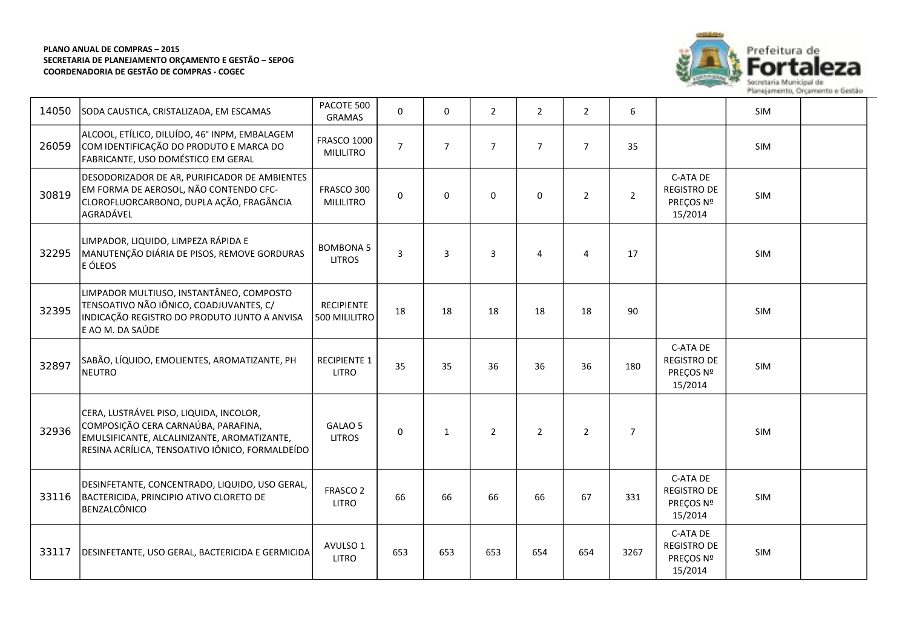**PLANO ANUAL DE COMPRAS – 2015**
**SECRETARIA DE PLANEJAMENTO ORÇAMENTO E GESTÃO – SEPOG**
**COORDENADORIA DE GESTÃO DE COMPRAS - COGEC**

| | | | | | | | | | | | |
|---|---|---|---|---|---|---|---|---|---|---|---|
| 14050 | SODA CAUSTICA, CRISTALIZADA, EM ESCAMAS | PACOTE 500 GRAMAS | 0 | 0 | 2 | 2 | 2 | 6 | | SIM | |
| 26059 | ALCOOL, ETÍLICO, DILUÍDO, 46° INPM, EMBALAGEM COM IDENTIFICAÇÃO DO PRODUTO E MARCA DO FABRICANTE, USO DOMÉSTICO EM GERAL | FRASCO 1000 MILILITRO | 7 | 7 | 7 | 7 | 7 | 35 | | SIM | |
| 30819 | DESODORIZADOR DE AR, PURIFICADOR DE AMBIENTES EM FORMA DE AEROSOL, NÃO CONTENDO CFC-CLOROFLUORCARBONO, DUPLA AÇÃO, FRAGÂNCIA AGRADÁVEL | FRASCO 300 MILILITRO | 0 | 0 | 0 | 0 | 2 | 2 | C-ATA DE REGISTRO DE PREÇOS Nº 15/2014 | SIM | |
| 32295 | LIMPADOR, LIQUIDO, LIMPEZA RÁPIDA E MANUTENÇÃO DIÁRIA DE PISOS, REMOVE GORDURAS E ÓLEOS | BOMBONA 5 LITROS | 3 | 3 | 3 | 4 | 4 | 17 | | SIM | |
| 32395 | LIMPADOR MULTIUSO, INSTANTÂNEO, COMPOSTO TENSOATIVO NÃO IÔNICO, COADJUVANTES, C/ INDICAÇÃO REGISTRO DO PRODUTO JUNTO A ANVISA E AO M. DA SAÚDE | RECIPIENTE 500 MILILITRO | 18 | 18 | 18 | 18 | 18 | 90 | | SIM | |
| 32897 | SABÃO, LÍQUIDO, EMOLIENTES, AROMATIZANTE, PH NEUTRO | RECIPIENTE 1 LITRO | 35 | 35 | 36 | 36 | 36 | 180 | C-ATA DE REGISTRO DE PREÇOS Nº 15/2014 | SIM | |
| 32936 | CERA, LUSTRÁVEL PISO, LIQUIDA, INCOLOR, COMPOSIÇÃO CERA CARNAÚBA, PARAFINA, EMULSIFICANTE, ALCALINIZANTE, AROMATIZANTE, RESINA ACRÍLICA, TENSOATIVO IÔNICO, FORMALDEÍDO | GALAO 5 LITROS | 0 | 1 | 2 | 2 | 2 | 7 | | SIM | |
| 33116 | DESINFETANTE, CONCENTRADO, LIQUIDO, USO GERAL, BACTERICIDA, PRINCIPIO ATIVO CLORETO DE BENZALCÔNICO | FRASCO 2 LITRO | 66 | 66 | 66 | 66 | 67 | 331 | C-ATA DE REGISTRO DE PREÇOS Nº 15/2014 | SIM | |
| 33117 | DESINFETANTE, USO GERAL, BACTERICIDA E GERMICIDA | AVULSO 1 LITRO | 653 | 653 | 653 | 654 | 654 | 3267 | C-ATA DE REGISTRO DE PREÇOS Nº 15/2014 | SIM | |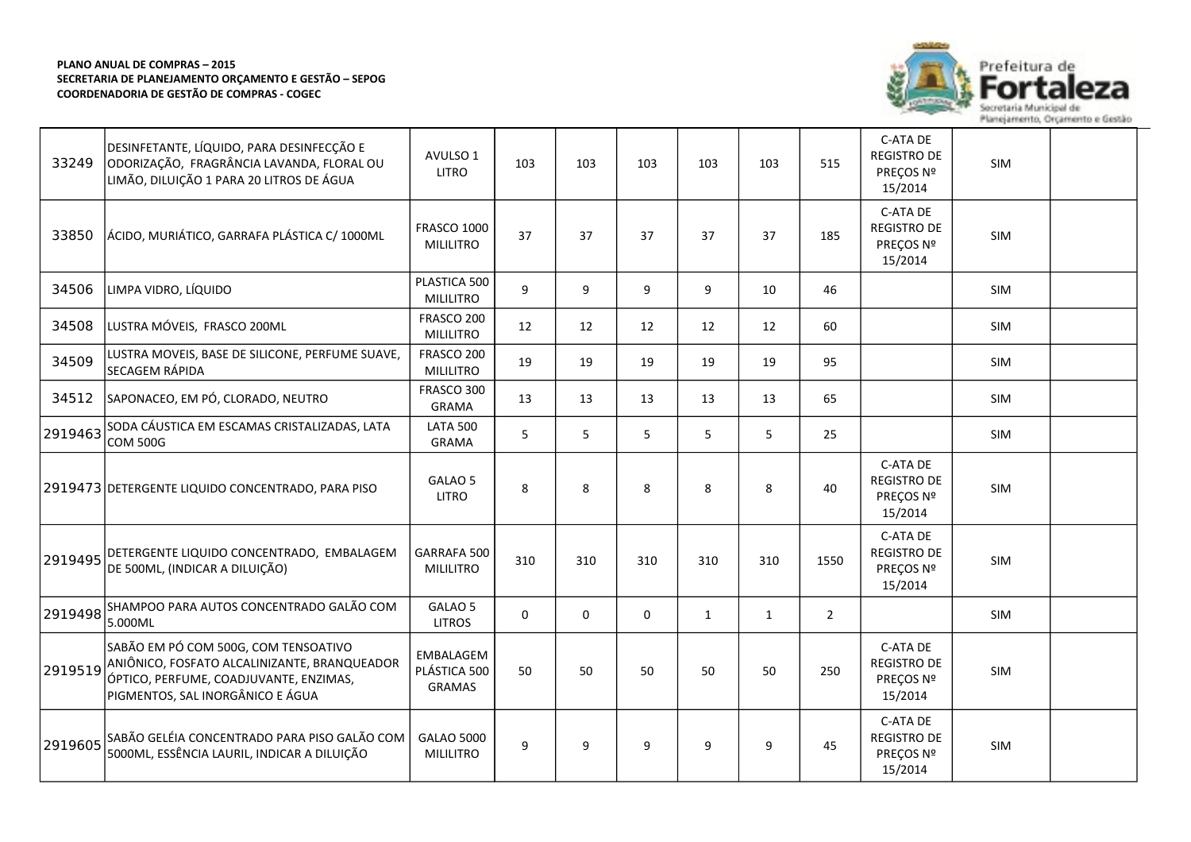**PLANO ANUAL DE COMPRAS – 2015**
**SECRETARIA DE PLANEJAMENTO ORÇAMENTO E GESTÃO – SEPOG**
**COORDENADORIA DE GESTÃO DE COMPRAS - COGEC**

| | | | | | | | | | | | |
|---|---|---|---|---|---|---|---|---|---|---|---|
| 33249 | DESINFETANTE, LÍQUIDO, PARA DESINFECÇÃO E ODORIZAÇÃO, FRAGRÂNCIA LAVANDA, FLORAL OU LIMÃO, DILUIÇÃO 1 PARA 20 LITROS DE ÁGUA | AVULSO 1 LITRO | 103 | 103 | 103 | 103 | 103 | 515 | C-ATA DE REGISTRO DE PREÇOS Nº 15/2014 | SIM | |
| 33850 | ÁCIDO, MURIÁTICO, GARRAFA PLÁSTICA C/ 1000ML | FRASCO 1000 MILILITRO | 37 | 37 | 37 | 37 | 37 | 185 | C-ATA DE REGISTRO DE PREÇOS Nº 15/2014 | SIM | |
| 34506 | LIMPA VIDRO, LÍQUIDO | PLASTICA 500 MILILITRO | 9 | 9 | 9 | 9 | 10 | 46 | | SIM | |
| 34508 | LUSTRA MÓVEIS, FRASCO 200ML | FRASCO 200 MILILITRO | 12 | 12 | 12 | 12 | 12 | 60 | | SIM | |
| 34509 | LUSTRA MOVEIS, BASE DE SILICONE, PERFUME SUAVE, SECAGEM RÁPIDA | FRASCO 200 MILILITRO | 19 | 19 | 19 | 19 | 19 | 95 | | SIM | |
| 34512 | SAPONACEO, EM PÓ, CLORADO, NEUTRO | FRASCO 300 GRAMA | 13 | 13 | 13 | 13 | 13 | 65 | | SIM | |
| 2919463 | SODA CÁUSTICA EM ESCAMAS CRISTALIZADAS, LATA COM 500G | LATA 500 GRAMA | 5 | 5 | 5 | 5 | 5 | 25 | | SIM | |
| 2919473 | DETERGENTE LIQUIDO CONCENTRADO, PARA PISO | GALAO 5 LITRO | 8 | 8 | 8 | 8 | 8 | 40 | C-ATA DE REGISTRO DE PREÇOS Nº 15/2014 | SIM | |
| 2919495 | DETERGENTE LIQUIDO CONCENTRADO, EMBALAGEM DE 500ML, (INDICAR A DILUIÇÃO) | GARRAFA 500 MILILITRO | 310 | 310 | 310 | 310 | 310 | 1550 | C-ATA DE REGISTRO DE PREÇOS Nº 15/2014 | SIM | |
| 2919498 | SHAMPOO PARA AUTOS CONCENTRADO GALÃO COM 5.000ML | GALAO 5 LITROS | 0 | 0 | 0 | 1 | 1 | 2 | | SIM | |
| 2919519 | SABÃO EM PÓ COM 500G, COM TENSOATIVO ANIÔNICO, FOSFATO ALCALINIZANTE, BRANQUEADOR ÓPTICO, PERFUME, COADJUVANTE, ENZIMAS, PIGMENTOS, SAL INORGÂNICO E ÁGUA | EMBALAGEM PLÁSTICA 500 GRAMAS | 50 | 50 | 50 | 50 | 50 | 250 | C-ATA DE REGISTRO DE PREÇOS Nº 15/2014 | SIM | |
| 2919605 | SABÃO GELÉIA CONCENTRADO PARA PISO GALÃO COM 5000ML, ESSÊNCIA LAURIL, INDICAR A DILUIÇÃO | GALAO 5000 MILILITRO | 9 | 9 | 9 | 9 | 9 | 45 | C-ATA DE REGISTRO DE PREÇOS Nº 15/2014 | SIM | |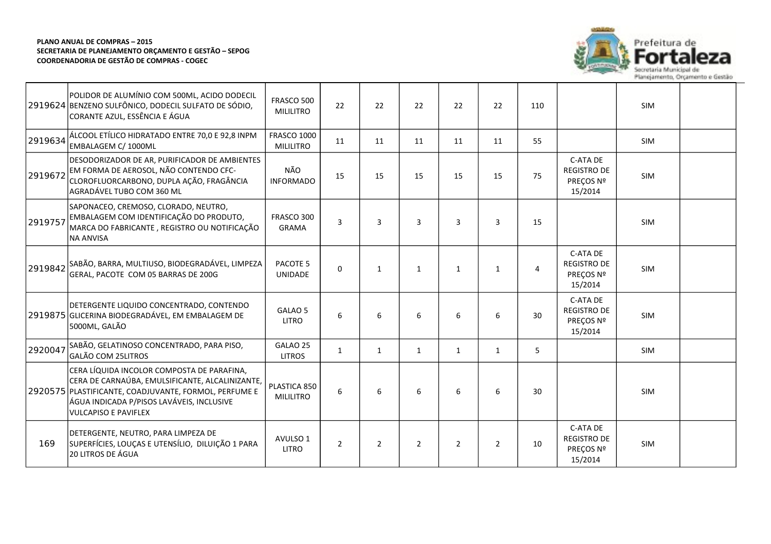**PLANO ANUAL DE COMPRAS – 2015**
**SECRETARIA DE PLANEJAMENTO ORÇAMENTO E GESTÃO – SEPOG**
**COORDENADORIA DE GESTÃO DE COMPRAS - COGEC**

| | | | | | | | | | | | |
|---|---|---|---|---|---|---|---|---|---|---|---|
| 2919624 | POLIDOR DE ALUMÍNIO COM 500ML, ACIDO DODECIL BENZENO SULFÔNICO, DODECIL SULFATO DE SÓDIO, CORANTE AZUL, ESSÊNCIA E ÁGUA | FRASCO 500 MILILITRO | 22 | 22 | 22 | 22 | 22 | 110 | | SIM | |
| 2919634 | ÁLCOOL ETÍLICO HIDRATADO ENTRE 70,0 E 92,8 INPM EMBALAGEM C/ 1000ML | FRASCO 1000 MILILITRO | 11 | 11 | 11 | 11 | 11 | 55 | | SIM | |
| 2919672 | DESODORIZADOR DE AR, PURIFICADOR DE AMBIENTES EM FORMA DE AEROSOL, NÃO CONTENDO CFC-CLOROFLUORCARBONO, DUPLA AÇÃO, FRAGÂNCIA AGRADÁVEL TUBO COM 360 ML | NÃO INFORMADO | 15 | 15 | 15 | 15 | 15 | 75 | C-ATA DE REGISTRO DE PREÇOS Nº 15/2014 | SIM | |
| 2919757 | SAPONACEO, CREMOSO, CLORADO, NEUTRO, EMBALAGEM COM IDENTIFICAÇÃO DO PRODUTO, MARCA DO FABRICANTE , REGISTRO OU NOTIFICAÇÃO NA ANVISA | FRASCO 300 GRAMA | 3 | 3 | 3 | 3 | 3 | 15 | | SIM | |
| 2919842 | SABÃO, BARRA, MULTIUSO, BIODEGRADÁVEL, LIMPEZA GERAL, PACOTE COM 05 BARRAS DE 200G | PACOTE 5 UNIDADE | 0 | 1 | 1 | 1 | 1 | 4 | C-ATA DE REGISTRO DE PREÇOS Nº 15/2014 | SIM | |
| 2919875 | DETERGENTE LIQUIDO CONCENTRADO, CONTENDO GLICERINA BIODEGRADÁVEL, EM EMBALAGEM DE 5000ML, GALÃO | GALAO 5 LITRO | 6 | 6 | 6 | 6 | 6 | 30 | C-ATA DE REGISTRO DE PREÇOS Nº 15/2014 | SIM | |
| 2920047 | SABÃO, GELATINOSO CONCENTRADO, PARA PISO, GALÃO COM 25LITROS | GALAO 25 LITROS | 1 | 1 | 1 | 1 | 1 | 5 | | SIM | |
| 2920575 | CERA LÍQUIDA INCOLOR COMPOSTA DE PARAFINA, CERA DE CARNAÚBA, EMULSIFICANTE, ALCALINIZANTE, PLASTIFICANTE, COADJUVANTE, FORMOL, PERFUME E ÁGUA INDICADA P/PISOS LAVÁVEIS, INCLUSIVE VULCAPISO E PAVIFLEX | PLASTICA 850 MILILITRO | 6 | 6 | 6 | 6 | 6 | 30 | | SIM | |
| 169 | DETERGENTE, NEUTRO, PARA LIMPEZA DE SUPERFÍCIES, LOUÇAS E UTENSÍLIO, DILUIÇÃO 1 PARA 20 LITROS DE ÁGUA | AVULSO 1 LITRO | 2 | 2 | 2 | 2 | 2 | 10 | C-ATA DE REGISTRO DE PREÇOS Nº 15/2014 | SIM | |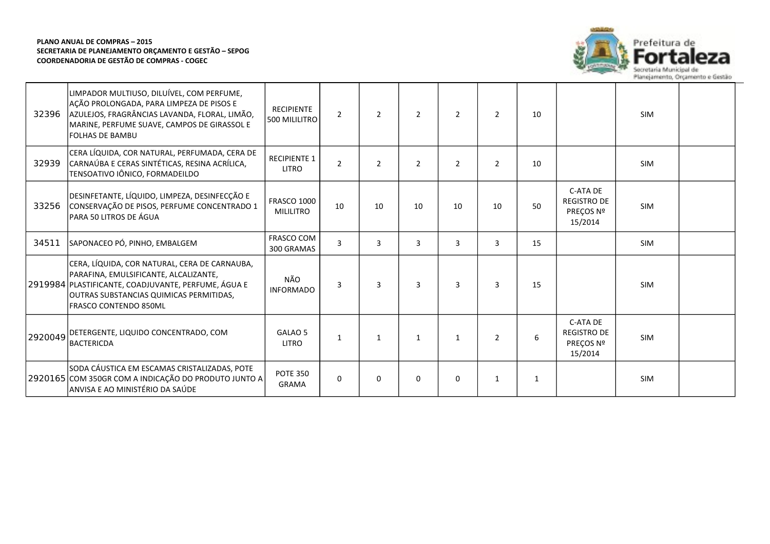**PLANO ANUAL DE COMPRAS – 2015**
**SECRETARIA DE PLANEJAMENTO ORÇAMENTO E GESTÃO – SEPOG**
**COORDENADORIA DE GESTÃO DE COMPRAS - COGEC**

| | | | | | | | | | | | |
|---|---|---|---|---|---|---|---|---|---|---|---|
| 32396 | LIMPADOR MULTIUSO, DILUÍVEL, COM PERFUME, AÇÃO PROLONGADA, PARA LIMPEZA DE PISOS E AZULEJOS, FRAGRÂNCIAS LAVANDA, FLORAL, LIMÃO, MARINE, PERFUME SUAVE, CAMPOS DE GIRASSOL E FOLHAS DE BAMBU | RECIPIENTE 500 MILILITRO | 2 | 2 | 2 | 2 | 2 | 10 | | SIM | |
| 32939 | CERA LÍQUIDA, COR NATURAL, PERFUMADA, CERA DE CARNAÚBA E CERAS SINTÉTICAS, RESINA ACRÍLICA, TENSOATIVO IÔNICO, FORMADEILDO | RECIPIENTE 1 LITRO | 2 | 2 | 2 | 2 | 2 | 10 | | SIM | |
| 33256 | DESINFETANTE, LÍQUIDO, LIMPEZA, DESINFECÇÃO E CONSERVAÇÃO DE PISOS, PERFUME CONCENTRADO 1 PARA 50 LITROS DE ÁGUA | FRASCO 1000 MILILITRO | 10 | 10 | 10 | 10 | 10 | 50 | C-ATA DE REGISTRO DE PREÇOS Nº 15/2014 | SIM | |
| 34511 | SAPONACEO PÓ, PINHO, EMBALGEM | FRASCO COM 300 GRAMAS | 3 | 3 | 3 | 3 | 3 | 15 | | SIM | |
| 2919984 | CERA, LÍQUIDA, COR NATURAL, CERA DE CARNAUBA, PARAFINA, EMULSIFICANTE, ALCALIZANTE, PLASTIFICANTE, COADJUVANTE, PERFUME, ÁGUA E OUTRAS SUBSTANCIAS QUIMICAS PERMITIDAS, FRASCO CONTENDO 850ML | NÃO INFORMADO | 3 | 3 | 3 | 3 | 3 | 15 | | SIM | |
| 2920049 | DETERGENTE, LIQUIDO CONCENTRADO, COM BACTERICDA | GALAO 5 LITRO | 1 | 1 | 1 | 1 | 2 | 6 | C-ATA DE REGISTRO DE PREÇOS Nº 15/2014 | SIM | |
| 2920165 | SODA CÁUSTICA EM ESCAMAS CRISTALIZADAS, POTE COM 350GR COM A INDICAÇÃO DO PRODUTO JUNTO A ANVISA E AO MINISTÉRIO DA SAÚDE | POTE 350 GRAMA | 0 | 0 | 0 | 0 | 1 | 1 | | SIM | |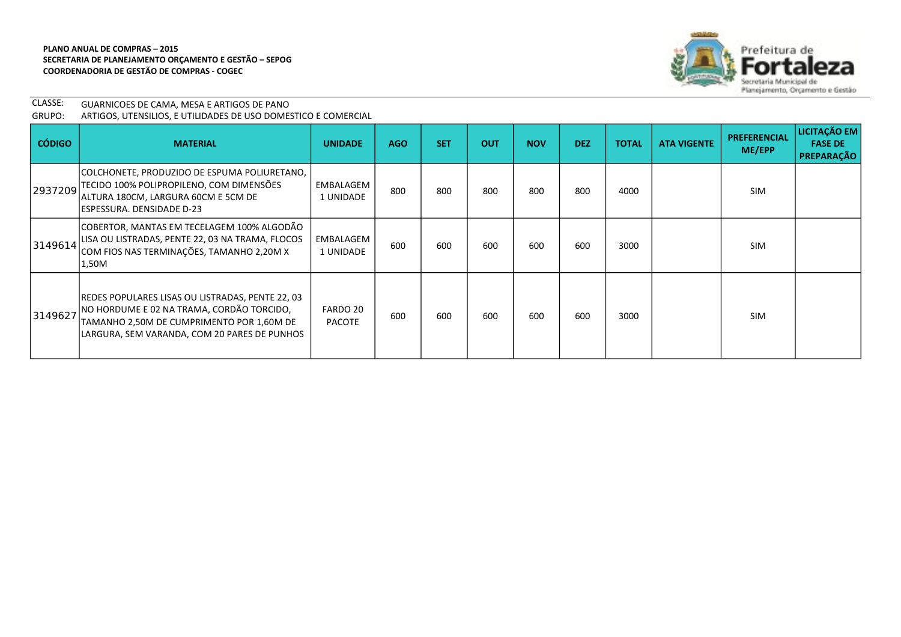**PLANO ANUAL DE COMPRAS – 2015**
**SECRETARIA DE PLANEJAMENTO ORÇAMENTO E GESTÃO – SEPOG**
**COORDENADORIA DE GESTÃO DE COMPRAS - COGEC**

CLASSE: GUARNICOES DE CAMA, MESA E ARTIGOS DE PANO
GRUPO: ARTIGOS, UTENSILIOS, E UTILIDADES DE USO DOMESTICO E COMERCIAL

| CÓDIGO | MATERIAL | UNIDADE | AGO | SET | OUT | NOV | DEZ | TOTAL | ATA VIGENTE | PREFERENCIAL ME/EPP | LICITAÇÃO EM FASE DE PREPARAÇÃO |
|---|---|---|---|---|---|---|---|---|---|---|---|
| 2937209 | COLCHONETE, PRODUZIDO DE ESPUMA POLIURETANO, TECIDO 100% POLIPROPILENO, COM DIMENSÕES ALTURA 180CM, LARGURA 60CM E 5CM DE ESPESSURA. DENSIDADE D-23 | EMBALAGEM 1 UNIDADE | 800 | 800 | 800 | 800 | 800 | 4000 | | SIM | |
| 3149614 | COBERTOR, MANTAS EM TECELAGEM 100% ALGODÃO LISA OU LISTRADAS, PENTE 22, 03 NA TRAMA, FLOCOS COM FIOS NAS TERMINAÇÕES, TAMANHO 2,20M X 1,50M | EMBALAGEM 1 UNIDADE | 600 | 600 | 600 | 600 | 600 | 3000 | | SIM | |
| 3149627 | REDES POPULARES LISAS OU LISTRADAS, PENTE 22, 03 NO HORDUME E 02 NA TRAMA, CORDÃO TORCIDO, TAMANHO 2,50M DE CUMPRIMENTO POR 1,60M DE LARGURA, SEM VARANDA, COM 20 PARES DE PUNHOS | FARDO 20 PACOTE | 600 | 600 | 600 | 600 | 600 | 3000 | | SIM | |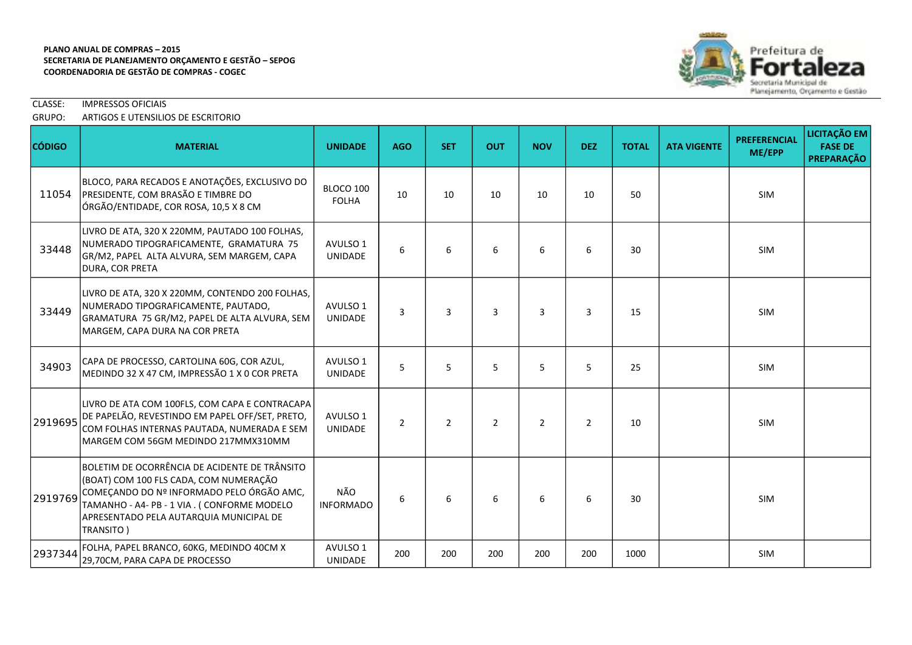**PLANO ANUAL DE COMPRAS – 2015**
**SECRETARIA DE PLANEJAMENTO ORÇAMENTO E GESTÃO – SEPOG**
**COORDENADORIA DE GESTÃO DE COMPRAS - COGEC**

CLASSE: IMPRESSOS OFICIAIS
GRUPO: ARTIGOS E UTENSILIOS DE ESCRITORIO

| CÓDIGO | MATERIAL | UNIDADE | AGO | SET | OUT | NOV | DEZ | TOTAL | ATA VIGENTE | PREFERENCIAL ME/EPP | LICITAÇÃO EM FASE DE PREPARAÇÃO |
|---|---|---|---|---|---|---|---|---|---|---|---|
| 11054 | BLOCO, PARA RECADOS E ANOTAÇÕES, EXCLUSIVO DO PRESIDENTE, COM BRASÃO E TIMBRE DO ÓRGÃO/ENTIDADE, COR ROSA, 10,5 X 8 CM | BLOCO 100 FOLHA | 10 | 10 | 10 | 10 | 10 | 50 | | SIM | |
| 33448 | LIVRO DE ATA, 320 X 220MM, PAUTADO 100 FOLHAS, NUMERADO TIPOGRAFICAMENTE, GRAMATURA 75 GR/M2, PAPEL ALTA ALVURA, SEM MARGEM, CAPA DURA, COR PRETA | AVULSO 1 UNIDADE | 6 | 6 | 6 | 6 | 6 | 30 | | SIM | |
| 33449 | LIVRO DE ATA, 320 X 220MM, CONTENDO 200 FOLHAS, NUMERADO TIPOGRAFICAMENTE, PAUTADO, GRAMATURA 75 GR/M2, PAPEL DE ALTA ALVURA, SEM MARGEM, CAPA DURA NA COR PRETA | AVULSO 1 UNIDADE | 3 | 3 | 3 | 3 | 3 | 15 | | SIM | |
| 34903 | CAPA DE PROCESSO, CARTOLINA 60G, COR AZUL, MEDINDO 32 X 47 CM, IMPRESSÃO 1 X 0 COR PRETA | AVULSO 1 UNIDADE | 5 | 5 | 5 | 5 | 5 | 25 | | SIM | |
| 2919695 | LIVRO DE ATA COM 100FLS, COM CAPA E CONTRACAPA DE PAPELÃO, REVESTINDO EM PAPEL OFF/SET, PRETO, COM FOLHAS INTERNAS PAUTADA, NUMERADA E SEM MARGEM COM 56GM MEDINDO 217MMX310MM | AVULSO 1 UNIDADE | 2 | 2 | 2 | 2 | 2 | 10 | | SIM | |
| 2919769 | BOLETIM DE OCORRÊNCIA DE ACIDENTE DE TRÂNSITO (BOAT) COM 100 FLS CADA, COM NUMERAÇÃO COMEÇANDO DO Nº INFORMADO PELO ÓRGÃO AMC, TAMANHO - A4- PB - 1 VIA . ( CONFORME MODELO APRESENTADO PELA AUTARQUIA MUNICIPAL DE TRANSITO ) | NÃO INFORMADO | 6 | 6 | 6 | 6 | 6 | 30 | | SIM | |
| 2937344 | FOLHA, PAPEL BRANCO, 60KG, MEDINDO 40CM X 29,70CM, PARA CAPA DE PROCESSO | AVULSO 1 UNIDADE | 200 | 200 | 200 | 200 | 200 | 1000 | | SIM | |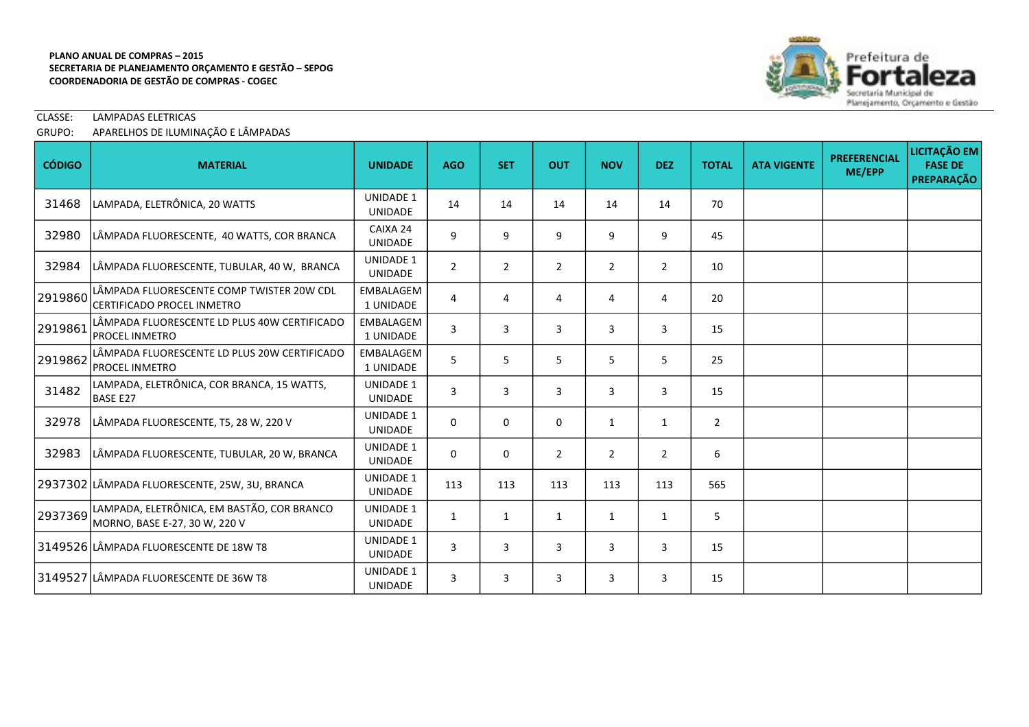**PLANO ANUAL DE COMPRAS – 2015**
**SECRETARIA DE PLANEJAMENTO ORÇAMENTO E GESTÃO – SEPOG**
**COORDENADORIA DE GESTÃO DE COMPRAS - COGEC**

CLASSE: LAMPADAS ELETRICAS
GRUPO: APARELHOS DE ILUMINAÇÃO E LÂMPADAS

| CÓDIGO | MATERIAL | UNIDADE | AGO | SET | OUT | NOV | DEZ | TOTAL | ATA VIGENTE | PREFERENCIAL ME/EPP | LICITAÇÃO EM FASE DE PREPARAÇÃO |
|---|---|---|---|---|---|---|---|---|---|---|---|
| 31468 | LAMPADA, ELETRÔNICA, 20 WATTS | UNIDADE 1 UNIDADE | 14 | 14 | 14 | 14 | 14 | 70 | | | |
| 32980 | LÂMPADA FLUORESCENTE, 40 WATTS, COR BRANCA | CAIXA 24 UNIDADE | 9 | 9 | 9 | 9 | 9 | 45 | | | |
| 32984 | LÂMPADA FLUORESCENTE, TUBULAR, 40 W, BRANCA | UNIDADE 1 UNIDADE | 2 | 2 | 2 | 2 | 2 | 10 | | | |
| 2919860 | LÂMPADA FLUORESCENTE COMP TWISTER 20W CDL CERTIFICADO PROCEL INMETRO | EMBALAGEM 1 UNIDADE | 4 | 4 | 4 | 4 | 4 | 20 | | | |
| 2919861 | LÂMPADA FLUORESCENTE LD PLUS 40W CERTIFICADO PROCEL INMETRO | EMBALAGEM 1 UNIDADE | 3 | 3 | 3 | 3 | 3 | 15 | | | |
| 2919862 | LÂMPADA FLUORESCENTE LD PLUS 20W CERTIFICADO PROCEL INMETRO | EMBALAGEM 1 UNIDADE | 5 | 5 | 5 | 5 | 5 | 25 | | | |
| 31482 | LAMPADA, ELETRÔNICA, COR BRANCA, 15 WATTS, BASE E27 | UNIDADE 1 UNIDADE | 3 | 3 | 3 | 3 | 3 | 15 | | | |
| 32978 | LÂMPADA FLUORESCENTE, T5, 28 W, 220 V | UNIDADE 1 UNIDADE | 0 | 0 | 0 | 1 | 1 | 2 | | | |
| 32983 | LÂMPADA FLUORESCENTE, TUBULAR, 20 W, BRANCA | UNIDADE 1 UNIDADE | 0 | 0 | 2 | 2 | 2 | 6 | | | |
| 2937302 | LÂMPADA FLUORESCENTE, 25W, 3U, BRANCA | UNIDADE 1 UNIDADE | 113 | 113 | 113 | 113 | 113 | 565 | | | |
| 2937369 | LAMPADA, ELETRÔNICA, EM BASTÃO, COR BRANCO MORNO, BASE E-27, 30 W, 220 V | UNIDADE 1 UNIDADE | 1 | 1 | 1 | 1 | 1 | 5 | | | |
| 3149526 | LÂMPADA FLUORESCENTE DE 18W T8 | UNIDADE 1 UNIDADE | 3 | 3 | 3 | 3 | 3 | 15 | | | |
| 3149527 | LÂMPADA FLUORESCENTE DE 36W T8 | UNIDADE 1 UNIDADE | 3 | 3 | 3 | 3 | 3 | 15 | | | |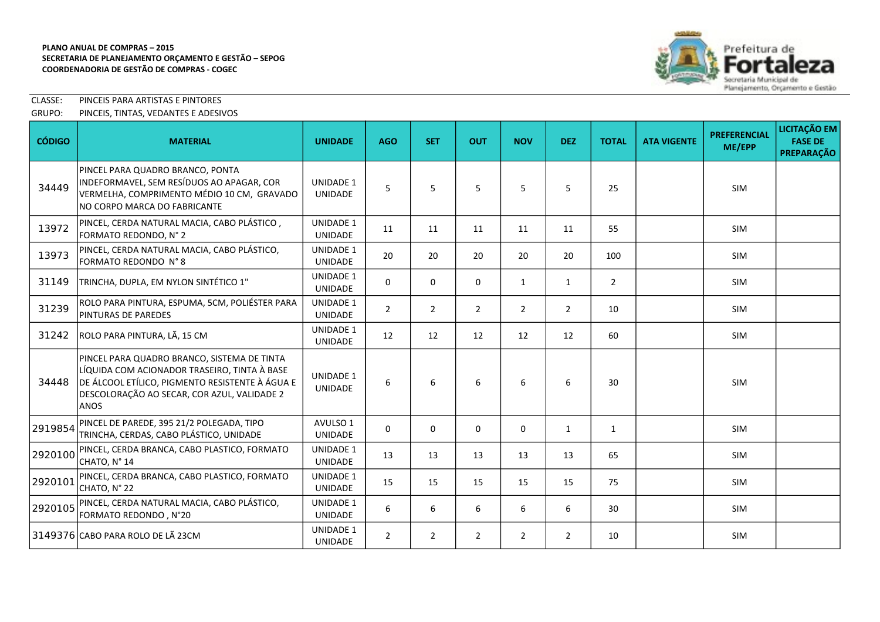**PLANO ANUAL DE COMPRAS – 2015**
**SECRETARIA DE PLANEJAMENTO ORÇAMENTO E GESTÃO – SEPOG**
**COORDENADORIA DE GESTÃO DE COMPRAS - COGEC**

CLASSE: PINCEIS PARA ARTISTAS E PINTORES
GRUPO: PINCEIS, TINTAS, VEDANTES E ADESIVOS

| CÓDIGO | MATERIAL | UNIDADE | AGO | SET | OUT | NOV | DEZ | TOTAL | ATA VIGENTE | PREFERENCIAL ME/EPP | LICITAÇÃO EM FASE DE PREPARAÇÃO |
|---|---|---|---|---|---|---|---|---|---|---|---|
| 34449 | PINCEL PARA QUADRO BRANCO, PONTA INDEFORMAVEL, SEM RESÍDUOS AO APAGAR, COR VERMELHA, COMPRIMENTO MÉDIO 10 CM, GRAVADO NO CORPO MARCA DO FABRICANTE | UNIDADE 1 UNIDADE | 5 | 5 | 5 | 5 | 5 | 25 | | SIM | |
| 13972 | PINCEL, CERDA NATURAL MACIA, CABO PLÁSTICO , FORMATO REDONDO, N° 2 | UNIDADE 1 UNIDADE | 11 | 11 | 11 | 11 | 11 | 55 | | SIM | |
| 13973 | PINCEL, CERDA NATURAL MACIA, CABO PLÁSTICO, FORMATO REDONDO N° 8 | UNIDADE 1 UNIDADE | 20 | 20 | 20 | 20 | 20 | 100 | | SIM | |
| 31149 | TRINCHA, DUPLA, EM NYLON SINTÉTICO 1" | UNIDADE 1 UNIDADE | 0 | 0 | 0 | 1 | 1 | 2 | | SIM | |
| 31239 | ROLO PARA PINTURA, ESPUMA, 5CM, POLIÉSTER PARA PINTURAS DE PAREDES | UNIDADE 1 UNIDADE | 2 | 2 | 2 | 2 | 2 | 10 | | SIM | |
| 31242 | ROLO PARA PINTURA, LÃ, 15 CM | UNIDADE 1 UNIDADE | 12 | 12 | 12 | 12 | 12 | 60 | | SIM | |
| 34448 | PINCEL PARA QUADRO BRANCO, SISTEMA DE TINTA LÍQUIDA COM ACIONADOR TRASEIRO, TINTA À BASE DE ÁLCOOL ETÍLICO, PIGMENTO RESISTENTE À ÁGUA E DESCOLORAÇÃO AO SECAR, COR AZUL, VALIDADE 2 ANOS | UNIDADE 1 UNIDADE | 6 | 6 | 6 | 6 | 6 | 30 | | SIM | |
| 2919854 | PINCEL DE PAREDE, 395 21/2 POLEGADA, TIPO TRINCHA, CERDAS, CABO PLÁSTICO, UNIDADE | AVULSO 1 UNIDADE | 0 | 0 | 0 | 0 | 1 | 1 | | SIM | |
| 2920100 | PINCEL, CERDA BRANCA, CABO PLASTICO, FORMATO CHATO, N° 14 | UNIDADE 1 UNIDADE | 13 | 13 | 13 | 13 | 13 | 65 | | SIM | |
| 2920101 | PINCEL, CERDA BRANCA, CABO PLASTICO, FORMATO CHATO, N° 22 | UNIDADE 1 UNIDADE | 15 | 15 | 15 | 15 | 15 | 75 | | SIM | |
| 2920105 | PINCEL, CERDA NATURAL MACIA, CABO PLÁSTICO, FORMATO REDONDO , N°20 | UNIDADE 1 UNIDADE | 6 | 6 | 6 | 6 | 6 | 30 | | SIM | |
| 3149376 | CABO PARA ROLO DE LÃ 23CM | UNIDADE 1 UNIDADE | 2 | 2 | 2 | 2 | 2 | 10 | | SIM | |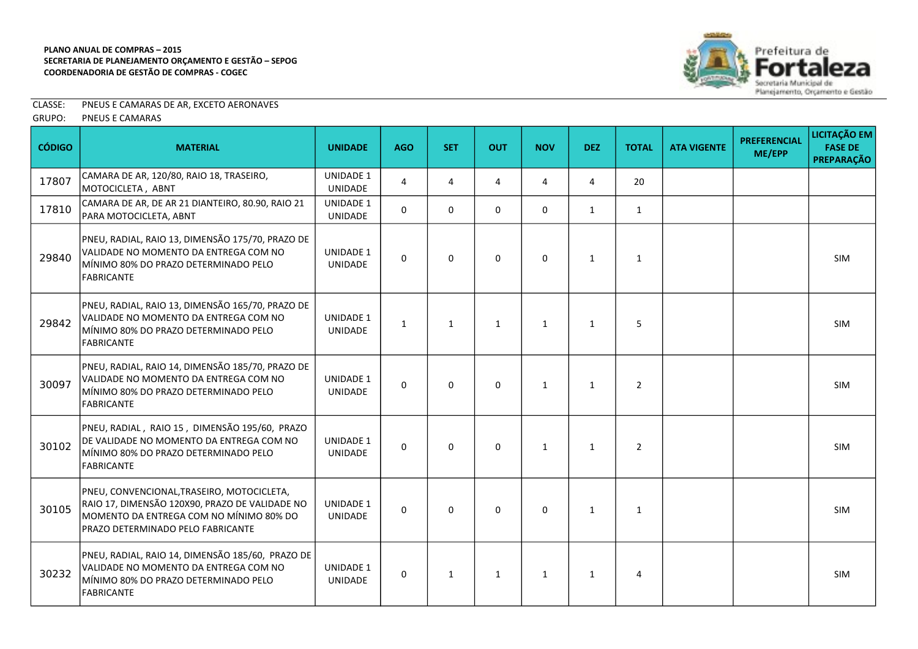**PLANO ANUAL DE COMPRAS – 2015**
**SECRETARIA DE PLANEJAMENTO ORÇAMENTO E GESTÃO – SEPOG**
**COORDENADORIA DE GESTÃO DE COMPRAS - COGEC**

CLASSE: PNEUS E CAMARAS DE AR, EXCETO AERONAVES
GRUPO: PNEUS E CAMARAS

| CÓDIGO | MATERIAL | UNIDADE | AGO | SET | OUT | NOV | DEZ | TOTAL | ATA VIGENTE | PREFERENCIAL ME/EPP | LICITAÇÃO EM FASE DE PREPARAÇÃO |
|---|---|---|---|---|---|---|---|---|---|---|---|
| 17807 | CAMARA DE AR, 120/80, RAIO 18, TRASEIRO, MOTOCICLETA , ABNT | UNIDADE 1 UNIDADE | 4 | 4 | 4 | 4 | 4 | 20 | | | |
| 17810 | CAMARA DE AR, DE AR 21 DIANTEIRO, 80.90, RAIO 21 PARA MOTOCICLETA, ABNT | UNIDADE 1 UNIDADE | 0 | 0 | 0 | 0 | 1 | 1 | | | |
| 29840 | PNEU, RADIAL, RAIO 13, DIMENSÃO 175/70, PRAZO DE VALIDADE NO MOMENTO DA ENTREGA COM NO MÍNIMO 80% DO PRAZO DETERMINADO PELO FABRICANTE | UNIDADE 1 UNIDADE | 0 | 0 | 0 | 0 | 1 | 1 | | | SIM |
| 29842 | PNEU, RADIAL, RAIO 13, DIMENSÃO 165/70, PRAZO DE VALIDADE NO MOMENTO DA ENTREGA COM NO MÍNIMO 80% DO PRAZO DETERMINADO PELO FABRICANTE | UNIDADE 1 UNIDADE | 1 | 1 | 1 | 1 | 1 | 5 | | | SIM |
| 30097 | PNEU, RADIAL, RAIO 14, DIMENSÃO 185/70, PRAZO DE VALIDADE NO MOMENTO DA ENTREGA COM NO MÍNIMO 80% DO PRAZO DETERMINADO PELO FABRICANTE | UNIDADE 1 UNIDADE | 0 | 0 | 0 | 1 | 1 | 2 | | | SIM |
| 30102 | PNEU, RADIAL , RAIO 15 , DIMENSÃO 195/60, PRAZO DE VALIDADE NO MOMENTO DA ENTREGA COM NO MÍNIMO 80% DO PRAZO DETERMINADO PELO FABRICANTE | UNIDADE 1 UNIDADE | 0 | 0 | 0 | 1 | 1 | 2 | | | SIM |
| 30105 | PNEU, CONVENCIONAL,TRASEIRO, MOTOCICLETA, RAIO 17, DIMENSÃO 120X90, PRAZO DE VALIDADE NO MOMENTO DA ENTREGA COM NO MÍNIMO 80% DO PRAZO DETERMINADO PELO FABRICANTE | UNIDADE 1 UNIDADE | 0 | 0 | 0 | 0 | 1 | 1 | | | SIM |
| 30232 | PNEU, RADIAL, RAIO 14, DIMENSÃO 185/60, PRAZO DE VALIDADE NO MOMENTO DA ENTREGA COM NO MÍNIMO 80% DO PRAZO DETERMINADO PELO FABRICANTE | UNIDADE 1 UNIDADE | 0 | 1 | 1 | 1 | 1 | 4 | | | SIM |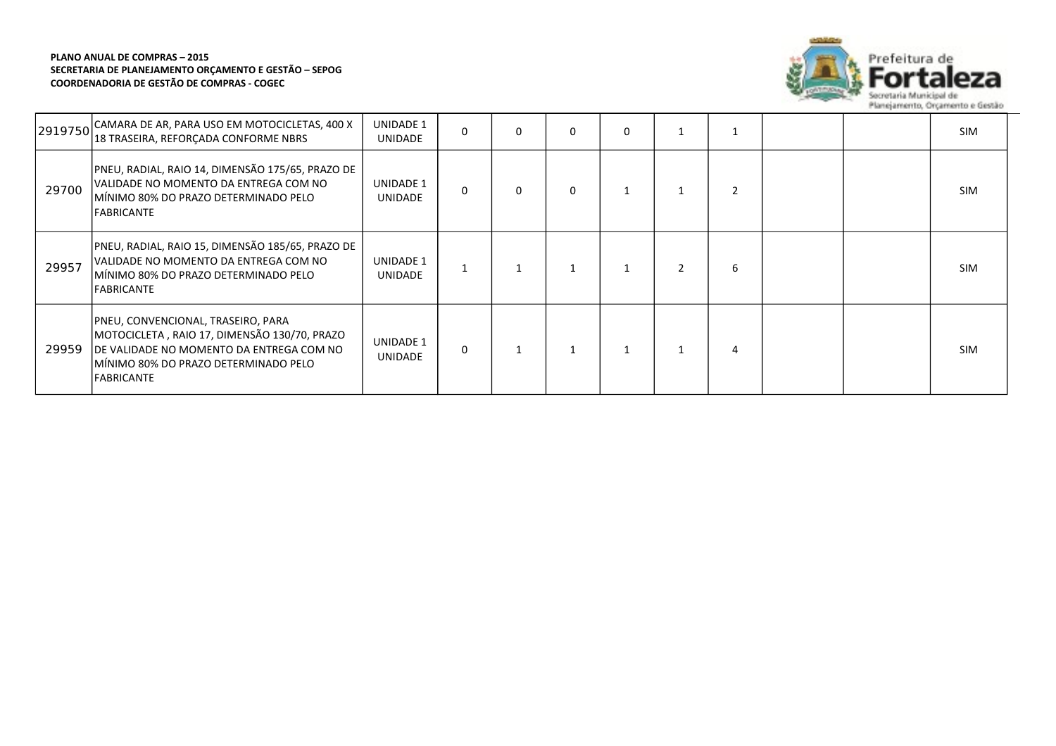| | | | | | | | | | | | |
|---|---|---|---|---|---|---|---|---|---|---|---|
| 2919750 | CAMARA DE AR, PARA USO EM MOTOCICLETAS, 400 X 18 TRASEIRA, REFORÇADA CONFORME NBRS | UNIDADE 1 UNIDADE | 0 | 0 | 0 | 0 | 1 | 1 | | | SIM |
| 29700 | PNEU, RADIAL, RAIO 14, DIMENSÃO 175/65, PRAZO DE VALIDADE NO MOMENTO DA ENTREGA COM NO MÍNIMO 80% DO PRAZO DETERMINADO PELO FABRICANTE | UNIDADE 1 UNIDADE | 0 | 0 | 0 | 1 | 1 | 2 | | | SIM |
| 29957 | PNEU, RADIAL, RAIO 15, DIMENSÃO 185/65, PRAZO DE VALIDADE NO MOMENTO DA ENTREGA COM NO MÍNIMO 80% DO PRAZO DETERMINADO PELO FABRICANTE | UNIDADE 1 UNIDADE | 1 | 1 | 1 | 1 | 2 | 6 | | | SIM |
| 29959 | PNEU, CONVENCIONAL, TRASEIRO, PARA MOTOCICLETA , RAIO 17, DIMENSÃO 130/70, PRAZO DE VALIDADE NO MOMENTO DA ENTREGA COM NO MÍNIMO 80% DO PRAZO DETERMINADO PELO FABRICANTE | UNIDADE 1 UNIDADE | 0 | 1 | 1 | 1 | 1 | 4 | | | SIM |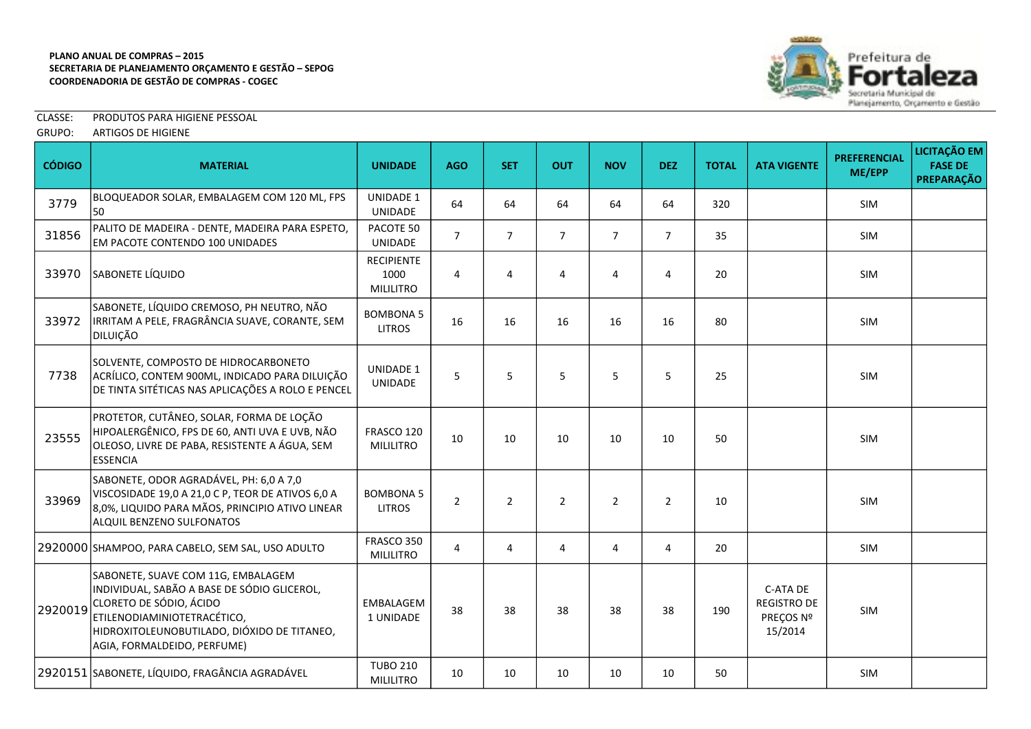**PLANO ANUAL DE COMPRAS – 2015**
**SECRETARIA DE PLANEJAMENTO ORÇAMENTO E GESTÃO – SEPOG**
**COORDENADORIA DE GESTÃO DE COMPRAS - COGEC**

CLASSE: PRODUTOS PARA HIGIENE PESSOAL
GRUPO: ARTIGOS DE HIGIENE

| CÓDIGO | MATERIAL | UNIDADE | AGO | SET | OUT | NOV | DEZ | TOTAL | ATA VIGENTE | PREFERENCIAL ME/EPP | LICITAÇÃO EM FASE DE PREPARAÇÃO |
|---|---|---|---|---|---|---|---|---|---|---|---|
| 3779 | BLOQUEADOR SOLAR, EMBALAGEM COM 120 ML, FPS 50 | UNIDADE 1 UNIDADE | 64 | 64 | 64 | 64 | 64 | 320 | | SIM | |
| 31856 | PALITO DE MADEIRA - DENTE, MADEIRA PARA ESPETO, EM PACOTE CONTENDO 100 UNIDADES | PACOTE 50 UNIDADE | 7 | 7 | 7 | 7 | 7 | 35 | | SIM | |
| 33970 | SABONETE LÍQUIDO | RECIPIENTE 1000 MILILITRO | 4 | 4 | 4 | 4 | 4 | 20 | | SIM | |
| 33972 | SABONETE, LÍQUIDO CREMOSO, PH NEUTRO, NÃO IRRITAM A PELE, FRAGRÂNCIA SUAVE, CORANTE, SEM DILUIÇÃO | BOMBONA 5 LITROS | 16 | 16 | 16 | 16 | 16 | 80 | | SIM | |
| 7738 | SOLVENTE, COMPOSTO DE HIDROCARBONETO ACRÍLICO, CONTEM 900ML, INDICADO PARA DILUIÇÃO DE TINTA SITÉTICAS NAS APLICAÇÕES A ROLO E PENCEL | UNIDADE 1 UNIDADE | 5 | 5 | 5 | 5 | 5 | 25 | | SIM | |
| 23555 | PROTETOR, CUTÂNEO, SOLAR, FORMA DE LOÇÃO HIPOALERGÊNICO, FPS DE 60, ANTI UVA E UVB, NÃO OLEOSO, LIVRE DE PABA, RESISTENTE A ÁGUA, SEM ESSENCIA | FRASCO 120 MILILITRO | 10 | 10 | 10 | 10 | 10 | 50 | | SIM | |
| 33969 | SABONETE, ODOR AGRADÁVEL, PH: 6,0 A 7,0 VISCOSIDADE 19,0 A 21,0 C P, TEOR DE ATIVOS 6,0 A 8,0%, LIQUIDO PARA MÃOS, PRINCIPIO ATIVO LINEAR ALQUIL BENZENO SULFONATOS | BOMBONA 5 LITROS | 2 | 2 | 2 | 2 | 2 | 10 | | SIM | |
| 2920000 | SHAMPOO, PARA CABELO, SEM SAL, USO ADULTO | FRASCO 350 MILILITRO | 4 | 4 | 4 | 4 | 4 | 20 | | SIM | |
| 2920019 | SABONETE, SUAVE COM 11G, EMBALAGEM INDIVIDUAL, SABÃO A BASE DE SÓDIO GLICEROL, CLORETO DE SÓDIO, ÁCIDO ETILENODIAMINIOTETRACÉTICO, HIDROXITOLEUNOBUTILADO, DIÓXIDO DE TITANEO, AGIA, FORMALDEIDO, PERFUME) | EMBALAGEM 1 UNIDADE | 38 | 38 | 38 | 38 | 38 | 190 | C-ATA DE REGISTRO DE PREÇOS Nº 15/2014 | SIM | |
| 2920151 | SABONETE, LÍQUIDO, FRAGÂNCIA AGRADÁVEL | TUBO 210 MILILITRO | 10 | 10 | 10 | 10 | 10 | 50 | | SIM | |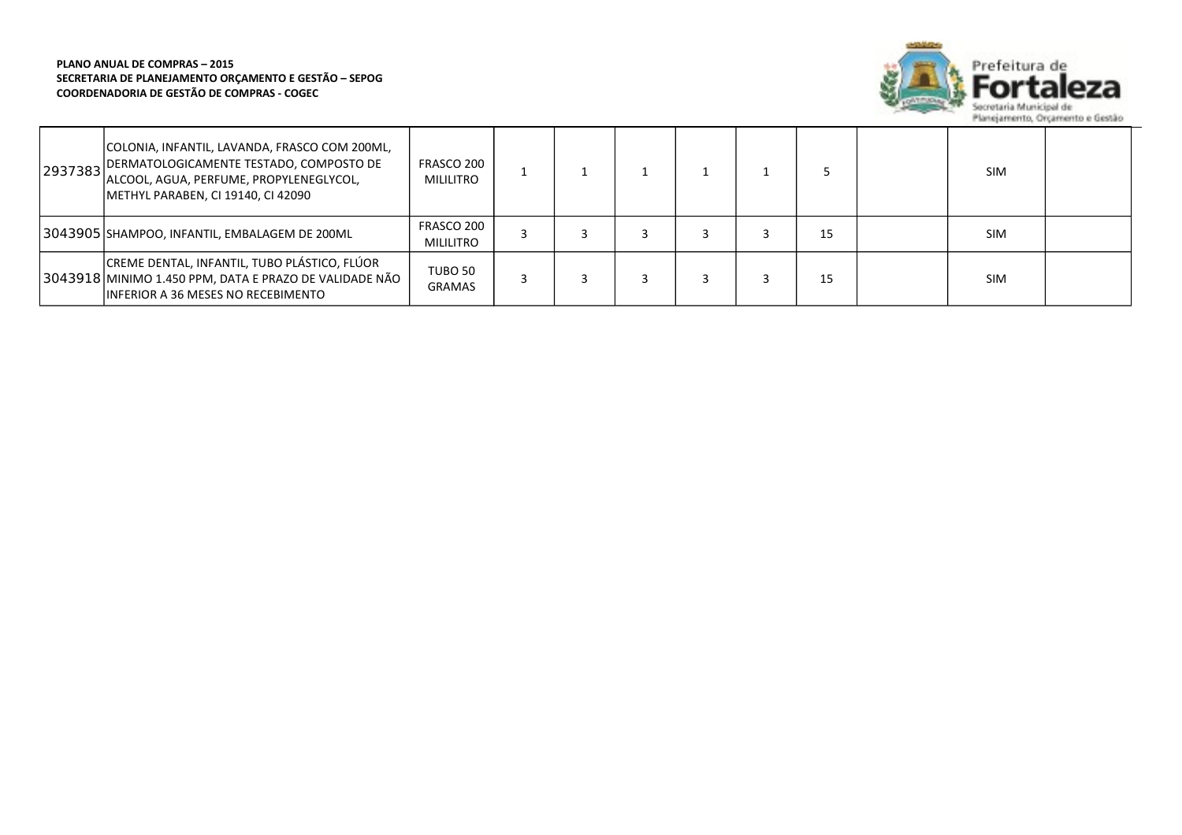**PLANO ANUAL DE COMPRAS – 2015**
**SECRETARIA DE PLANEJAMENTO ORÇAMENTO E GESTÃO – SEPOG**
**COORDENADORIA DE GESTÃO DE COMPRAS - COGEC**

| | | | | | | | | | | | |
|---|---|---|---|---|---|---|---|---|---|---|---|
| 2937383 | COLONIA, INFANTIL, LAVANDA, FRASCO COM 200ML, DERMATOLOGICAMENTE TESTADO, COMPOSTO DE ALCOOL, AGUA, PERFUME, PROPYLENEGLYCOL, METHYL PARABEN, CI 19140, CI 42090 | FRASCO 200 MILILITRO | 1 | 1 | 1 | 1 | 1 | 5 | | SIM | |
| 3043905 | SHAMPOO, INFANTIL, EMBALAGEM DE 200ML | FRASCO 200 MILILITRO | 3 | 3 | 3 | 3 | 3 | 15 | | SIM | |
| 3043918 | CREME DENTAL, INFANTIL, TUBO PLÁSTICO, FLÚOR MINIMO 1.450 PPM, DATA E PRAZO DE VALIDADE NÃO INFERIOR A 36 MESES NO RECEBIMENTO | TUBO 50 GRAMAS | 3 | 3 | 3 | 3 | 3 | 15 | | SIM | |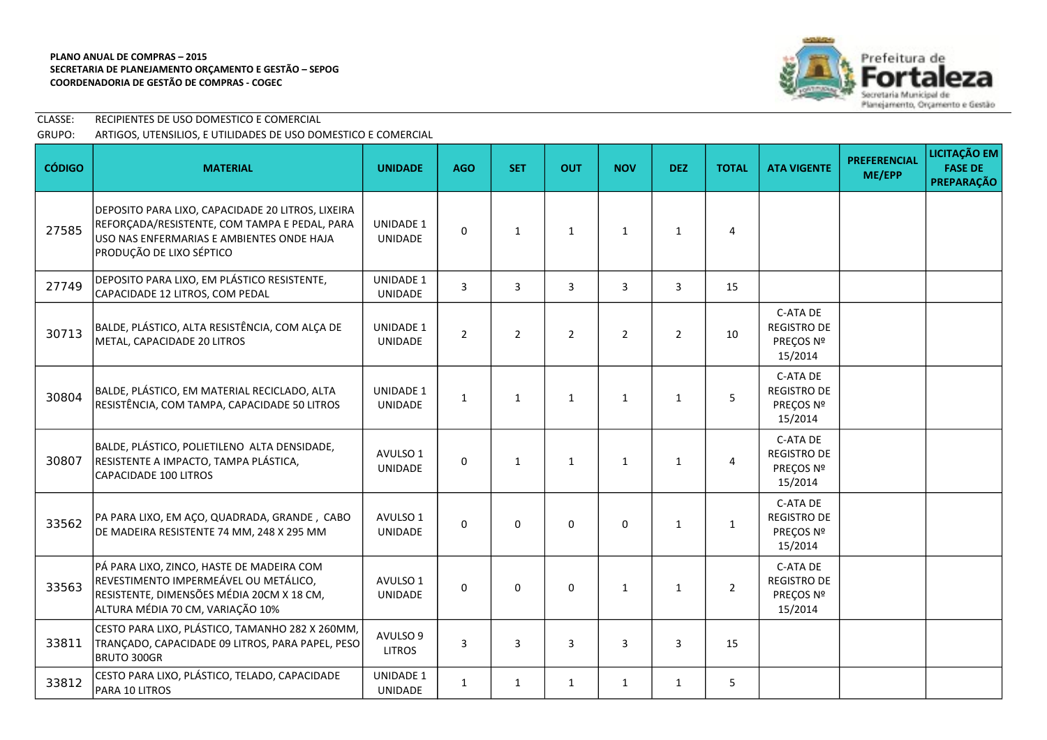**PLANO ANUAL DE COMPRAS – 2015**
**SECRETARIA DE PLANEJAMENTO ORÇAMENTO E GESTÃO – SEPOG**
**COORDENADORIA DE GESTÃO DE COMPRAS - COGEC**

CLASSE: RECIPIENTES DE USO DOMESTICO E COMERCIAL
GRUPO: ARTIGOS, UTENSILIOS, E UTILIDADES DE USO DOMESTICO E COMERCIAL

| CÓDIGO | MATERIAL | UNIDADE | AGO | SET | OUT | NOV | DEZ | TOTAL | ATA VIGENTE | PREFERENCIAL ME/EPP | LICITAÇÃO EM FASE DE PREPARAÇÃO |
|---|---|---|---|---|---|---|---|---|---|---|---|
| 27585 | DEPOSITO PARA LIXO, CAPACIDADE 20 LITROS, LIXEIRA REFORÇADA/RESISTENTE, COM TAMPA E PEDAL, PARA USO NAS ENFERMARIAS E AMBIENTES ONDE HAJA PRODUÇÃO DE LIXO SÉPTICO | UNIDADE 1 UNIDADE | 0 | 1 | 1 | 1 | 1 | 4 | | | |
| 27749 | DEPOSITO PARA LIXO, EM PLÁSTICO RESISTENTE, CAPACIDADE 12 LITROS, COM PEDAL | UNIDADE 1 UNIDADE | 3 | 3 | 3 | 3 | 3 | 15 | | | |
| 30713 | BALDE, PLÁSTICO, ALTA RESISTÊNCIA, COM ALÇA DE METAL, CAPACIDADE 20 LITROS | UNIDADE 1 UNIDADE | 2 | 2 | 2 | 2 | 2 | 10 | C-ATA DE REGISTRO DE PREÇOS Nº 15/2014 | | |
| 30804 | BALDE, PLÁSTICO, EM MATERIAL RECICLADO, ALTA RESISTÊNCIA, COM TAMPA, CAPACIDADE 50 LITROS | UNIDADE 1 UNIDADE | 1 | 1 | 1 | 1 | 1 | 5 | C-ATA DE REGISTRO DE PREÇOS Nº 15/2014 | | |
| 30807 | BALDE, PLÁSTICO, POLIETILENO ALTA DENSIDADE, RESISTENTE A IMPACTO, TAMPA PLÁSTICA, CAPACIDADE 100 LITROS | AVULSO 1 UNIDADE | 0 | 1 | 1 | 1 | 1 | 4 | C-ATA DE REGISTRO DE PREÇOS Nº 15/2014 | | |
| 33562 | PA PARA LIXO, EM AÇO, QUADRADA, GRANDE , CABO DE MADEIRA RESISTENTE 74 MM, 248 X 295 MM | AVULSO 1 UNIDADE | 0 | 0 | 0 | 0 | 1 | 1 | C-ATA DE REGISTRO DE PREÇOS Nº 15/2014 | | |
| 33563 | PÁ PARA LIXO, ZINCO, HASTE DE MADEIRA COM REVESTIMENTO IMPERMEÁVEL OU METÁLICO, RESISTENTE, DIMENSÕES MÉDIA 20CM X 18 CM, ALTURA MÉDIA 70 CM, VARIAÇÃO 10% | AVULSO 1 UNIDADE | 0 | 0 | 0 | 1 | 1 | 2 | C-ATA DE REGISTRO DE PREÇOS Nº 15/2014 | | |
| 33811 | CESTO PARA LIXO, PLÁSTICO, TAMANHO 282 X 260MM, TRANÇADO, CAPACIDADE 09 LITROS, PARA PAPEL, PESO BRUTO 300GR | AVULSO 9 LITROS | 3 | 3 | 3 | 3 | 3 | 15 | | | |
| 33812 | CESTO PARA LIXO, PLÁSTICO, TELADO, CAPACIDADE PARA 10 LITROS | UNIDADE 1 UNIDADE | 1 | 1 | 1 | 1 | 1 | 5 | | | |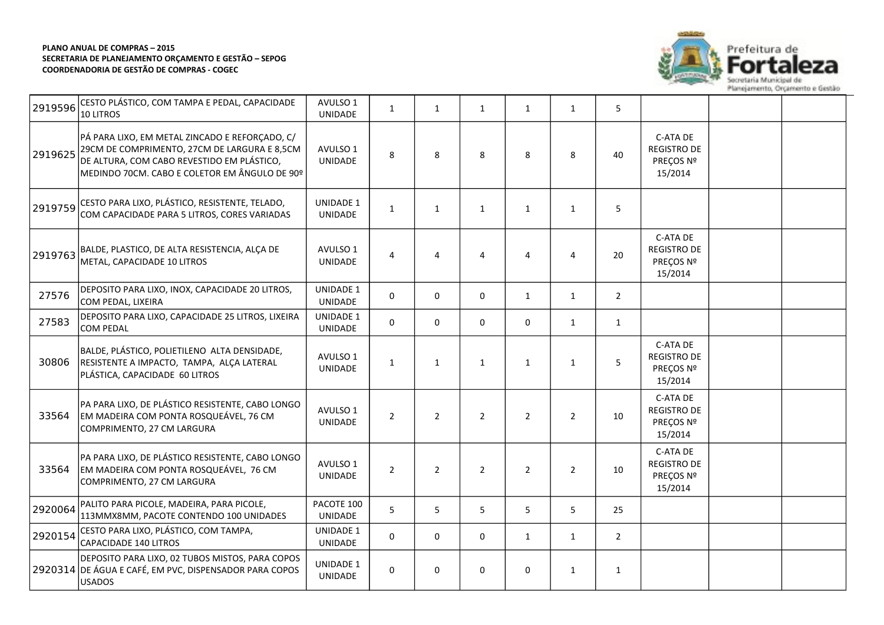**PLANO ANUAL DE COMPRAS – 2015**
**SECRETARIA DE PLANEJAMENTO ORÇAMENTO E GESTÃO – SEPOG**
**COORDENADORIA DE GESTÃO DE COMPRAS - COGEC**

| | | | | | | | | | | | |
|---|---|---|---|---|---|---|---|---|---|---|---|
| 2919596 | CESTO PLÁSTICO, COM TAMPA E PEDAL, CAPACIDADE 10 LITROS | AVULSO 1 UNIDADE | 1 | 1 | 1 | 1 | 1 | 5 | | | |
| 2919625 | PÁ PARA LIXO, EM METAL ZINCADO E REFORÇADO, C/ 29CM DE COMPRIMENTO, 27CM DE LARGURA E 8,5CM DE ALTURA, COM CABO REVESTIDO EM PLÁSTICO, MEDINDO 70CM. CABO E COLETOR EM ÂNGULO DE 90º | AVULSO 1 UNIDADE | 8 | 8 | 8 | 8 | 8 | 40 | C-ATA DE REGISTRO DE PREÇOS Nº 15/2014 | | |
| 2919759 | CESTO PARA LIXO, PLÁSTICO, RESISTENTE, TELADO, COM CAPACIDADE PARA 5 LITROS, CORES VARIADAS | UNIDADE 1 UNIDADE | 1 | 1 | 1 | 1 | 1 | 5 | | | |
| 2919763 | BALDE, PLASTICO, DE ALTA RESISTENCIA, ALÇA DE METAL, CAPACIDADE 10 LITROS | AVULSO 1 UNIDADE | 4 | 4 | 4 | 4 | 4 | 20 | C-ATA DE REGISTRO DE PREÇOS Nº 15/2014 | | |
| 27576 | DEPOSITO PARA LIXO, INOX, CAPACIDADE 20 LITROS, COM PEDAL, LIXEIRA | UNIDADE 1 UNIDADE | 0 | 0 | 0 | 1 | 1 | 2 | | | |
| 27583 | DEPOSITO PARA LIXO, CAPACIDADE 25 LITROS, LIXEIRA COM PEDAL | UNIDADE 1 UNIDADE | 0 | 0 | 0 | 0 | 1 | 1 | | | |
| 30806 | BALDE, PLÁSTICO, POLIETILENO ALTA DENSIDADE, RESISTENTE A IMPACTO, TAMPA, ALÇA LATERAL PLÁSTICA, CAPACIDADE 60 LITROS | AVULSO 1 UNIDADE | 1 | 1 | 1 | 1 | 1 | 5 | C-ATA DE REGISTRO DE PREÇOS Nº 15/2014 | | |
| 33564 | PA PARA LIXO, DE PLÁSTICO RESISTENTE, CABO LONGO EM MADEIRA COM PONTA ROSQUEÁVEL, 76 CM COMPRIMENTO, 27 CM LARGURA | AVULSO 1 UNIDADE | 2 | 2 | 2 | 2 | 2 | 10 | C-ATA DE REGISTRO DE PREÇOS Nº 15/2014 | | |
| 33564 | PA PARA LIXO, DE PLÁSTICO RESISTENTE, CABO LONGO EM MADEIRA COM PONTA ROSQUEÁVEL, 76 CM COMPRIMENTO, 27 CM LARGURA | AVULSO 1 UNIDADE | 2 | 2 | 2 | 2 | 2 | 10 | C-ATA DE REGISTRO DE PREÇOS Nº 15/2014 | | |
| 2920064 | PALITO PARA PICOLE, MADEIRA, PARA PICOLE, 113MMX8MM, PACOTE CONTENDO 100 UNIDADES | PACOTE 100 UNIDADE | 5 | 5 | 5 | 5 | 5 | 25 | | | |
| 2920154 | CESTO PARA LIXO, PLÁSTICO, COM TAMPA, CAPACIDADE 140 LITROS | UNIDADE 1 UNIDADE | 0 | 0 | 0 | 1 | 1 | 2 | | | |
| 2920314 | DEPOSITO PARA LIXO, 02 TUBOS MISTOS, PARA COPOS DE ÁGUA E CAFÉ, EM PVC, DISPENSADOR PARA COPOS USADOS | UNIDADE 1 UNIDADE | 0 | 0 | 0 | 0 | 1 | 1 | | | |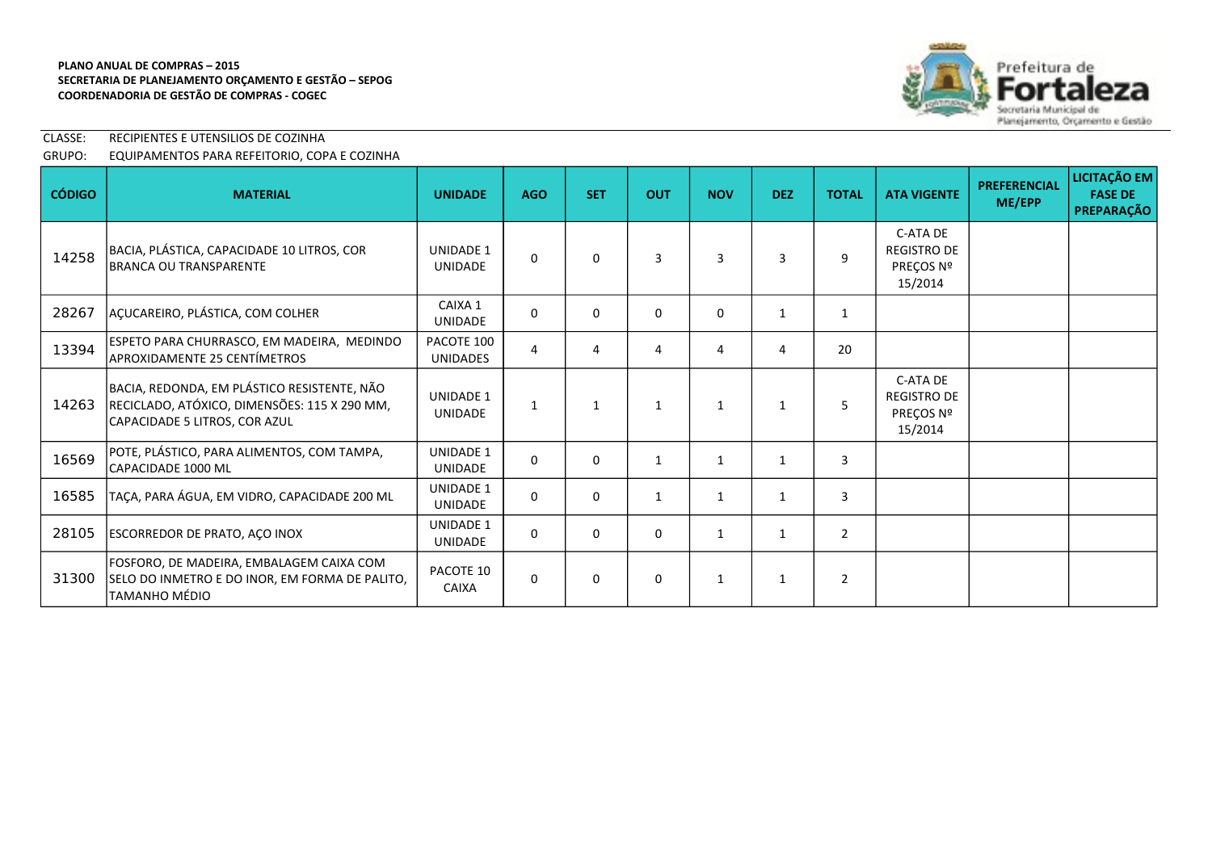**PLANO ANUAL DE COMPRAS – 2015**
**SECRETARIA DE PLANEJAMENTO ORÇAMENTO E GESTÃO – SEPOG**
**COORDENADORIA DE GESTÃO DE COMPRAS - COGEC**

Prefeitura de Fortaleza
Secretaria Municipal de Planejamento, Orçamento e Gestão

CLASSE: RECIPIENTES E UTENSILIOS DE COZINHA
GRUPO: EQUIPAMENTOS PARA REFEITORIO, COPA E COZINHA

| CÓDIGO | MATERIAL | UNIDADE | AGO | SET | OUT | NOV | DEZ | TOTAL | ATA VIGENTE | PREFERENCIAL ME/EPP | LICITAÇÃO EM FASE DE PREPARAÇÃO |
|---|---|---|---|---|---|---|---|---|---|---|---|
| 14258 | BACIA, PLÁSTICA, CAPACIDADE 10 LITROS, COR BRANCA OU TRANSPARENTE | UNIDADE 1 UNIDADE | 0 | 0 | 3 | 3 | 3 | 9 | C-ATA DE REGISTRO DE PREÇOS Nº 15/2014 | | |
| 28267 | AÇUCAREIRO, PLÁSTICA, COM COLHER | CAIXA 1 UNIDADE | 0 | 0 | 0 | 0 | 1 | 1 | | | |
| 13394 | ESPETO PARA CHURRASCO, EM MADEIRA, MEDINDO APROXIMADAMENTE 25 CENTÍMETROS | PACOTE 100 UNIDADES | 4 | 4 | 4 | 4 | 4 | 20 | | | |
| 14263 | BACIA, REDONDA, EM PLÁSTICO RESISTENTE, NÃO RECICLADO, ATÓXICO, DIMENSÕES: 115 X 290 MM, CAPACIDADE 5 LITROS, COR AZUL | UNIDADE 1 UNIDADE | 1 | 1 | 1 | 1 | 1 | 5 | C-ATA DE REGISTRO DE PREÇOS Nº 15/2014 | | |
| 16569 | POTE, PLÁSTICO, PARA ALIMENTOS, COM TAMPA, CAPACIDADE 1000 ML | UNIDADE 1 UNIDADE | 0 | 0 | 1 | 1 | 1 | 3 | | | |
| 16585 | TAÇA, PARA ÁGUA, EM VIDRO, CAPACIDADE 200 ML | UNIDADE 1 UNIDADE | 0 | 0 | 1 | 1 | 1 | 3 | | | |
| 28105 | ESCORREDOR DE PRATO, AÇO INOX | UNIDADE 1 UNIDADE | 0 | 0 | 0 | 1 | 1 | 2 | | | |
| 31300 | FOSFORO, DE MADEIRA, EMBALAGEM CAIXA COM SELO DO INMETRO E DO INOR, EM FORMA DE PALITO, TAMANHO MÉDIO | PACOTE 10 CAIXA | 0 | 0 | 0 | 1 | 1 | 2 | | | |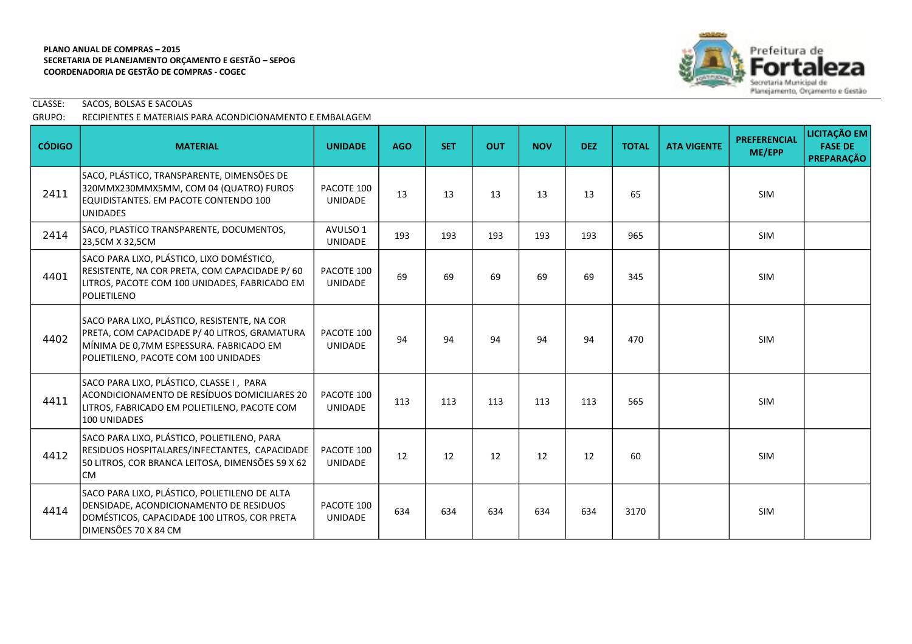**PLANO ANUAL DE COMPRAS – 2015**
**SECRETARIA DE PLANEJAMENTO ORÇAMENTO E GESTÃO – SEPOG**
**COORDENADORIA DE GESTÃO DE COMPRAS - COGEC**

Prefeitura de Fortaleza
Secretaria Municipal de Planejamento, Orçamento e Gestão

CLASSE: SACOS, BOLSAS E SACOLAS
GRUPO: RECIPIENTES E MATERIAIS PARA ACONDICIONAMENTO E EMBALAGEM

| CÓDIGO | MATERIAL | UNIDADE | AGO | SET | OUT | NOV | DEZ | TOTAL | ATA VIGENTE | PREFERENCIAL ME/EPP | LICITAÇÃO EM FASE DE PREPARAÇÃO |
|---|---|---|---|---|---|---|---|---|---|---|---|
| 2411 | SACO, PLÁSTICO, TRANSPARENTE, DIMENSÕES DE 320MMX230MMX5MM, COM 04 (QUATRO) FUROS EQUIDISTANTES. EM PACOTE CONTENDO 100 UNIDADES | PACOTE 100 UNIDADE | 13 | 13 | 13 | 13 | 13 | 65 | | SIM | |
| 2414 | SACO, PLASTICO TRANSPARENTE, DOCUMENTOS, 23,5CM X 32,5CM | AVULSO 1 UNIDADE | 193 | 193 | 193 | 193 | 193 | 965 | | SIM | |
| 4401 | SACO PARA LIXO, PLÁSTICO, LIXO DOMÉSTICO, RESISTENTE, NA COR PRETA, COM CAPACIDADE P/ 60 LITROS, PACOTE COM 100 UNIDADES, FABRICADO EM POLIETILENO | PACOTE 100 UNIDADE | 69 | 69 | 69 | 69 | 69 | 345 | | SIM | |
| 4402 | SACO PARA LIXO, PLÁSTICO, RESISTENTE, NA COR PRETA, COM CAPACIDADE P/ 40 LITROS, GRAMATURA MÍNIMA DE 0,7MM ESPESSURA. FABRICADO EM POLIETILENO, PACOTE COM 100 UNIDADES | PACOTE 100 UNIDADE | 94 | 94 | 94 | 94 | 94 | 470 | | SIM | |
| 4411 | SACO PARA LIXO, PLÁSTICO, CLASSE I , PARA ACONDICIONAMENTO DE RESÍDUOS DOMICILIARES 20 LITROS, FABRICADO EM POLIETILENO, PACOTE COM 100 UNIDADES | PACOTE 100 UNIDADE | 113 | 113 | 113 | 113 | 113 | 565 | | SIM | |
| 4412 | SACO PARA LIXO, PLÁSTICO, POLIETILENO, PARA RESIDUOS HOSPITALARES/INFECTANTES, CAPACIDADE 50 LITROS, COR BRANCA LEITOSA, DIMENSÕES 59 X 62 CM | PACOTE 100 UNIDADE | 12 | 12 | 12 | 12 | 12 | 60 | | SIM | |
| 4414 | SACO PARA LIXO, PLÁSTICO, POLIETILENO DE ALTA DENSIDADE, ACONDICIONAMENTO DE RESIDUOS DOMÉSTICOS, CAPACIDADE 100 LITROS, COR PRETA DIMENSÕES 70 X 84 CM | PACOTE 100 UNIDADE | 634 | 634 | 634 | 634 | 634 | 3170 | | SIM | |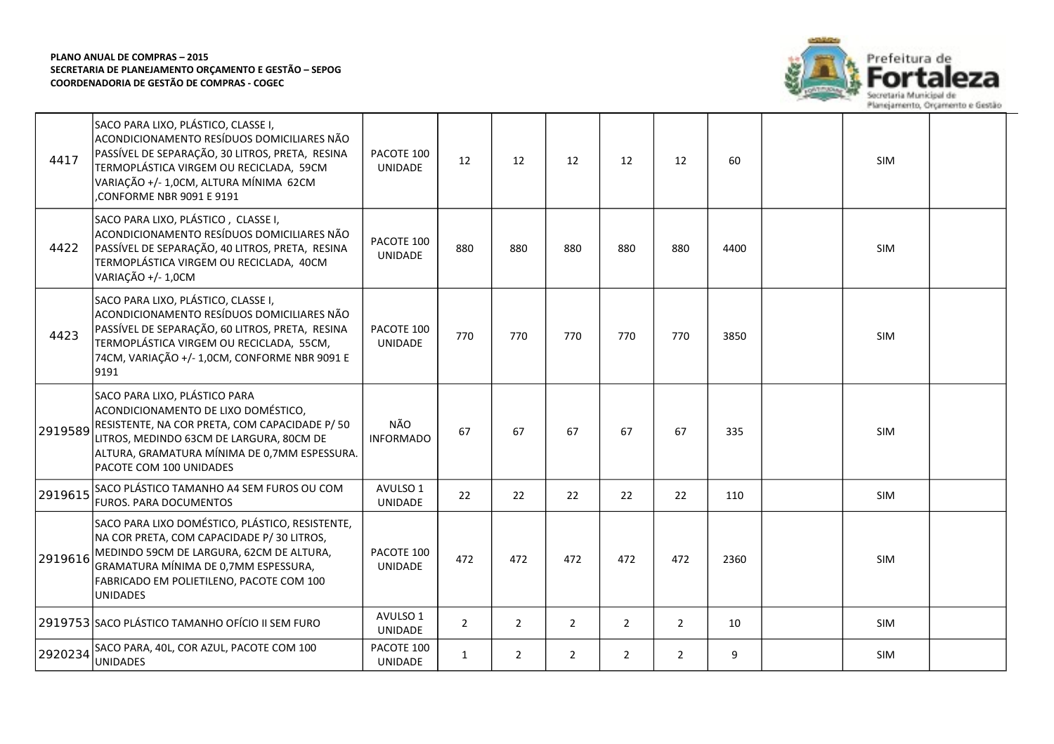| | | | | | | | | | | | |
|---|---|---|---|---|---|---|---|---|---|---|---|
| 4417 | SACO PARA LIXO, PLÁSTICO, CLASSE I, ACONDICIONAMENTO RESÍDUOS DOMICILIARES NÃO PASSÍVEL DE SEPARAÇÃO, 30 LITROS, PRETA, RESINA TERMOPLÁSTICA VIRGEM OU RECICLADA, 59CM VARIAÇÃO +/- 1,0CM, ALTURA MÍNIMA 62CM ,CONFORME NBR 9091 E 9191 | PACOTE 100 UNIDADE | 12 | 12 | 12 | 12 | 12 | 60 | | SIM | |
| 4422 | SACO PARA LIXO, PLÁSTICO , CLASSE I, ACONDICIONAMENTO RESÍDUOS DOMICILIARES NÃO PASSÍVEL DE SEPARAÇÃO, 40 LITROS, PRETA, RESINA TERMOPLÁSTICA VIRGEM OU RECICLADA, 40CM VARIAÇÃO +/- 1,0CM | PACOTE 100 UNIDADE | 880 | 880 | 880 | 880 | 880 | 4400 | | SIM | |
| 4423 | SACO PARA LIXO, PLÁSTICO, CLASSE I, ACONDICIONAMENTO RESÍDUOS DOMICILIARES NÃO PASSÍVEL DE SEPARAÇÃO, 60 LITROS, PRETA, RESINA TERMOPLÁSTICA VIRGEM OU RECICLADA, 55CM, 74CM, VARIAÇÃO +/- 1,0CM, CONFORME NBR 9091 E 9191 | PACOTE 100 UNIDADE | 770 | 770 | 770 | 770 | 770 | 3850 | | SIM | |
| 2919589 | SACO PARA LIXO, PLÁSTICO PARA ACONDICIONAMENTO DE LIXO DOMÉSTICO, RESISTENTE, NA COR PRETA, COM CAPACIDADE P/ 50 LITROS, MEDINDO 63CM DE LARGURA, 80CM DE ALTURA, GRAMATURA MÍNIMA DE 0,7MM ESPESSURA. PACOTE COM 100 UNIDADES | NÃO INFORMADO | 67 | 67 | 67 | 67 | 67 | 335 | | SIM | |
| 2919615 | SACO PLÁSTICO TAMANHO A4 SEM FUROS OU COM FUROS. PARA DOCUMENTOS | AVULSO 1 UNIDADE | 22 | 22 | 22 | 22 | 22 | 110 | | SIM | |
| 2919616 | SACO PARA LIXO DOMÉSTICO, PLÁSTICO, RESISTENTE, NA COR PRETA, COM CAPACIDADE P/ 30 LITROS, MEDINDO 59CM DE LARGURA, 62CM DE ALTURA, GRAMATURA MÍNIMA DE 0,7MM ESPESSURA, FABRICADO EM POLIETILENO, PACOTE COM 100 UNIDADES | PACOTE 100 UNIDADE | 472 | 472 | 472 | 472 | 472 | 2360 | | SIM | |
| 2919753 | SACO PLÁSTICO TAMANHO OFÍCIO II SEM FURO | AVULSO 1 UNIDADE | 2 | 2 | 2 | 2 | 2 | 10 | | SIM | |
| 2920234 | SACO PARA, 40L, COR AZUL, PACOTE COM 100 UNIDADES | PACOTE 100 UNIDADE | 1 | 2 | 2 | 2 | 2 | 9 | | SIM | |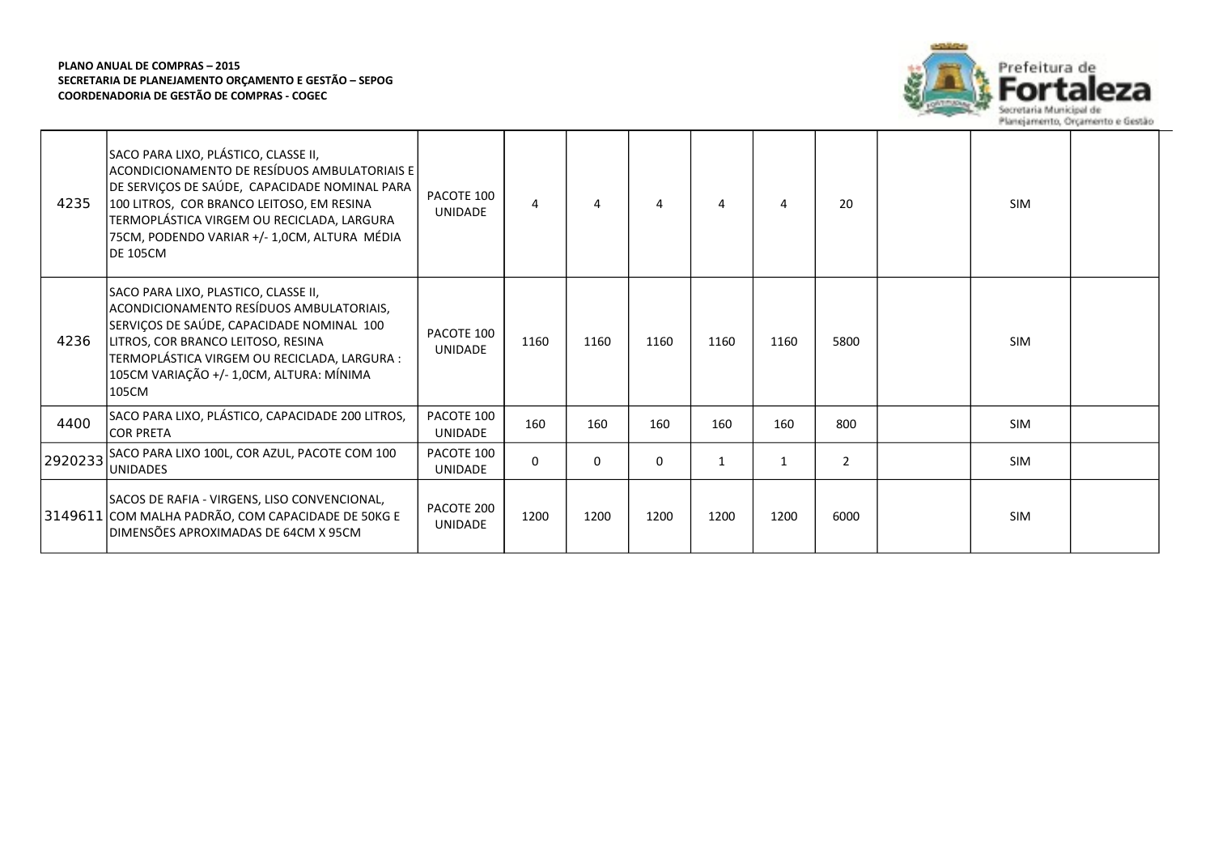| | | | | | | | | | | | |
|---|---|---|---|---|---|---|---|---|---|---|---|
| 4235 | SACO PARA LIXO, PLÁSTICO, CLASSE II, ACONDICIONAMENTO DE RESÍDUOS AMBULATORIAIS E DE SERVIÇOS DE SAÚDE, CAPACIDADE NOMINAL PARA 100 LITROS, COR BRANCO LEITOSO, EM RESINA TERMOPLÁSTICA VIRGEM OU RECICLADA, LARGURA 75CM, PODENDO VARIAR +/- 1,0CM, ALTURA MÉDIA DE 105CM | PACOTE 100 UNIDADE | 4 | 4 | 4 | 4 | 4 | 20 | | SIM | |
| 4236 | SACO PARA LIXO, PLASTICO, CLASSE II, ACONDICIONAMENTO RESÍDUOS AMBULATORIAIS, SERVIÇOS DE SAÚDE, CAPACIDADE NOMINAL 100 LITROS, COR BRANCO LEITOSO, RESINA TERMOPLÁSTICA VIRGEM OU RECICLADA, LARGURA : 105CM VARIAÇÃO +/- 1,0CM, ALTURA: MÍNIMA 105CM | PACOTE 100 UNIDADE | 1160 | 1160 | 1160 | 1160 | 1160 | 5800 | | SIM | |
| 4400 | SACO PARA LIXO, PLÁSTICO, CAPACIDADE 200 LITROS, COR PRETA | PACOTE 100 UNIDADE | 160 | 160 | 160 | 160 | 160 | 800 | | SIM | |
| 2920233 | SACO PARA LIXO 100L, COR AZUL, PACOTE COM 100 UNIDADES | PACOTE 100 UNIDADE | 0 | 0 | 0 | 1 | 1 | 2 | | SIM | |
| 3149611 | SACOS DE RAFIA - VIRGENS, LISO CONVENCIONAL, COM MALHA PADRÃO, COM CAPACIDADE DE 50KG E DIMENSÕES APROXIMADAS DE 64CM X 95CM | PACOTE 200 UNIDADE | 1200 | 1200 | 1200 | 1200 | 1200 | 6000 | | SIM | |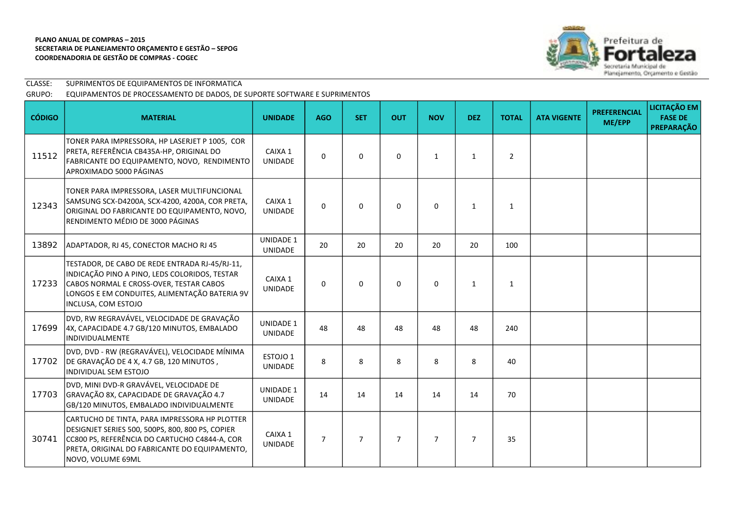**PLANO ANUAL DE COMPRAS – 2015**
**SECRETARIA DE PLANEJAMENTO ORÇAMENTO E GESTÃO – SEPOG**
**COORDENADORIA DE GESTÃO DE COMPRAS - COGEC**

Prefeitura de Fortaleza
Secretaria Municipal de Planejamento, Orçamento e Gestão

CLASSE: SUPRIMENTOS DE EQUIPAMENTOS DE INFORMATICA
GRUPO: EQUIPAMENTOS DE PROCESSAMENTO DE DADOS, DE SUPORTE SOFTWARE E SUPRIMENTOS

| CÓDIGO | MATERIAL | UNIDADE | AGO | SET | OUT | NOV | DEZ | TOTAL | ATA VIGENTE | PREFERENCIAL ME/EPP | LICITAÇÃO EM FASE DE PREPARAÇÃO |
|---|---|---|---|---|---|---|---|---|---|---|---|
| 11512 | TONER PARA IMPRESSORA, HP LASERJET P 1005, COR PRETA, REFERÊNCIA CB435A-HP, ORIGINAL DO FABRICANTE DO EQUIPAMENTO, NOVO, RENDIMENTO APROXIMADO 5000 PÁGINAS | CAIXA 1 UNIDADE | 0 | 0 | 0 | 1 | 1 | 2 | | | |
| 12343 | TONER PARA IMPRESSORA, LASER MULTIFUNCIONAL SAMSUNG SCX-D4200A, SCX-4200, 4200A, COR PRETA, ORIGINAL DO FABRICANTE DO EQUIPAMENTO, NOVO, RENDIMENTO MÉDIO DE 3000 PÁGINAS | CAIXA 1 UNIDADE | 0 | 0 | 0 | 0 | 1 | 1 | | | |
| 13892 | ADAPTADOR, RJ 45, CONECTOR MACHO RJ 45 | UNIDADE 1 UNIDADE | 20 | 20 | 20 | 20 | 20 | 100 | | | |
| 17233 | TESTADOR, DE CABO DE REDE ENTRADA RJ-45/RJ-11, INDICAÇÃO PINO A PINO, LEDS COLORIDOS, TESTAR CABOS NORMAL E CROSS-OVER, TESTAR CABOS LONGOS E EM CONDUITES, ALIMENTAÇÃO BATERIA 9V INCLUSA, COM ESTOJO | CAIXA 1 UNIDADE | 0 | 0 | 0 | 0 | 1 | 1 | | | |
| 17699 | DVD, RW REGRAVÁVEL, VELOCIDADE DE GRAVAÇÃO 4X, CAPACIDADE 4.7 GB/120 MINUTOS, EMBALADO INDIVIDUALMENTE | UNIDADE 1 UNIDADE | 48 | 48 | 48 | 48 | 48 | 240 | | | |
| 17702 | DVD, DVD - RW (REGRAVÁVEL), VELOCIDADE MÍNIMA DE GRAVAÇÃO DE 4 X, 4.7 GB, 120 MINUTOS , INDIVIDUAL SEM ESTOJO | ESTOJO 1 UNIDADE | 8 | 8 | 8 | 8 | 8 | 40 | | | |
| 17703 | DVD, MINI DVD-R GRAVÁVEL, VELOCIDADE DE GRAVAÇÃO 8X, CAPACIDADE DE GRAVAÇÃO 4.7 GB/120 MINUTOS, EMBALADO INDIVIDUALMENTE | UNIDADE 1 UNIDADE | 14 | 14 | 14 | 14 | 14 | 70 | | | |
| 30741 | CARTUCHO DE TINTA, PARA IMPRESSORA HP PLOTTER DESIGNJET SERIES 500, 500PS, 800, 800 PS, COPIER CC800 PS, REFERÊNCIA DO CARTUCHO C4844-A, COR PRETA, ORIGINAL DO FABRICANTE DO EQUIPAMENTO, NOVO, VOLUME 69ML | CAIXA 1 UNIDADE | 7 | 7 | 7 | 7 | 7 | 35 | | | |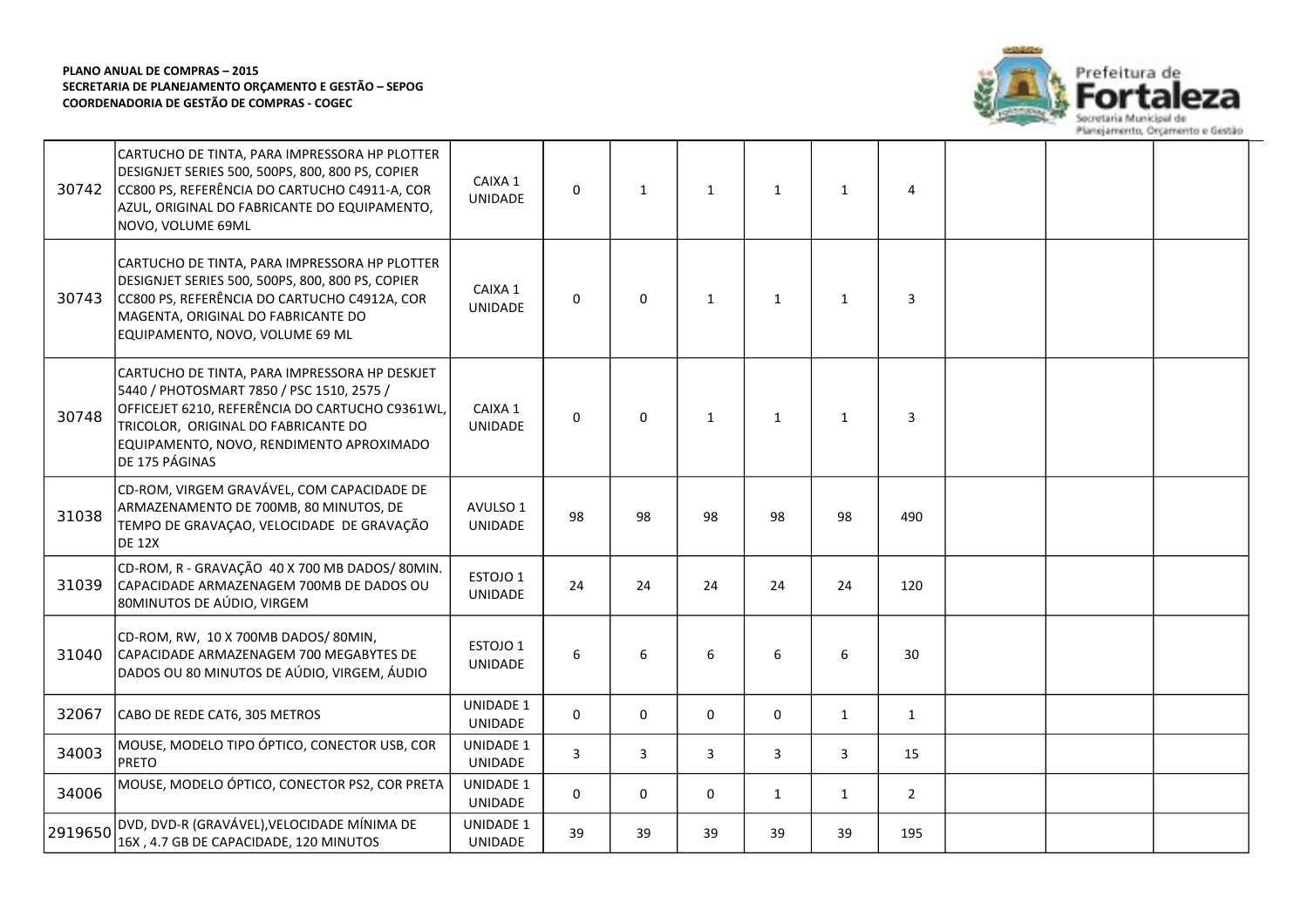**PLANO ANUAL DE COMPRAS – 2015**
**SECRETARIA DE PLANEJAMENTO ORÇAMENTO E GESTÃO – SEPOG**
**COORDENADORIA DE GESTÃO DE COMPRAS - COGEC**

| | | | | | | | | | | | |
|---|---|---|---|---|---|---|---|---|---|---|---|
| 30742 | CARTUCHO DE TINTA, PARA IMPRESSORA HP PLOTTER DESIGNJET SERIES 500, 500PS, 800, 800 PS, COPIER CC800 PS, REFERÊNCIA DO CARTUCHO C4911-A, COR AZUL, ORIGINAL DO FABRICANTE DO EQUIPAMENTO, NOVO, VOLUME 69ML | CAIXA 1 UNIDADE | 0 | 1 | 1 | 1 | 1 | 4 | | | |
| 30743 | CARTUCHO DE TINTA, PARA IMPRESSORA HP PLOTTER DESIGNJET SERIES 500, 500PS, 800, 800 PS, COPIER CC800 PS, REFERÊNCIA DO CARTUCHO C4912A, COR MAGENTA, ORIGINAL DO FABRICANTE DO EQUIPAMENTO, NOVO, VOLUME 69 ML | CAIXA 1 UNIDADE | 0 | 0 | 1 | 1 | 1 | 3 | | | |
| 30748 | CARTUCHO DE TINTA, PARA IMPRESSORA HP DESKJET 5440 / PHOTOSMART 7850 / PSC 1510, 2575 / OFFICEJET 6210, REFERÊNCIA DO CARTUCHO C9361WL, TRICOLOR, ORIGINAL DO FABRICANTE DO EQUIPAMENTO, NOVO, RENDIMENTO APROXIMADO DE 175 PÁGINAS | CAIXA 1 UNIDADE | 0 | 0 | 1 | 1 | 1 | 3 | | | |
| 31038 | CD-ROM, VIRGEM GRAVÁVEL, COM CAPACIDADE DE ARMAZENAMENTO DE 700MB, 80 MINUTOS, DE TEMPO DE GRAVAÇAO, VELOCIDADE DE GRAVAÇÃO DE 12X | AVULSO 1 UNIDADE | 98 | 98 | 98 | 98 | 98 | 490 | | | |
| 31039 | CD-ROM, R - GRAVAÇÃO 40 X 700 MB DADOS/ 80MIN. CAPACIDADE ARMAZENAGEM 700MB DE DADOS OU 80MINUTOS DE AÚDIO, VIRGEM | ESTOJO 1 UNIDADE | 24 | 24 | 24 | 24 | 24 | 120 | | | |
| 31040 | CD-ROM, RW, 10 X 700MB DADOS/ 80MIN, CAPACIDADE ARMAZENAGEM 700 MEGABYTES DE DADOS OU 80 MINUTOS DE AÚDIO, VIRGEM, ÁUDIO | ESTOJO 1 UNIDADE | 6 | 6 | 6 | 6 | 6 | 30 | | | |
| 32067 | CABO DE REDE CAT6, 305 METROS | UNIDADE 1 UNIDADE | 0 | 0 | 0 | 0 | 1 | 1 | | | |
| 34003 | MOUSE, MODELO TIPO ÓPTICO, CONECTOR USB, COR PRETO | UNIDADE 1 UNIDADE | 3 | 3 | 3 | 3 | 3 | 15 | | | |
| 34006 | MOUSE, MODELO ÓPTICO, CONECTOR PS2, COR PRETA | UNIDADE 1 UNIDADE | 0 | 0 | 0 | 1 | 1 | 2 | | | |
| 2919650 | DVD, DVD-R (GRAVÁVEL),VELOCIDADE MÍNIMA DE 16X , 4.7 GB DE CAPACIDADE, 120 MINUTOS | UNIDADE 1 UNIDADE | 39 | 39 | 39 | 39 | 39 | 195 | | | |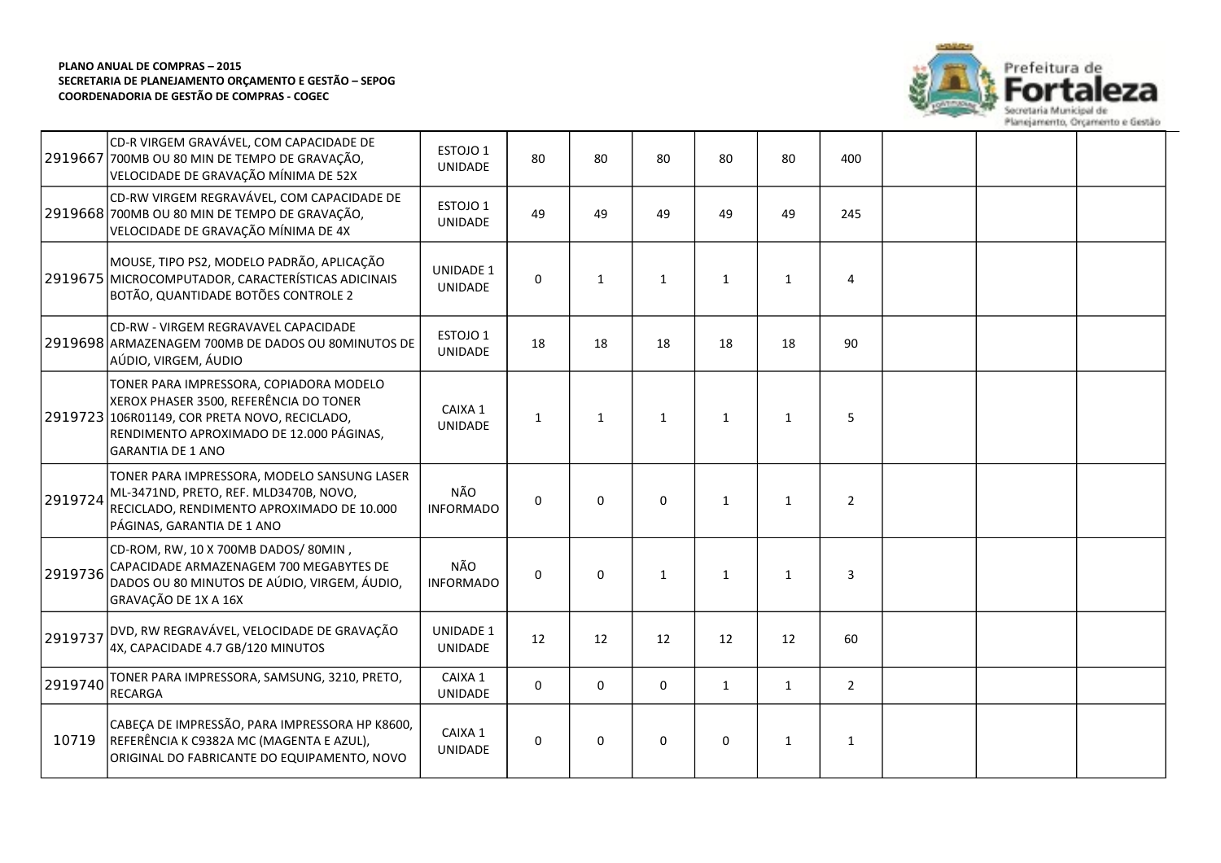**PLANO ANUAL DE COMPRAS – 2015**
**SECRETARIA DE PLANEJAMENTO ORÇAMENTO E GESTÃO – SEPOG**
**COORDENADORIA DE GESTÃO DE COMPRAS - COGEC**

| | | | | | | | | | | | |
|---|---|---|---|---|---|---|---|---|---|---|---|
| 2919667 | CD-R VIRGEM GRAVÁVEL, COM CAPACIDADE DE 700MB OU 80 MIN DE TEMPO DE GRAVAÇÃO, VELOCIDADE DE GRAVAÇÃO MÍNIMA DE 52X | ESTOJO 1 UNIDADE | 80 | 80 | 80 | 80 | 80 | 400 | | | |
| 2919668 | CD-RW VIRGEM REGRAVÁVEL, COM CAPACIDADE DE 700MB OU 80 MIN DE TEMPO DE GRAVAÇÃO, VELOCIDADE DE GRAVAÇÃO MÍNIMA DE 4X | ESTOJO 1 UNIDADE | 49 | 49 | 49 | 49 | 49 | 245 | | | |
| 2919675 | MOUSE, TIPO PS2, MODELO PADRÃO, APLICAÇÃO MICROCOMPUTADOR, CARACTERÍSTICAS ADICINAIS BOTÃO, QUANTIDADE BOTÕES CONTROLE 2 | UNIDADE 1 UNIDADE | 0 | 1 | 1 | 1 | 1 | 4 | | | |
| 2919698 | CD-RW - VIRGEM REGRAVAVEL CAPACIDADE ARMAZENAGEM 700MB DE DADOS OU 80MINUTOS DE AÚDIO, VIRGEM, ÁUDIO | ESTOJO 1 UNIDADE | 18 | 18 | 18 | 18 | 18 | 90 | | | |
| 2919723 | TONER PARA IMPRESSORA, COPIADORA MODELO XEROX PHASER 3500, REFERÊNCIA DO TONER 106R01149, COR PRETA NOVO, RECICLADO, RENDIMENTO APROXIMADO DE 12.000 PÁGINAS, GARANTIA DE 1 ANO | CAIXA 1 UNIDADE | 1 | 1 | 1 | 1 | 1 | 5 | | | |
| 2919724 | TONER PARA IMPRESSORA, MODELO SANSUNG LASER ML-3471ND, PRETO, REF. MLD3470B, NOVO, RECICLADO, RENDIMENTO APROXIMADO DE 10.000 PÁGINAS, GARANTIA DE 1 ANO | NÃO INFORMADO | 0 | 0 | 0 | 1 | 1 | 2 | | | |
| 2919736 | CD-ROM, RW, 10 X 700MB DADOS/ 80MIN , CAPACIDADE ARMAZENAGEM 700 MEGABYTES DE DADOS OU 80 MINUTOS DE AÚDIO, VIRGEM, ÁUDIO, GRAVAÇÃO DE 1X A 16X | NÃO INFORMADO | 0 | 0 | 1 | 1 | 1 | 3 | | | |
| 2919737 | DVD, RW REGRAVÁVEL, VELOCIDADE DE GRAVAÇÃO 4X, CAPACIDADE 4.7 GB/120 MINUTOS | UNIDADE 1 UNIDADE | 12 | 12 | 12 | 12 | 12 | 60 | | | |
| 2919740 | TONER PARA IMPRESSORA, SAMSUNG, 3210, PRETO, RECARGA | CAIXA 1 UNIDADE | 0 | 0 | 0 | 1 | 1 | 2 | | | |
| 10719 | CABEÇA DE IMPRESSÃO, PARA IMPRESSORA HP K8600, REFERÊNCIA K C9382A MC (MAGENTA E AZUL), ORIGINAL DO FABRICANTE DO EQUIPAMENTO, NOVO | CAIXA 1 UNIDADE | 0 | 0 | 0 | 0 | 1 | 1 | | | |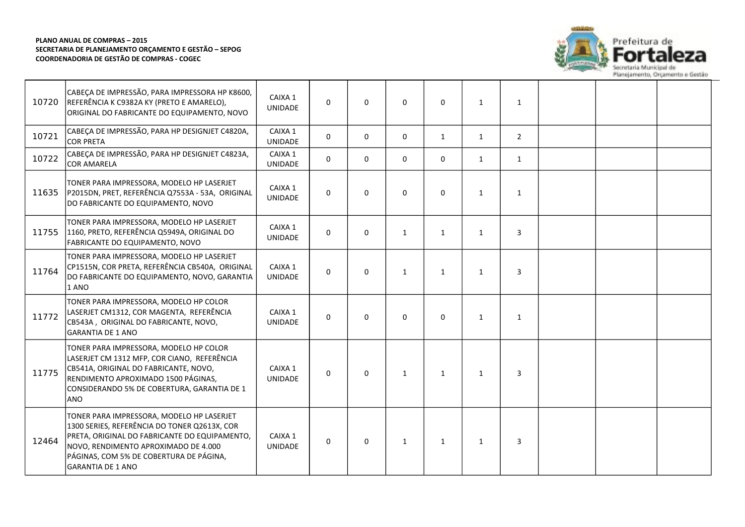**PLANO ANUAL DE COMPRAS – 2015**
**SECRETARIA DE PLANEJAMENTO ORÇAMENTO E GESTÃO – SEPOG**
**COORDENADORIA DE GESTÃO DE COMPRAS - COGEC**

| | | | | | | | | | | | |
|---|---|---|---|---|---|---|---|---|---|---|---|
| 10720 | CABEÇA DE IMPRESSÃO, PARA IMPRESSORA HP K8600, REFERÊNCIA K C9382A KY (PRETO E AMARELO), ORIGINAL DO FABRICANTE DO EQUIPAMENTO, NOVO | CAIXA 1 UNIDADE | 0 | 0 | 0 | 0 | 1 | 1 | | | |
| 10721 | CABEÇA DE IMPRESSÃO, PARA HP DESIGNJET C4820A, COR PRETA | CAIXA 1 UNIDADE | 0 | 0 | 0 | 1 | 1 | 2 | | | |
| 10722 | CABEÇA DE IMPRESSÃO, PARA HP DESIGNJET C4823A, COR AMARELA | CAIXA 1 UNIDADE | 0 | 0 | 0 | 0 | 1 | 1 | | | |
| 11635 | TONER PARA IMPRESSORA, MODELO HP LASERJET P2015DN, PRET, REFERÊNCIA Q7553A - 53A, ORIGINAL DO FABRICANTE DO EQUIPAMENTO, NOVO | CAIXA 1 UNIDADE | 0 | 0 | 0 | 0 | 1 | 1 | | | |
| 11755 | TONER PARA IMPRESSORA, MODELO HP LASERJET 1160, PRETO, REFERÊNCIA Q5949A, ORIGINAL DO FABRICANTE DO EQUIPAMENTO, NOVO | CAIXA 1 UNIDADE | 0 | 0 | 1 | 1 | 1 | 3 | | | |
| 11764 | TONER PARA IMPRESSORA, MODELO HP LASERJET CP1515N, COR PRETA, REFERÊNCIA CB540A, ORIGINAL DO FABRICANTE DO EQUIPAMENTO, NOVO, GARANTIA 1 ANO | CAIXA 1 UNIDADE | 0 | 0 | 1 | 1 | 1 | 3 | | | |
| 11772 | TONER PARA IMPRESSORA, MODELO HP COLOR LASERJET CM1312, COR MAGENTA, REFERÊNCIA CB543A , ORIGINAL DO FABRICANTE, NOVO, GARANTIA DE 1 ANO | CAIXA 1 UNIDADE | 0 | 0 | 0 | 0 | 1 | 1 | | | |
| 11775 | TONER PARA IMPRESSORA, MODELO HP COLOR LASERJET CM 1312 MFP, COR CIANO, REFERÊNCIA CB541A, ORIGINAL DO FABRICANTE, NOVO, RENDIMENTO APROXIMADO 1500 PÁGINAS, CONSIDERANDO 5% DE COBERTURA, GARANTIA DE 1 ANO | CAIXA 1 UNIDADE | 0 | 0 | 1 | 1 | 1 | 3 | | | |
| 12464 | TONER PARA IMPRESSORA, MODELO HP LASERJET 1300 SERIES, REFERÊNCIA DO TONER Q2613X, COR PRETA, ORIGINAL DO FABRICANTE DO EQUIPAMENTO, NOVO, RENDIMENTO APROXIMADO DE 4.000 PÁGINAS, COM 5% DE COBERTURA DE PÁGINA, GARANTIA DE 1 ANO | CAIXA 1 UNIDADE | 0 | 0 | 1 | 1 | 1 | 3 | | | |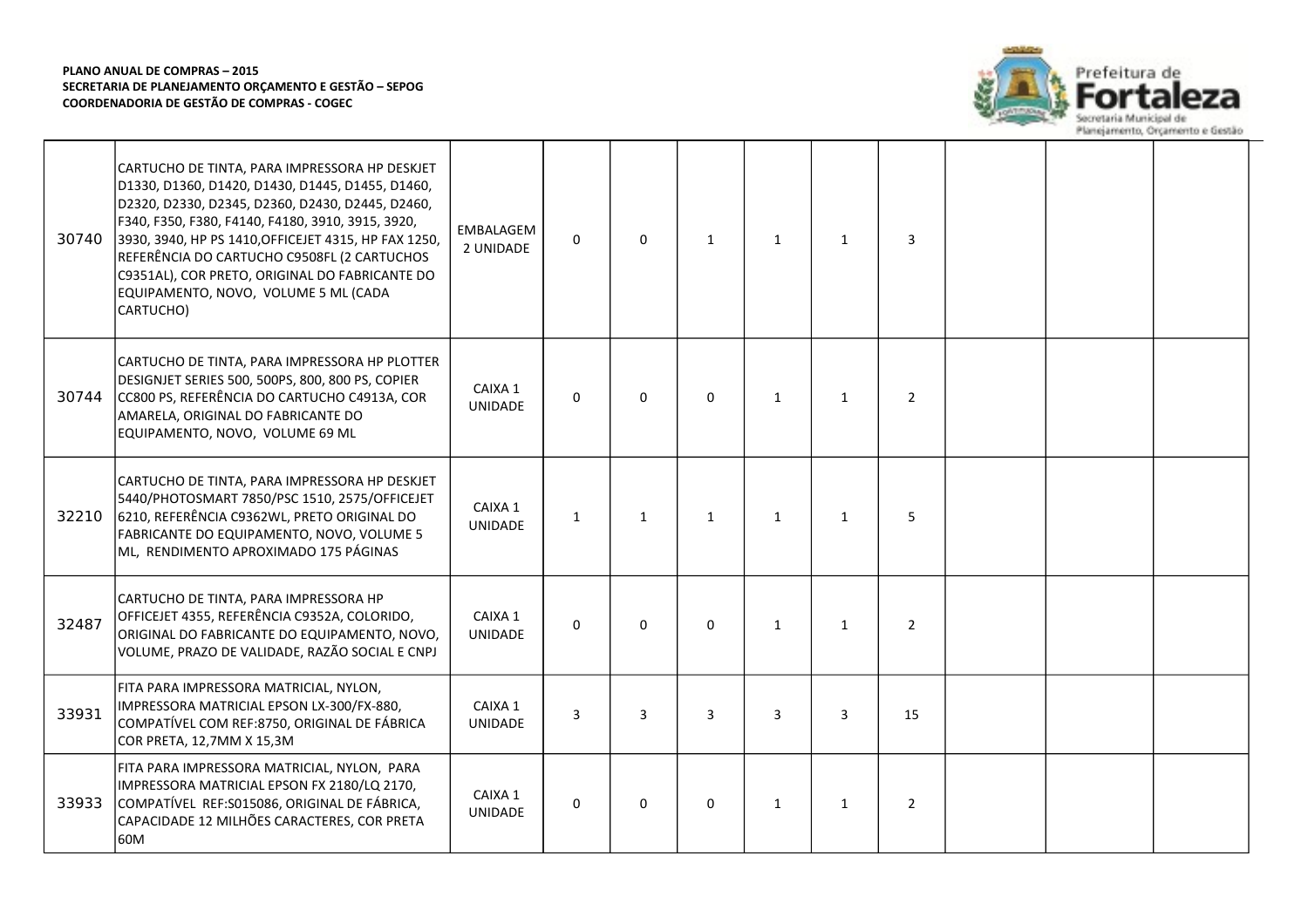**PLANO ANUAL DE COMPRAS – 2015**
**SECRETARIA DE PLANEJAMENTO ORÇAMENTO E GESTÃO – SEPOG**
**COORDENADORIA DE GESTÃO DE COMPRAS - COGEC**

| | | | | | | | | | | | |
|---|---|---|---|---|---|---|---|---|---|---|---|
| 30740 | CARTUCHO DE TINTA, PARA IMPRESSORA HP DESKJET D1330, D1360, D1420, D1430, D1445, D1455, D1460, D2320, D2330, D2345, D2360, D2430, D2445, D2460, F340, F350, F380, F4140, F4180, 3910, 3915, 3920, 3930, 3940, HP PS 1410,OFFICEJET 4315, HP FAX 1250, REFERÊNCIA DO CARTUCHO C9508FL (2 CARTUCHOS C9351AL), COR PRETO, ORIGINAL DO FABRICANTE DO EQUIPAMENTO, NOVO, VOLUME 5 ML (CADA CARTUCHO) | EMBALAGEM 2 UNIDADE | 0 | 0 | 1 | 1 | 1 | 3 | | | |
| 30744 | CARTUCHO DE TINTA, PARA IMPRESSORA HP PLOTTER DESIGNJET SERIES 500, 500PS, 800, 800 PS, COPIER CC800 PS, REFERÊNCIA DO CARTUCHO C4913A, COR AMARELA, ORIGINAL DO FABRICANTE DO EQUIPAMENTO, NOVO, VOLUME 69 ML | CAIXA 1 UNIDADE | 0 | 0 | 0 | 1 | 1 | 2 | | | |
| 32210 | CARTUCHO DE TINTA, PARA IMPRESSORA HP DESKJET 5440/PHOTOSMART 7850/PSC 1510, 2575/OFFICEJET 6210, REFERÊNCIA C9362WL, PRETO ORIGINAL DO FABRICANTE DO EQUIPAMENTO, NOVO, VOLUME 5 ML, RENDIMENTO APROXIMADO 175 PÁGINAS | CAIXA 1 UNIDADE | 1 | 1 | 1 | 1 | 1 | 5 | | | |
| 32487 | CARTUCHO DE TINTA, PARA IMPRESSORA HP OFFICEJET 4355, REFERÊNCIA C9352A, COLORIDO, ORIGINAL DO FABRICANTE DO EQUIPAMENTO, NOVO, VOLUME, PRAZO DE VALIDADE, RAZÃO SOCIAL E CNPJ | CAIXA 1 UNIDADE | 0 | 0 | 0 | 1 | 1 | 2 | | | |
| 33931 | FITA PARA IMPRESSORA MATRICIAL, NYLON, IMPRESSORA MATRICIAL EPSON LX-300/FX-880, COMPATÍVEL COM REF:8750, ORIGINAL DE FÁBRICA COR PRETA, 12,7MM X 15,3M | CAIXA 1 UNIDADE | 3 | 3 | 3 | 3 | 3 | 15 | | | |
| 33933 | FITA PARA IMPRESSORA MATRICIAL, NYLON, PARA IMPRESSORA MATRICIAL EPSON FX 2180/LQ 2170, COMPATÍVEL REF:S015086, ORIGINAL DE FÁBRICA, CAPACIDADE 12 MILHÕES CARACTERES, COR PRETA 60M | CAIXA 1 UNIDADE | 0 | 0 | 0 | 1 | 1 | 2 | | | |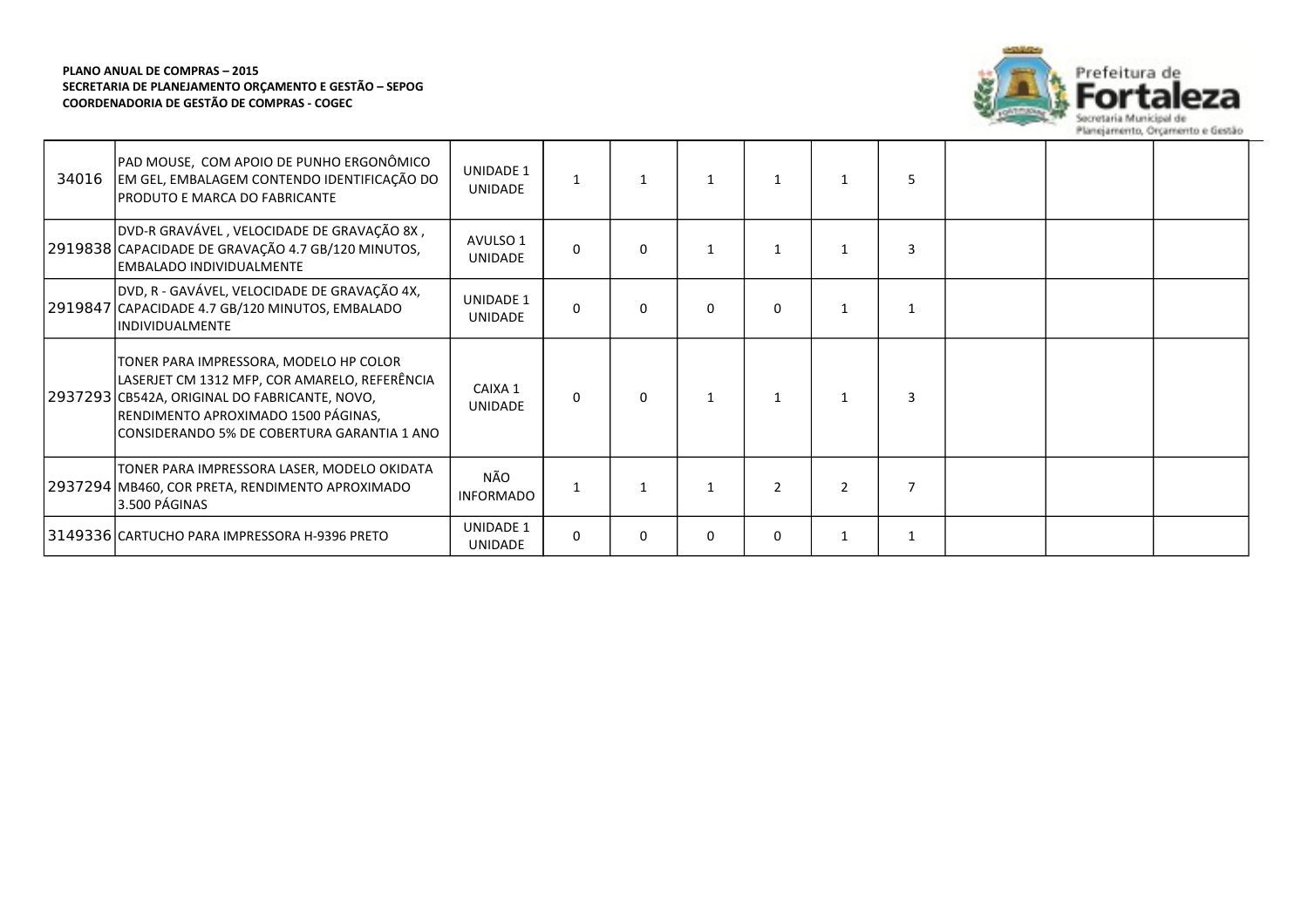**PLANO ANUAL DE COMPRAS – 2015**
**SECRETARIA DE PLANEJAMENTO ORÇAMENTO E GESTÃO – SEPOG**
**COORDENADORIA DE GESTÃO DE COMPRAS - COGEC**

| | | | | | | | | | | | |
|---|---|---|---|---|---|---|---|---|---|---|---|
| 34016 | PAD MOUSE, COM APOIO DE PUNHO ERGONÔMICO EM GEL, EMBALAGEM CONTENDO IDENTIFICAÇÃO DO PRODUTO E MARCA DO FABRICANTE | UNIDADE 1 UNIDADE | 1 | 1 | 1 | 1 | 1 | 5 | | | |
| 2919838 | DVD-R GRAVÁVEL , VELOCIDADE DE GRAVAÇÃO 8X , CAPACIDADE DE GRAVAÇÃO 4.7 GB/120 MINUTOS, EMBALADO INDIVIDUALMENTE | AVULSO 1 UNIDADE | 0 | 0 | 1 | 1 | 1 | 3 | | | |
| 2919847 | DVD, R - GAVÁVEL, VELOCIDADE DE GRAVAÇÃO 4X, CAPACIDADE 4.7 GB/120 MINUTOS, EMBALADO INDIVIDUALMENTE | UNIDADE 1 UNIDADE | 0 | 0 | 0 | 0 | 1 | 1 | | | |
| 2937293 | TONER PARA IMPRESSORA, MODELO HP COLOR LASERJET CM 1312 MFP, COR AMARELO, REFERÊNCIA CB542A, ORIGINAL DO FABRICANTE, NOVO, RENDIMENTO APROXIMADO 1500 PÁGINAS, CONSIDERANDO 5% DE COBERTURA GARANTIA 1 ANO | CAIXA 1 UNIDADE | 0 | 0 | 1 | 1 | 1 | 3 | | | |
| 2937294 | TONER PARA IMPRESSORA LASER, MODELO OKIDATA MB460, COR PRETA, RENDIMENTO APROXIMADO 3.500 PÁGINAS | NÃO INFORMADO | 1 | 1 | 1 | 2 | 2 | 7 | | | |
| 3149336 | CARTUCHO PARA IMPRESSORA H-9396 PRETO | UNIDADE 1 UNIDADE | 0 | 0 | 0 | 0 | 1 | 1 | | | |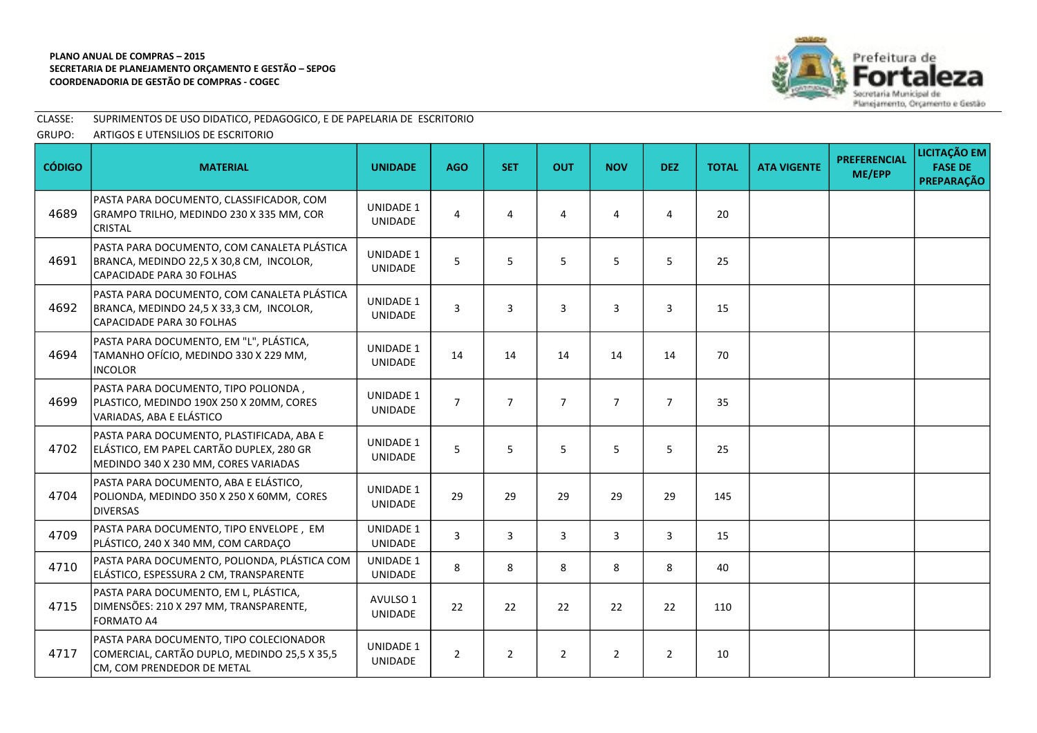**PLANO ANUAL DE COMPRAS – 2015**
**SECRETARIA DE PLANEJAMENTO ORÇAMENTO E GESTÃO – SEPOG**
**COORDENADORIA DE GESTÃO DE COMPRAS - COGEC**

CLASSE: SUPRIMENTOS DE USO DIDATICO, PEDAGOGICO, E DE PAPELARIA DE ESCRITORIO

GRUPO: ARTIGOS E UTENSILIOS DE ESCRITORIO

| CÓDIGO | MATERIAL | UNIDADE | AGO | SET | OUT | NOV | DEZ | TOTAL | ATA VIGENTE | PREFERENCIAL ME/EPP | LICITAÇÃO EM FASE DE PREPARAÇÃO |
|---|---|---|---|---|---|---|---|---|---|---|---|
| 4689 | PASTA PARA DOCUMENTO, CLASSIFICADOR, COM GRAMPO TRILHO, MEDINDO 230 X 335 MM, COR CRISTAL | UNIDADE 1 UNIDADE | 4 | 4 | 4 | 4 | 4 | 20 | | | |
| 4691 | PASTA PARA DOCUMENTO, COM CANALETA PLÁSTICA BRANCA, MEDINDO 22,5 X 30,8 CM, INCOLOR, CAPACIDADE PARA 30 FOLHAS | UNIDADE 1 UNIDADE | 5 | 5 | 5 | 5 | 5 | 25 | | | |
| 4692 | PASTA PARA DOCUMENTO, COM CANALETA PLÁSTICA BRANCA, MEDINDO 24,5 X 33,3 CM, INCOLOR, CAPACIDADE PARA 30 FOLHAS | UNIDADE 1 UNIDADE | 3 | 3 | 3 | 3 | 3 | 15 | | | |
| 4694 | PASTA PARA DOCUMENTO, EM "L", PLÁSTICA, TAMANHO OFÍCIO, MEDINDO 330 X 229 MM, INCOLOR | UNIDADE 1 UNIDADE | 14 | 14 | 14 | 14 | 14 | 70 | | | |
| 4699 | PASTA PARA DOCUMENTO, TIPO POLIONDA , PLASTICO, MEDINDO 190X 250 X 20MM, CORES VARIADAS, ABA E ELÁSTICO | UNIDADE 1 UNIDADE | 7 | 7 | 7 | 7 | 7 | 35 | | | |
| 4702 | PASTA PARA DOCUMENTO, PLASTIFICADA, ABA E ELÁSTICO, EM PAPEL CARTÃO DUPLEX, 280 GR MEDINDO 340 X 230 MM, CORES VARIADAS | UNIDADE 1 UNIDADE | 5 | 5 | 5 | 5 | 5 | 25 | | | |
| 4704 | PASTA PARA DOCUMENTO, ABA E ELÁSTICO, POLIONDA, MEDINDO 350 X 250 X 60MM, CORES DIVERSAS | UNIDADE 1 UNIDADE | 29 | 29 | 29 | 29 | 29 | 145 | | | |
| 4709 | PASTA PARA DOCUMENTO, TIPO ENVELOPE , EM PLÁSTICO, 240 X 340 MM, COM CARDAÇO | UNIDADE 1 UNIDADE | 3 | 3 | 3 | 3 | 3 | 15 | | | |
| 4710 | PASTA PARA DOCUMENTO, POLIONDA, PLÁSTICA COM ELÁSTICO, ESPESSURA 2 CM, TRANSPARENTE | UNIDADE 1 UNIDADE | 8 | 8 | 8 | 8 | 8 | 40 | | | |
| 4715 | PASTA PARA DOCUMENTO, EM L, PLÁSTICA, DIMENSÕES: 210 X 297 MM, TRANSPARENTE, FORMATO A4 | AVULSO 1 UNIDADE | 22 | 22 | 22 | 22 | 22 | 110 | | | |
| 4717 | PASTA PARA DOCUMENTO, TIPO COLECIONADOR COMERCIAL, CARTÃO DUPLO, MEDINDO 25,5 X 35,5 CM, COM PRENDEDOR DE METAL | UNIDADE 1 UNIDADE | 2 | 2 | 2 | 2 | 2 | 10 | | | |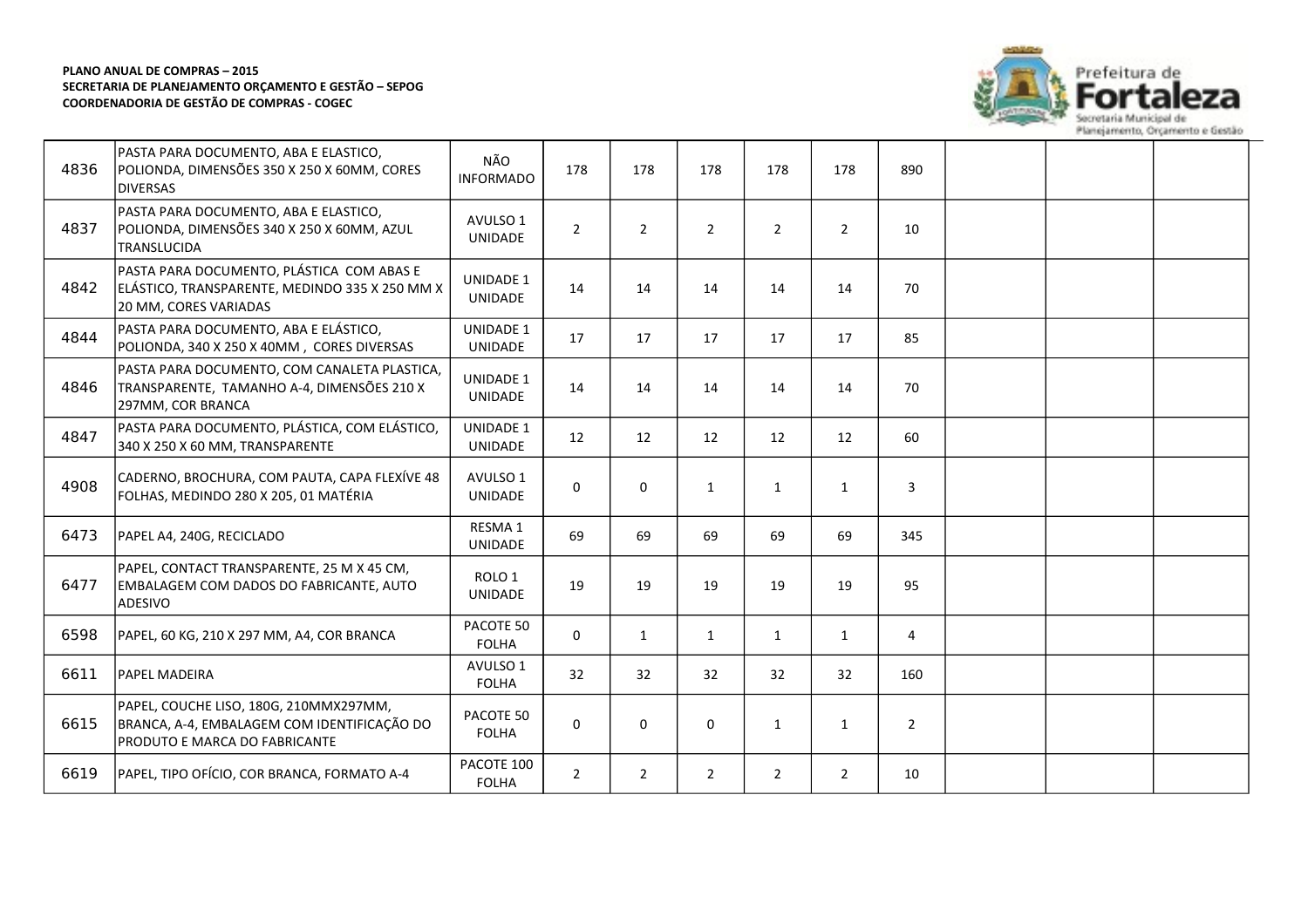**PLANO ANUAL DE COMPRAS – 2015**
**SECRETARIA DE PLANEJAMENTO ORÇAMENTO E GESTÃO – SEPOG**
**COORDENADORIA DE GESTÃO DE COMPRAS - COGEC**

| | | | | | | | | | | | |
|---|---|---|---|---|---|---|---|---|---|---|---|
| 4836 | PASTA PARA DOCUMENTO, ABA E ELASTICO, POLIONDA, DIMENSÕES 350 X 250 X 60MM, CORES DIVERSAS | NÃO INFORMADO | 178 | 178 | 178 | 178 | 178 | 890 | | | |
| 4837 | PASTA PARA DOCUMENTO, ABA E ELASTICO, POLIONDA, DIMENSÕES 340 X 250 X 60MM, AZUL TRANSLUCIDA | AVULSO 1 UNIDADE | 2 | 2 | 2 | 2 | 2 | 10 | | | |
| 4842 | PASTA PARA DOCUMENTO, PLÁSTICA COM ABAS E ELÁSTICO, TRANSPARENTE, MEDINDO 335 X 250 MM X 20 MM, CORES VARIADAS | UNIDADE 1 UNIDADE | 14 | 14 | 14 | 14 | 14 | 70 | | | |
| 4844 | PASTA PARA DOCUMENTO, ABA E ELÁSTICO, POLIONDA, 340 X 250 X 40MM , CORES DIVERSAS | UNIDADE 1 UNIDADE | 17 | 17 | 17 | 17 | 17 | 85 | | | |
| 4846 | PASTA PARA DOCUMENTO, COM CANALETA PLASTICA, TRANSPARENTE, TAMANHO A-4, DIMENSÕES 210 X 297MM, COR BRANCA | UNIDADE 1 UNIDADE | 14 | 14 | 14 | 14 | 14 | 70 | | | |
| 4847 | PASTA PARA DOCUMENTO, PLÁSTICA, COM ELÁSTICO, 340 X 250 X 60 MM, TRANSPARENTE | UNIDADE 1 UNIDADE | 12 | 12 | 12 | 12 | 12 | 60 | | | |
| 4908 | CADERNO, BROCHURA, COM PAUTA, CAPA FLEXÍVE 48 FOLHAS, MEDINDO 280 X 205, 01 MATÉRIA | AVULSO 1 UNIDADE | 0 | 0 | 1 | 1 | 1 | 3 | | | |
| 6473 | PAPEL A4, 240G, RECICLADO | RESMA 1 UNIDADE | 69 | 69 | 69 | 69 | 69 | 345 | | | |
| 6477 | PAPEL, CONTACT TRANSPARENTE, 25 M X 45 CM, EMBALAGEM COM DADOS DO FABRICANTE, AUTO ADESIVO | ROLO 1 UNIDADE | 19 | 19 | 19 | 19 | 19 | 95 | | | |
| 6598 | PAPEL, 60 KG, 210 X 297 MM, A4, COR BRANCA | PACOTE 50 FOLHA | 0 | 1 | 1 | 1 | 1 | 4 | | | |
| 6611 | PAPEL MADEIRA | AVULSO 1 FOLHA | 32 | 32 | 32 | 32 | 32 | 160 | | | |
| 6615 | PAPEL, COUCHE LISO, 180G, 210MMX297MM, BRANCA, A-4, EMBALAGEM COM IDENTIFICAÇÃO DO PRODUTO E MARCA DO FABRICANTE | PACOTE 50 FOLHA | 0 | 0 | 0 | 1 | 1 | 2 | | | |
| 6619 | PAPEL, TIPO OFÍCIO, COR BRANCA, FORMATO A-4 | PACOTE 100 FOLHA | 2 | 2 | 2 | 2 | 2 | 10 | | | |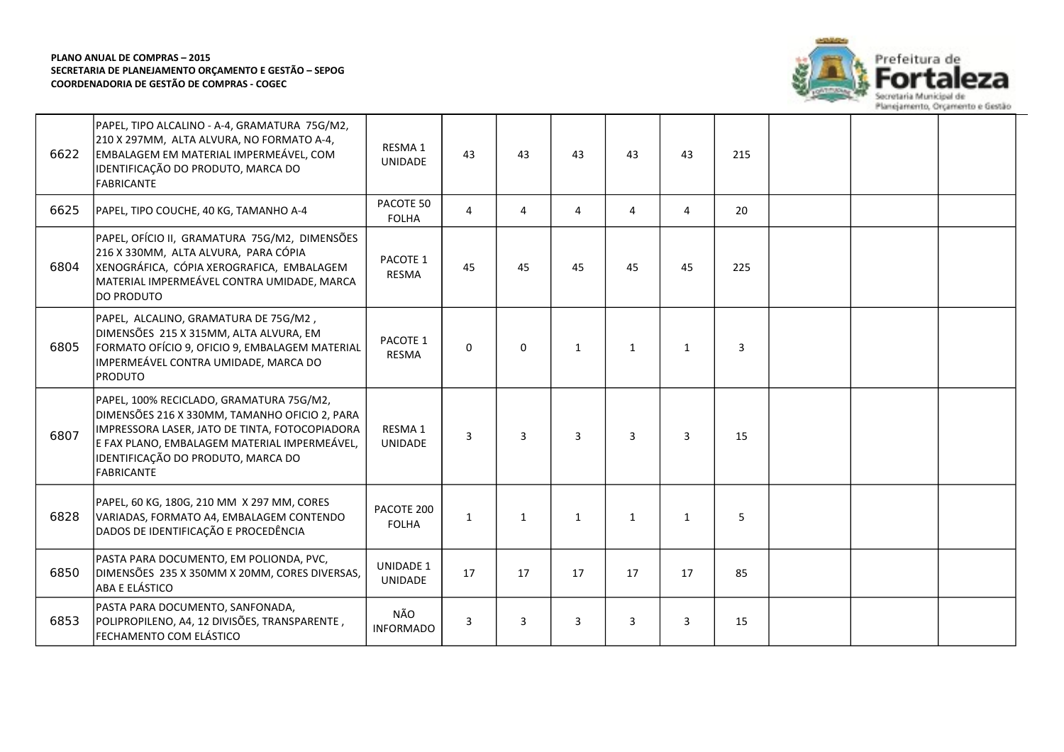**PLANO ANUAL DE COMPRAS – 2015**
**SECRETARIA DE PLANEJAMENTO ORÇAMENTO E GESTÃO – SEPOG**
**COORDENADORIA DE GESTÃO DE COMPRAS - COGEC**

Prefeitura de Fortaleza
Secretaria Municipal de Planejamento, Orçamento e Gestão

| | | | | | | | | | | | |
|---|---|---|---|---|---|---|---|---|---|---|---|
| 6622 | PAPEL, TIPO ALCALINO - A-4, GRAMATURA 75G/M2, 210 X 297MM, ALTA ALVURA, NO FORMATO A-4, EMBALAGEM EM MATERIAL IMPERMEÁVEL, COM IDENTIFICAÇÃO DO PRODUTO, MARCA DO FABRICANTE | RESMA 1 UNIDADE | 43 | 43 | 43 | 43 | 43 | 215 | | | |
| 6625 | PAPEL, TIPO COUCHE, 40 KG, TAMANHO A-4 | PACOTE 50 FOLHA | 4 | 4 | 4 | 4 | 4 | 20 | | | |
| 6804 | PAPEL, OFÍCIO II, GRAMATURA 75G/M2, DIMENSÕES 216 X 330MM, ALTA ALVURA, PARA CÓPIA XENOGRÁFICA, CÓPIA XEROGRAFICA, EMBALAGEM MATERIAL IMPERMEÁVEL CONTRA UMIDADE, MARCA DO PRODUTO | PACOTE 1 RESMA | 45 | 45 | 45 | 45 | 45 | 225 | | | |
| 6805 | PAPEL, ALCALINO, GRAMATURA DE 75G/M2 , DIMENSÕES 215 X 315MM, ALTA ALVURA, EM FORMATO OFÍCIO 9, OFICIO 9, EMBALAGEM MATERIAL IMPERMEÁVEL CONTRA UMIDADE, MARCA DO PRODUTO | PACOTE 1 RESMA | 0 | 0 | 1 | 1 | 1 | 3 | | | |
| 6807 | PAPEL, 100% RECICLADO, GRAMATURA 75G/M2, DIMENSÕES 216 X 330MM, TAMANHO OFICIO 2, PARA IMPRESSORA LASER, JATO DE TINTA, FOTOCOPIADORA E FAX PLANO, EMBALAGEM MATERIAL IMPERMEÁVEL, IDENTIFICAÇÃO DO PRODUTO, MARCA DO FABRICANTE | RESMA 1 UNIDADE | 3 | 3 | 3 | 3 | 3 | 15 | | | |
| 6828 | PAPEL, 60 KG, 180G, 210 MM X 297 MM, CORES VARIADAS, FORMATO A4, EMBALAGEM CONTENDO DADOS DE IDENTIFICAÇÃO E PROCEDÊNCIA | PACOTE 200 FOLHA | 1 | 1 | 1 | 1 | 1 | 5 | | | |
| 6850 | PASTA PARA DOCUMENTO, EM POLIONDA, PVC, DIMENSÕES 235 X 350MM X 20MM, CORES DIVERSAS, ABA E ELÁSTICO | UNIDADE 1 UNIDADE | 17 | 17 | 17 | 17 | 17 | 85 | | | |
| 6853 | PASTA PARA DOCUMENTO, SANFONADA, POLIPROPILENO, A4, 12 DIVISÕES, TRANSPARENTE , FECHAMENTO COM ELÁSTICO | NÃO INFORMADO | 3 | 3 | 3 | 3 | 3 | 15 | | | |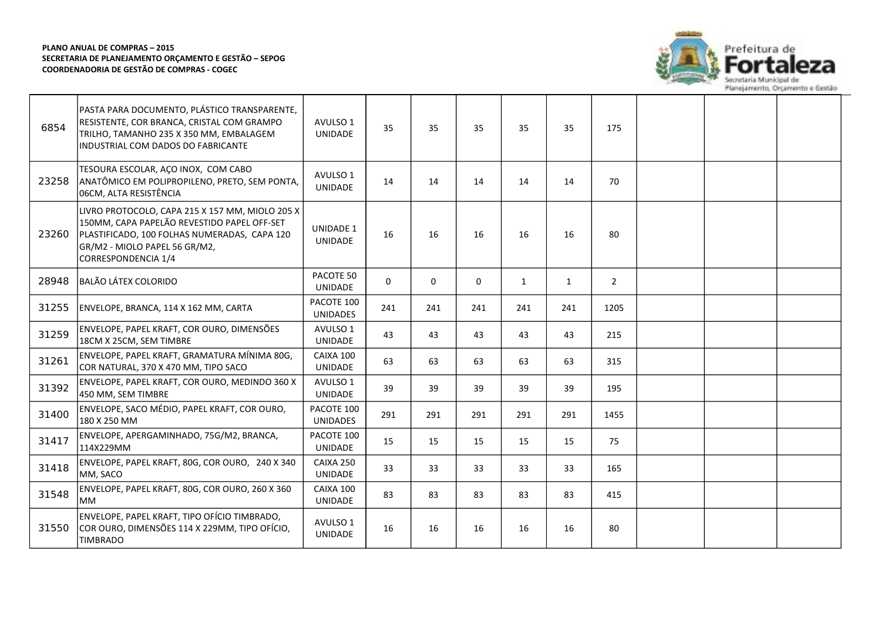**PLANO ANUAL DE COMPRAS – 2015**
**SECRETARIA DE PLANEJAMENTO ORÇAMENTO E GESTÃO – SEPOG**
**COORDENADORIA DE GESTÃO DE COMPRAS - COGEC**

| | | | | | | | | | | | |
|---|---|---|---|---|---|---|---|---|---|---|---|
| 6854 | PASTA PARA DOCUMENTO, PLÁSTICO TRANSPARENTE, RESISTENTE, COR BRANCA, CRISTAL COM GRAMPO TRILHO, TAMANHO 235 X 350 MM, EMBALAGEM INDUSTRIAL COM DADOS DO FABRICANTE | AVULSO 1 UNIDADE | 35 | 35 | 35 | 35 | 35 | 175 | | | |
| 23258 | TESOURA ESCOLAR, AÇO INOX, COM CABO ANATÔMICO EM POLIPROPILENO, PRETO, SEM PONTA, 06CM, ALTA RESISTÊNCIA | AVULSO 1 UNIDADE | 14 | 14 | 14 | 14 | 14 | 70 | | | |
| 23260 | LIVRO PROTOCOLO, CAPA 215 X 157 MM, MIOLO 205 X 150MM, CAPA PAPELÃO REVESTIDO PAPEL OFF-SET PLASTIFICADO, 100 FOLHAS NUMERADAS, CAPA 120 GR/M2 - MIOLO PAPEL 56 GR/M2, CORRESPONDENCIA 1/4 | UNIDADE 1 UNIDADE | 16 | 16 | 16 | 16 | 16 | 80 | | | |
| 28948 | BALÃO LÁTEX COLORIDO | PACOTE 50 UNIDADE | 0 | 0 | 0 | 1 | 1 | 2 | | | |
| 31255 | ENVELOPE, BRANCA, 114 X 162 MM, CARTA | PACOTE 100 UNIDADES | 241 | 241 | 241 | 241 | 241 | 1205 | | | |
| 31259 | ENVELOPE, PAPEL KRAFT, COR OURO, DIMENSÕES 18CM X 25CM, SEM TIMBRE | AVULSO 1 UNIDADE | 43 | 43 | 43 | 43 | 43 | 215 | | | |
| 31261 | ENVELOPE, PAPEL KRAFT, GRAMATURA MÍNIMA 80G, COR NATURAL, 370 X 470 MM, TIPO SACO | CAIXA 100 UNIDADE | 63 | 63 | 63 | 63 | 63 | 315 | | | |
| 31392 | ENVELOPE, PAPEL KRAFT, COR OURO, MEDINDO 360 X 450 MM, SEM TIMBRE | AVULSO 1 UNIDADE | 39 | 39 | 39 | 39 | 39 | 195 | | | |
| 31400 | ENVELOPE, SACO MÉDIO, PAPEL KRAFT, COR OURO, 180 X 250 MM | PACOTE 100 UNIDADES | 291 | 291 | 291 | 291 | 291 | 1455 | | | |
| 31417 | ENVELOPE, APERGAMINHADO, 75G/M2, BRANCA, 114X229MM | PACOTE 100 UNIDADE | 15 | 15 | 15 | 15 | 15 | 75 | | | |
| 31418 | ENVELOPE, PAPEL KRAFT, 80G, COR OURO, 240 X 340 MM, SACO | CAIXA 250 UNIDADE | 33 | 33 | 33 | 33 | 33 | 165 | | | |
| 31548 | ENVELOPE, PAPEL KRAFT, 80G, COR OURO, 260 X 360 MM | CAIXA 100 UNIDADE | 83 | 83 | 83 | 83 | 83 | 415 | | | |
| 31550 | ENVELOPE, PAPEL KRAFT, TIPO OFÍCIO TIMBRADO, COR OURO, DIMENSÕES 114 X 229MM, TIPO OFÍCIO, TIMBRADO | AVULSO 1 UNIDADE | 16 | 16 | 16 | 16 | 16 | 80 | | | |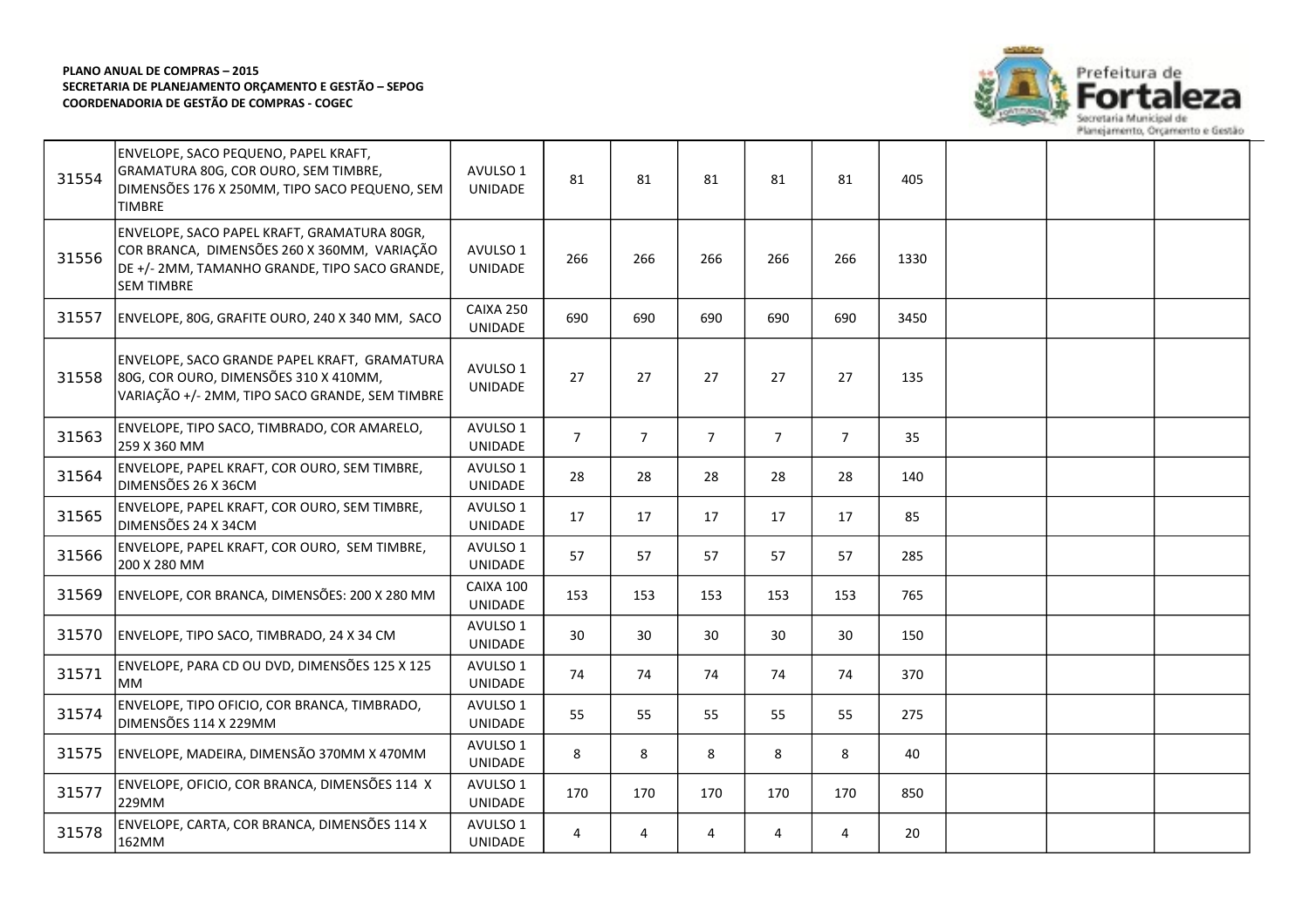**PLANO ANUAL DE COMPRAS – 2015**
**SECRETARIA DE PLANEJAMENTO ORÇAMENTO E GESTÃO – SEPOG**
**COORDENADORIA DE GESTÃO DE COMPRAS - COGEC**

Prefeitura de Fortaleza
Secretaria Municipal de Planejamento, Orçamento e Gestão

| | | | | | | | | | | | |
|---|---|---|---|---|---|---|---|---|---|---|---|
| 31554 | ENVELOPE, SACO PEQUENO, PAPEL KRAFT, GRAMATURA 80G, COR OURO, SEM TIMBRE, DIMENSÕES 176 X 250MM, TIPO SACO PEQUENO, SEM TIMBRE | AVULSO 1 UNIDADE | 81 | 81 | 81 | 81 | 81 | 405 | | | |
| 31556 | ENVELOPE, SACO PAPEL KRAFT, GRAMATURA 80GR, COR BRANCA, DIMENSÕES 260 X 360MM, VARIAÇÃO DE +/- 2MM, TAMANHO GRANDE, TIPO SACO GRANDE, SEM TIMBRE | AVULSO 1 UNIDADE | 266 | 266 | 266 | 266 | 266 | 1330 | | | |
| 31557 | ENVELOPE, 80G, GRAFITE OURO, 240 X 340 MM, SACO | CAIXA 250 UNIDADE | 690 | 690 | 690 | 690 | 690 | 3450 | | | |
| 31558 | ENVELOPE, SACO GRANDE PAPEL KRAFT, GRAMATURA 80G, COR OURO, DIMENSÕES 310 X 410MM, VARIAÇÃO +/- 2MM, TIPO SACO GRANDE, SEM TIMBRE | AVULSO 1 UNIDADE | 27 | 27 | 27 | 27 | 27 | 135 | | | |
| 31563 | ENVELOPE, TIPO SACO, TIMBRADO, COR AMARELO, 259 X 360 MM | AVULSO 1 UNIDADE | 7 | 7 | 7 | 7 | 7 | 35 | | | |
| 31564 | ENVELOPE, PAPEL KRAFT, COR OURO, SEM TIMBRE, DIMENSÕES 26 X 36CM | AVULSO 1 UNIDADE | 28 | 28 | 28 | 28 | 28 | 140 | | | |
| 31565 | ENVELOPE, PAPEL KRAFT, COR OURO, SEM TIMBRE, DIMENSÕES 24 X 34CM | AVULSO 1 UNIDADE | 17 | 17 | 17 | 17 | 17 | 85 | | | |
| 31566 | ENVELOPE, PAPEL KRAFT, COR OURO, SEM TIMBRE, 200 X 280 MM | AVULSO 1 UNIDADE | 57 | 57 | 57 | 57 | 57 | 285 | | | |
| 31569 | ENVELOPE, COR BRANCA, DIMENSÕES: 200 X 280 MM | CAIXA 100 UNIDADE | 153 | 153 | 153 | 153 | 153 | 765 | | | |
| 31570 | ENVELOPE, TIPO SACO, TIMBRADO, 24 X 34 CM | AVULSO 1 UNIDADE | 30 | 30 | 30 | 30 | 30 | 150 | | | |
| 31571 | ENVELOPE, PARA CD OU DVD, DIMENSÕES 125 X 125 MM | AVULSO 1 UNIDADE | 74 | 74 | 74 | 74 | 74 | 370 | | | |
| 31574 | ENVELOPE, TIPO OFICIO, COR BRANCA, TIMBRADO, DIMENSÕES 114 X 229MM | AVULSO 1 UNIDADE | 55 | 55 | 55 | 55 | 55 | 275 | | | |
| 31575 | ENVELOPE, MADEIRA, DIMENSÃO 370MM X 470MM | AVULSO 1 UNIDADE | 8 | 8 | 8 | 8 | 8 | 40 | | | |
| 31577 | ENVELOPE, OFICIO, COR BRANCA, DIMENSÕES 114 X 229MM | AVULSO 1 UNIDADE | 170 | 170 | 170 | 170 | 170 | 850 | | | |
| 31578 | ENVELOPE, CARTA, COR BRANCA, DIMENSÕES 114 X 162MM | AVULSO 1 UNIDADE | 4 | 4 | 4 | 4 | 4 | 20 | | | |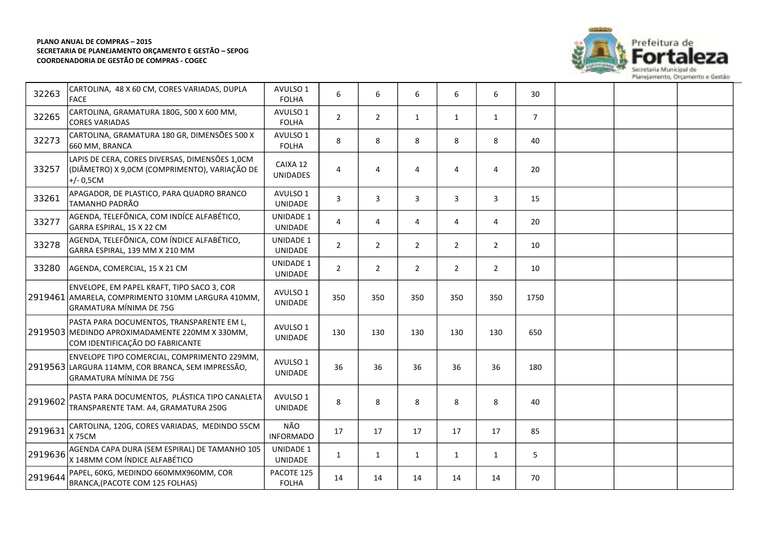**PLANO ANUAL DE COMPRAS – 2015**
**SECRETARIA DE PLANEJAMENTO ORÇAMENTO E GESTÃO – SEPOG**
**COORDENADORIA DE GESTÃO DE COMPRAS - COGEC**

| | | | | | | | | | | | |
|---|---|---|---|---|---|---|---|---|---|---|---|
| 32263 | CARTOLINA, 48 X 60 CM, CORES VARIADAS, DUPLA FACE | AVULSO 1 FOLHA | 6 | 6 | 6 | 6 | 6 | 30 | | | |
| 32265 | CARTOLINA, GRAMATURA 180G, 500 X 600 MM, CORES VARIADAS | AVULSO 1 FOLHA | 2 | 2 | 1 | 1 | 1 | 7 | | | |
| 32273 | CARTOLINA, GRAMATURA 180 GR, DIMENSÕES 500 X 660 MM, BRANCA | AVULSO 1 FOLHA | 8 | 8 | 8 | 8 | 8 | 40 | | | |
| 33257 | LAPIS DE CERA, CORES DIVERSAS, DIMENSÕES 1,0CM (DIÂMETRO) X 9,0CM (COMPRIMENTO), VARIAÇÃO DE +/- 0,5CM | CAIXA 12 UNIDADES | 4 | 4 | 4 | 4 | 4 | 20 | | | |
| 33261 | APAGADOR, DE PLASTICO, PARA QUADRO BRANCO TAMANHO PADRÃO | AVULSO 1 UNIDADE | 3 | 3 | 3 | 3 | 3 | 15 | | | |
| 33277 | AGENDA, TELEFÔNICA, COM INDÍCE ALFABÉTICO, GARRA ESPIRAL, 15 X 22 CM | UNIDADE 1 UNIDADE | 4 | 4 | 4 | 4 | 4 | 20 | | | |
| 33278 | AGENDA, TELEFÔNICA, COM ÍNDICE ALFABÉTICO, GARRA ESPIRAL, 139 MM X 210 MM | UNIDADE 1 UNIDADE | 2 | 2 | 2 | 2 | 2 | 10 | | | |
| 33280 | AGENDA, COMERCIAL, 15 X 21 CM | UNIDADE 1 UNIDADE | 2 | 2 | 2 | 2 | 2 | 10 | | | |
| 2919461 | ENVELOPE, EM PAPEL KRAFT, TIPO SACO 3, COR AMARELA, COMPRIMENTO 310MM LARGURA 410MM, GRAMATURA MÍNIMA DE 75G | AVULSO 1 UNIDADE | 350 | 350 | 350 | 350 | 350 | 1750 | | | |
| 2919503 | PASTA PARA DOCUMENTOS, TRANSPARENTE EM L, MEDINDO APROXIMADAMENTE 220MM X 330MM, COM IDENTIFICAÇÃO DO FABRICANTE | AVULSO 1 UNIDADE | 130 | 130 | 130 | 130 | 130 | 650 | | | |
| 2919563 | ENVELOPE TIPO COMERCIAL, COMPRIMENTO 229MM, LARGURA 114MM, COR BRANCA, SEM IMPRESSÃO, GRAMATURA MÍNIMA DE 75G | AVULSO 1 UNIDADE | 36 | 36 | 36 | 36 | 36 | 180 | | | |
| 2919602 | PASTA PARA DOCUMENTOS, PLÁSTICA TIPO CANALETA TRANSPARENTE TAM. A4, GRAMATURA 250G | AVULSO 1 UNIDADE | 8 | 8 | 8 | 8 | 8 | 40 | | | |
| 2919631 | CARTOLINA, 120G, CORES VARIADAS, MEDINDO 55CM X 75CM | NÃO INFORMADO | 17 | 17 | 17 | 17 | 17 | 85 | | | |
| 2919636 | AGENDA CAPA DURA (SEM ESPIRAL) DE TAMANHO 105 X 148MM COM ÍNDICE ALFABÉTICO | UNIDADE 1 UNIDADE | 1 | 1 | 1 | 1 | 1 | 5 | | | |
| 2919644 | PAPEL, 60KG, MEDINDO 660MMX960MM, COR BRANCA,(PACOTE COM 125 FOLHAS) | PACOTE 125 FOLHA | 14 | 14 | 14 | 14 | 14 | 70 | | | |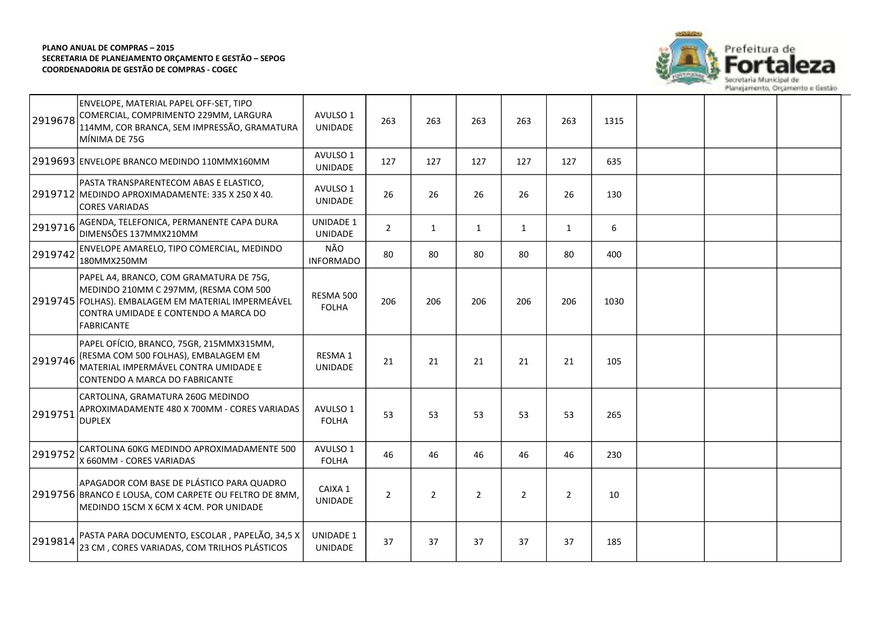**PLANO ANUAL DE COMPRAS – 2015**
**SECRETARIA DE PLANEJAMENTO ORÇAMENTO E GESTÃO – SEPOG**
**COORDENADORIA DE GESTÃO DE COMPRAS - COGEC**

| | | | | | | | | | | | |
|---|---|---|---|---|---|---|---|---|---|---|---|
| 2919678 | ENVELOPE, MATERIAL PAPEL OFF-SET, TIPO COMERCIAL, COMPRIMENTO 229MM, LARGURA 114MM, COR BRANCA, SEM IMPRESSÃO, GRAMATURA MÍNIMA DE 75G | AVULSO 1 UNIDADE | 263 | 263 | 263 | 263 | 263 | 1315 | | | |
| 2919693 | ENVELOPE BRANCO MEDINDO 110MMX160MM | AVULSO 1 UNIDADE | 127 | 127 | 127 | 127 | 127 | 635 | | | |
| 2919712 | PASTA TRANSPARENTECOM ABAS E ELASTICO, MEDINDO APROXIMADAMENTE: 335 X 250 X 40. CORES VARIADAS | AVULSO 1 UNIDADE | 26 | 26 | 26 | 26 | 26 | 130 | | | |
| 2919716 | AGENDA, TELEFONICA, PERMANENTE CAPA DURA DIMENSÕES 137MMX210MM | UNIDADE 1 UNIDADE | 2 | 1 | 1 | 1 | 1 | 6 | | | |
| 2919742 | ENVELOPE AMARELO, TIPO COMERCIAL, MEDINDO 180MMX250MM | NÃO INFORMADO | 80 | 80 | 80 | 80 | 80 | 400 | | | |
| 2919745 | PAPEL A4, BRANCO, COM GRAMATURA DE 75G, MEDINDO 210MM C 297MM, (RESMA COM 500 FOLHAS). EMBALAGEM EM MATERIAL IMPERMEÁVEL CONTRA UMIDADE E CONTENDO A MARCA DO FABRICANTE | RESMA 500 FOLHA | 206 | 206 | 206 | 206 | 206 | 1030 | | | |
| 2919746 | PAPEL OFÍCIO, BRANCO, 75GR, 215MMX315MM, (RESMA COM 500 FOLHAS), EMBALAGEM EM MATERIAL IMPERMÁVEL CONTRA UMIDADE E CONTENDO A MARCA DO FABRICANTE | RESMA 1 UNIDADE | 21 | 21 | 21 | 21 | 21 | 105 | | | |
| 2919751 | CARTOLINA, GRAMATURA 260G MEDINDO APROXIMADAMENTE 480 X 700MM - CORES VARIADAS DUPLEX | AVULSO 1 FOLHA | 53 | 53 | 53 | 53 | 53 | 265 | | | |
| 2919752 | CARTOLINA 60KG MEDINDO APROXIMADAMENTE 500 X 660MM - CORES VARIADAS | AVULSO 1 FOLHA | 46 | 46 | 46 | 46 | 46 | 230 | | | |
| 2919756 | APAGADOR COM BASE DE PLÁSTICO PARA QUADRO BRANCO E LOUSA, COM CARPETE OU FELTRO DE 8MM, MEDINDO 15CM X 6CM X 4CM. POR UNIDADE | CAIXA 1 UNIDADE | 2 | 2 | 2 | 2 | 2 | 10 | | | |
| 2919814 | PASTA PARA DOCUMENTO, ESCOLAR , PAPELÃO, 34,5 X 23 CM , CORES VARIADAS, COM TRILHOS PLÁSTICOS | UNIDADE 1 UNIDADE | 37 | 37 | 37 | 37 | 37 | 185 | | | |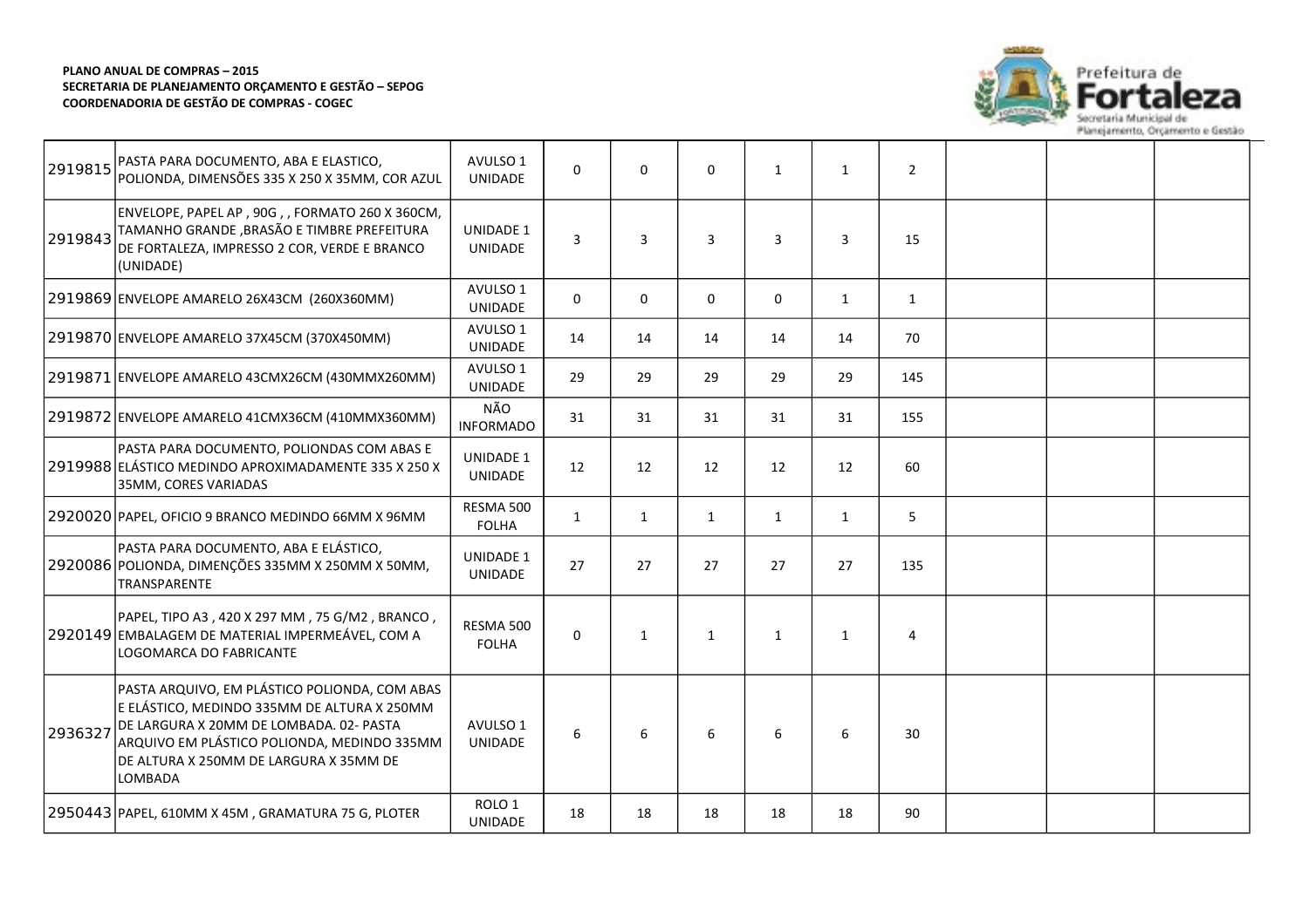**PLANO ANUAL DE COMPRAS – 2015**
**SECRETARIA DE PLANEJAMENTO ORÇAMENTO E GESTÃO – SEPOG**
**COORDENADORIA DE GESTÃO DE COMPRAS - COGEC**

| | | | | | | | | | | | |
|---|---|---|---|---|---|---|---|---|---|---|---|
| 2919815 | PASTA PARA DOCUMENTO, ABA E ELASTICO, POLIONDA, DIMENSÕES 335 X 250 X 35MM, COR AZUL | AVULSO 1 UNIDADE | 0 | 0 | 0 | 1 | 1 | 2 | | | |
| 2919843 | ENVELOPE, PAPEL AP , 90G , , FORMATO 260 X 360CM, TAMANHO GRANDE ,BRASÃO E TIMBRE PREFEITURA DE FORTALEZA, IMPRESSO 2 COR, VERDE E BRANCO (UNIDADE) | UNIDADE 1 UNIDADE | 3 | 3 | 3 | 3 | 3 | 15 | | | |
| 2919869 | ENVELOPE AMARELO 26X43CM (260X360MM) | AVULSO 1 UNIDADE | 0 | 0 | 0 | 0 | 1 | 1 | | | |
| 2919870 | ENVELOPE AMARELO 37X45CM (370X450MM) | AVULSO 1 UNIDADE | 14 | 14 | 14 | 14 | 14 | 70 | | | |
| 2919871 | ENVELOPE AMARELO 43CMX26CM (430MMX260MM) | AVULSO 1 UNIDADE | 29 | 29 | 29 | 29 | 29 | 145 | | | |
| 2919872 | ENVELOPE AMARELO 41CMX36CM (410MMX360MM) | NÃO INFORMADO | 31 | 31 | 31 | 31 | 31 | 155 | | | |
| 2919988 | PASTA PARA DOCUMENTO, POLIONDAS COM ABAS E ELÁSTICO MEDINDO APROXIMADAMENTE 335 X 250 X 35MM, CORES VARIADAS | UNIDADE 1 UNIDADE | 12 | 12 | 12 | 12 | 12 | 60 | | | |
| 2920020 | PAPEL, OFICIO 9 BRANCO MEDINDO 66MM X 96MM | RESMA 500 FOLHA | 1 | 1 | 1 | 1 | 1 | 5 | | | |
| 2920086 | PASTA PARA DOCUMENTO, ABA E ELÁSTICO, POLIONDA, DIMENÇÕES 335MM X 250MM X 50MM, TRANSPARENTE | UNIDADE 1 UNIDADE | 27 | 27 | 27 | 27 | 27 | 135 | | | |
| 2920149 | PAPEL, TIPO A3 , 420 X 297 MM , 75 G/M2 , BRANCO , EMBALAGEM DE MATERIAL IMPERMEÁVEL, COM A LOGOMARCA DO FABRICANTE | RESMA 500 FOLHA | 0 | 1 | 1 | 1 | 1 | 4 | | | |
| 2936327 | PASTA ARQUIVO, EM PLÁSTICO POLIONDA, COM ABAS E ELÁSTICO, MEDINDO 335MM DE ALTURA X 250MM DE LARGURA X 20MM DE LOMBADA. 02- PASTA ARQUIVO EM PLÁSTICO POLIONDA, MEDINDO 335MM DE ALTURA X 250MM DE LARGURA X 35MM DE LOMBADA | AVULSO 1 UNIDADE | 6 | 6 | 6 | 6 | 6 | 30 | | | |
| 2950443 | PAPEL, 610MM X 45M , GRAMATURA 75 G, PLOTER | ROLO 1 UNIDADE | 18 | 18 | 18 | 18 | 18 | 90 | | | |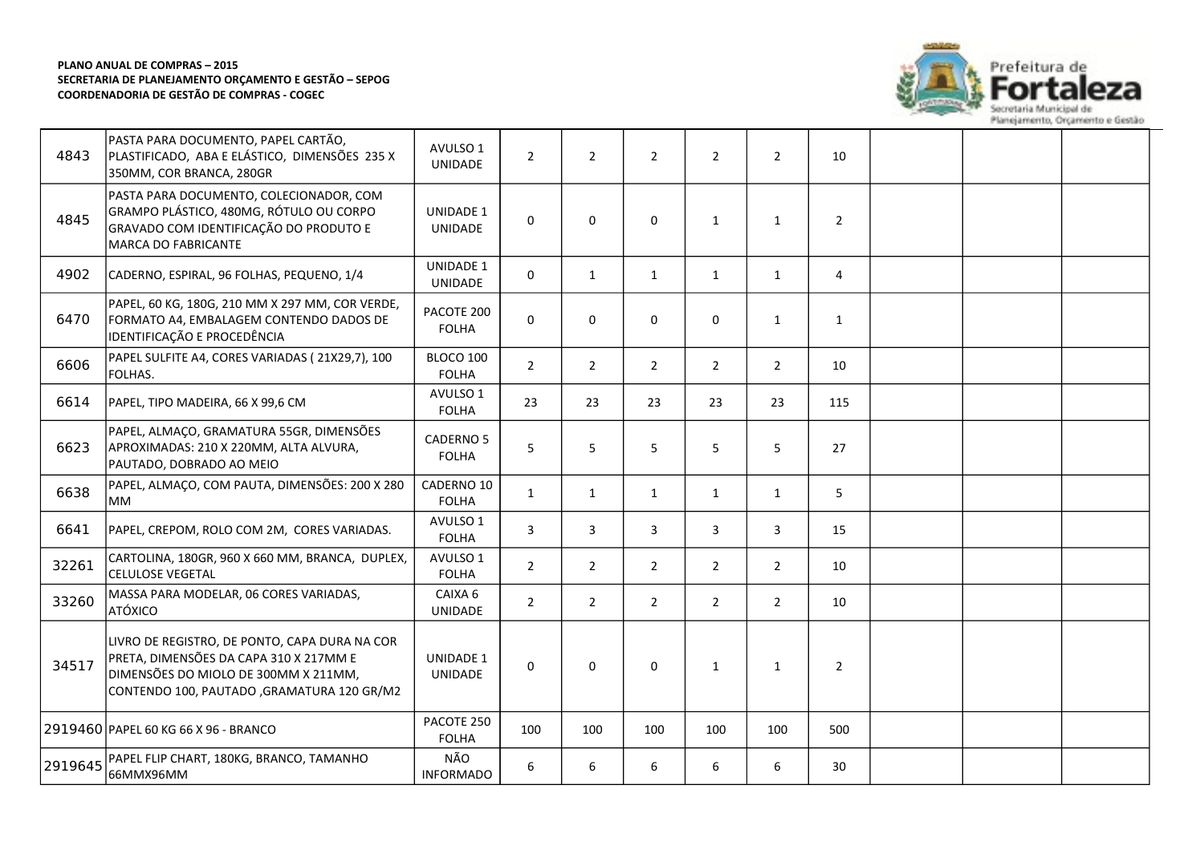**PLANO ANUAL DE COMPRAS – 2015**
**SECRETARIA DE PLANEJAMENTO ORÇAMENTO E GESTÃO – SEPOG**
**COORDENADORIA DE GESTÃO DE COMPRAS - COGEC**

Prefeitura de Fortaleza
Secretaria Municipal de Planejamento, Orçamento e Gestão

| | | | | | | | | | | | |
|---|---|---|---|---|---|---|---|---|---|---|---|
| 4843 | PASTA PARA DOCUMENTO, PAPEL CARTÃO, PLASTIFICADO, ABA E ELÁSTICO, DIMENSÕES 235 X 350MM, COR BRANCA, 280GR | AVULSO 1 UNIDADE | 2 | 2 | 2 | 2 | 2 | 10 | | | |
| 4845 | PASTA PARA DOCUMENTO, COLECIONADOR, COM GRAMPO PLÁSTICO, 480MG, RÓTULO OU CORPO GRAVADO COM IDENTIFICAÇÃO DO PRODUTO E MARCA DO FABRICANTE | UNIDADE 1 UNIDADE | 0 | 0 | 0 | 1 | 1 | 2 | | | |
| 4902 | CADERNO, ESPIRAL, 96 FOLHAS, PEQUENO, 1/4 | UNIDADE 1 UNIDADE | 0 | 1 | 1 | 1 | 1 | 4 | | | |
| 6470 | PAPEL, 60 KG, 180G, 210 MM X 297 MM, COR VERDE, FORMATO A4, EMBALAGEM CONTENDO DADOS DE IDENTIFICAÇÃO E PROCEDÊNCIA | PACOTE 200 FOLHA | 0 | 0 | 0 | 0 | 1 | 1 | | | |
| 6606 | PAPEL SULFITE A4, CORES VARIADAS ( 21X29,7), 100 FOLHAS. | BLOCO 100 FOLHA | 2 | 2 | 2 | 2 | 2 | 10 | | | |
| 6614 | PAPEL, TIPO MADEIRA, 66 X 99,6 CM | AVULSO 1 FOLHA | 23 | 23 | 23 | 23 | 23 | 115 | | | |
| 6623 | PAPEL, ALMAÇO, GRAMATURA 55GR, DIMENSÕES APROXIMADAS: 210 X 220MM, ALTA ALVURA, PAUTADO, DOBRADO AO MEIO | CADERNO 5 FOLHA | 5 | 5 | 5 | 5 | 5 | 27 | | | |
| 6638 | PAPEL, ALMAÇO, COM PAUTA, DIMENSÕES: 200 X 280 MM | CADERNO 10 FOLHA | 1 | 1 | 1 | 1 | 1 | 5 | | | |
| 6641 | PAPEL, CREPOM, ROLO COM 2M, CORES VARIADAS. | AVULSO 1 FOLHA | 3 | 3 | 3 | 3 | 3 | 15 | | | |
| 32261 | CARTOLINA, 180GR, 960 X 660 MM, BRANCA, DUPLEX, CELULOSE VEGETAL | AVULSO 1 FOLHA | 2 | 2 | 2 | 2 | 2 | 10 | | | |
| 33260 | MASSA PARA MODELAR, 06 CORES VARIADAS, ATÓXICO | CAIXA 6 UNIDADE | 2 | 2 | 2 | 2 | 2 | 10 | | | |
| 34517 | LIVRO DE REGISTRO, DE PONTO, CAPA DURA NA COR PRETA, DIMENSÕES DA CAPA 310 X 217MM E DIMENSÕES DO MIOLO DE 300MM X 211MM, CONTENDO 100, PAUTADO ,GRAMATURA 120 GR/M2 | UNIDADE 1 UNIDADE | 0 | 0 | 0 | 1 | 1 | 2 | | | |
| 2919460 | PAPEL 60 KG 66 X 96 - BRANCO | PACOTE 250 FOLHA | 100 | 100 | 100 | 100 | 100 | 500 | | | |
| 2919645 | PAPEL FLIP CHART, 180KG, BRANCO, TAMANHO 66MMX96MM | NÃO INFORMADO | 6 | 6 | 6 | 6 | 6 | 30 | | | |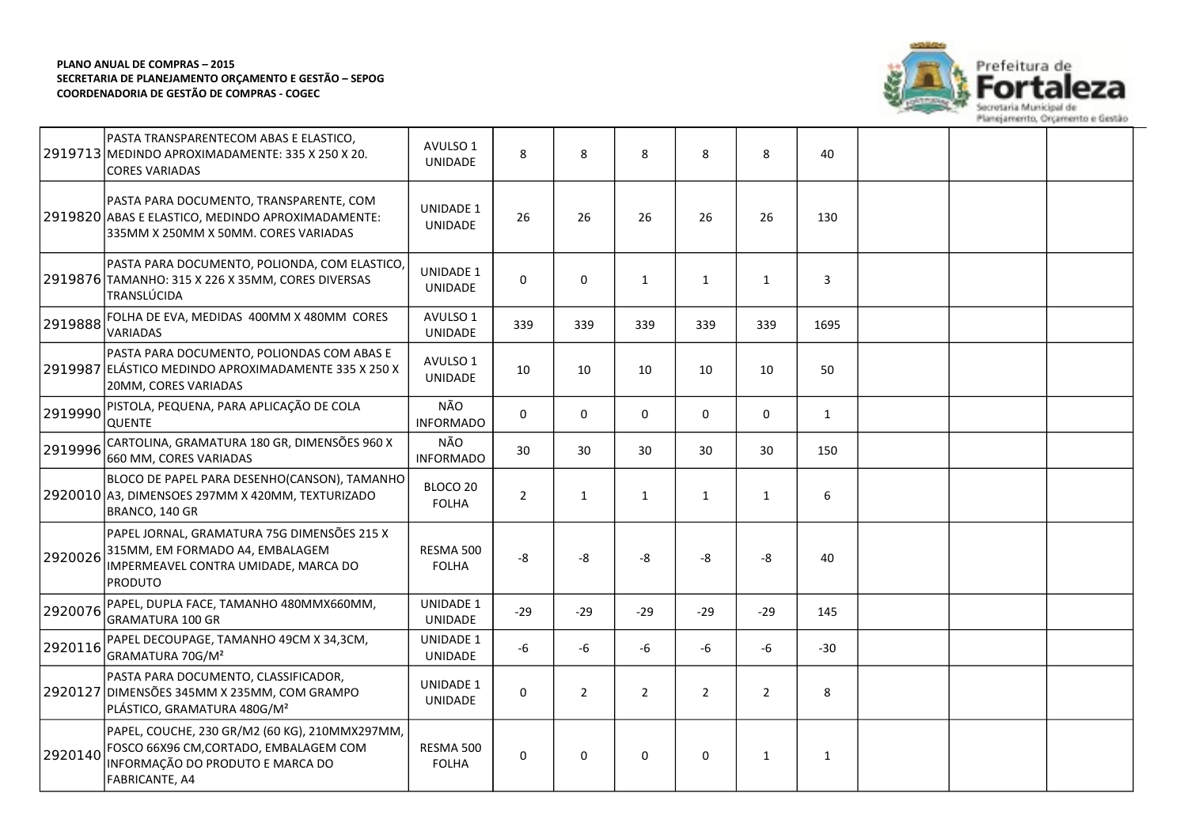**PLANO ANUAL DE COMPRAS – 2015**
**SECRETARIA DE PLANEJAMENTO ORÇAMENTO E GESTÃO – SEPOG**
**COORDENADORIA DE GESTÃO DE COMPRAS - COGEC**

Prefeitura de Fortaleza
Secretaria Municipal de Planejamento, Orçamento e Gestão

| | | | | | | | | | | | |
|---|---|---|---|---|---|---|---|---|---|---|---|
| 2919713 | PASTA TRANSPARENTECOM ABAS E ELASTICO, MEDINDO APROXIMADAMENTE: 335 X 250 X 20. CORES VARIADAS | AVULSO 1 UNIDADE | 8 | 8 | 8 | 8 | 8 | 40 | | | |
| 2919820 | PASTA PARA DOCUMENTO, TRANSPARENTE, COM ABAS E ELASTICO, MEDINDO APROXIMADAMENTE: 335MM X 250MM X 50MM. CORES VARIADAS | UNIDADE 1 UNIDADE | 26 | 26 | 26 | 26 | 26 | 130 | | | |
| 2919876 | PASTA PARA DOCUMENTO, POLIONDA, COM ELASTICO, TAMANHO: 315 X 226 X 35MM, CORES DIVERSAS TRANSLÚCIDA | UNIDADE 1 UNIDADE | 0 | 0 | 1 | 1 | 1 | 3 | | | |
| 2919888 | FOLHA DE EVA, MEDIDAS 400MM X 480MM CORES VARIADAS | AVULSO 1 UNIDADE | 339 | 339 | 339 | 339 | 339 | 1695 | | | |
| 2919987 | PASTA PARA DOCUMENTO, POLIONDAS COM ABAS E ELÁSTICO MEDINDO APROXIMADAMENTE 335 X 250 X 20MM, CORES VARIADAS | AVULSO 1 UNIDADE | 10 | 10 | 10 | 10 | 10 | 50 | | | |
| 2919990 | PISTOLA, PEQUENA, PARA APLICAÇÃO DE COLA QUENTE | NÃO INFORMADO | 0 | 0 | 0 | 0 | 0 | 1 | | | |
| 2919996 | CARTOLINA, GRAMATURA 180 GR, DIMENSÕES 960 X 660 MM, CORES VARIADAS | NÃO INFORMADO | 30 | 30 | 30 | 30 | 30 | 150 | | | |
| 2920010 | BLOCO DE PAPEL PARA DESENHO(CANSON), TAMANHO A3, DIMENSOES 297MM X 420MM, TEXTURIZADO BRANCO, 140 GR | BLOCO 20 FOLHA | 2 | 1 | 1 | 1 | 1 | 6 | | | |
| 2920026 | PAPEL JORNAL, GRAMATURA 75G DIMENSÕES 215 X 315MM, EM FORMADO A4, EMBALAGEM IMPERMEAVEL CONTRA UMIDADE, MARCA DO PRODUTO | RESMA 500 FOLHA | -8 | -8 | -8 | -8 | -8 | 40 | | | |
| 2920076 | PAPEL, DUPLA FACE, TAMANHO 480MMX660MM, GRAMATURA 100 GR | UNIDADE 1 UNIDADE | -29 | -29 | -29 | -29 | -29 | 145 | | | |
| 2920116 | PAPEL DECOUPAGE, TAMANHO 49CM X 34,3CM, GRAMATURA 70G/M² | UNIDADE 1 UNIDADE | -6 | -6 | -6 | -6 | -6 | -30 | | | |
| 2920127 | PASTA PARA DOCUMENTO, CLASSIFICADOR, DIMENSÕES 345MM X 235MM, COM GRAMPO PLÁSTICO, GRAMATURA 480G/M² | UNIDADE 1 UNIDADE | 0 | 2 | 2 | 2 | 2 | 8 | | | |
| 2920140 | PAPEL, COUCHE, 230 GR/M2 (60 KG), 210MMX297MM, FOSCO 66X96 CM,CORTADO, EMBALAGEM COM INFORMAÇÃO DO PRODUTO E MARCA DO FABRICANTE, A4 | RESMA 500 FOLHA | 0 | 0 | 0 | 0 | 1 | 1 | | | |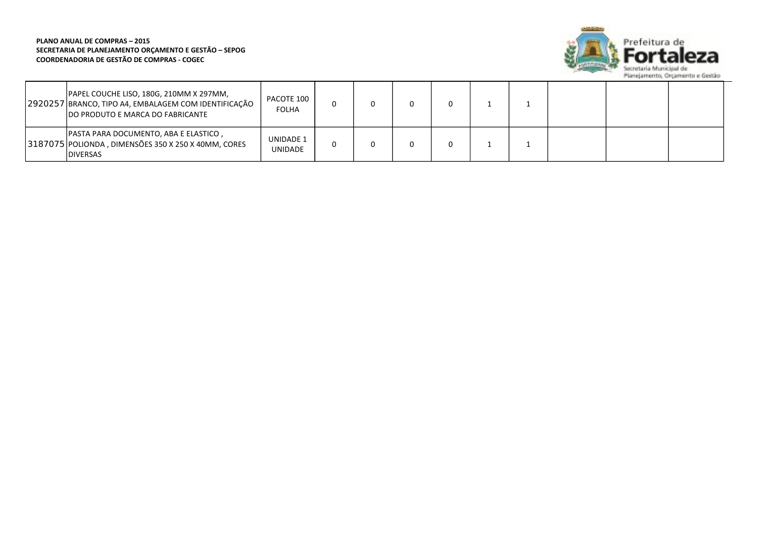**PLANO ANUAL DE COMPRAS – 2015**
**SECRETARIA DE PLANEJAMENTO ORÇAMENTO E GESTÃO – SEPOG**
**COORDENADORIA DE GESTÃO DE COMPRAS - COGEC**

Prefeitura de Fortaleza
Secretaria Municipal de Planejamento, Orçamento e Gestão

| | | | | | | | | | | | |
|---|---|---|---|---|---|---|---|---|---|---|---|
| 2920257 | PAPEL COUCHE LISO, 180G, 210MM X 297MM, BRANCO, TIPO A4, EMBALAGEM COM IDENTIFICAÇÃO DO PRODUTO E MARCA DO FABRICANTE | PACOTE 100 FOLHA | 0 | 0 | 0 | 0 | 1 | 1 | | | |
| 3187075 | PASTA PARA DOCUMENTO, ABA E ELASTICO , POLIONDA , DIMENSÕES 350 X 250 X 40MM, CORES DIVERSAS | UNIDADE 1 UNIDADE | 0 | 0 | 0 | 0 | 1 | 1 | | | |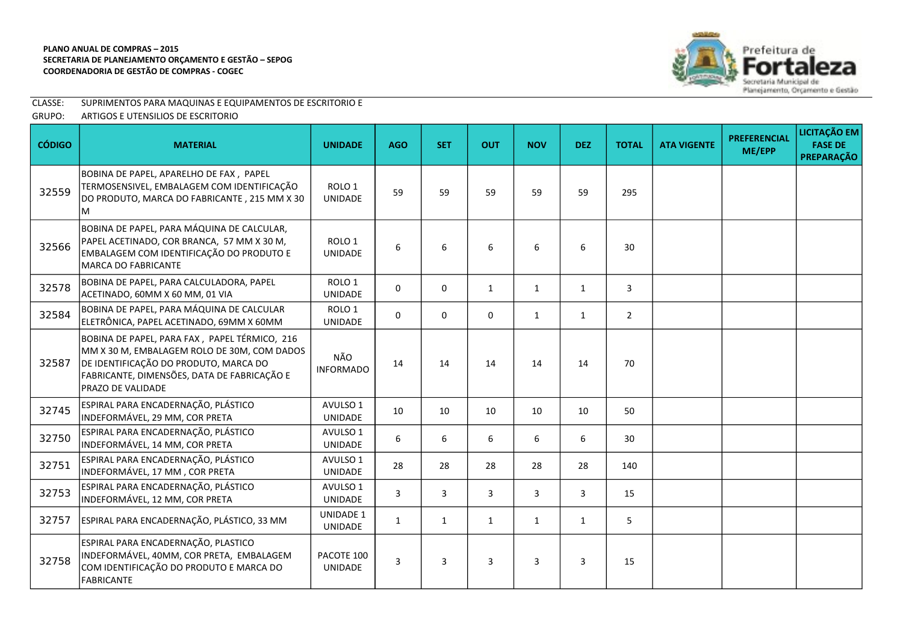**PLANO ANUAL DE COMPRAS – 2015**
**SECRETARIA DE PLANEJAMENTO ORÇAMENTO E GESTÃO – SEPOG**
**COORDENADORIA DE GESTÃO DE COMPRAS - COGEC**

Prefeitura de Fortaleza
Secretaria Municipal de Planejamento, Orçamento e Gestão

CLASSE: SUPRIMENTOS PARA MAQUINAS E EQUIPAMENTOS DE ESCRITORIO E
GRUPO: ARTIGOS E UTENSILIOS DE ESCRITORIO

| CÓDIGO | MATERIAL | UNIDADE | AGO | SET | OUT | NOV | DEZ | TOTAL | ATA VIGENTE | PREFERENCIAL ME/EPP | LICITAÇÃO EM FASE DE PREPARAÇÃO |
|---|---|---|---|---|---|---|---|---|---|---|---|
| 32559 | BOBINA DE PAPEL, APARELHO DE FAX , PAPEL TERMOSENSIVEL, EMBALAGEM COM IDENTIFICAÇÃO DO PRODUTO, MARCA DO FABRICANTE , 215 MM X 30 M | ROLO 1 UNIDADE | 59 | 59 | 59 | 59 | 59 | 295 | | | |
| 32566 | BOBINA DE PAPEL, PARA MÁQUINA DE CALCULAR, PAPEL ACETINADO, COR BRANCA, 57 MM X 30 M, EMBALAGEM COM IDENTIFICAÇÃO DO PRODUTO E MARCA DO FABRICANTE | ROLO 1 UNIDADE | 6 | 6 | 6 | 6 | 6 | 30 | | | |
| 32578 | BOBINA DE PAPEL, PARA CALCULADORA, PAPEL ACETINADO, 60MM X 60 MM, 01 VIA | ROLO 1 UNIDADE | 0 | 0 | 1 | 1 | 1 | 3 | | | |
| 32584 | BOBINA DE PAPEL, PARA MÁQUINA DE CALCULAR ELETRÔNICA, PAPEL ACETINADO, 69MM X 60MM | ROLO 1 UNIDADE | 0 | 0 | 0 | 1 | 1 | 2 | | | |
| 32587 | BOBINA DE PAPEL, PARA FAX , PAPEL TÉRMICO, 216 MM X 30 M, EMBALAGEM ROLO DE 30M, COM DADOS DE IDENTIFICAÇÃO DO PRODUTO, MARCA DO FABRICANTE, DIMENSÕES, DATA DE FABRICAÇÃO E PRAZO DE VALIDADE | NÃO INFORMADO | 14 | 14 | 14 | 14 | 14 | 70 | | | |
| 32745 | ESPIRAL PARA ENCADERNAÇÃO, PLÁSTICO INDEFORMÁVEL, 29 MM, COR PRETA | AVULSO 1 UNIDADE | 10 | 10 | 10 | 10 | 10 | 50 | | | |
| 32750 | ESPIRAL PARA ENCADERNAÇÃO, PLÁSTICO INDEFORMÁVEL, 14 MM, COR PRETA | AVULSO 1 UNIDADE | 6 | 6 | 6 | 6 | 6 | 30 | | | |
| 32751 | ESPIRAL PARA ENCADERNAÇÃO, PLÁSTICO INDEFORMÁVEL, 17 MM , COR PRETA | AVULSO 1 UNIDADE | 28 | 28 | 28 | 28 | 28 | 140 | | | |
| 32753 | ESPIRAL PARA ENCADERNAÇÃO, PLÁSTICO INDEFORMÁVEL, 12 MM, COR PRETA | AVULSO 1 UNIDADE | 3 | 3 | 3 | 3 | 3 | 15 | | | |
| 32757 | ESPIRAL PARA ENCADERNAÇÃO, PLÁSTICO, 33 MM | UNIDADE 1 UNIDADE | 1 | 1 | 1 | 1 | 1 | 5 | | | |
| 32758 | ESPIRAL PARA ENCADERNAÇÃO, PLASTICO INDEFORMÁVEL, 40MM, COR PRETA, EMBALAGEM COM IDENTIFICAÇÃO DO PRODUTO E MARCA DO FABRICANTE | PACOTE 100 UNIDADE | 3 | 3 | 3 | 3 | 3 | 15 | | | |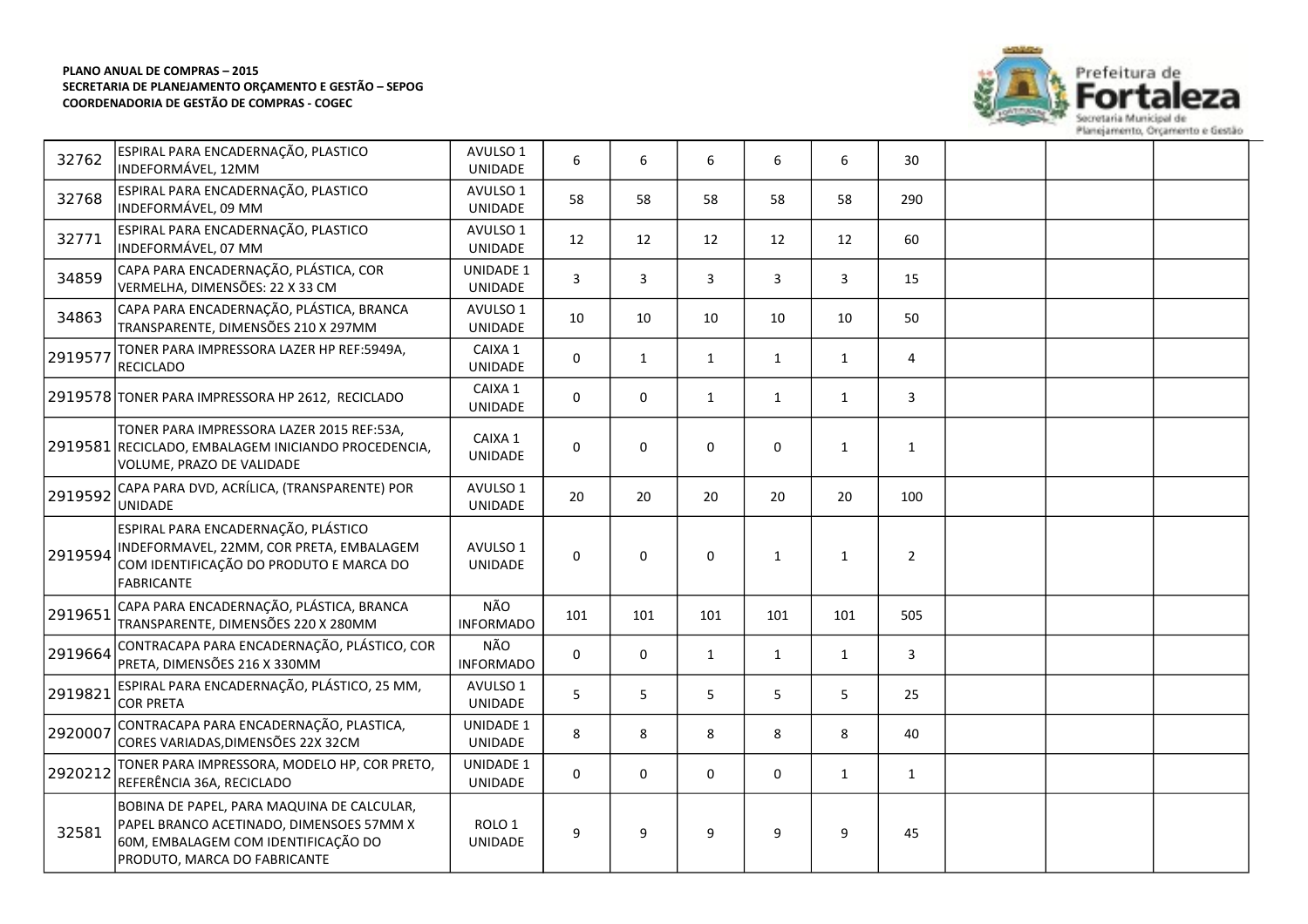**PLANO ANUAL DE COMPRAS – 2015**
**SECRETARIA DE PLANEJAMENTO ORÇAMENTO E GESTÃO – SEPOG**
**COORDENADORIA DE GESTÃO DE COMPRAS - COGEC**

| | | | | | | | | | | | |
|---|---|---|---|---|---|---|---|---|---|---|---|
| 32762 | ESPIRAL PARA ENCADERNAÇÃO, PLASTICO INDEFORMÁVEL, 12MM | AVULSO 1 UNIDADE | 6 | 6 | 6 | 6 | 6 | 30 | | | |
| 32768 | ESPIRAL PARA ENCADERNAÇÃO, PLASTICO INDEFORMÁVEL, 09 MM | AVULSO 1 UNIDADE | 58 | 58 | 58 | 58 | 58 | 290 | | | |
| 32771 | ESPIRAL PARA ENCADERNAÇÃO, PLASTICO INDEFORMÁVEL, 07 MM | AVULSO 1 UNIDADE | 12 | 12 | 12 | 12 | 12 | 60 | | | |
| 34859 | CAPA PARA ENCADERNAÇÃO, PLÁSTICA, COR VERMELHA, DIMENSÕES: 22 X 33 CM | UNIDADE 1 UNIDADE | 3 | 3 | 3 | 3 | 3 | 15 | | | |
| 34863 | CAPA PARA ENCADERNAÇÃO, PLÁSTICA, BRANCA TRANSPARENTE, DIMENSÕES 210 X 297MM | AVULSO 1 UNIDADE | 10 | 10 | 10 | 10 | 10 | 50 | | | |
| 2919577 | TONER PARA IMPRESSORA LAZER HP REF:5949A, RECICLADO | CAIXA 1 UNIDADE | 0 | 1 | 1 | 1 | 1 | 4 | | | |
| 2919578 | TONER PARA IMPRESSORA HP 2612, RECICLADO | CAIXA 1 UNIDADE | 0 | 0 | 1 | 1 | 1 | 3 | | | |
| 2919581 | TONER PARA IMPRESSORA LAZER 2015 REF:53A, RECICLADO, EMBALAGEM INICIANDO PROCEDENCIA, VOLUME, PRAZO DE VALIDADE | CAIXA 1 UNIDADE | 0 | 0 | 0 | 0 | 1 | 1 | | | |
| 2919592 | CAPA PARA DVD, ACRÍLICA, (TRANSPARENTE) POR UNIDADE | AVULSO 1 UNIDADE | 20 | 20 | 20 | 20 | 20 | 100 | | | |
| 2919594 | ESPIRAL PARA ENCADERNAÇÃO, PLÁSTICO INDEFORMAVEL, 22MM, COR PRETA, EMBALAGEM COM IDENTIFICAÇÃO DO PRODUTO E MARCA DO FABRICANTE | AVULSO 1 UNIDADE | 0 | 0 | 0 | 1 | 1 | 2 | | | |
| 2919651 | CAPA PARA ENCADERNAÇÃO, PLÁSTICA, BRANCA TRANSPARENTE, DIMENSÕES 220 X 280MM | NÃO INFORMADO | 101 | 101 | 101 | 101 | 101 | 505 | | | |
| 2919664 | CONTRACAPA PARA ENCADERNAÇÃO, PLÁSTICO, COR PRETA, DIMENSÕES 216 X 330MM | NÃO INFORMADO | 0 | 0 | 1 | 1 | 1 | 3 | | | |
| 2919821 | ESPIRAL PARA ENCADERNAÇÃO, PLÁSTICO, 25 MM, COR PRETA | AVULSO 1 UNIDADE | 5 | 5 | 5 | 5 | 5 | 25 | | | |
| 2920007 | CONTRACAPA PARA ENCADERNAÇÃO, PLASTICA, CORES VARIADAS,DIMENSÕES 22X 32CM | UNIDADE 1 UNIDADE | 8 | 8 | 8 | 8 | 8 | 40 | | | |
| 2920212 | TONER PARA IMPRESSORA, MODELO HP, COR PRETO, REFERÊNCIA 36A, RECICLADO | UNIDADE 1 UNIDADE | 0 | 0 | 0 | 0 | 1 | 1 | | | |
| 32581 | BOBINA DE PAPEL, PARA MAQUINA DE CALCULAR, PAPEL BRANCO ACETINADO, DIMENSOES 57MM X 60M, EMBALAGEM COM IDENTIFICAÇÃO DO PRODUTO, MARCA DO FABRICANTE | ROLO 1 UNIDADE | 9 | 9 | 9 | 9 | 9 | 45 | | | |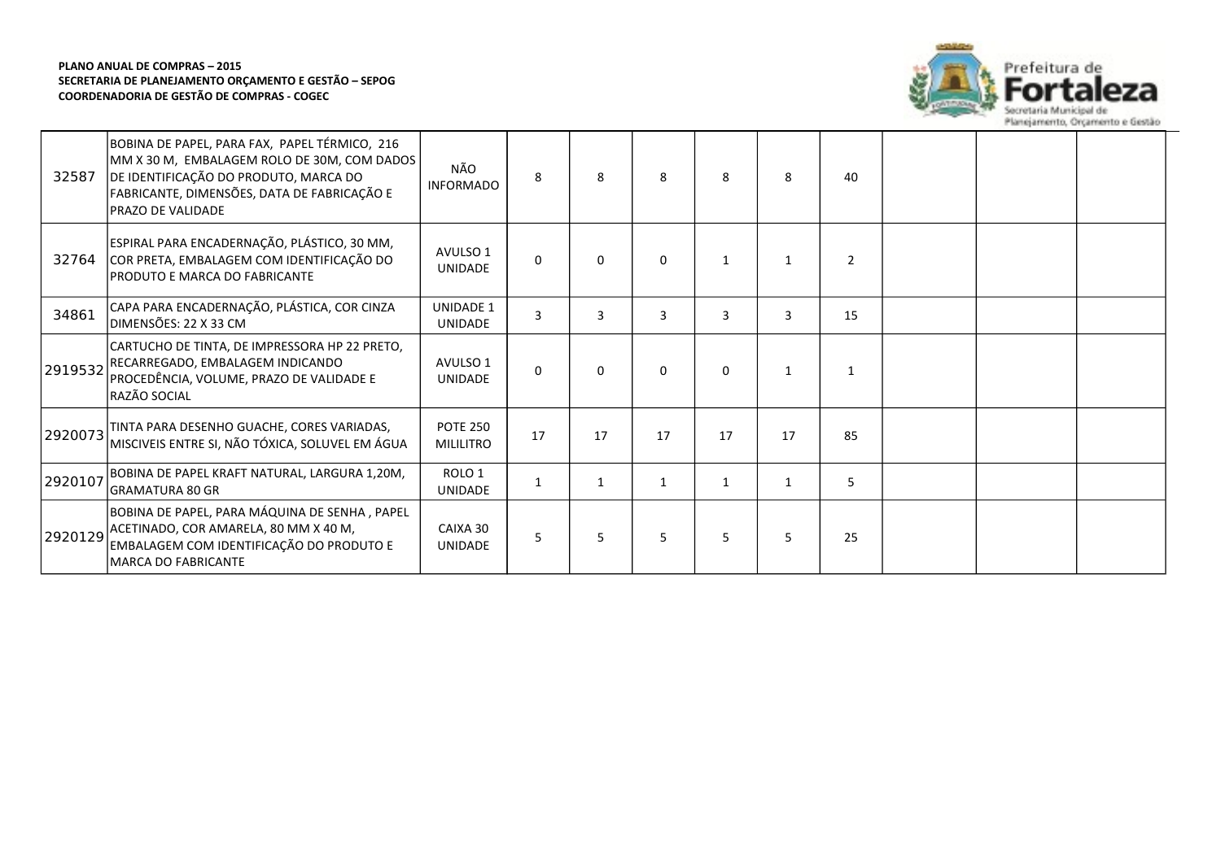**PLANO ANUAL DE COMPRAS – 2015**
**SECRETARIA DE PLANEJAMENTO ORÇAMENTO E GESTÃO – SEPOG**
**COORDENADORIA DE GESTÃO DE COMPRAS - COGEC**

Prefeitura de Fortaleza
Secretaria Municipal de Planejamento, Orçamento e Gestão

| | | | | | | | | | | | |
|---|---|---|---|---|---|---|---|---|---|---|---|
| 32587 | BOBINA DE PAPEL, PARA FAX, PAPEL TÉRMICO, 216 MM X 30 M, EMBALAGEM ROLO DE 30M, COM DADOS DE IDENTIFICAÇÃO DO PRODUTO, MARCA DO FABRICANTE, DIMENSÕES, DATA DE FABRICAÇÃO E PRAZO DE VALIDADE | NÃO INFORMADO | 8 | 8 | 8 | 8 | 8 | 40 | | | |
| 32764 | ESPIRAL PARA ENCADERNAÇÃO, PLÁSTICO, 30 MM, COR PRETA, EMBALAGEM COM IDENTIFICAÇÃO DO PRODUTO E MARCA DO FABRICANTE | AVULSO 1 UNIDADE | 0 | 0 | 0 | 1 | 1 | 2 | | | |
| 34861 | CAPA PARA ENCADERNAÇÃO, PLÁSTICA, COR CINZA DIMENSÕES: 22 X 33 CM | UNIDADE 1 UNIDADE | 3 | 3 | 3 | 3 | 3 | 15 | | | |
| 2919532 | CARTUCHO DE TINTA, DE IMPRESSORA HP 22 PRETO, RECARREGADO, EMBALAGEM INDICANDO PROCEDÊNCIA, VOLUME, PRAZO DE VALIDADE E RAZÃO SOCIAL | AVULSO 1 UNIDADE | 0 | 0 | 0 | 0 | 1 | 1 | | | |
| 2920073 | TINTA PARA DESENHO GUACHE, CORES VARIADAS, MISCIVEIS ENTRE SI, NÃO TÓXICA, SOLUVEL EM ÁGUA | POTE 250 MILILITRO | 17 | 17 | 17 | 17 | 17 | 85 | | | |
| 2920107 | BOBINA DE PAPEL KRAFT NATURAL, LARGURA 1,20M, GRAMATURA 80 GR | ROLO 1 UNIDADE | 1 | 1 | 1 | 1 | 1 | 5 | | | |
| 2920129 | BOBINA DE PAPEL, PARA MÁQUINA DE SENHA , PAPEL ACETINADO, COR AMARELA, 80 MM X 40 M, EMBALAGEM COM IDENTIFICAÇÃO DO PRODUTO E MARCA DO FABRICANTE | CAIXA 30 UNIDADE | 5 | 5 | 5 | 5 | 5 | 25 | | | |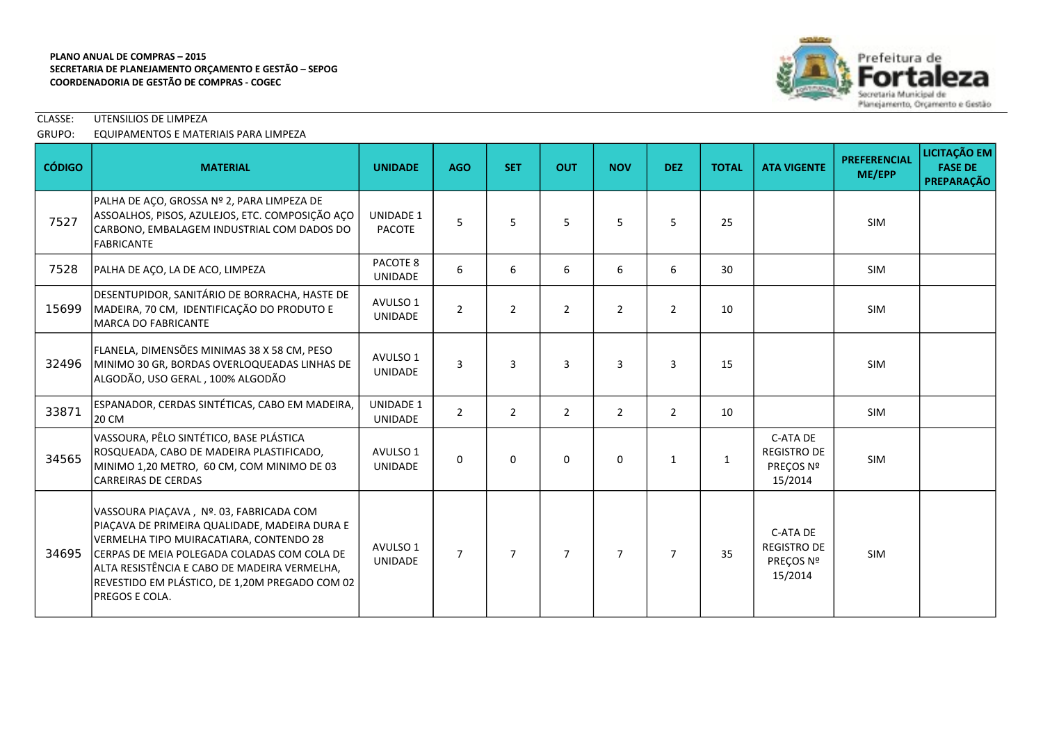**PLANO ANUAL DE COMPRAS – 2015**
**SECRETARIA DE PLANEJAMENTO ORÇAMENTO E GESTÃO – SEPOG**
**COORDENADORIA DE GESTÃO DE COMPRAS - COGEC**

CLASSE: UTENSILIOS DE LIMPEZA
GRUPO: EQUIPAMENTOS E MATERIAIS PARA LIMPEZA

| CÓDIGO | MATERIAL | UNIDADE | AGO | SET | OUT | NOV | DEZ | TOTAL | ATA VIGENTE | PREFERENCIAL ME/EPP | LICITAÇÃO EM FASE DE PREPARAÇÃO |
|---|---|---|---|---|---|---|---|---|---|---|---|
| 7527 | PALHA DE AÇO, GROSSA Nº 2, PARA LIMPEZA DE ASSOALHOS, PISOS, AZULEJOS, ETC. COMPOSIÇÃO AÇO CARBONO, EMBALAGEM INDUSTRIAL COM DADOS DO FABRICANTE | UNIDADE 1 PACOTE | 5 | 5 | 5 | 5 | 5 | 25 | | SIM | |
| 7528 | PALHA DE AÇO, LA DE ACO, LIMPEZA | PACOTE 8 UNIDADE | 6 | 6 | 6 | 6 | 6 | 30 | | SIM | |
| 15699 | DESENTUPIDOR, SANITÁRIO DE BORRACHA, HASTE DE MADEIRA, 70 CM, IDENTIFICAÇÃO DO PRODUTO E MARCA DO FABRICANTE | AVULSO 1 UNIDADE | 2 | 2 | 2 | 2 | 2 | 10 | | SIM | |
| 32496 | FLANELA, DIMENSÕES MINIMAS 38 X 58 CM, PESO MINIMO 30 GR, BORDAS OVERLOQUEADAS LINHAS DE ALGODÃO, USO GERAL , 100% ALGODÃO | AVULSO 1 UNIDADE | 3 | 3 | 3 | 3 | 3 | 15 | | SIM | |
| 33871 | ESPANADOR, CERDAS SINTÉTICAS, CABO EM MADEIRA, 20 CM | UNIDADE 1 UNIDADE | 2 | 2 | 2 | 2 | 2 | 10 | | SIM | |
| 34565 | VASSOURA, PÊLO SINTÉTICO, BASE PLÁSTICA ROSQUEADA, CABO DE MADEIRA PLASTIFICADO, MINIMO 1,20 METRO, 60 CM, COM MINIMO DE 03 CARREIRAS DE CERDAS | AVULSO 1 UNIDADE | 0 | 0 | 0 | 0 | 1 | 1 | C-ATA DE REGISTRO DE PREÇOS Nº 15/2014 | SIM | |
| 34695 | VASSOURA PIAÇAVA , Nº. 03, FABRICADA COM PIAÇAVA DE PRIMEIRA QUALIDADE, MADEIRA DURA E VERMELHA TIPO MUIRACATIARA, CONTENDO 28 CERPAS DE MEIA POLEGADA COLADAS COM COLA DE ALTA RESISTÊNCIA E CABO DE MADEIRA VERMELHA, REVESTIDO EM PLÁSTICO, DE 1,20M PREGADO COM 02 PREGOS E COLA. | AVULSO 1 UNIDADE | 7 | 7 | 7 | 7 | 7 | 35 | C-ATA DE REGISTRO DE PREÇOS Nº 15/2014 | SIM | |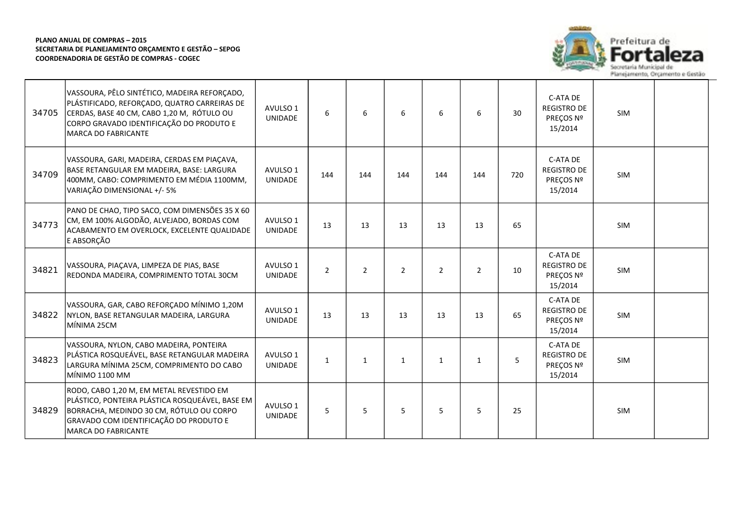**PLANO ANUAL DE COMPRAS – 2015**
**SECRETARIA DE PLANEJAMENTO ORÇAMENTO E GESTÃO – SEPOG**
**COORDENADORIA DE GESTÃO DE COMPRAS - COGEC**

| | | | | | | | | | | | |
|---|---|---|---|---|---|---|---|---|---|---|---|
| 34705 | VASSOURA, PÊLO SINTÉTICO, MADEIRA REFORÇADO, PLÁSTIFICADO, REFORÇADO, QUATRO CARREIRAS DE CERDAS, BASE 40 CM, CABO 1,20 M, RÓTULO OU CORPO GRAVADO IDENTIFICAÇÃO DO PRODUTO E MARCA DO FABRICANTE | AVULSO 1 UNIDADE | 6 | 6 | 6 | 6 | 6 | 30 | C-ATA DE REGISTRO DE PREÇOS Nº 15/2014 | SIM | |
| 34709 | VASSOURA, GARI, MADEIRA, CERDAS EM PIAÇAVA, BASE RETANGULAR EM MADEIRA, BASE: LARGURA 400MM, CABO: COMPRIMENTO EM MÉDIA 1100MM, VARIAÇÃO DIMENSIONAL +/- 5% | AVULSO 1 UNIDADE | 144 | 144 | 144 | 144 | 144 | 720 | C-ATA DE REGISTRO DE PREÇOS Nº 15/2014 | SIM | |
| 34773 | PANO DE CHAO, TIPO SACO, COM DIMENSÕES 35 X 60 CM, EM 100% ALGODÃO, ALVEJADO, BORDAS COM ACABAMENTO EM OVERLOCK, EXCELENTE QUALIDADE E ABSORÇÃO | AVULSO 1 UNIDADE | 13 | 13 | 13 | 13 | 13 | 65 | | SIM | |
| 34821 | VASSOURA, PIAÇAVA, LIMPEZA DE PIAS, BASE REDONDA MADEIRA, COMPRIMENTO TOTAL 30CM | AVULSO 1 UNIDADE | 2 | 2 | 2 | 2 | 2 | 10 | C-ATA DE REGISTRO DE PREÇOS Nº 15/2014 | SIM | |
| 34822 | VASSOURA, GAR, CABO REFORÇADO MÍNIMO 1,20M NYLON, BASE RETANGULAR MADEIRA, LARGURA MÍNIMA 25CM | AVULSO 1 UNIDADE | 13 | 13 | 13 | 13 | 13 | 65 | C-ATA DE REGISTRO DE PREÇOS Nº 15/2014 | SIM | |
| 34823 | VASSOURA, NYLON, CABO MADEIRA, PONTEIRA PLÁSTICA ROSQUEÁVEL, BASE RETANGULAR MADEIRA LARGURA MÍNIMA 25CM, COMPRIMENTO DO CABO MÍNIMO 1100 MM | AVULSO 1 UNIDADE | 1 | 1 | 1 | 1 | 1 | 5 | C-ATA DE REGISTRO DE PREÇOS Nº 15/2014 | SIM | |
| 34829 | RODO, CABO 1,20 M, EM METAL REVESTIDO EM PLÁSTICO, PONTEIRA PLÁSTICA ROSQUEÁVEL, BASE EM BORRACHA, MEDINDO 30 CM, RÓTULO OU CORPO GRAVADO COM IDENTIFICAÇÃO DO PRODUTO E MARCA DO FABRICANTE | AVULSO 1 UNIDADE | 5 | 5 | 5 | 5 | 5 | 25 | | SIM | |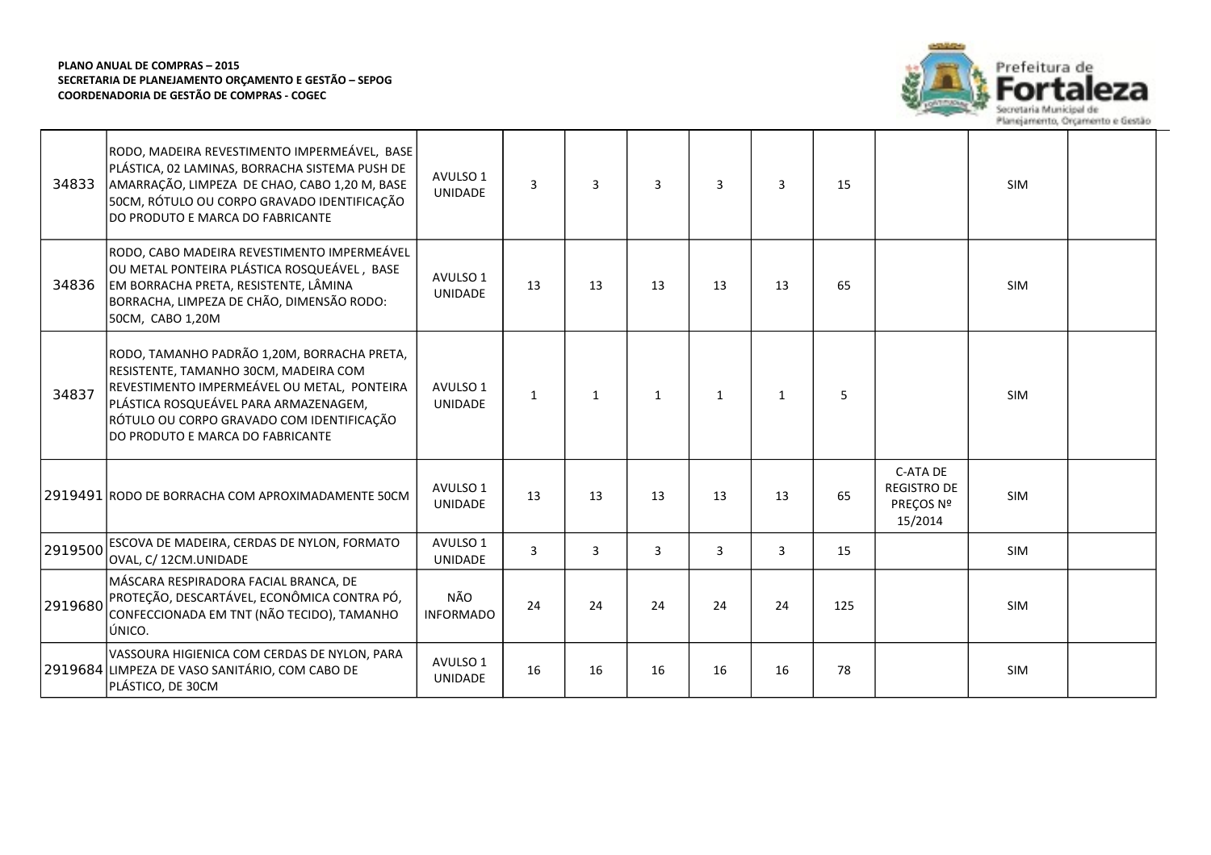**PLANO ANUAL DE COMPRAS – 2015**
**SECRETARIA DE PLANEJAMENTO ORÇAMENTO E GESTÃO – SEPOG**
**COORDENADORIA DE GESTÃO DE COMPRAS - COGEC**

| | | | | | | | | | | | |
|---|---|---|---|---|---|---|---|---|---|---|---|
| 34833 | RODO, MADEIRA REVESTIMENTO IMPERMEÁVEL, BASE PLÁSTICA, 02 LAMINAS, BORRACHA SISTEMA PUSH DE AMARRAÇÃO, LIMPEZA DE CHAO, CABO 1,20 M, BASE 50CM, RÓTULO OU CORPO GRAVADO IDENTIFICAÇÃO DO PRODUTO E MARCA DO FABRICANTE | AVULSO 1 UNIDADE | 3 | 3 | 3 | 3 | 3 | 15 | | SIM | |
| 34836 | RODO, CABO MADEIRA REVESTIMENTO IMPERMEÁVEL OU METAL PONTEIRA PLÁSTICA ROSQUEÁVEL , BASE EM BORRACHA PRETA, RESISTENTE, LÂMINA BORRACHA, LIMPEZA DE CHÃO, DIMENSÃO RODO: 50CM, CABO 1,20M | AVULSO 1 UNIDADE | 13 | 13 | 13 | 13 | 13 | 65 | | SIM | |
| 34837 | RODO, TAMANHO PADRÃO 1,20M, BORRACHA PRETA, RESISTENTE, TAMANHO 30CM, MADEIRA COM REVESTIMENTO IMPERMEÁVEL OU METAL, PONTEIRA PLÁSTICA ROSQUEÁVEL PARA ARMAZENAGEM, RÓTULO OU CORPO GRAVADO COM IDENTIFICAÇÃO DO PRODUTO E MARCA DO FABRICANTE | AVULSO 1 UNIDADE | 1 | 1 | 1 | 1 | 1 | 5 | | SIM | |
| 2919491 | RODO DE BORRACHA COM APROXIMADAMENTE 50CM | AVULSO 1 UNIDADE | 13 | 13 | 13 | 13 | 13 | 65 | C-ATA DE REGISTRO DE PREÇOS Nº 15/2014 | SIM | |
| 2919500 | ESCOVA DE MADEIRA, CERDAS DE NYLON, FORMATO OVAL, C/ 12CM.UNIDADE | AVULSO 1 UNIDADE | 3 | 3 | 3 | 3 | 3 | 15 | | SIM | |
| 2919680 | MÁSCARA RESPIRADORA FACIAL BRANCA, DE PROTEÇÃO, DESCARTÁVEL, ECONÔMICA CONTRA PÓ, CONFECCIONADA EM TNT (NÃO TECIDO), TAMANHO ÚNICO. | NÃO INFORMADO | 24 | 24 | 24 | 24 | 24 | 125 | | SIM | |
| 2919684 | VASSOURA HIGIENICA COM CERDAS DE NYLON, PARA LIMPEZA DE VASO SANITÁRIO, COM CABO DE PLÁSTICO, DE 30CM | AVULSO 1 UNIDADE | 16 | 16 | 16 | 16 | 16 | 78 | | SIM | |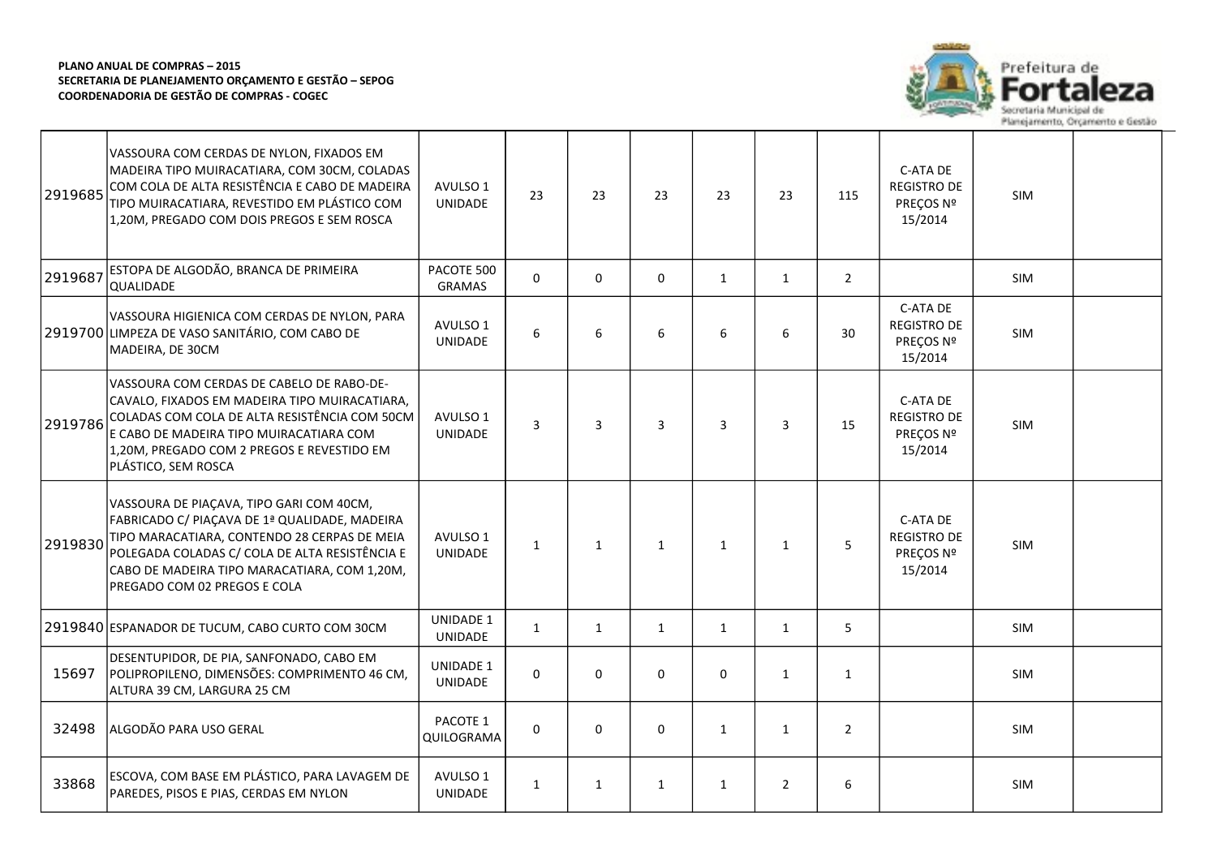**PLANO ANUAL DE COMPRAS – 2015**
**SECRETARIA DE PLANEJAMENTO ORÇAMENTO E GESTÃO – SEPOG**
**COORDENADORIA DE GESTÃO DE COMPRAS - COGEC**

| | | | | | | | | | | | |
|---|---|---|---|---|---|---|---|---|---|---|---|
| 2919685 | VASSOURA COM CERDAS DE NYLON, FIXADOS EM MADEIRA TIPO MUIRACATIARA, COM 30CM, COLADAS COM COLA DE ALTA RESISTÊNCIA E CABO DE MADEIRA TIPO MUIRACATIARA, REVESTIDO EM PLÁSTICO COM 1,20M, PREGADO COM DOIS PREGOS E SEM ROSCA | AVULSO 1 UNIDADE | 23 | 23 | 23 | 23 | 23 | 115 | C-ATA DE REGISTRO DE PREÇOS Nº 15/2014 | SIM | |
| 2919687 | ESTOPA DE ALGODÃO, BRANCA DE PRIMEIRA QUALIDADE | PACOTE 500 GRAMAS | 0 | 0 | 0 | 1 | 1 | 2 | | SIM | |
| 2919700 | VASSOURA HIGIENICA COM CERDAS DE NYLON, PARA LIMPEZA DE VASO SANITÁRIO, COM CABO DE MADEIRA, DE 30CM | AVULSO 1 UNIDADE | 6 | 6 | 6 | 6 | 6 | 30 | C-ATA DE REGISTRO DE PREÇOS Nº 15/2014 | SIM | |
| 2919786 | VASSOURA COM CERDAS DE CABELO DE RABO-DE-CAVALO, FIXADOS EM MADEIRA TIPO MUIRACATIARA, COLADAS COM COLA DE ALTA RESISTÊNCIA COM 50CM E CABO DE MADEIRA TIPO MUIRACATIARA COM 1,20M, PREGADO COM 2 PREGOS E REVESTIDO EM PLÁSTICO, SEM ROSCA | AVULSO 1 UNIDADE | 3 | 3 | 3 | 3 | 3 | 15 | C-ATA DE REGISTRO DE PREÇOS Nº 15/2014 | SIM | |
| 2919830 | VASSOURA DE PIAÇAVA, TIPO GARI COM 40CM, FABRICADO C/ PIAÇAVA DE 1ª QUALIDADE, MADEIRA TIPO MARACATIARA, CONTENDO 28 CERPAS DE MEIA POLEGADA COLADAS C/ COLA DE ALTA RESISTÊNCIA E CABO DE MADEIRA TIPO MARACATIARA, COM 1,20M, PREGADO COM 02 PREGOS E COLA | AVULSO 1 UNIDADE | 1 | 1 | 1 | 1 | 1 | 5 | C-ATA DE REGISTRO DE PREÇOS Nº 15/2014 | SIM | |
| 2919840 | ESPANADOR DE TUCUM, CABO CURTO COM 30CM | UNIDADE 1 UNIDADE | 1 | 1 | 1 | 1 | 1 | 5 | | SIM | |
| 15697 | DESENTUPIDOR, DE PIA, SANFONADO, CABO EM POLIPROPILENO, DIMENSÕES: COMPRIMENTO 46 CM, ALTURA 39 CM, LARGURA 25 CM | UNIDADE 1 UNIDADE | 0 | 0 | 0 | 0 | 1 | 1 | | SIM | |
| 32498 | ALGODÃO PARA USO GERAL | PACOTE 1 QUILOGRAMA | 0 | 0 | 0 | 1 | 1 | 2 | | SIM | |
| 33868 | ESCOVA, COM BASE EM PLÁSTICO, PARA LAVAGEM DE PAREDES, PISOS E PIAS, CERDAS EM NYLON | AVULSO 1 UNIDADE | 1 | 1 | 1 | 1 | 2 | 6 | | SIM | |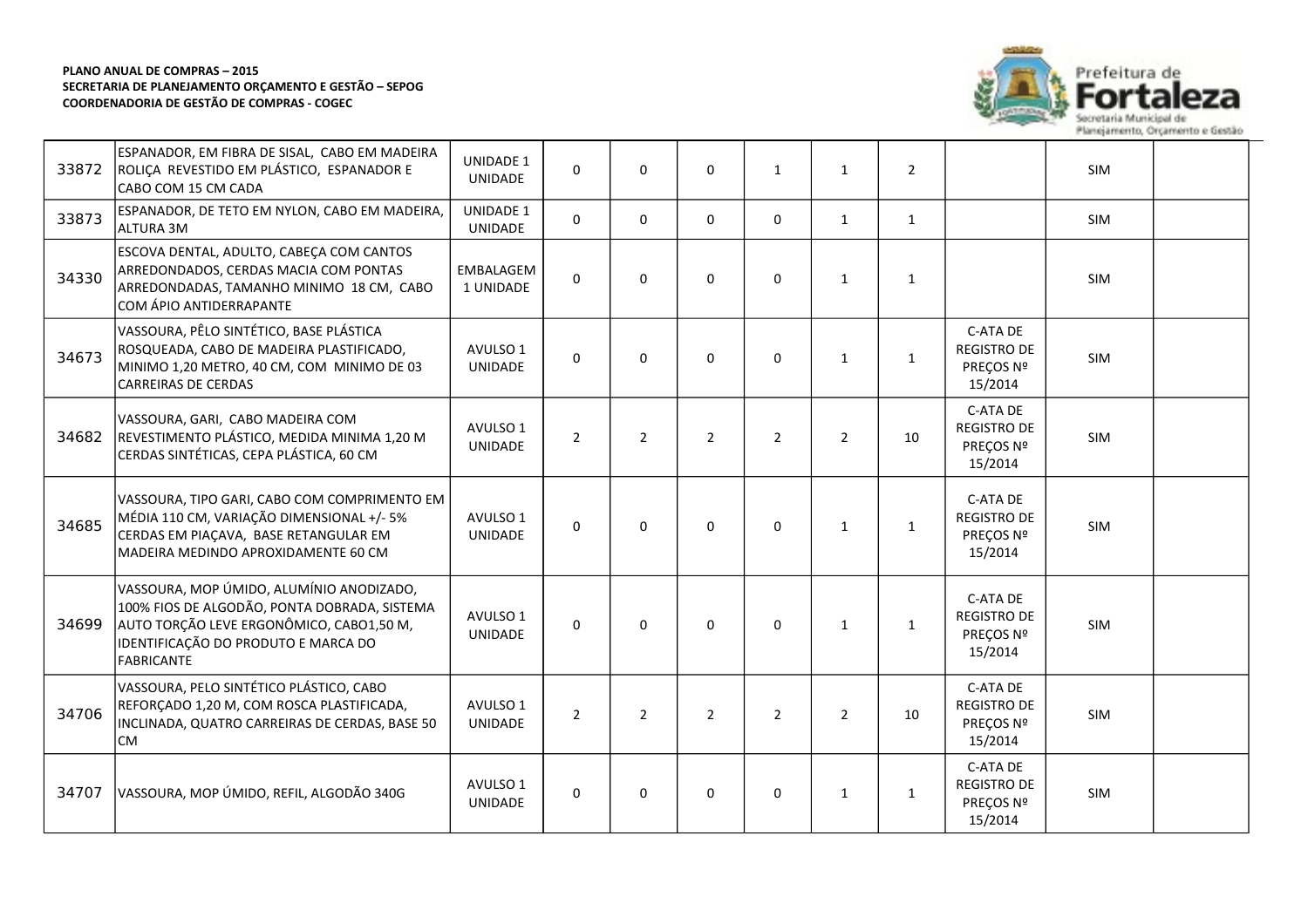**PLANO ANUAL DE COMPRAS – 2015**
**SECRETARIA DE PLANEJAMENTO ORÇAMENTO E GESTÃO – SEPOG**
**COORDENADORIA DE GESTÃO DE COMPRAS - COGEC**

| | | | | | | | | | | | |
|---|---|---|---|---|---|---|---|---|---|---|---|
| 33872 | ESPANADOR, EM FIBRA DE SISAL, CABO EM MADEIRA ROLIÇA REVESTIDO EM PLÁSTICO, ESPANADOR E CABO COM 15 CM CADA | UNIDADE 1 UNIDADE | 0 | 0 | 0 | 1 | 1 | 2 | | SIM | |
| 33873 | ESPANADOR, DE TETO EM NYLON, CABO EM MADEIRA, ALTURA 3M | UNIDADE 1 UNIDADE | 0 | 0 | 0 | 0 | 1 | 1 | | SIM | |
| 34330 | ESCOVA DENTAL, ADULTO, CABEÇA COM CANTOS ARREDONDADOS, CERDAS MACIA COM PONTAS ARREDONDADAS, TAMANHO MINIMO 18 CM, CABO COM ÁPIO ANTIDERRAPANTE | EMBALAGEM 1 UNIDADE | 0 | 0 | 0 | 0 | 1 | 1 | | SIM | |
| 34673 | VASSOURA, PÊLO SINTÉTICO, BASE PLÁSTICA ROSQUEADA, CABO DE MADEIRA PLASTIFICADO, MINIMO 1,20 METRO, 40 CM, COM MINIMO DE 03 CARREIRAS DE CERDAS | AVULSO 1 UNIDADE | 0 | 0 | 0 | 0 | 1 | 1 | C-ATA DE REGISTRO DE PREÇOS Nº 15/2014 | SIM | |
| 34682 | VASSOURA, GARI, CABO MADEIRA COM REVESTIMENTO PLÁSTICO, MEDIDA MINIMA 1,20 M CERDAS SINTÉTICAS, CEPA PLÁSTICA, 60 CM | AVULSO 1 UNIDADE | 2 | 2 | 2 | 2 | 2 | 10 | C-ATA DE REGISTRO DE PREÇOS Nº 15/2014 | SIM | |
| 34685 | VASSOURA, TIPO GARI, CABO COM COMPRIMENTO EM MÉDIA 110 CM, VARIAÇÃO DIMENSIONAL +/- 5% CERDAS EM PIAÇAVA, BASE RETANGULAR EM MADEIRA MEDINDO APROXIDAMENTE 60 CM | AVULSO 1 UNIDADE | 0 | 0 | 0 | 0 | 1 | 1 | C-ATA DE REGISTRO DE PREÇOS Nº 15/2014 | SIM | |
| 34699 | VASSOURA, MOP ÚMIDO, ALUMÍNIO ANODIZADO, 100% FIOS DE ALGODÃO, PONTA DOBRADA, SISTEMA AUTO TORÇÃO LEVE ERGONÔMICO, CABO1,50 M, IDENTIFICAÇÃO DO PRODUTO E MARCA DO FABRICANTE | AVULSO 1 UNIDADE | 0 | 0 | 0 | 0 | 1 | 1 | C-ATA DE REGISTRO DE PREÇOS Nº 15/2014 | SIM | |
| 34706 | VASSOURA, PELO SINTÉTICO PLÁSTICO, CABO REFORÇADO 1,20 M, COM ROSCA PLASTIFICADA, INCLINADA, QUATRO CARREIRAS DE CERDAS, BASE 50 CM | AVULSO 1 UNIDADE | 2 | 2 | 2 | 2 | 2 | 10 | C-ATA DE REGISTRO DE PREÇOS Nº 15/2014 | SIM | |
| 34707 | VASSOURA, MOP ÚMIDO, REFIL, ALGODÃO 340G | AVULSO 1 UNIDADE | 0 | 0 | 0 | 0 | 1 | 1 | C-ATA DE REGISTRO DE PREÇOS Nº 15/2014 | SIM | |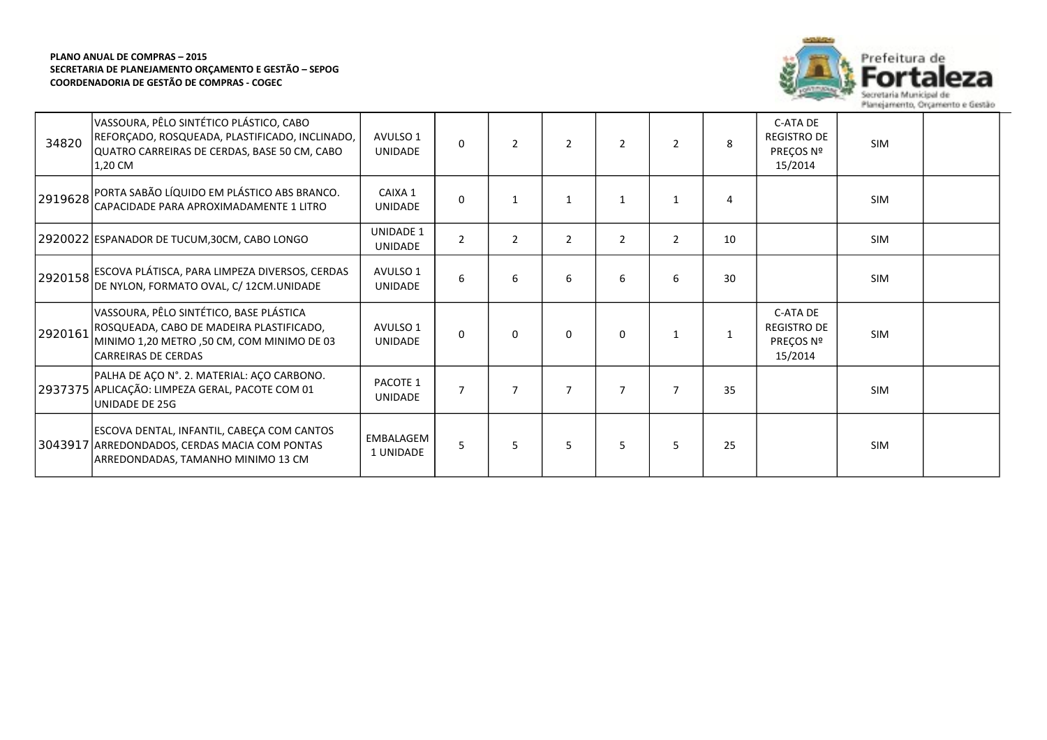**PLANO ANUAL DE COMPRAS – 2015**
**SECRETARIA DE PLANEJAMENTO ORÇAMENTO E GESTÃO – SEPOG**
**COORDENADORIA DE GESTÃO DE COMPRAS - COGEC**

Prefeitura de Fortaleza
Secretaria Municipal de Planejamento, Orçamento e Gestão

| | | | | | | | | | | | |
|---|---|---|---|---|---|---|---|---|---|---|---|
| 34820 | VASSOURA, PÊLO SINTÉTICO PLÁSTICO, CABO REFORÇADO, ROSQUEADA, PLASTIFICADO, INCLINADO, QUATRO CARREIRAS DE CERDAS, BASE 50 CM, CABO 1,20 CM | AVULSO 1 UNIDADE | 0 | 2 | 2 | 2 | 2 | 8 | C-ATA DE REGISTRO DE PREÇOS Nº 15/2014 | SIM | |
| 2919628 | PORTA SABÃO LÍQUIDO EM PLÁSTICO ABS BRANCO. CAPACIDADE PARA APROXIMADAMENTE 1 LITRO | CAIXA 1 UNIDADE | 0 | 1 | 1 | 1 | 1 | 4 | | SIM | |
| 2920022 | ESPANADOR DE TUCUM,30CM, CABO LONGO | UNIDADE 1 UNIDADE | 2 | 2 | 2 | 2 | 2 | 10 | | SIM | |
| 2920158 | ESCOVA PLÁTISCA, PARA LIMPEZA DIVERSOS, CERDAS DE NYLON, FORMATO OVAL, C/ 12CM.UNIDADE | AVULSO 1 UNIDADE | 6 | 6 | 6 | 6 | 6 | 30 | | SIM | |
| 2920161 | VASSOURA, PÊLO SINTÉTICO, BASE PLÁSTICA ROSQUEADA, CABO DE MADEIRA PLASTIFICADO, MINIMO 1,20 METRO ,50 CM, COM MINIMO DE 03 CARREIRAS DE CERDAS | AVULSO 1 UNIDADE | 0 | 0 | 0 | 0 | 1 | 1 | C-ATA DE REGISTRO DE PREÇOS Nº 15/2014 | SIM | |
| 2937375 | PALHA DE AÇO N°. 2. MATERIAL: AÇO CARBONO. APLICAÇÃO: LIMPEZA GERAL, PACOTE COM 01 UNIDADE DE 25G | PACOTE 1 UNIDADE | 7 | 7 | 7 | 7 | 7 | 35 | | SIM | |
| 3043917 | ESCOVA DENTAL, INFANTIL, CABEÇA COM CANTOS ARREDONDADOS, CERDAS MACIA COM PONTAS ARREDONDADAS, TAMANHO MINIMO 13 CM | EMBALAGEM 1 UNIDADE | 5 | 5 | 5 | 5 | 5 | 25 | | SIM | |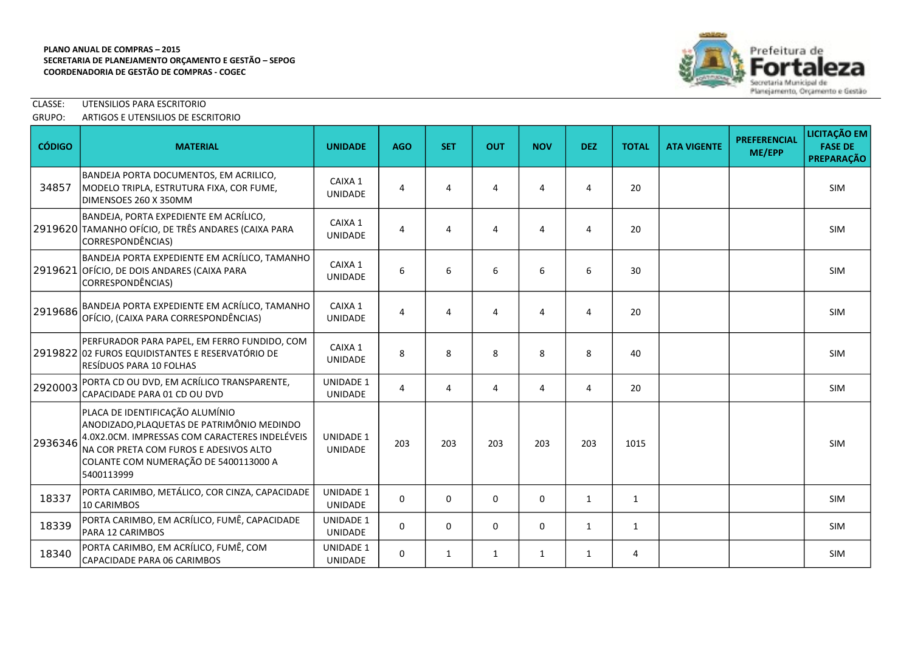**PLANO ANUAL DE COMPRAS – 2015**
**SECRETARIA DE PLANEJAMENTO ORÇAMENTO E GESTÃO – SEPOG**
**COORDENADORIA DE GESTÃO DE COMPRAS - COGEC**

Prefeitura de Fortaleza
Secretaria Municipal de Planejamento, Orçamento e Gestão

CLASSE: UTENSILIOS PARA ESCRITORIO
GRUPO: ARTIGOS E UTENSILIOS DE ESCRITORIO

| CÓDIGO | MATERIAL | UNIDADE | AGO | SET | OUT | NOV | DEZ | TOTAL | ATA VIGENTE | PREFERENCIAL ME/EPP | LICITAÇÃO EM FASE DE PREPARAÇÃO |
|---|---|---|---|---|---|---|---|---|---|---|---|
| 34857 | BANDEJA PORTA DOCUMENTOS, EM ACRILICO, MODELO TRIPLA, ESTRUTURA FIXA, COR FUME, DIMENSOES 260 X 350MM | CAIXA 1 UNIDADE | 4 | 4 | 4 | 4 | 4 | 20 | | | SIM |
| 2919620 | BANDEJA, PORTA EXPEDIENTE EM ACRÍLICO, TAMANHO OFÍCIO, DE TRÊS ANDARES (CAIXA PARA CORRESPONDÊNCIAS) | CAIXA 1 UNIDADE | 4 | 4 | 4 | 4 | 4 | 20 | | | SIM |
| 2919621 | BANDEJA PORTA EXPEDIENTE EM ACRÍLICO, TAMANHO OFÍCIO, DE DOIS ANDARES (CAIXA PARA CORRESPONDÊNCIAS) | CAIXA 1 UNIDADE | 6 | 6 | 6 | 6 | 6 | 30 | | | SIM |
| 2919686 | BANDEJA PORTA EXPEDIENTE EM ACRÍLICO, TAMANHO OFÍCIO, (CAIXA PARA CORRESPONDÊNCIAS) | CAIXA 1 UNIDADE | 4 | 4 | 4 | 4 | 4 | 20 | | | SIM |
| 2919822 | PERFURADOR PARA PAPEL, EM FERRO FUNDIDO, COM 02 FUROS EQUIDISTANTES E RESERVATÓRIO DE RESÍDUOS PARA 10 FOLHAS | CAIXA 1 UNIDADE | 8 | 8 | 8 | 8 | 8 | 40 | | | SIM |
| 2920003 | PORTA CD OU DVD, EM ACRÍLICO TRANSPARENTE, CAPACIDADE PARA 01 CD OU DVD | UNIDADE 1 UNIDADE | 4 | 4 | 4 | 4 | 4 | 20 | | | SIM |
| 2936346 | PLACA DE IDENTIFICAÇÃO ALUMÍNIO ANODIZADO,PLAQUETAS DE PATRIMÔNIO MEDINDO 4.0X2.0CM. IMPRESSAS COM CARACTERES INDELÉVEIS NA COR PRETA COM FUROS E ADESIVOS ALTO COLANTE COM NUMERAÇÃO DE 5400113000 A 5400113999 | UNIDADE 1 UNIDADE | 203 | 203 | 203 | 203 | 203 | 1015 | | | SIM |
| 18337 | PORTA CARIMBO, METÁLICO, COR CINZA, CAPACIDADE 10 CARIMBOS | UNIDADE 1 UNIDADE | 0 | 0 | 0 | 0 | 1 | 1 | | | SIM |
| 18339 | PORTA CARIMBO, EM ACRÍLICO, FUMÊ, CAPACIDADE PARA 12 CARIMBOS | UNIDADE 1 UNIDADE | 0 | 0 | 0 | 0 | 1 | 1 | | | SIM |
| 18340 | PORTA CARIMBO, EM ACRÍLICO, FUMÊ, COM CAPACIDADE PARA 06 CARIMBOS | UNIDADE 1 UNIDADE | 0 | 1 | 1 | 1 | 1 | 4 | | | SIM |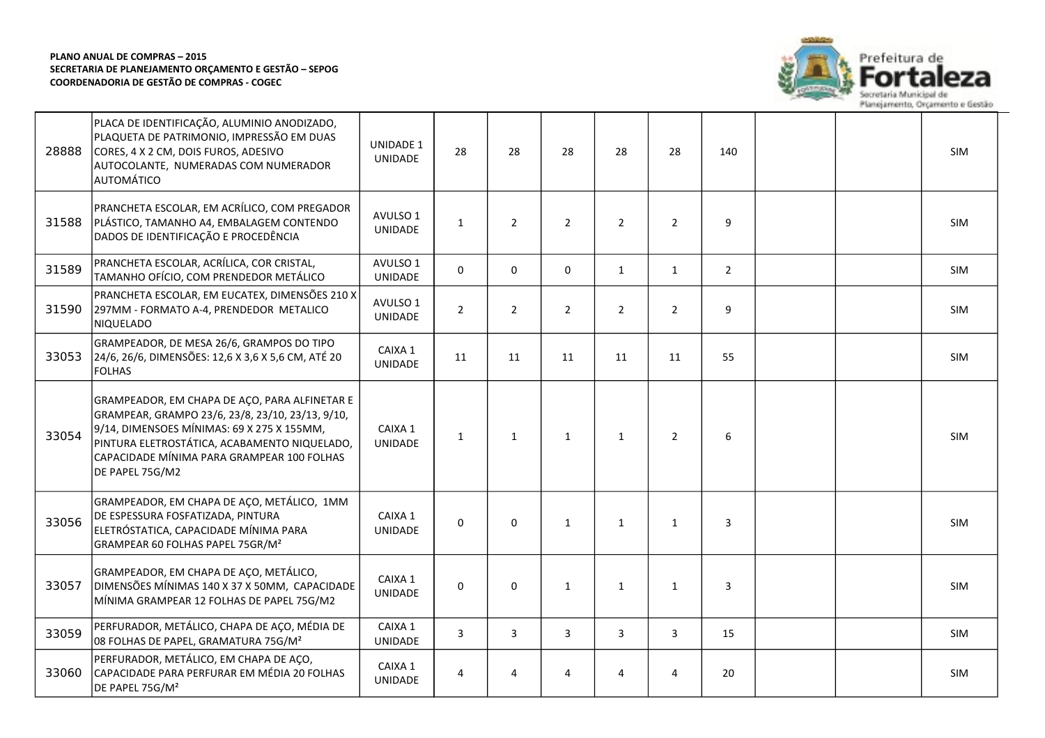**PLANO ANUAL DE COMPRAS – 2015**
**SECRETARIA DE PLANEJAMENTO ORÇAMENTO E GESTÃO – SEPOG**
**COORDENADORIA DE GESTÃO DE COMPRAS - COGEC**

Prefeitura de Fortaleza
Secretaria Municipal de Planejamento, Orçamento e Gestão

| | | | | | | | | | | | |
|---|---|---|---|---|---|---|---|---|---|---|---|
| 28888 | PLACA DE IDENTIFICAÇÃO, ALUMINIO ANODIZADO, PLAQUETA DE PATRIMONIO, IMPRESSÃO EM DUAS CORES, 4 X 2 CM, DOIS FUROS, ADESIVO AUTOCOLANTE, NUMERADAS COM NUMERADOR AUTOMÁTICO | UNIDADE 1 UNIDADE | 28 | 28 | 28 | 28 | 28 | 140 | | | SIM |
| 31588 | PRANCHETA ESCOLAR, EM ACRÍLICO, COM PREGADOR PLÁSTICO, TAMANHO A4, EMBALAGEM CONTENDO DADOS DE IDENTIFICAÇÃO E PROCEDÊNCIA | AVULSO 1 UNIDADE | 1 | 2 | 2 | 2 | 2 | 9 | | | SIM |
| 31589 | PRANCHETA ESCOLAR, ACRÍLICA, COR CRISTAL, TAMANHO OFÍCIO, COM PRENDEDOR METÁLICO | AVULSO 1 UNIDADE | 0 | 0 | 0 | 1 | 1 | 2 | | | SIM |
| 31590 | PRANCHETA ESCOLAR, EM EUCATEX, DIMENSÕES 210 X 297MM - FORMATO A-4, PRENDEDOR METALICO NIQUELADO | AVULSO 1 UNIDADE | 2 | 2 | 2 | 2 | 2 | 9 | | | SIM |
| 33053 | GRAMPEADOR, DE MESA 26/6, GRAMPOS DO TIPO 24/6, 26/6, DIMENSÕES: 12,6 X 3,6 X 5,6 CM, ATÉ 20 FOLHAS | CAIXA 1 UNIDADE | 11 | 11 | 11 | 11 | 11 | 55 | | | SIM |
| 33054 | GRAMPEADOR, EM CHAPA DE AÇO, PARA ALFINETAR E GRAMPEAR, GRAMPO 23/6, 23/8, 23/10, 23/13, 9/10, 9/14, DIMENSOES MÍNIMAS: 69 X 275 X 155MM, PINTURA ELETROSTÁTICA, ACABAMENTO NIQUELADO, CAPACIDADE MÍNIMA PARA GRAMPEAR 100 FOLHAS DE PAPEL 75G/M2 | CAIXA 1 UNIDADE | 1 | 1 | 1 | 1 | 2 | 6 | | | SIM |
| 33056 | GRAMPEADOR, EM CHAPA DE AÇO, METÁLICO, 1MM DE ESPESSURA FOSFATIZADA, PINTURA ELETRÓSTATICA, CAPACIDADE MÍNIMA PARA GRAMPEAR 60 FOLHAS PAPEL 75GR/M² | CAIXA 1 UNIDADE | 0 | 0 | 1 | 1 | 1 | 3 | | | SIM |
| 33057 | GRAMPEADOR, EM CHAPA DE AÇO, METÁLICO, DIMENSÕES MÍNIMAS 140 X 37 X 50MM, CAPACIDADE MÍNIMA GRAMPEAR 12 FOLHAS DE PAPEL 75G/M2 | CAIXA 1 UNIDADE | 0 | 0 | 1 | 1 | 1 | 3 | | | SIM |
| 33059 | PERFURADOR, METÁLICO, CHAPA DE AÇO, MÉDIA DE 08 FOLHAS DE PAPEL, GRAMATURA 75G/M² | CAIXA 1 UNIDADE | 3 | 3 | 3 | 3 | 3 | 15 | | | SIM |
| 33060 | PERFURADOR, METÁLICO, EM CHAPA DE AÇO, CAPACIDADE PARA PERFURAR EM MÉDIA 20 FOLHAS DE PAPEL 75G/M² | CAIXA 1 UNIDADE | 4 | 4 | 4 | 4 | 4 | 20 | | | SIM |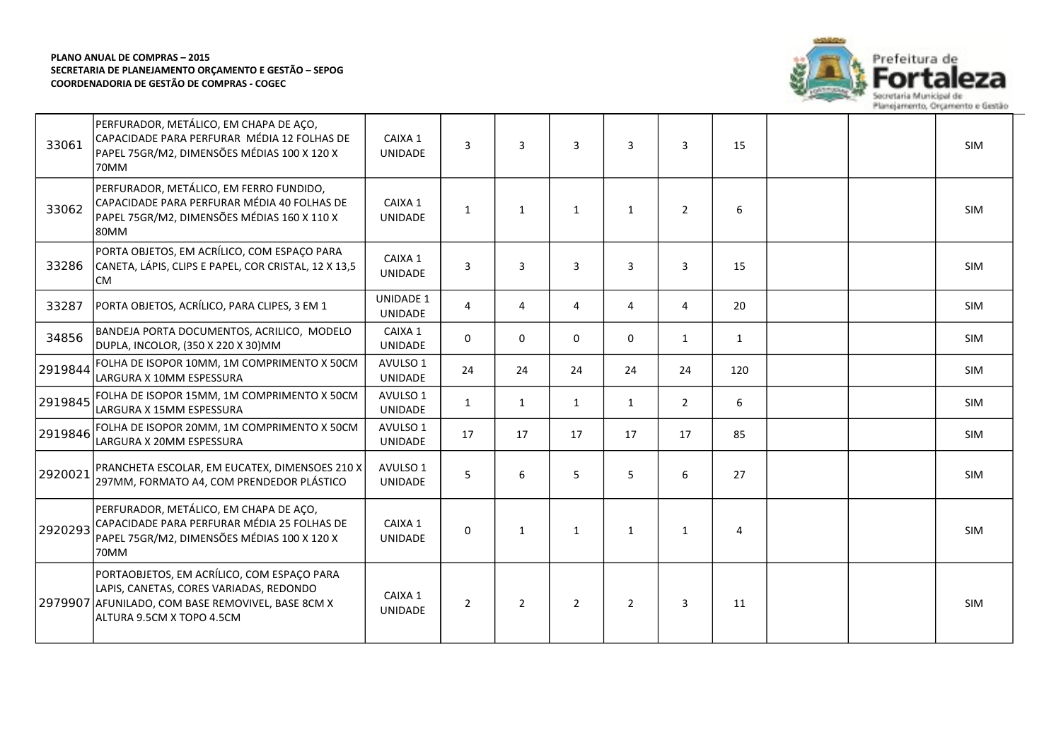**PLANO ANUAL DE COMPRAS – 2015**
**SECRETARIA DE PLANEJAMENTO ORÇAMENTO E GESTÃO – SEPOG**
**COORDENADORIA DE GESTÃO DE COMPRAS - COGEC**

| | | | | | | | | | | | |
|---|---|---|---|---|---|---|---|---|---|---|---|
| 33061 | PERFURADOR, METÁLICO, EM CHAPA DE AÇO, CAPACIDADE PARA PERFURAR MÉDIA 12 FOLHAS DE PAPEL 75GR/M2, DIMENSÕES MÉDIAS 100 X 120 X 70MM | CAIXA 1 UNIDADE | 3 | 3 | 3 | 3 | 3 | 15 | | | SIM |
| 33062 | PERFURADOR, METÁLICO, EM FERRO FUNDIDO, CAPACIDADE PARA PERFURAR MÉDIA 40 FOLHAS DE PAPEL 75GR/M2, DIMENSÕES MÉDIAS 160 X 110 X 80MM | CAIXA 1 UNIDADE | 1 | 1 | 1 | 1 | 2 | 6 | | | SIM |
| 33286 | PORTA OBJETOS, EM ACRÍLICO, COM ESPAÇO PARA CANETA, LÁPIS, CLIPS E PAPEL, COR CRISTAL, 12 X 13,5 CM | CAIXA 1 UNIDADE | 3 | 3 | 3 | 3 | 3 | 15 | | | SIM |
| 33287 | PORTA OBJETOS, ACRÍLICO, PARA CLIPES, 3 EM 1 | UNIDADE 1 UNIDADE | 4 | 4 | 4 | 4 | 4 | 20 | | | SIM |
| 34856 | BANDEJA PORTA DOCUMENTOS, ACRILICO, MODELO DUPLA, INCOLOR, (350 X 220 X 30)MM | CAIXA 1 UNIDADE | 0 | 0 | 0 | 0 | 1 | 1 | | | SIM |
| 2919844 | FOLHA DE ISOPOR 10MM, 1M COMPRIMENTO X 50CM LARGURA X 10MM ESPESSURA | AVULSO 1 UNIDADE | 24 | 24 | 24 | 24 | 24 | 120 | | | SIM |
| 2919845 | FOLHA DE ISOPOR 15MM, 1M COMPRIMENTO X 50CM LARGURA X 15MM ESPESSURA | AVULSO 1 UNIDADE | 1 | 1 | 1 | 1 | 2 | 6 | | | SIM |
| 2919846 | FOLHA DE ISOPOR 20MM, 1M COMPRIMENTO X 50CM LARGURA X 20MM ESPESSURA | AVULSO 1 UNIDADE | 17 | 17 | 17 | 17 | 17 | 85 | | | SIM |
| 2920021 | PRANCHETA ESCOLAR, EM EUCATEX, DIMENSOES 210 X 297MM, FORMATO A4, COM PRENDEDOR PLÁSTICO | AVULSO 1 UNIDADE | 5 | 6 | 5 | 5 | 6 | 27 | | | SIM |
| 2920293 | PERFURADOR, METÁLICO, EM CHAPA DE AÇO, CAPACIDADE PARA PERFURAR MÉDIA 25 FOLHAS DE PAPEL 75GR/M2, DIMENSÕES MÉDIAS 100 X 120 X 70MM | CAIXA 1 UNIDADE | 0 | 1 | 1 | 1 | 1 | 4 | | | SIM |
| 2979907 | PORTAOBJETOS, EM ACRÍLICO, COM ESPAÇO PARA LAPIS, CANETAS, CORES VARIADAS, REDONDO AFUNILADO, COM BASE REMOVIVEL, BASE 8CM X ALTURA 9.5CM X TOPO 4.5CM | CAIXA 1 UNIDADE | 2 | 2 | 2 | 2 | 3 | 11 | | | SIM |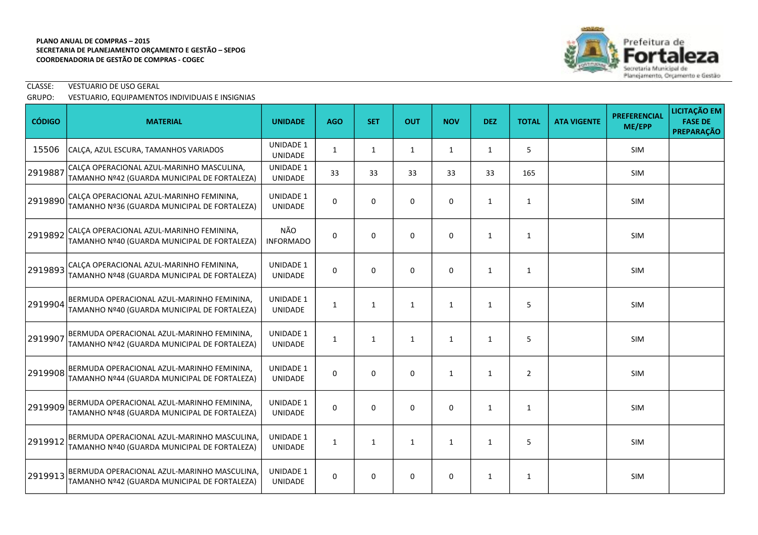**PLANO ANUAL DE COMPRAS – 2015**
**SECRETARIA DE PLANEJAMENTO ORÇAMENTO E GESTÃO – SEPOG**
**COORDENADORIA DE GESTÃO DE COMPRAS - COGEC**

Prefeitura de Fortaleza
Secretaria Municipal de Planejamento, Orçamento e Gestão

CLASSE: VESTUARIO DE USO GERAL

GRUPO: VESTUARIO, EQUIPAMENTOS INDIVIDUAIS E INSIGNIAS

| CÓDIGO | MATERIAL | UNIDADE | AGO | SET | OUT | NOV | DEZ | TOTAL | ATA VIGENTE | PREFERENCIAL ME/EPP | LICITAÇÃO EM FASE DE PREPARAÇÃO |
|---|---|---|---|---|---|---|---|---|---|---|---|
| 15506 | CALÇA, AZUL ESCURA, TAMANHOS VARIADOS | UNIDADE 1 UNIDADE | 1 | 1 | 1 | 1 | 1 | 5 | | SIM | |
| 2919887 | CALÇA OPERACIONAL AZUL-MARINHO MASCULINA, TAMANHO Nº42 (GUARDA MUNICIPAL DE FORTALEZA) | UNIDADE 1 UNIDADE | 33 | 33 | 33 | 33 | 33 | 165 | | SIM | |
| 2919890 | CALÇA OPERACIONAL AZUL-MARINHO FEMININA, TAMANHO Nº36 (GUARDA MUNICIPAL DE FORTALEZA) | UNIDADE 1 UNIDADE | 0 | 0 | 0 | 0 | 1 | 1 | | SIM | |
| 2919892 | CALÇA OPERACIONAL AZUL-MARINHO FEMININA, TAMANHO Nº40 (GUARDA MUNICIPAL DE FORTALEZA) | NÃO INFORMADO | 0 | 0 | 0 | 0 | 1 | 1 | | SIM | |
| 2919893 | CALÇA OPERACIONAL AZUL-MARINHO FEMININA, TAMANHO Nº48 (GUARDA MUNICIPAL DE FORTALEZA) | UNIDADE 1 UNIDADE | 0 | 0 | 0 | 0 | 1 | 1 | | SIM | |
| 2919904 | BERMUDA OPERACIONAL AZUL-MARINHO FEMININA, TAMANHO Nº40 (GUARDA MUNICIPAL DE FORTALEZA) | UNIDADE 1 UNIDADE | 1 | 1 | 1 | 1 | 1 | 5 | | SIM | |
| 2919907 | BERMUDA OPERACIONAL AZUL-MARINHO FEMININA, TAMANHO Nº42 (GUARDA MUNICIPAL DE FORTALEZA) | UNIDADE 1 UNIDADE | 1 | 1 | 1 | 1 | 1 | 5 | | SIM | |
| 2919908 | BERMUDA OPERACIONAL AZUL-MARINHO FEMININA, TAMANHO Nº44 (GUARDA MUNICIPAL DE FORTALEZA) | UNIDADE 1 UNIDADE | 0 | 0 | 0 | 1 | 1 | 2 | | SIM | |
| 2919909 | BERMUDA OPERACIONAL AZUL-MARINHO FEMININA, TAMANHO Nº48 (GUARDA MUNICIPAL DE FORTALEZA) | UNIDADE 1 UNIDADE | 0 | 0 | 0 | 0 | 1 | 1 | | SIM | |
| 2919912 | BERMUDA OPERACIONAL AZUL-MARINHO MASCULINA, TAMANHO Nº40 (GUARDA MUNICIPAL DE FORTALEZA) | UNIDADE 1 UNIDADE | 1 | 1 | 1 | 1 | 1 | 5 | | SIM | |
| 2919913 | BERMUDA OPERACIONAL AZUL-MARINHO MASCULINA, TAMANHO Nº42 (GUARDA MUNICIPAL DE FORTALEZA) | UNIDADE 1 UNIDADE | 0 | 0 | 0 | 0 | 1 | 1 | | SIM | |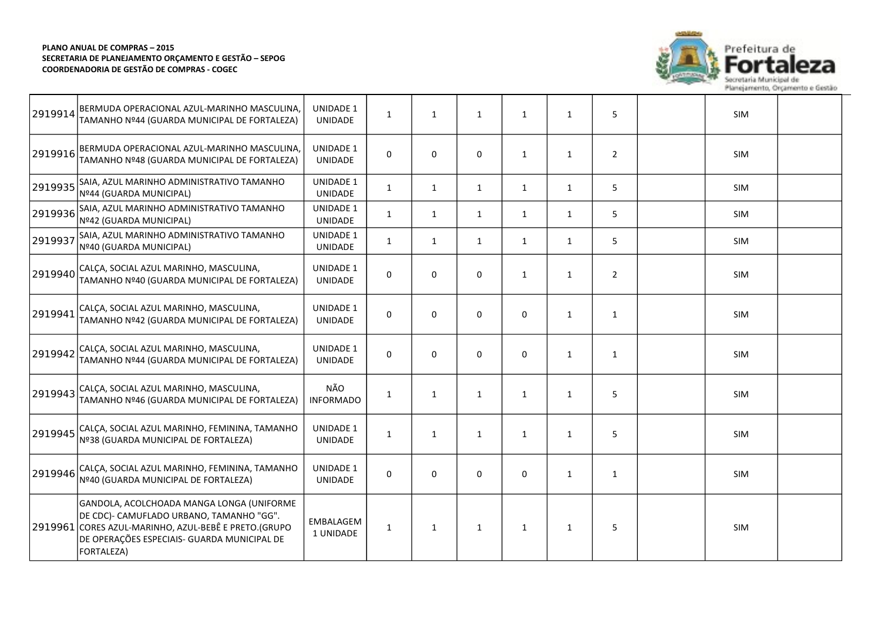**PLANO ANUAL DE COMPRAS – 2015**
**SECRETARIA DE PLANEJAMENTO ORÇAMENTO E GESTÃO – SEPOG**
**COORDENADORIA DE GESTÃO DE COMPRAS - COGEC**

| | | | | | | | | | | | |
|---|---|---|---|---|---|---|---|---|---|---|---|
| 2919914 | BERMUDA OPERACIONAL AZUL-MARINHO MASCULINA, TAMANHO Nº44 (GUARDA MUNICIPAL DE FORTALEZA) | UNIDADE 1 UNIDADE | 1 | 1 | 1 | 1 | 1 | 5 | | SIM | |
| 2919916 | BERMUDA OPERACIONAL AZUL-MARINHO MASCULINA, TAMANHO Nº48 (GUARDA MUNICIPAL DE FORTALEZA) | UNIDADE 1 UNIDADE | 0 | 0 | 0 | 1 | 1 | 2 | | SIM | |
| 2919935 | SAIA, AZUL MARINHO ADMINISTRATIVO TAMANHO Nº44 (GUARDA MUNICIPAL) | UNIDADE 1 UNIDADE | 1 | 1 | 1 | 1 | 1 | 5 | | SIM | |
| 2919936 | SAIA, AZUL MARINHO ADMINISTRATIVO TAMANHO Nº42 (GUARDA MUNICIPAL) | UNIDADE 1 UNIDADE | 1 | 1 | 1 | 1 | 1 | 5 | | SIM | |
| 2919937 | SAIA, AZUL MARINHO ADMINISTRATIVO TAMANHO Nº40 (GUARDA MUNICIPAL) | UNIDADE 1 UNIDADE | 1 | 1 | 1 | 1 | 1 | 5 | | SIM | |
| 2919940 | CALÇA, SOCIAL AZUL MARINHO, MASCULINA, TAMANHO Nº40 (GUARDA MUNICIPAL DE FORTALEZA) | UNIDADE 1 UNIDADE | 0 | 0 | 0 | 1 | 1 | 2 | | SIM | |
| 2919941 | CALÇA, SOCIAL AZUL MARINHO, MASCULINA, TAMANHO Nº42 (GUARDA MUNICIPAL DE FORTALEZA) | UNIDADE 1 UNIDADE | 0 | 0 | 0 | 0 | 1 | 1 | | SIM | |
| 2919942 | CALÇA, SOCIAL AZUL MARINHO, MASCULINA, TAMANHO Nº44 (GUARDA MUNICIPAL DE FORTALEZA) | UNIDADE 1 UNIDADE | 0 | 0 | 0 | 0 | 1 | 1 | | SIM | |
| 2919943 | CALÇA, SOCIAL AZUL MARINHO, MASCULINA, TAMANHO Nº46 (GUARDA MUNICIPAL DE FORTALEZA) | NÃO INFORMADO | 1 | 1 | 1 | 1 | 1 | 5 | | SIM | |
| 2919945 | CALÇA, SOCIAL AZUL MARINHO, FEMININA, TAMANHO Nº38 (GUARDA MUNICIPAL DE FORTALEZA) | UNIDADE 1 UNIDADE | 1 | 1 | 1 | 1 | 1 | 5 | | SIM | |
| 2919946 | CALÇA, SOCIAL AZUL MARINHO, FEMININA, TAMANHO Nº40 (GUARDA MUNICIPAL DE FORTALEZA) | UNIDADE 1 UNIDADE | 0 | 0 | 0 | 0 | 1 | 1 | | SIM | |
| 2919961 | GANDOLA, ACOLCHOADA MANGA LONGA (UNIFORME DE CDC)- CAMUFLADO URBANO, TAMANHO "GG". CORES AZUL-MARINHO, AZUL-BEBÊ E PRETO.(GRUPO DE OPERAÇÕES ESPECIAIS- GUARDA MUNICIPAL DE FORTALEZA) | EMBALAGEM 1 UNIDADE | 1 | 1 | 1 | 1 | 1 | 5 | | SIM | |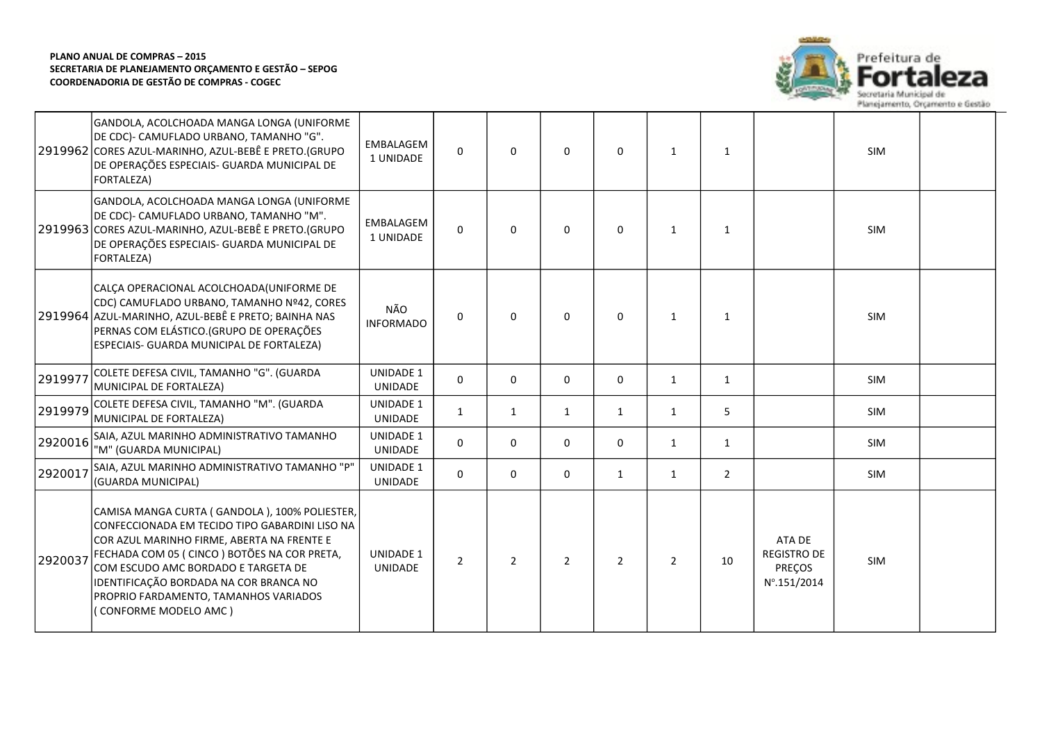**PLANO ANUAL DE COMPRAS – 2015**
**SECRETARIA DE PLANEJAMENTO ORÇAMENTO E GESTÃO – SEPOG**
**COORDENADORIA DE GESTÃO DE COMPRAS - COGEC**

| | | | | | | | | | | | |
|---|---|---|---|---|---|---|---|---|---|---|---|
| 2919962 | GANDOLA, ACOLCHOADA MANGA LONGA (UNIFORME DE CDC)- CAMUFLADO URBANO, TAMANHO "G". CORES AZUL-MARINHO, AZUL-BEBÊ E PRETO.(GRUPO DE OPERAÇÕES ESPECIAIS- GUARDA MUNICIPAL DE FORTALEZA) | EMBALAGEM 1 UNIDADE | 0 | 0 | 0 | 0 | 1 | 1 | | SIM | |
| 2919963 | GANDOLA, ACOLCHOADA MANGA LONGA (UNIFORME DE CDC)- CAMUFLADO URBANO, TAMANHO "M". CORES AZUL-MARINHO, AZUL-BEBÊ E PRETO.(GRUPO DE OPERAÇÕES ESPECIAIS- GUARDA MUNICIPAL DE FORTALEZA) | EMBALAGEM 1 UNIDADE | 0 | 0 | 0 | 0 | 1 | 1 | | SIM | |
| 2919964 | CALÇA OPERACIONAL ACOLCHOADA(UNIFORME DE CDC) CAMUFLADO URBANO, TAMANHO Nº42, CORES AZUL-MARINHO, AZUL-BEBÊ E PRETO; BAINHA NAS PERNAS COM ELÁSTICO.(GRUPO DE OPERAÇÕES ESPECIAIS- GUARDA MUNICIPAL DE FORTALEZA) | NÃO INFORMADO | 0 | 0 | 0 | 0 | 1 | 1 | | SIM | |
| 2919977 | COLETE DEFESA CIVIL, TAMANHO "G". (GUARDA MUNICIPAL DE FORTALEZA) | UNIDADE 1 UNIDADE | 0 | 0 | 0 | 0 | 1 | 1 | | SIM | |
| 2919979 | COLETE DEFESA CIVIL, TAMANHO "M". (GUARDA MUNICIPAL DE FORTALEZA) | UNIDADE 1 UNIDADE | 1 | 1 | 1 | 1 | 1 | 5 | | SIM | |
| 2920016 | SAIA, AZUL MARINHO ADMINISTRATIVO TAMANHO "M" (GUARDA MUNICIPAL) | UNIDADE 1 UNIDADE | 0 | 0 | 0 | 0 | 1 | 1 | | SIM | |
| 2920017 | SAIA, AZUL MARINHO ADMINISTRATIVO TAMANHO "P" (GUARDA MUNICIPAL) | UNIDADE 1 UNIDADE | 0 | 0 | 0 | 1 | 1 | 2 | | SIM | |
| 2920037 | CAMISA MANGA CURTA ( GANDOLA ), 100% POLIESTER, CONFECCIONADA EM TECIDO TIPO GABARDINI LISO NA COR AZUL MARINHO FIRME, ABERTA NA FRENTE E FECHADA COM 05 ( CINCO ) BOTÕES NA COR PRETA, COM ESCUDO AMC BORDADO E TARGETA DE IDENTIFICAÇÃO BORDADA NA COR BRANCA NO PROPRIO FARDAMENTO, TAMANHOS VARIADOS ( CONFORME MODELO AMC ) | UNIDADE 1 UNIDADE | 2 | 2 | 2 | 2 | 2 | 10 | ATA DE REGISTRO DE PREÇOS Nº.151/2014 | SIM | |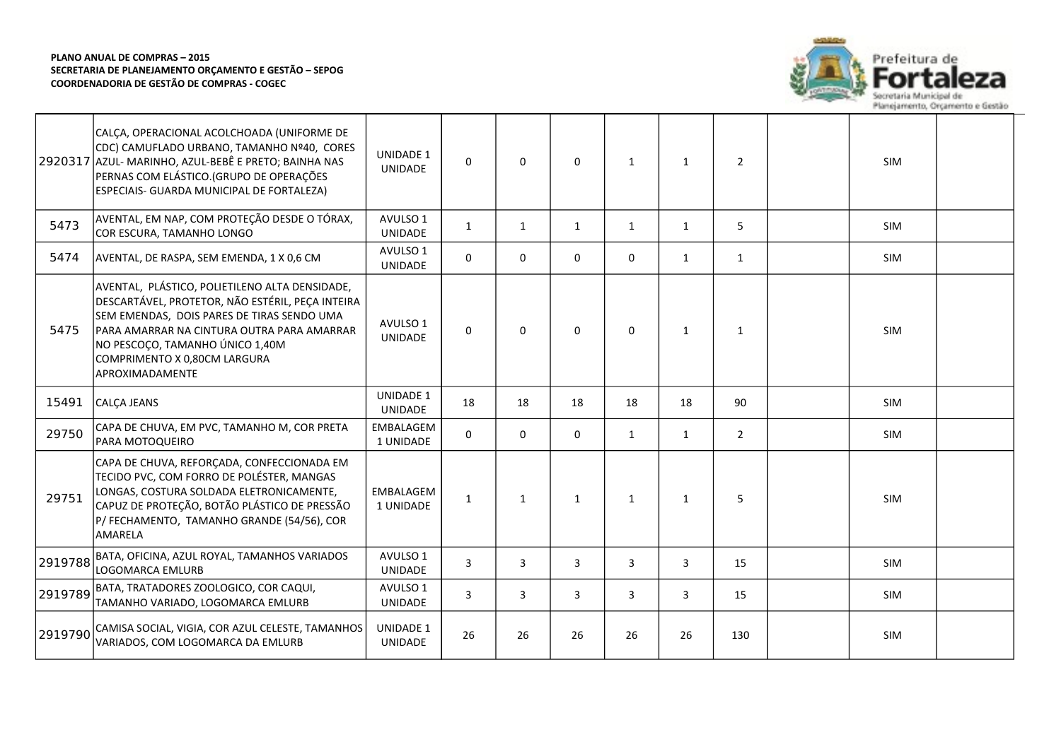**PLANO ANUAL DE COMPRAS – 2015**
**SECRETARIA DE PLANEJAMENTO ORÇAMENTO E GESTÃO – SEPOG**
**COORDENADORIA DE GESTÃO DE COMPRAS - COGEC**

| | | | | | | | | | | | |
|---|---|---|---|---|---|---|---|---|---|---|---|
| 2920317 | CALÇA, OPERACIONAL ACOLCHOADA (UNIFORME DE CDC) CAMUFLADO URBANO, TAMANHO Nº40, CORES AZUL- MARINHO, AZUL-BEBÊ E PRETO; BAINHA NAS PERNAS COM ELÁSTICO.(GRUPO DE OPERAÇÕES ESPECIAIS- GUARDA MUNICIPAL DE FORTALEZA) | UNIDADE 1 UNIDADE | 0 | 0 | 0 | 1 | 1 | 2 | | SIM | |
| 5473 | AVENTAL, EM NAP, COM PROTEÇÃO DESDE O TÓRAX, COR ESCURA, TAMANHO LONGO | AVULSO 1 UNIDADE | 1 | 1 | 1 | 1 | 1 | 5 | | SIM | |
| 5474 | AVENTAL, DE RASPA, SEM EMENDA, 1 X 0,6 CM | AVULSO 1 UNIDADE | 0 | 0 | 0 | 0 | 1 | 1 | | SIM | |
| 5475 | AVENTAL, PLÁSTICO, POLIETILENO ALTA DENSIDADE, DESCARTÁVEL, PROTETOR, NÃO ESTÉRIL, PEÇA INTEIRA SEM EMENDAS, DOIS PARES DE TIRAS SENDO UMA PARA AMARRAR NA CINTURA OUTRA PARA AMARRAR NO PESCOÇO, TAMANHO ÚNICO 1,40M COMPRIMENTO X 0,80CM LARGURA APROXIMADAMENTE | AVULSO 1 UNIDADE | 0 | 0 | 0 | 0 | 1 | 1 | | SIM | |
| 15491 | CALÇA JEANS | UNIDADE 1 UNIDADE | 18 | 18 | 18 | 18 | 18 | 90 | | SIM | |
| 29750 | CAPA DE CHUVA, EM PVC, TAMANHO M, COR PRETA PARA MOTOQUEIRO | EMBALAGEM 1 UNIDADE | 0 | 0 | 0 | 1 | 1 | 2 | | SIM | |
| 29751 | CAPA DE CHUVA, REFORÇADA, CONFECCIONADA EM TECIDO PVC, COM FORRO DE POLÉSTER, MANGAS LONGAS, COSTURA SOLDADA ELETRONICAMENTE, CAPUZ DE PROTEÇÃO, BOTÃO PLÁSTICO DE PRESSÃO P/ FECHAMENTO, TAMANHO GRANDE (54/56), COR AMARELA | EMBALAGEM 1 UNIDADE | 1 | 1 | 1 | 1 | 1 | 5 | | SIM | |
| 2919788 | BATA, OFICINA, AZUL ROYAL, TAMANHOS VARIADOS LOGOMARCA EMLURB | AVULSO 1 UNIDADE | 3 | 3 | 3 | 3 | 3 | 15 | | SIM | |
| 2919789 | BATA, TRATADORES ZOOLOGICO, COR CAQUI, TAMANHO VARIADO, LOGOMARCA EMLURB | AVULSO 1 UNIDADE | 3 | 3 | 3 | 3 | 3 | 15 | | SIM | |
| 2919790 | CAMISA SOCIAL, VIGIA, COR AZUL CELESTE, TAMANHOS VARIADOS, COM LOGOMARCA DA EMLURB | UNIDADE 1 UNIDADE | 26 | 26 | 26 | 26 | 26 | 130 | | SIM | |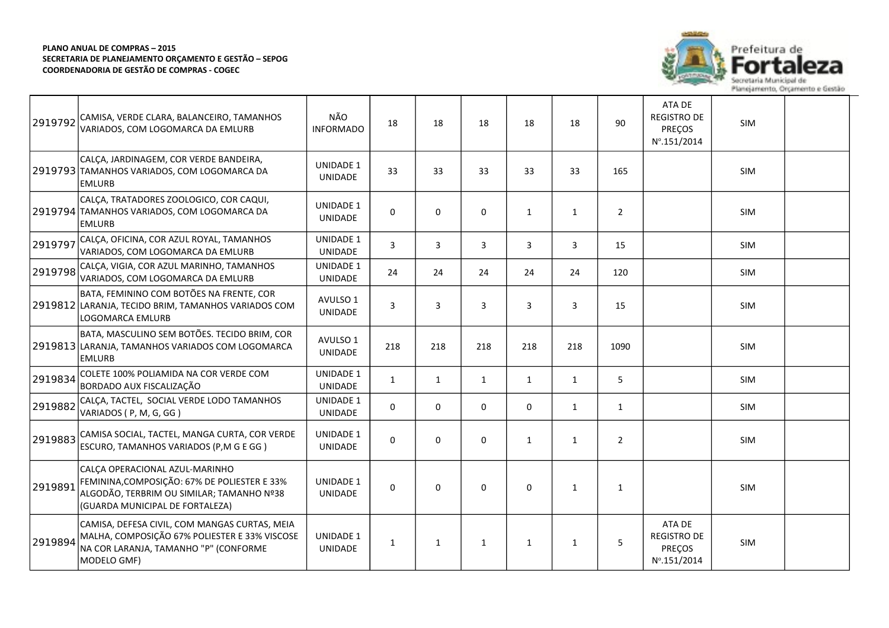**PLANO ANUAL DE COMPRAS – 2015**
**SECRETARIA DE PLANEJAMENTO ORÇAMENTO E GESTÃO – SEPOG**
**COORDENADORIA DE GESTÃO DE COMPRAS - COGEC**

| | | | | | | | | | | | |
|---|---|---|---|---|---|---|---|---|---|---|---|
| 2919792 | CAMISA, VERDE CLARA, BALANCEIRO, TAMANHOS VARIADOS, COM LOGOMARCA DA EMLURB | NÃO INFORMADO | 18 | 18 | 18 | 18 | 18 | 90 | ATA DE REGISTRO DE PREÇOS Nº.151/2014 | SIM | |
| 2919793 | CALÇA, JARDINAGEM, COR VERDE BANDEIRA, TAMANHOS VARIADOS, COM LOGOMARCA DA EMLURB | UNIDADE 1 UNIDADE | 33 | 33 | 33 | 33 | 33 | 165 | | SIM | |
| 2919794 | CALÇA, TRATADORES ZOOLOGICO, COR CAQUI, TAMANHOS VARIADOS, COM LOGOMARCA DA EMLURB | UNIDADE 1 UNIDADE | 0 | 0 | 0 | 1 | 1 | 2 | | SIM | |
| 2919797 | CALÇA, OFICINA, COR AZUL ROYAL, TAMANHOS VARIADOS, COM LOGOMARCA DA EMLURB | UNIDADE 1 UNIDADE | 3 | 3 | 3 | 3 | 3 | 15 | | SIM | |
| 2919798 | CALÇA, VIGIA, COR AZUL MARINHO, TAMANHOS VARIADOS, COM LOGOMARCA DA EMLURB | UNIDADE 1 UNIDADE | 24 | 24 | 24 | 24 | 24 | 120 | | SIM | |
| 2919812 | BATA, FEMININO COM BOTÕES NA FRENTE, COR LARANJA, TECIDO BRIM, TAMANHOS VARIADOS COM LOGOMARCA EMLURB | AVULSO 1 UNIDADE | 3 | 3 | 3 | 3 | 3 | 15 | | SIM | |
| 2919813 | BATA, MASCULINO SEM BOTÕES. TECIDO BRIM, COR LARANJA, TAMANHOS VARIADOS COM LOGOMARCA EMLURB | AVULSO 1 UNIDADE | 218 | 218 | 218 | 218 | 218 | 1090 | | SIM | |
| 2919834 | COLETE 100% POLIAMIDA NA COR VERDE COM BORDADO AUX FISCALIZAÇÃO | UNIDADE 1 UNIDADE | 1 | 1 | 1 | 1 | 1 | 5 | | SIM | |
| 2919882 | CALÇA, TACTEL, SOCIAL VERDE LODO TAMANHOS VARIADOS ( P, M, G, GG ) | UNIDADE 1 UNIDADE | 0 | 0 | 0 | 0 | 1 | 1 | | SIM | |
| 2919883 | CAMISA SOCIAL, TACTEL, MANGA CURTA, COR VERDE ESCURO, TAMANHOS VARIADOS (P,M G E GG ) | UNIDADE 1 UNIDADE | 0 | 0 | 0 | 1 | 1 | 2 | | SIM | |
| 2919891 | CALÇA OPERACIONAL AZUL-MARINHO FEMININA,COMPOSIÇÃO: 67% DE POLIESTER E 33% ALGODÃO, TERBRIM OU SIMILAR; TAMANHO Nº38 (GUARDA MUNICIPAL DE FORTALEZA) | UNIDADE 1 UNIDADE | 0 | 0 | 0 | 0 | 1 | 1 | | SIM | |
| 2919894 | CAMISA, DEFESA CIVIL, COM MANGAS CURTAS, MEIA MALHA, COMPOSIÇÃO 67% POLIESTER E 33% VISCOSE NA COR LARANJA, TAMANHO "P" (CONFORME MODELO GMF) | UNIDADE 1 UNIDADE | 1 | 1 | 1 | 1 | 1 | 5 | ATA DE REGISTRO DE PREÇOS Nº.151/2014 | SIM | |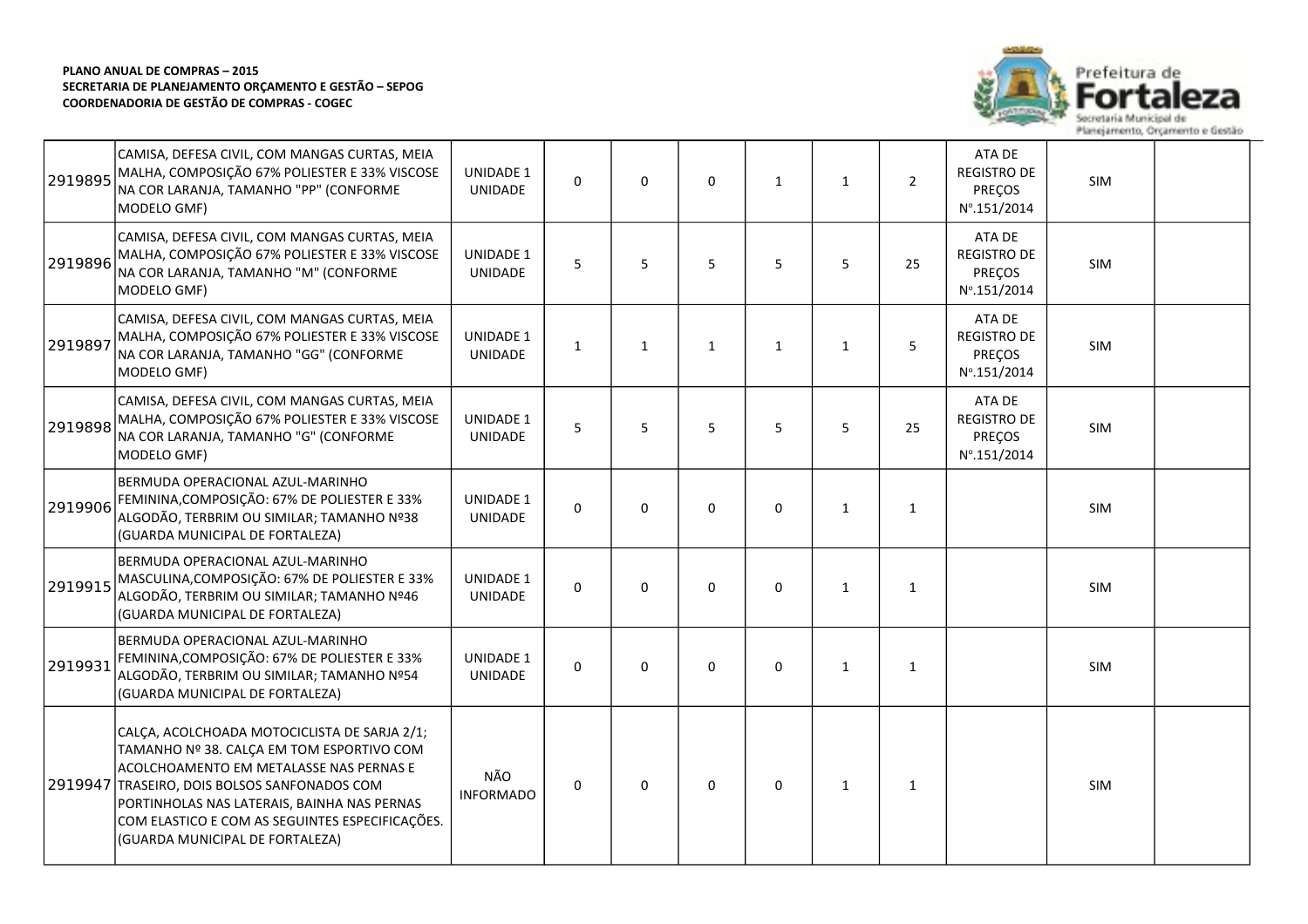**PLANO ANUAL DE COMPRAS – 2015**
**SECRETARIA DE PLANEJAMENTO ORÇAMENTO E GESTÃO – SEPOG**
**COORDENADORIA DE GESTÃO DE COMPRAS - COGEC**

| | | | | | | | | | | | |
|---|---|---|---|---|---|---|---|---|---|---|---|
| 2919895 | CAMISA, DEFESA CIVIL, COM MANGAS CURTAS, MEIA MALHA, COMPOSIÇÃO 67% POLIESTER E 33% VISCOSE NA COR LARANJA, TAMANHO "PP" (CONFORME MODELO GMF) | UNIDADE 1 UNIDADE | 0 | 0 | 0 | 1 | 1 | 2 | ATA DE REGISTRO DE PREÇOS Nº.151/2014 | SIM | |
| 2919896 | CAMISA, DEFESA CIVIL, COM MANGAS CURTAS, MEIA MALHA, COMPOSIÇÃO 67% POLIESTER E 33% VISCOSE NA COR LARANJA, TAMANHO "M" (CONFORME MODELO GMF) | UNIDADE 1 UNIDADE | 5 | 5 | 5 | 5 | 5 | 25 | ATA DE REGISTRO DE PREÇOS Nº.151/2014 | SIM | |
| 2919897 | CAMISA, DEFESA CIVIL, COM MANGAS CURTAS, MEIA MALHA, COMPOSIÇÃO 67% POLIESTER E 33% VISCOSE NA COR LARANJA, TAMANHO "GG" (CONFORME MODELO GMF) | UNIDADE 1 UNIDADE | 1 | 1 | 1 | 1 | 1 | 5 | ATA DE REGISTRO DE PREÇOS Nº.151/2014 | SIM | |
| 2919898 | CAMISA, DEFESA CIVIL, COM MANGAS CURTAS, MEIA MALHA, COMPOSIÇÃO 67% POLIESTER E 33% VISCOSE NA COR LARANJA, TAMANHO "G" (CONFORME MODELO GMF) | UNIDADE 1 UNIDADE | 5 | 5 | 5 | 5 | 5 | 25 | ATA DE REGISTRO DE PREÇOS Nº.151/2014 | SIM | |
| 2919906 | BERMUDA OPERACIONAL AZUL-MARINHO FEMININA,COMPOSIÇÃO: 67% DE POLIESTER E 33% ALGODÃO, TERBRIM OU SIMILAR; TAMANHO Nº38 (GUARDA MUNICIPAL DE FORTALEZA) | UNIDADE 1 UNIDADE | 0 | 0 | 0 | 0 | 1 | 1 | | SIM | |
| 2919915 | BERMUDA OPERACIONAL AZUL-MARINHO MASCULINA,COMPOSIÇÃO: 67% DE POLIESTER E 33% ALGODÃO, TERBRIM OU SIMILAR; TAMANHO Nº46 (GUARDA MUNICIPAL DE FORTALEZA) | UNIDADE 1 UNIDADE | 0 | 0 | 0 | 0 | 1 | 1 | | SIM | |
| 2919931 | BERMUDA OPERACIONAL AZUL-MARINHO FEMININA,COMPOSIÇÃO: 67% DE POLIESTER E 33% ALGODÃO, TERBRIM OU SIMILAR; TAMANHO Nº54 (GUARDA MUNICIPAL DE FORTALEZA) | UNIDADE 1 UNIDADE | 0 | 0 | 0 | 0 | 1 | 1 | | SIM | |
| 2919947 | CALÇA, ACOLCHOADA MOTOCICLISTA DE SARJA 2/1; TAMANHO Nº 38. CALÇA EM TOM ESPORTIVO COM ACOLCHOAMENTO EM METALASSE NAS PERNAS E TRASEIRO, DOIS BOLSOS SANFONADOS COM PORTINHOLAS NAS LATERAIS, BAINHA NAS PERNAS COM ELASTICO E COM AS SEGUINTES ESPECIFICAÇÕES. (GUARDA MUNICIPAL DE FORTALEZA) | NÃO INFORMADO | 0 | 0 | 0 | 0 | 1 | 1 | | SIM | |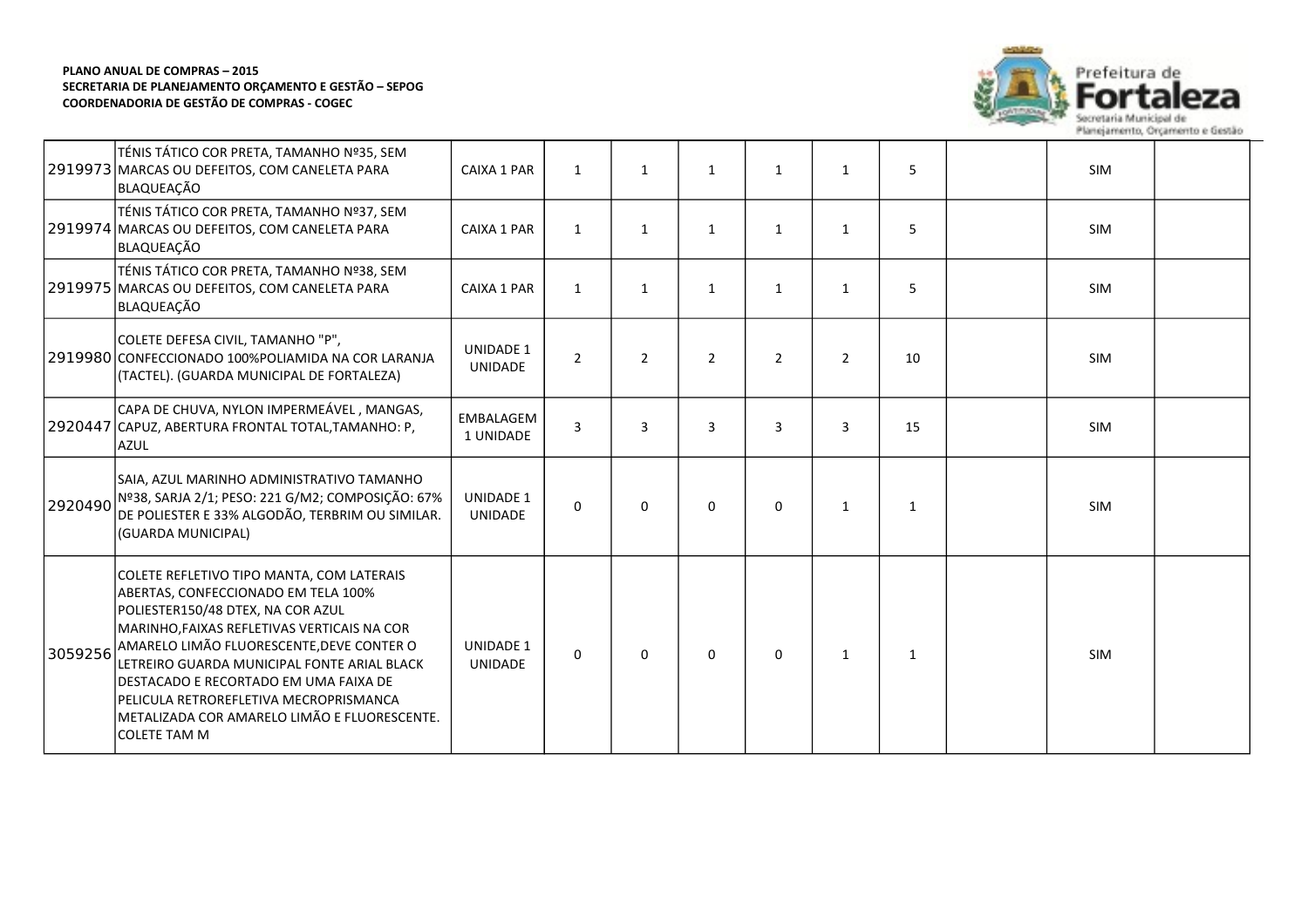**PLANO ANUAL DE COMPRAS – 2015**
**SECRETARIA DE PLANEJAMENTO ORÇAMENTO E GESTÃO – SEPOG**
**COORDENADORIA DE GESTÃO DE COMPRAS - COGEC**

| | | | | | | | | | | | |
|---|---|---|---|---|---|---|---|---|---|---|---|
| 2919973 | TÉNIS TÁTICO COR PRETA, TAMANHO Nº35, SEM MARCAS OU DEFEITOS, COM CANELETA PARA BLAQUEAÇÃO | CAIXA 1 PAR | 1 | 1 | 1 | 1 | 1 | 5 | | SIM | |
| 2919974 | TÉNIS TÁTICO COR PRETA, TAMANHO Nº37, SEM MARCAS OU DEFEITOS, COM CANELETA PARA BLAQUEAÇÃO | CAIXA 1 PAR | 1 | 1 | 1 | 1 | 1 | 5 | | SIM | |
| 2919975 | TÉNIS TÁTICO COR PRETA, TAMANHO Nº38, SEM MARCAS OU DEFEITOS, COM CANELETA PARA BLAQUEAÇÃO | CAIXA 1 PAR | 1 | 1 | 1 | 1 | 1 | 5 | | SIM | |
| 2919980 | COLETE DEFESA CIVIL, TAMANHO "P", CONFECCIONADO 100%POLIAMIDA NA COR LARANJA (TACTEL). (GUARDA MUNICIPAL DE FORTALEZA) | UNIDADE 1 UNIDADE | 2 | 2 | 2 | 2 | 2 | 10 | | SIM | |
| 2920447 | CAPA DE CHUVA, NYLON IMPERMEÁVEL , MANGAS, CAPUZ, ABERTURA FRONTAL TOTAL,TAMANHO: P, AZUL | EMBALAGEM 1 UNIDADE | 3 | 3 | 3 | 3 | 3 | 15 | | SIM | |
| 2920490 | SAIA, AZUL MARINHO ADMINISTRATIVO TAMANHO Nº38, SARJA 2/1; PESO: 221 G/M2; COMPOSIÇÃO: 67% DE POLIESTER E 33% ALGODÃO, TERBRIM OU SIMILAR. (GUARDA MUNICIPAL) | UNIDADE 1 UNIDADE | 0 | 0 | 0 | 0 | 1 | 1 | | SIM | |
| 3059256 | COLETE REFLETIVO TIPO MANTA, COM LATERAIS ABERTAS, CONFECCIONADO EM TELA 100% POLIESTER150/48 DTEX, NA COR AZUL MARINHO,FAIXAS REFLETIVAS VERTICAIS NA COR AMARELO LIMÃO FLUORESCENTE,DEVE CONTER O LETREIRO GUARDA MUNICIPAL FONTE ARIAL BLACK DESTACADO E RECORTADO EM UMA FAIXA DE PELICULA RETROREFLETIVA MECROPRISMANCA METALIZADA COR AMARELO LIMÃO E FLUORESCENTE. COLETE TAM M | UNIDADE 1 UNIDADE | 0 | 0 | 0 | 0 | 1 | 1 | | SIM | |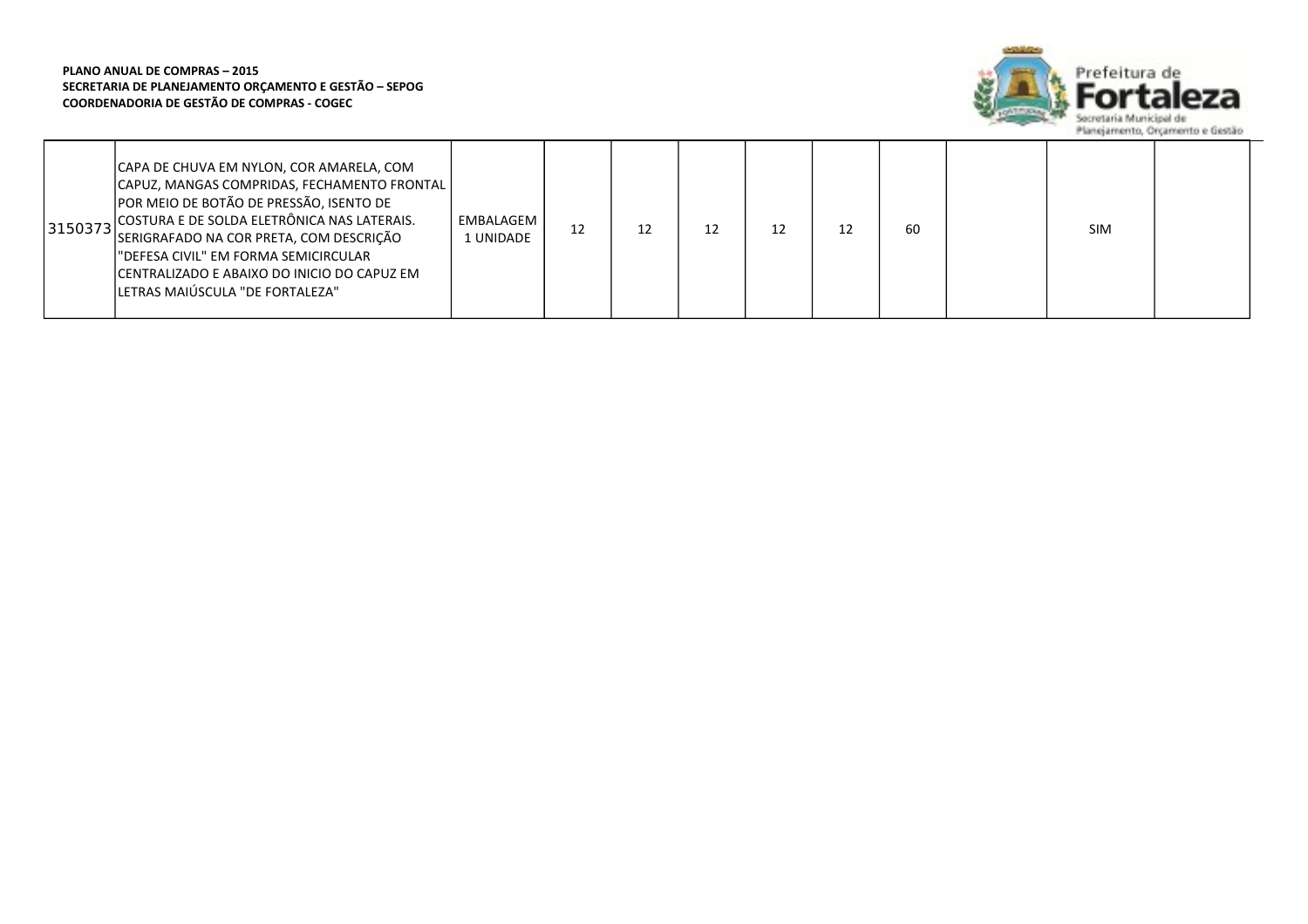**PLANO ANUAL DE COMPRAS – 2015**
**SECRETARIA DE PLANEJAMENTO ORÇAMENTO E GESTÃO – SEPOG**
**COORDENADORIA DE GESTÃO DE COMPRAS - COGEC**

Prefeitura de Fortaleza
Secretaria Municipal de Planejamento, Orçamento e Gestão

| | | | | | | | | | | | |
|---|---|---|---|---|---|---|---|---|---|---|---|
| 3150373 | CAPA DE CHUVA EM NYLON, COR AMARELA, COM CAPUZ, MANGAS COMPRIDAS, FECHAMENTO FRONTAL POR MEIO DE BOTÃO DE PRESSÃO, ISENTO DE COSTURA E DE SOLDA ELETRÔNICA NAS LATERAIS. SERIGRAFADO NA COR PRETA, COM DESCRIÇÃO "DEFESA CIVIL" EM FORMA SEMICIRCULAR CENTRALIZADO E ABAIXO DO INICIO DO CAPUZ EM LETRAS MAIÚSCULA "DE FORTALEZA" | EMBALAGEM 1 UNIDADE | 12 | 12 | 12 | 12 | 12 | 60 | | SIM | |